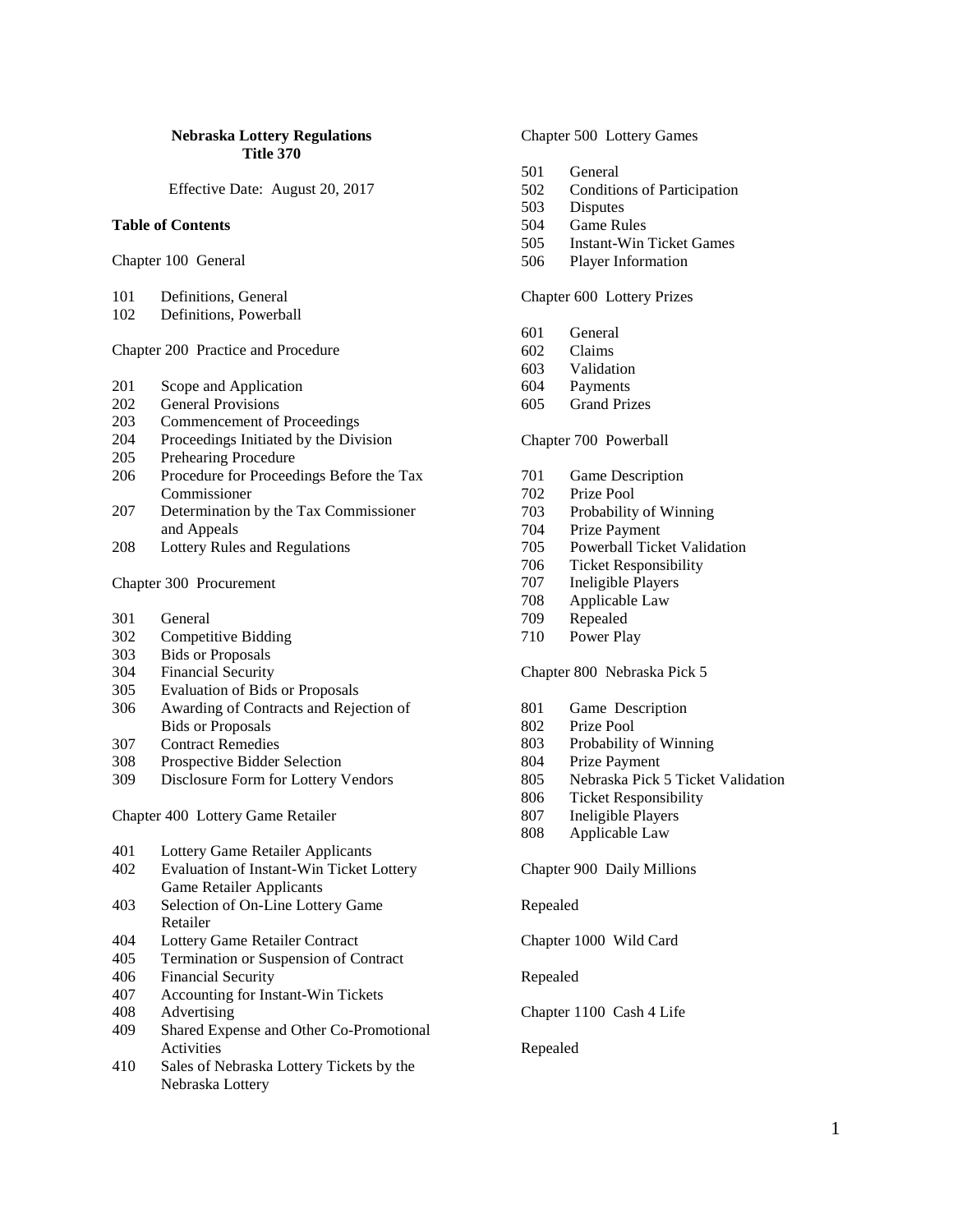# Nebraska Lottery Regulations
# Title 370

Effective Date: August 20, 2017

**Table of Contents**

Chapter 100 General

101 Definitions, General
102 Definitions, Powerball

Chapter 200 Practice and Procedure

201 Scope and Application
202 General Provisions
203 Commencement of Proceedings
204 Proceedings Initiated by the Division
205 Prehearing Procedure
206 Procedure for Proceedings Before the Tax Commissioner
207 Determination by the Tax Commissioner and Appeals
208 Lottery Rules and Regulations

Chapter 300 Procurement

301 General
302 Competitive Bidding
303 Bids or Proposals
304 Financial Security
305 Evaluation of Bids or Proposals
306 Awarding of Contracts and Rejection of Bids or Proposals
307 Contract Remedies
308 Prospective Bidder Selection
309 Disclosure Form for Lottery Vendors

Chapter 400 Lottery Game Retailer

401 Lottery Game Retailer Applicants
402 Evaluation of Instant-Win Ticket Lottery Game Retailer Applicants
403 Selection of On-Line Lottery Game Retailer
404 Lottery Game Retailer Contract
405 Termination or Suspension of Contract
406 Financial Security
407 Accounting for Instant-Win Tickets
408 Advertising
409 Shared Expense and Other Co-Promotional Activities
410 Sales of Nebraska Lottery Tickets by the Nebraska Lottery

Chapter 500 Lottery Games

501 General
502 Conditions of Participation
503 Disputes
504 Game Rules
505 Instant-Win Ticket Games
506 Player Information

Chapter 600 Lottery Prizes

601 General
602 Claims
603 Validation
604 Payments
605 Grand Prizes

Chapter 700 Powerball

701 Game Description
702 Prize Pool
703 Probability of Winning
704 Prize Payment
705 Powerball Ticket Validation
706 Ticket Responsibility
707 Ineligible Players
708 Applicable Law
709 Repealed
710 Power Play

Chapter 800 Nebraska Pick 5

801 Game Description
802 Prize Pool
803 Probability of Winning
804 Prize Payment
805 Nebraska Pick 5 Ticket Validation
806 Ticket Responsibility
807 Ineligible Players
808 Applicable Law

Chapter 900 Daily Millions

Repealed

Chapter 1000 Wild Card

Repealed

Chapter 1100 Cash 4 Life

Repealed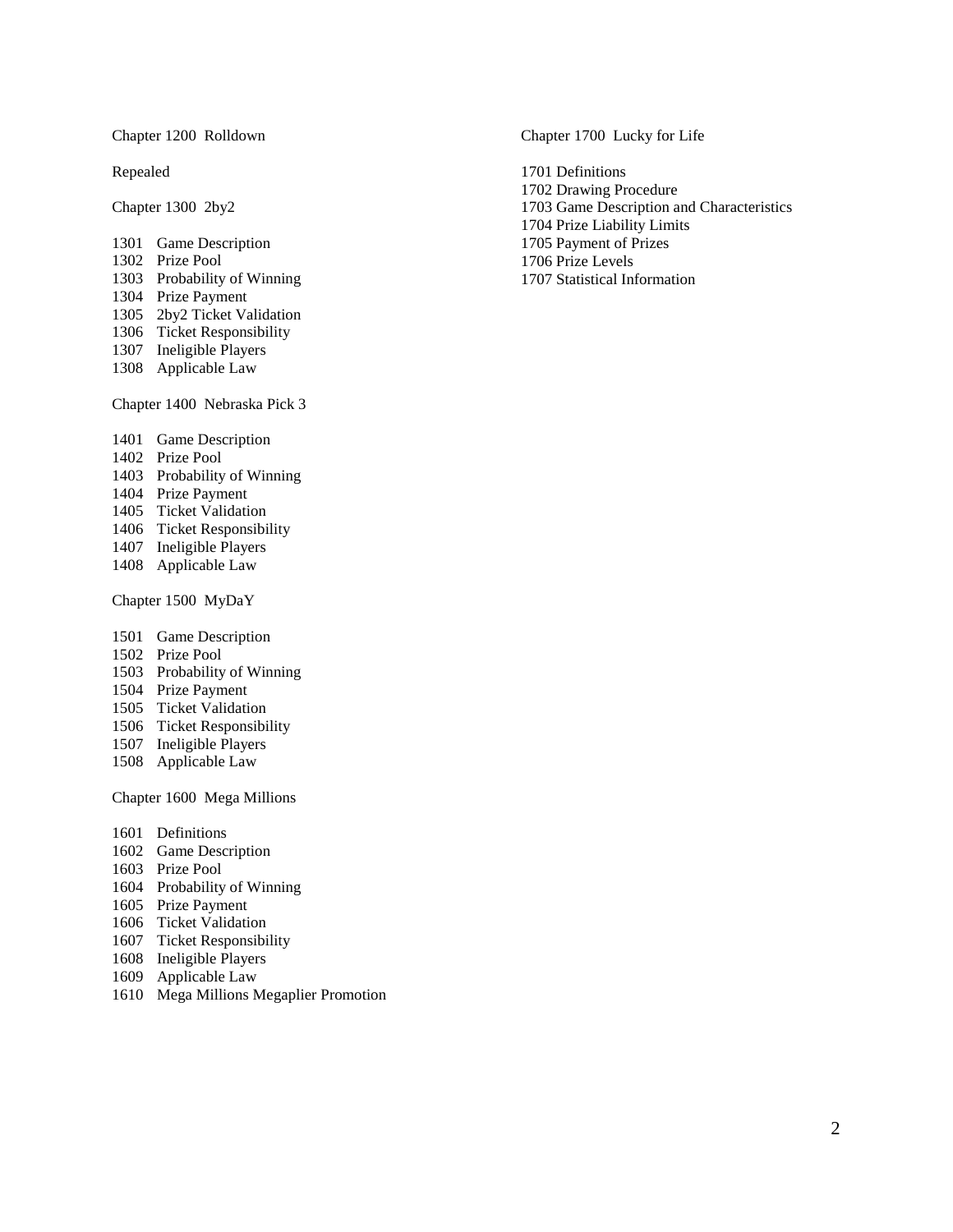Chapter 1200 Rolldown

Repealed

Chapter 1300 2by2

1301 Game Description
1302 Prize Pool
1303 Probability of Winning
1304 Prize Payment
1305 2by2 Ticket Validation
1306 Ticket Responsibility
1307 Ineligible Players
1308 Applicable Law

Chapter 1400 Nebraska Pick 3

1401 Game Description
1402 Prize Pool
1403 Probability of Winning
1404 Prize Payment
1405 Ticket Validation
1406 Ticket Responsibility
1407 Ineligible Players
1408 Applicable Law

Chapter 1500 MyDaY

1501 Game Description
1502 Prize Pool
1503 Probability of Winning
1504 Prize Payment
1505 Ticket Validation
1506 Ticket Responsibility
1507 Ineligible Players
1508 Applicable Law

Chapter 1600 Mega Millions

1601 Definitions
1602 Game Description
1603 Prize Pool
1604 Probability of Winning
1605 Prize Payment
1606 Ticket Validation
1607 Ticket Responsibility
1608 Ineligible Players
1609 Applicable Law
1610 Mega Millions Megaplier Promotion

Chapter 1700 Lucky for Life

1701 Definitions
1702 Drawing Procedure
1703 Game Description and Characteristics
1704 Prize Liability Limits
1705 Payment of Prizes
1706 Prize Levels
1707 Statistical Information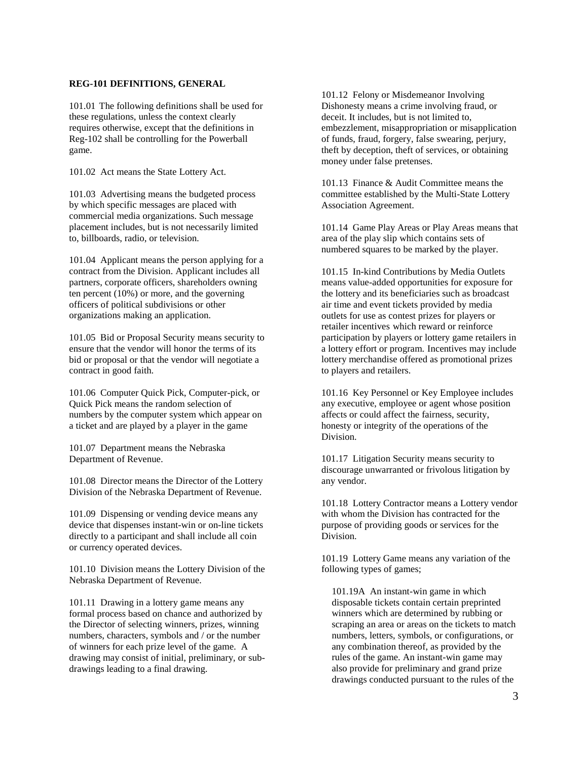**REG-101 DEFINITIONS, GENERAL**

101.01 The following definitions shall be used for these regulations, unless the context clearly requires otherwise, except that the definitions in Reg-102 shall be controlling for the Powerball game.

101.02 Act means the State Lottery Act.

101.03 Advertising means the budgeted process by which specific messages are placed with commercial media organizations. Such message placement includes, but is not necessarily limited to, billboards, radio, or television.

101.04 Applicant means the person applying for a contract from the Division. Applicant includes all partners, corporate officers, shareholders owning ten percent (10%) or more, and the governing officers of political subdivisions or other organizations making an application.

101.05 Bid or Proposal Security means security to ensure that the vendor will honor the terms of its bid or proposal or that the vendor will negotiate a contract in good faith.

101.06 Computer Quick Pick, Computer-pick, or Quick Pick means the random selection of numbers by the computer system which appear on a ticket and are played by a player in the game

101.07 Department means the Nebraska Department of Revenue.

101.08 Director means the Director of the Lottery Division of the Nebraska Department of Revenue.

101.09 Dispensing or vending device means any device that dispenses instant-win or on-line tickets directly to a participant and shall include all coin or currency operated devices.

101.10 Division means the Lottery Division of the Nebraska Department of Revenue.

101.11 Drawing in a lottery game means any formal process based on chance and authorized by the Director of selecting winners, prizes, winning numbers, characters, symbols and / or the number of winners for each prize level of the game. A drawing may consist of initial, preliminary, or sub-drawings leading to a final drawing.

101.12 Felony or Misdemeanor Involving Dishonesty means a crime involving fraud, or deceit. It includes, but is not limited to, embezzlement, misappropriation or misapplication of funds, fraud, forgery, false swearing, perjury, theft by deception, theft of services, or obtaining money under false pretenses.

101.13 Finance & Audit Committee means the committee established by the Multi-State Lottery Association Agreement.

101.14 Game Play Areas or Play Areas means that area of the play slip which contains sets of numbered squares to be marked by the player.

101.15 In-kind Contributions by Media Outlets means value-added opportunities for exposure for the lottery and its beneficiaries such as broadcast air time and event tickets provided by media outlets for use as contest prizes for players or retailer incentives which reward or reinforce participation by players or lottery game retailers in a lottery effort or program. Incentives may include lottery merchandise offered as promotional prizes to players and retailers.

101.16 Key Personnel or Key Employee includes any executive, employee or agent whose position affects or could affect the fairness, security, honesty or integrity of the operations of the Division.

101.17 Litigation Security means security to discourage unwarranted or frivolous litigation by any vendor.

101.18 Lottery Contractor means a Lottery vendor with whom the Division has contracted for the purpose of providing goods or services for the Division.

101.19 Lottery Game means any variation of the following types of games;

101.19A An instant-win game in which disposable tickets contain certain preprinted winners which are determined by rubbing or scraping an area or areas on the tickets to match numbers, letters, symbols, or configurations, or any combination thereof, as provided by the rules of the game. An instant-win game may also provide for preliminary and grand prize drawings conducted pursuant to the rules of the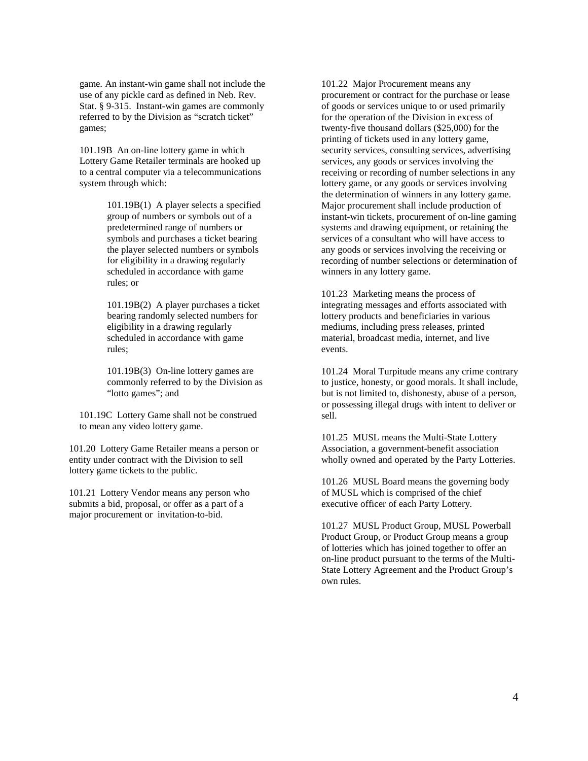game. An instant-win game shall not include the use of any pickle card as defined in Neb. Rev. Stat. § 9-315. Instant-win games are commonly referred to by the Division as "scratch ticket" games;

101.19B An on-line lottery game in which Lottery Game Retailer terminals are hooked up to a central computer via a telecommunications system through which:

101.19B(1) A player selects a specified group of numbers or symbols out of a predetermined range of numbers or symbols and purchases a ticket bearing the player selected numbers or symbols for eligibility in a drawing regularly scheduled in accordance with game rules; or

101.19B(2) A player purchases a ticket bearing randomly selected numbers for eligibility in a drawing regularly scheduled in accordance with game rules;

101.19B(3) On-line lottery games are commonly referred to by the Division as "lotto games"; and

101.19C Lottery Game shall not be construed to mean any video lottery game.

101.20 Lottery Game Retailer means a person or entity under contract with the Division to sell lottery game tickets to the public.

101.21 Lottery Vendor means any person who submits a bid, proposal, or offer as a part of a major procurement or invitation-to-bid.

101.22 Major Procurement means any procurement or contract for the purchase or lease of goods or services unique to or used primarily for the operation of the Division in excess of twenty-five thousand dollars ($25,000) for the printing of tickets used in any lottery game, security services, consulting services, advertising services, any goods or services involving the receiving or recording of number selections in any lottery game, or any goods or services involving the determination of winners in any lottery game. Major procurement shall include production of instant-win tickets, procurement of on-line gaming systems and drawing equipment, or retaining the services of a consultant who will have access to any goods or services involving the receiving or recording of number selections or determination of winners in any lottery game.

101.23 Marketing means the process of integrating messages and efforts associated with lottery products and beneficiaries in various mediums, including press releases, printed material, broadcast media, internet, and live events.

101.24 Moral Turpitude means any crime contrary to justice, honesty, or good morals. It shall include, but is not limited to, dishonesty, abuse of a person, or possessing illegal drugs with intent to deliver or sell.

101.25 MUSL means the Multi-State Lottery Association, a government-benefit association wholly owned and operated by the Party Lotteries.

101.26 MUSL Board means the governing body of MUSL which is comprised of the chief executive officer of each Party Lottery.

101.27 MUSL Product Group, MUSL Powerball Product Group, or Product Group means a group of lotteries which has joined together to offer an on-line product pursuant to the terms of the Multi-State Lottery Agreement and the Product Group's own rules.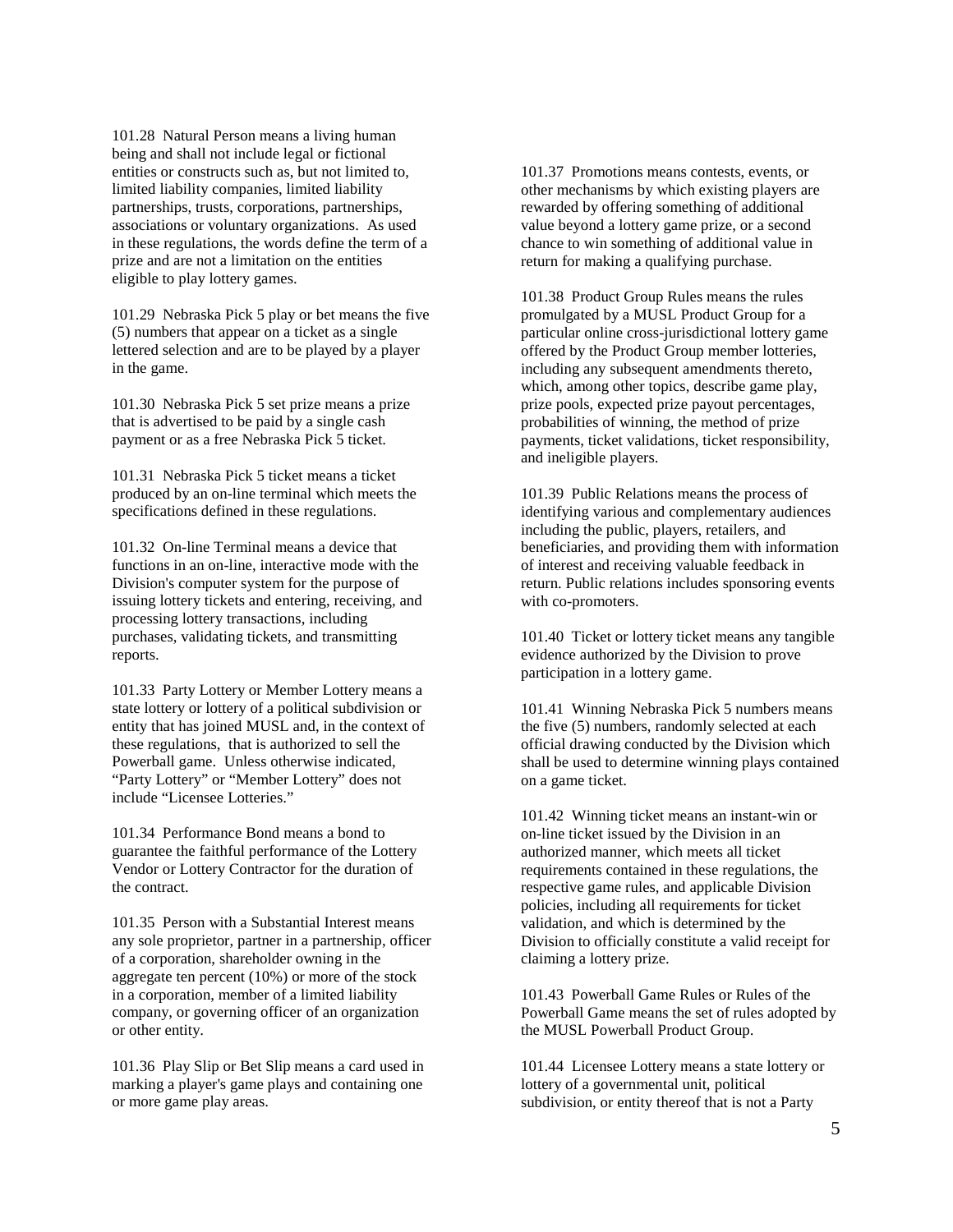101.28 Natural Person means a living human being and shall not include legal or fictional entities or constructs such as, but not limited to, limited liability companies, limited liability partnerships, trusts, corporations, partnerships, associations or voluntary organizations. As used in these regulations, the words define the term of a prize and are not a limitation on the entities eligible to play lottery games.

101.29 Nebraska Pick 5 play or bet means the five (5) numbers that appear on a ticket as a single lettered selection and are to be played by a player in the game.

101.30 Nebraska Pick 5 set prize means a prize that is advertised to be paid by a single cash payment or as a free Nebraska Pick 5 ticket.

101.31 Nebraska Pick 5 ticket means a ticket produced by an on-line terminal which meets the specifications defined in these regulations.

101.32 On-line Terminal means a device that functions in an on-line, interactive mode with the Division's computer system for the purpose of issuing lottery tickets and entering, receiving, and processing lottery transactions, including purchases, validating tickets, and transmitting reports.

101.33 Party Lottery or Member Lottery means a state lottery or lottery of a political subdivision or entity that has joined MUSL and, in the context of these regulations, that is authorized to sell the Powerball game. Unless otherwise indicated, "Party Lottery" or "Member Lottery" does not include "Licensee Lotteries."

101.34 Performance Bond means a bond to guarantee the faithful performance of the Lottery Vendor or Lottery Contractor for the duration of the contract.

101.35 Person with a Substantial Interest means any sole proprietor, partner in a partnership, officer of a corporation, shareholder owning in the aggregate ten percent (10%) or more of the stock in a corporation, member of a limited liability company, or governing officer of an organization or other entity.

101.36 Play Slip or Bet Slip means a card used in marking a player's game plays and containing one or more game play areas.

101.37 Promotions means contests, events, or other mechanisms by which existing players are rewarded by offering something of additional value beyond a lottery game prize, or a second chance to win something of additional value in return for making a qualifying purchase.

101.38 Product Group Rules means the rules promulgated by a MUSL Product Group for a particular online cross-jurisdictional lottery game offered by the Product Group member lotteries, including any subsequent amendments thereto, which, among other topics, describe game play, prize pools, expected prize payout percentages, probabilities of winning, the method of prize payments, ticket validations, ticket responsibility, and ineligible players.

101.39 Public Relations means the process of identifying various and complementary audiences including the public, players, retailers, and beneficiaries, and providing them with information of interest and receiving valuable feedback in return. Public relations includes sponsoring events with co-promoters.

101.40 Ticket or lottery ticket means any tangible evidence authorized by the Division to prove participation in a lottery game.

101.41 Winning Nebraska Pick 5 numbers means the five (5) numbers, randomly selected at each official drawing conducted by the Division which shall be used to determine winning plays contained on a game ticket.

101.42 Winning ticket means an instant-win or on-line ticket issued by the Division in an authorized manner, which meets all ticket requirements contained in these regulations, the respective game rules, and applicable Division policies, including all requirements for ticket validation, and which is determined by the Division to officially constitute a valid receipt for claiming a lottery prize.

101.43 Powerball Game Rules or Rules of the Powerball Game means the set of rules adopted by the MUSL Powerball Product Group.

101.44 Licensee Lottery means a state lottery or lottery of a governmental unit, political subdivision, or entity thereof that is not a Party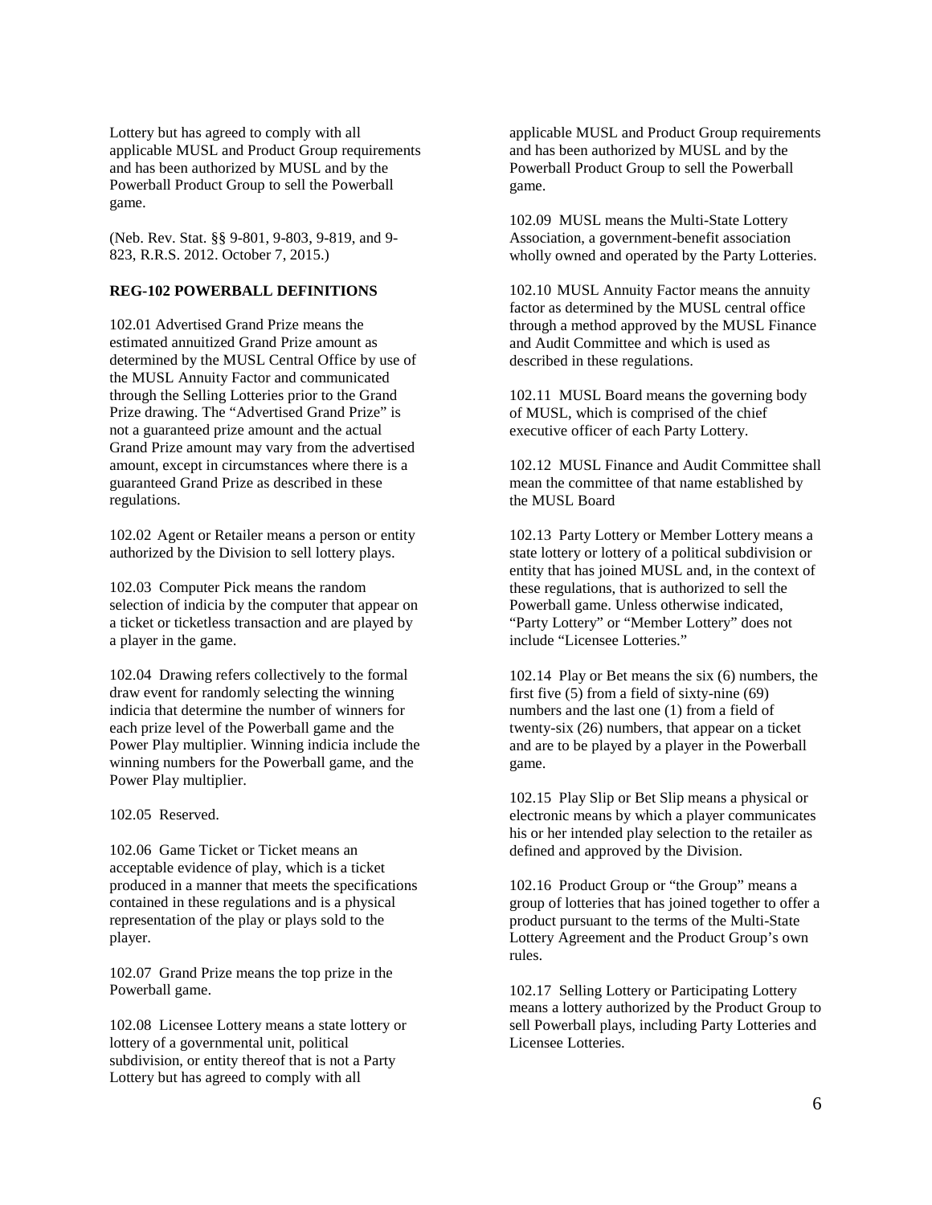Lottery but has agreed to comply with all applicable MUSL and Product Group requirements and has been authorized by MUSL and by the Powerball Product Group to sell the Powerball game.

(Neb. Rev. Stat. §§ 9-801, 9-803, 9-819, and 9-823, R.R.S. 2012. October 7, 2015.)

**REG-102 POWERBALL DEFINITIONS**

102.01 Advertised Grand Prize means the estimated annuitized Grand Prize amount as determined by the MUSL Central Office by use of the MUSL Annuity Factor and communicated through the Selling Lotteries prior to the Grand Prize drawing. The "Advertised Grand Prize" is not a guaranteed prize amount and the actual Grand Prize amount may vary from the advertised amount, except in circumstances where there is a guaranteed Grand Prize as described in these regulations.

102.02 Agent or Retailer means a person or entity authorized by the Division to sell lottery plays.

102.03 Computer Pick means the random selection of indicia by the computer that appear on a ticket or ticketless transaction and are played by a player in the game.

102.04 Drawing refers collectively to the formal draw event for randomly selecting the winning indicia that determine the number of winners for each prize level of the Powerball game and the Power Play multiplier. Winning indicia include the winning numbers for the Powerball game, and the Power Play multiplier.

102.05 Reserved.

102.06 Game Ticket or Ticket means an acceptable evidence of play, which is a ticket produced in a manner that meets the specifications contained in these regulations and is a physical representation of the play or plays sold to the player.

102.07 Grand Prize means the top prize in the Powerball game.

102.08 Licensee Lottery means a state lottery or lottery of a governmental unit, political subdivision, or entity thereof that is not a Party Lottery but has agreed to comply with all applicable MUSL and Product Group requirements and has been authorized by MUSL and by the Powerball Product Group to sell the Powerball game.

102.09 MUSL means the Multi-State Lottery Association, a government-benefit association wholly owned and operated by the Party Lotteries.

102.10 MUSL Annuity Factor means the annuity factor as determined by the MUSL central office through a method approved by the MUSL Finance and Audit Committee and which is used as described in these regulations.

102.11 MUSL Board means the governing body of MUSL, which is comprised of the chief executive officer of each Party Lottery.

102.12 MUSL Finance and Audit Committee shall mean the committee of that name established by the MUSL Board

102.13 Party Lottery or Member Lottery means a state lottery or lottery of a political subdivision or entity that has joined MUSL and, in the context of these regulations, that is authorized to sell the Powerball game. Unless otherwise indicated, "Party Lottery" or "Member Lottery" does not include "Licensee Lotteries."

102.14 Play or Bet means the six (6) numbers, the first five (5) from a field of sixty-nine (69) numbers and the last one (1) from a field of twenty-six (26) numbers, that appear on a ticket and are to be played by a player in the Powerball game.

102.15 Play Slip or Bet Slip means a physical or electronic means by which a player communicates his or her intended play selection to the retailer as defined and approved by the Division.

102.16 Product Group or "the Group" means a group of lotteries that has joined together to offer a product pursuant to the terms of the Multi-State Lottery Agreement and the Product Group's own rules.

102.17 Selling Lottery or Participating Lottery means a lottery authorized by the Product Group to sell Powerball plays, including Party Lotteries and Licensee Lotteries.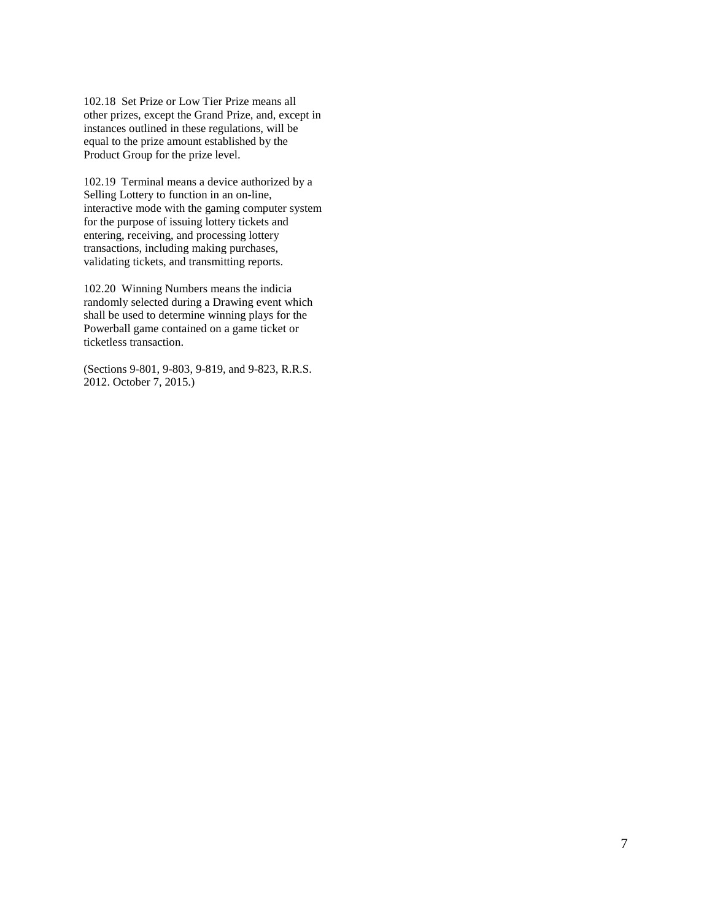102.18 Set Prize or Low Tier Prize means all other prizes, except the Grand Prize, and, except in instances outlined in these regulations, will be equal to the prize amount established by the Product Group for the prize level.

102.19 Terminal means a device authorized by a Selling Lottery to function in an on-line, interactive mode with the gaming computer system for the purpose of issuing lottery tickets and entering, receiving, and processing lottery transactions, including making purchases, validating tickets, and transmitting reports.

102.20 Winning Numbers means the indicia randomly selected during a Drawing event which shall be used to determine winning plays for the Powerball game contained on a game ticket or ticketless transaction.

(Sections 9-801, 9-803, 9-819, and 9-823, R.R.S. 2012. October 7, 2015.)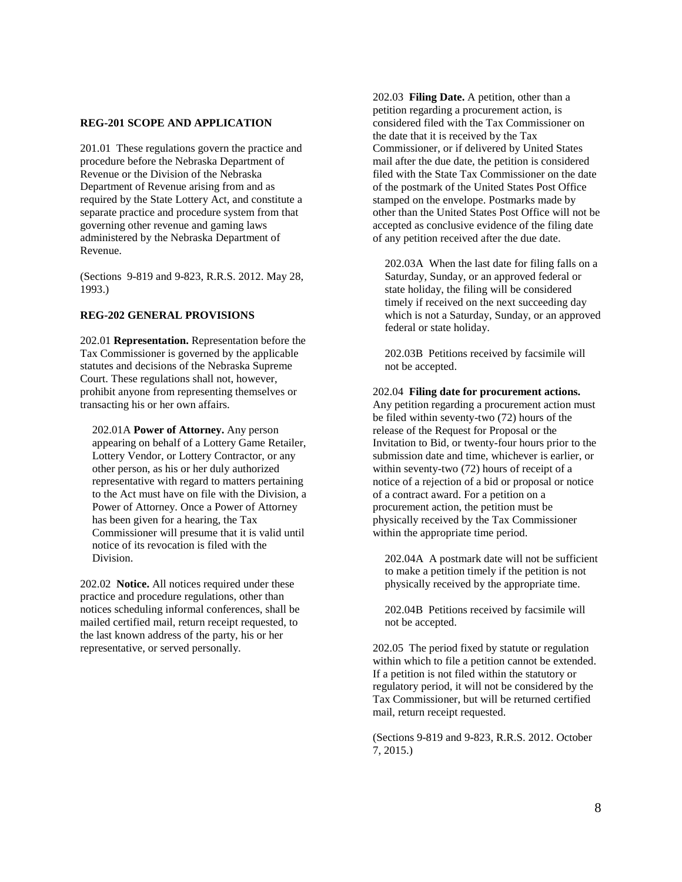## REG-201 SCOPE AND APPLICATION

201.01 These regulations govern the practice and procedure before the Nebraska Department of Revenue or the Division of the Nebraska Department of Revenue arising from and as required by the State Lottery Act, and constitute a separate practice and procedure system from that governing other revenue and gaming laws administered by the Nebraska Department of Revenue.

(Sections 9-819 and 9-823, R.R.S. 2012. May 28, 1993.)

## REG-202 GENERAL PROVISIONS

202.01 **Representation.** Representation before the Tax Commissioner is governed by the applicable statutes and decisions of the Nebraska Supreme Court. These regulations shall not, however, prohibit anyone from representing themselves or transacting his or her own affairs.

202.01A **Power of Attorney.** Any person appearing on behalf of a Lottery Game Retailer, Lottery Vendor, or Lottery Contractor, or any other person, as his or her duly authorized representative with regard to matters pertaining to the Act must have on file with the Division, a Power of Attorney. Once a Power of Attorney has been given for a hearing, the Tax Commissioner will presume that it is valid until notice of its revocation is filed with the Division.

202.02 **Notice.** All notices required under these practice and procedure regulations, other than notices scheduling informal conferences, shall be mailed certified mail, return receipt requested, to the last known address of the party, his or her representative, or served personally.

202.03 **Filing Date.** A petition, other than a petition regarding a procurement action, is considered filed with the Tax Commissioner on the date that it is received by the Tax Commissioner, or if delivered by United States mail after the due date, the petition is considered filed with the State Tax Commissioner on the date of the postmark of the United States Post Office stamped on the envelope. Postmarks made by other than the United States Post Office will not be accepted as conclusive evidence of the filing date of any petition received after the due date.

202.03A When the last date for filing falls on a Saturday, Sunday, or an approved federal or state holiday, the filing will be considered timely if received on the next succeeding day which is not a Saturday, Sunday, or an approved federal or state holiday.

202.03B Petitions received by facsimile will not be accepted.

202.04 **Filing date for procurement actions.** Any petition regarding a procurement action must be filed within seventy-two (72) hours of the release of the Request for Proposal or the Invitation to Bid, or twenty-four hours prior to the submission date and time, whichever is earlier, or within seventy-two (72) hours of receipt of a notice of a rejection of a bid or proposal or notice of a contract award. For a petition on a procurement action, the petition must be physically received by the Tax Commissioner within the appropriate time period.

202.04A A postmark date will not be sufficient to make a petition timely if the petition is not physically received by the appropriate time.

202.04B Petitions received by facsimile will not be accepted.

202.05 The period fixed by statute or regulation within which to file a petition cannot be extended. If a petition is not filed within the statutory or regulatory period, it will not be considered by the Tax Commissioner, but will be returned certified mail, return receipt requested.

(Sections 9-819 and 9-823, R.R.S. 2012. October 7, 2015.)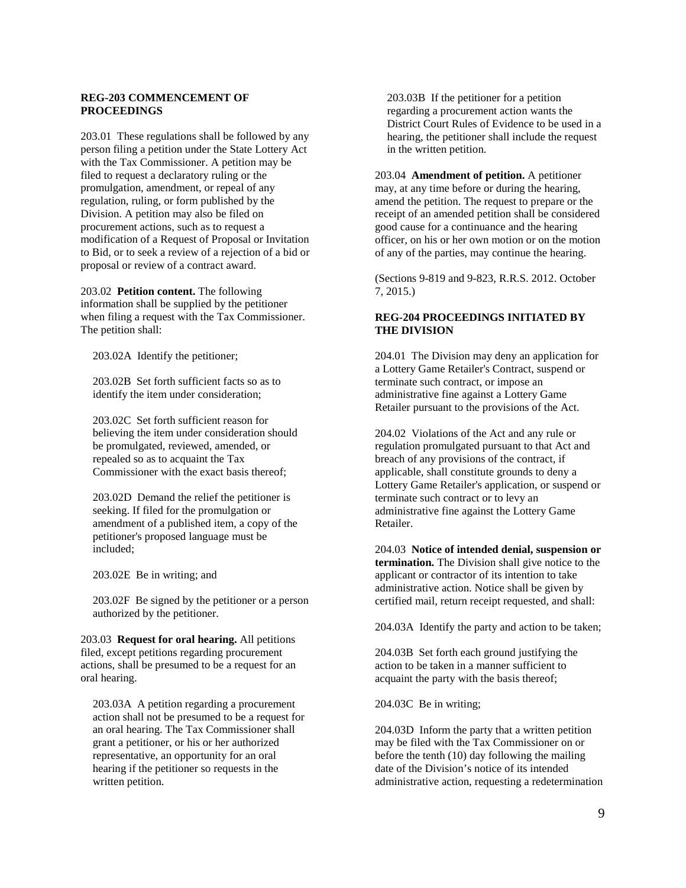**REG-203 COMMENCEMENT OF PROCEEDINGS**

203.01 These regulations shall be followed by any person filing a petition under the State Lottery Act with the Tax Commissioner. A petition may be filed to request a declaratory ruling or the promulgation, amendment, or repeal of any regulation, ruling, or form published by the Division. A petition may also be filed on procurement actions, such as to request a modification of a Request of Proposal or Invitation to Bid, or to seek a review of a rejection of a bid or proposal or review of a contract award.

203.02 **Petition content.** The following information shall be supplied by the petitioner when filing a request with the Tax Commissioner. The petition shall:

203.02A Identify the petitioner;

203.02B Set forth sufficient facts so as to identify the item under consideration;

203.02C Set forth sufficient reason for believing the item under consideration should be promulgated, reviewed, amended, or repealed so as to acquaint the Tax Commissioner with the exact basis thereof;

203.02D Demand the relief the petitioner is seeking. If filed for the promulgation or amendment of a published item, a copy of the petitioner's proposed language must be included;

203.02E Be in writing; and

203.02F Be signed by the petitioner or a person authorized by the petitioner.

203.03 **Request for oral hearing.** All petitions filed, except petitions regarding procurement actions, shall be presumed to be a request for an oral hearing.

203.03A A petition regarding a procurement action shall not be presumed to be a request for an oral hearing. The Tax Commissioner shall grant a petitioner, or his or her authorized representative, an opportunity for an oral hearing if the petitioner so requests in the written petition.

203.03B If the petitioner for a petition regarding a procurement action wants the District Court Rules of Evidence to be used in a hearing, the petitioner shall include the request in the written petition.

203.04 **Amendment of petition.** A petitioner may, at any time before or during the hearing, amend the petition. The request to prepare or the receipt of an amended petition shall be considered good cause for a continuance and the hearing officer, on his or her own motion or on the motion of any of the parties, may continue the hearing.

(Sections 9-819 and 9-823, R.R.S. 2012. October 7, 2015.)

**REG-204 PROCEEDINGS INITIATED BY THE DIVISION**

204.01 The Division may deny an application for a Lottery Game Retailer's Contract, suspend or terminate such contract, or impose an administrative fine against a Lottery Game Retailer pursuant to the provisions of the Act.

204.02 Violations of the Act and any rule or regulation promulgated pursuant to that Act and breach of any provisions of the contract, if applicable, shall constitute grounds to deny a Lottery Game Retailer's application, or suspend or terminate such contract or to levy an administrative fine against the Lottery Game Retailer.

204.03 **Notice of intended denial, suspension or termination.** The Division shall give notice to the applicant or contractor of its intention to take administrative action. Notice shall be given by certified mail, return receipt requested, and shall:

204.03A Identify the party and action to be taken;

204.03B Set forth each ground justifying the action to be taken in a manner sufficient to acquaint the party with the basis thereof;

204.03C Be in writing;

204.03D Inform the party that a written petition may be filed with the Tax Commissioner on or before the tenth (10) day following the mailing date of the Division's notice of its intended administrative action, requesting a redetermination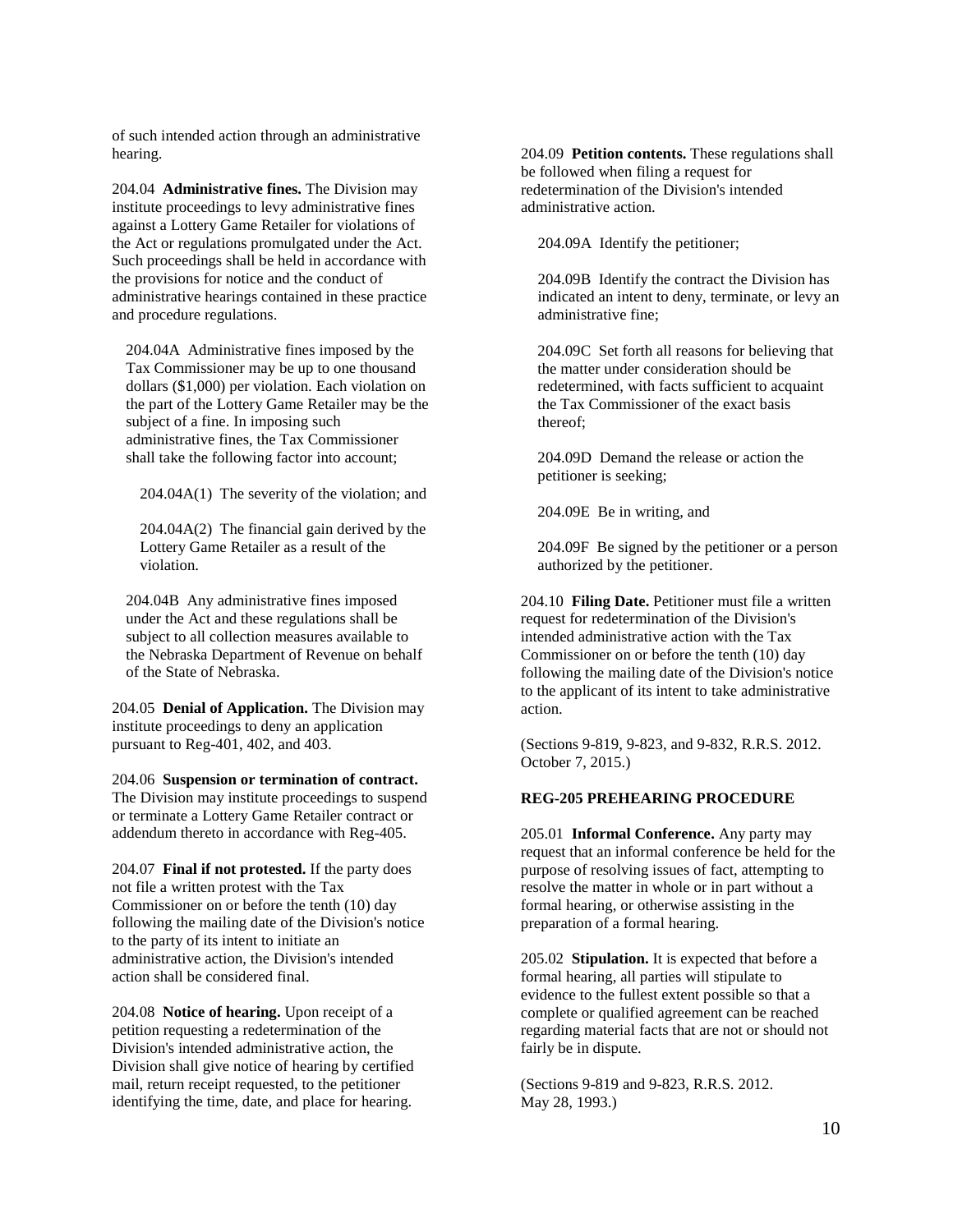of such intended action through an administrative hearing.

204.04 **Administrative fines.** The Division may institute proceedings to levy administrative fines against a Lottery Game Retailer for violations of the Act or regulations promulgated under the Act. Such proceedings shall be held in accordance with the provisions for notice and the conduct of administrative hearings contained in these practice and procedure regulations.

204.04A Administrative fines imposed by the Tax Commissioner may be up to one thousand dollars ($1,000) per violation. Each violation on the part of the Lottery Game Retailer may be the subject of a fine. In imposing such administrative fines, the Tax Commissioner shall take the following factor into account;

204.04A(1) The severity of the violation; and

204.04A(2) The financial gain derived by the Lottery Game Retailer as a result of the violation.

204.04B Any administrative fines imposed under the Act and these regulations shall be subject to all collection measures available to the Nebraska Department of Revenue on behalf of the State of Nebraska.

204.05 **Denial of Application.** The Division may institute proceedings to deny an application pursuant to Reg-401, 402, and 403.

204.06 **Suspension or termination of contract.** The Division may institute proceedings to suspend or terminate a Lottery Game Retailer contract or addendum thereto in accordance with Reg-405.

204.07 **Final if not protested.** If the party does not file a written protest with the Tax Commissioner on or before the tenth (10) day following the mailing date of the Division's notice to the party of its intent to initiate an administrative action, the Division's intended action shall be considered final.

204.08 **Notice of hearing.** Upon receipt of a petition requesting a redetermination of the Division's intended administrative action, the Division shall give notice of hearing by certified mail, return receipt requested, to the petitioner identifying the time, date, and place for hearing.

204.09 **Petition contents.** These regulations shall be followed when filing a request for redetermination of the Division's intended administrative action.

204.09A Identify the petitioner;

204.09B Identify the contract the Division has indicated an intent to deny, terminate, or levy an administrative fine;

204.09C Set forth all reasons for believing that the matter under consideration should be redetermined, with facts sufficient to acquaint the Tax Commissioner of the exact basis thereof;

204.09D Demand the release or action the petitioner is seeking;

204.09E Be in writing, and

204.09F Be signed by the petitioner or a person authorized by the petitioner.

204.10 **Filing Date.** Petitioner must file a written request for redetermination of the Division's intended administrative action with the Tax Commissioner on or before the tenth (10) day following the mailing date of the Division's notice to the applicant of its intent to take administrative action.

(Sections 9-819, 9-823, and 9-832, R.R.S. 2012. October 7, 2015.)

**REG-205 PREHEARING PROCEDURE**

205.01 **Informal Conference.** Any party may request that an informal conference be held for the purpose of resolving issues of fact, attempting to resolve the matter in whole or in part without a formal hearing, or otherwise assisting in the preparation of a formal hearing.

205.02 **Stipulation.** It is expected that before a formal hearing, all parties will stipulate to evidence to the fullest extent possible so that a complete or qualified agreement can be reached regarding material facts that are not or should not fairly be in dispute.

(Sections 9-819 and 9-823, R.R.S. 2012. May 28, 1993.)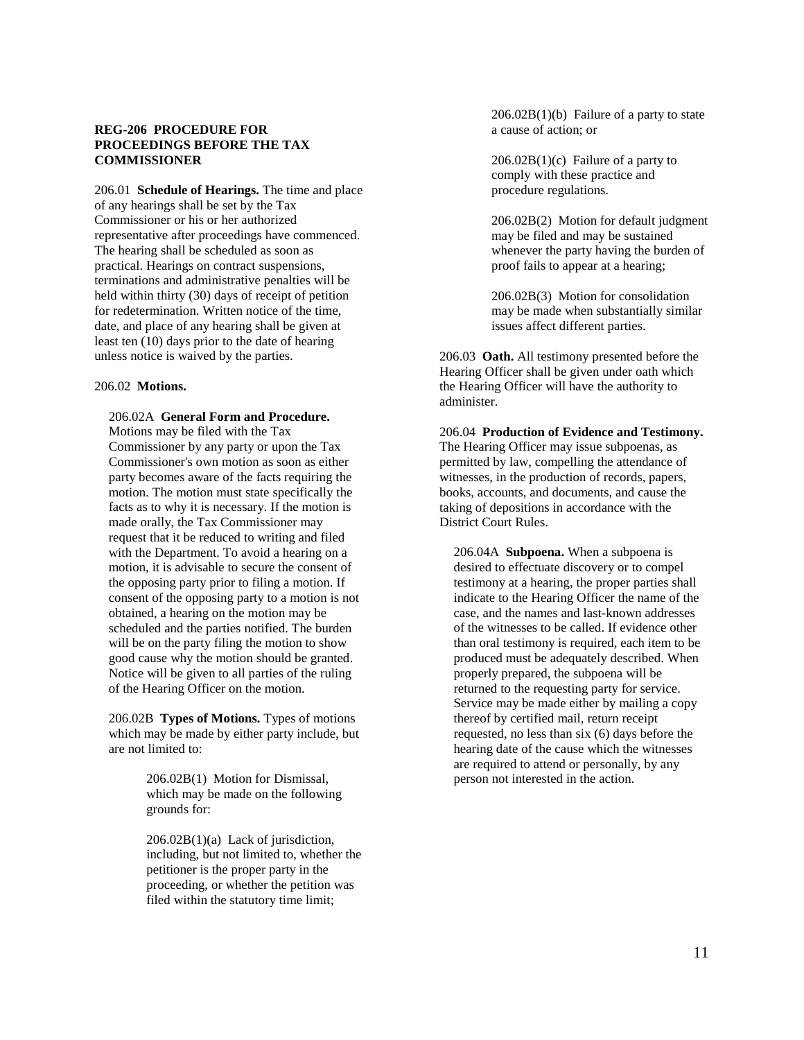**REG-206 PROCEDURE FOR PROCEEDINGS BEFORE THE TAX COMMISSIONER**

206.01 **Schedule of Hearings.** The time and place of any hearings shall be set by the Tax Commissioner or his or her authorized representative after proceedings have commenced. The hearing shall be scheduled as soon as practical. Hearings on contract suspensions, terminations and administrative penalties will be held within thirty (30) days of receipt of petition for redetermination. Written notice of the time, date, and place of any hearing shall be given at least ten (10) days prior to the date of hearing unless notice is waived by the parties.

206.02 **Motions.**

206.02A **General Form and Procedure.** Motions may be filed with the Tax Commissioner by any party or upon the Tax Commissioner's own motion as soon as either party becomes aware of the facts requiring the motion. The motion must state specifically the facts as to why it is necessary. If the motion is made orally, the Tax Commissioner may request that it be reduced to writing and filed with the Department. To avoid a hearing on a motion, it is advisable to secure the consent of the opposing party prior to filing a motion. If consent of the opposing party to a motion is not obtained, a hearing on the motion may be scheduled and the parties notified. The burden will be on the party filing the motion to show good cause why the motion should be granted. Notice will be given to all parties of the ruling of the Hearing Officer on the motion.

206.02B **Types of Motions.** Types of motions which may be made by either party include, but are not limited to:

206.02B(1) Motion for Dismissal, which may be made on the following grounds for:

206.02B(1)(a) Lack of jurisdiction, including, but not limited to, whether the petitioner is the proper party in the proceeding, or whether the petition was filed within the statutory time limit;

206.02B(1)(b) Failure of a party to state a cause of action; or

206.02B(1)(c) Failure of a party to comply with these practice and procedure regulations.

206.02B(2) Motion for default judgment may be filed and may be sustained whenever the party having the burden of proof fails to appear at a hearing;

206.02B(3) Motion for consolidation may be made when substantially similar issues affect different parties.

206.03 **Oath.** All testimony presented before the Hearing Officer shall be given under oath which the Hearing Officer will have the authority to administer.

206.04 **Production of Evidence and Testimony.** The Hearing Officer may issue subpoenas, as permitted by law, compelling the attendance of witnesses, in the production of records, papers, books, accounts, and documents, and cause the taking of depositions in accordance with the District Court Rules.

206.04A **Subpoena.** When a subpoena is desired to effectuate discovery or to compel testimony at a hearing, the proper parties shall indicate to the Hearing Officer the name of the case, and the names and last-known addresses of the witnesses to be called. If evidence other than oral testimony is required, each item to be produced must be adequately described. When properly prepared, the subpoena will be returned to the requesting party for service. Service may be made either by mailing a copy thereof by certified mail, return receipt requested, no less than six (6) days before the hearing date of the cause which the witnesses are required to attend or personally, by any person not interested in the action.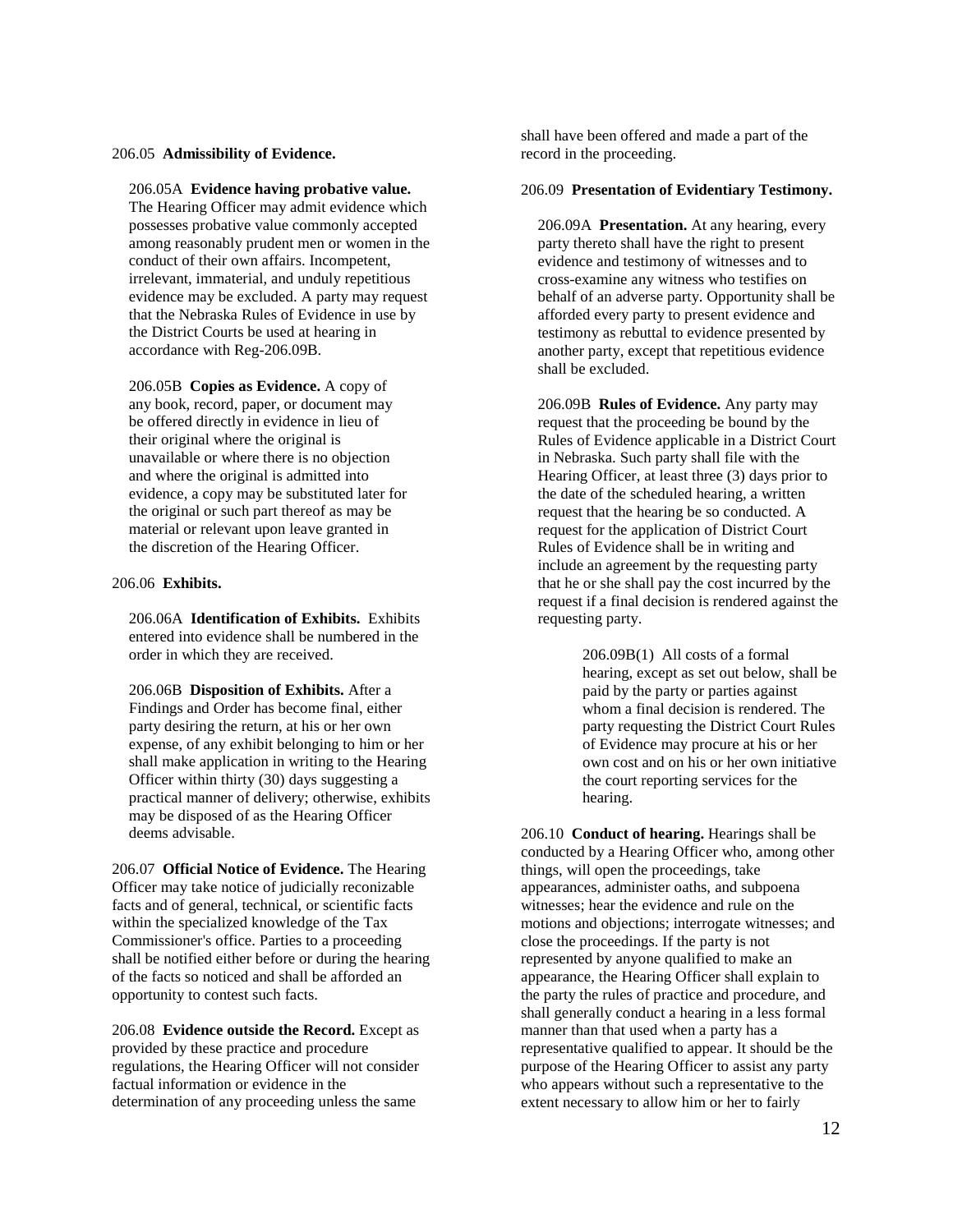206.05 **Admissibility of Evidence.**

206.05A **Evidence having probative value.** The Hearing Officer may admit evidence which possesses probative value commonly accepted among reasonably prudent men or women in the conduct of their own affairs. Incompetent, irrelevant, immaterial, and unduly repetitious evidence may be excluded. A party may request that the Nebraska Rules of Evidence in use by the District Courts be used at hearing in accordance with Reg-206.09B.

206.05B **Copies as Evidence.** A copy of any book, record, paper, or document may be offered directly in evidence in lieu of their original where the original is unavailable or where there is no objection and where the original is admitted into evidence, a copy may be substituted later for the original or such part thereof as may be material or relevant upon leave granted in the discretion of the Hearing Officer.

206.06 **Exhibits.**

206.06A **Identification of Exhibits.** Exhibits entered into evidence shall be numbered in the order in which they are received.

206.06B **Disposition of Exhibits.** After a Findings and Order has become final, either party desiring the return, at his or her own expense, of any exhibit belonging to him or her shall make application in writing to the Hearing Officer within thirty (30) days suggesting a practical manner of delivery; otherwise, exhibits may be disposed of as the Hearing Officer deems advisable.

206.07 **Official Notice of Evidence.** The Hearing Officer may take notice of judicially reconizable facts and of general, technical, or scientific facts within the specialized knowledge of the Tax Commissioner's office. Parties to a proceeding shall be notified either before or during the hearing of the facts so noticed and shall be afforded an opportunity to contest such facts.

206.08 **Evidence outside the Record.** Except as provided by these practice and procedure regulations, the Hearing Officer will not consider factual information or evidence in the determination of any proceeding unless the same shall have been offered and made a part of the record in the proceeding.

206.09 **Presentation of Evidentiary Testimony.**

206.09A **Presentation.** At any hearing, every party thereto shall have the right to present evidence and testimony of witnesses and to cross-examine any witness who testifies on behalf of an adverse party. Opportunity shall be afforded every party to present evidence and testimony as rebuttal to evidence presented by another party, except that repetitious evidence shall be excluded.

206.09B **Rules of Evidence.** Any party may request that the proceeding be bound by the Rules of Evidence applicable in a District Court in Nebraska. Such party shall file with the Hearing Officer, at least three (3) days prior to the date of the scheduled hearing, a written request that the hearing be so conducted. A request for the application of District Court Rules of Evidence shall be in writing and include an agreement by the requesting party that he or she shall pay the cost incurred by the request if a final decision is rendered against the requesting party.

206.09B(1) All costs of a formal hearing, except as set out below, shall be paid by the party or parties against whom a final decision is rendered. The party requesting the District Court Rules of Evidence may procure at his or her own cost and on his or her own initiative the court reporting services for the hearing.

206.10 **Conduct of hearing.** Hearings shall be conducted by a Hearing Officer who, among other things, will open the proceedings, take appearances, administer oaths, and subpoena witnesses; hear the evidence and rule on the motions and objections; interrogate witnesses; and close the proceedings. If the party is not represented by anyone qualified to make an appearance, the Hearing Officer shall explain to the party the rules of practice and procedure, and shall generally conduct a hearing in a less formal manner than that used when a party has a representative qualified to appear. It should be the purpose of the Hearing Officer to assist any party who appears without such a representative to the extent necessary to allow him or her to fairly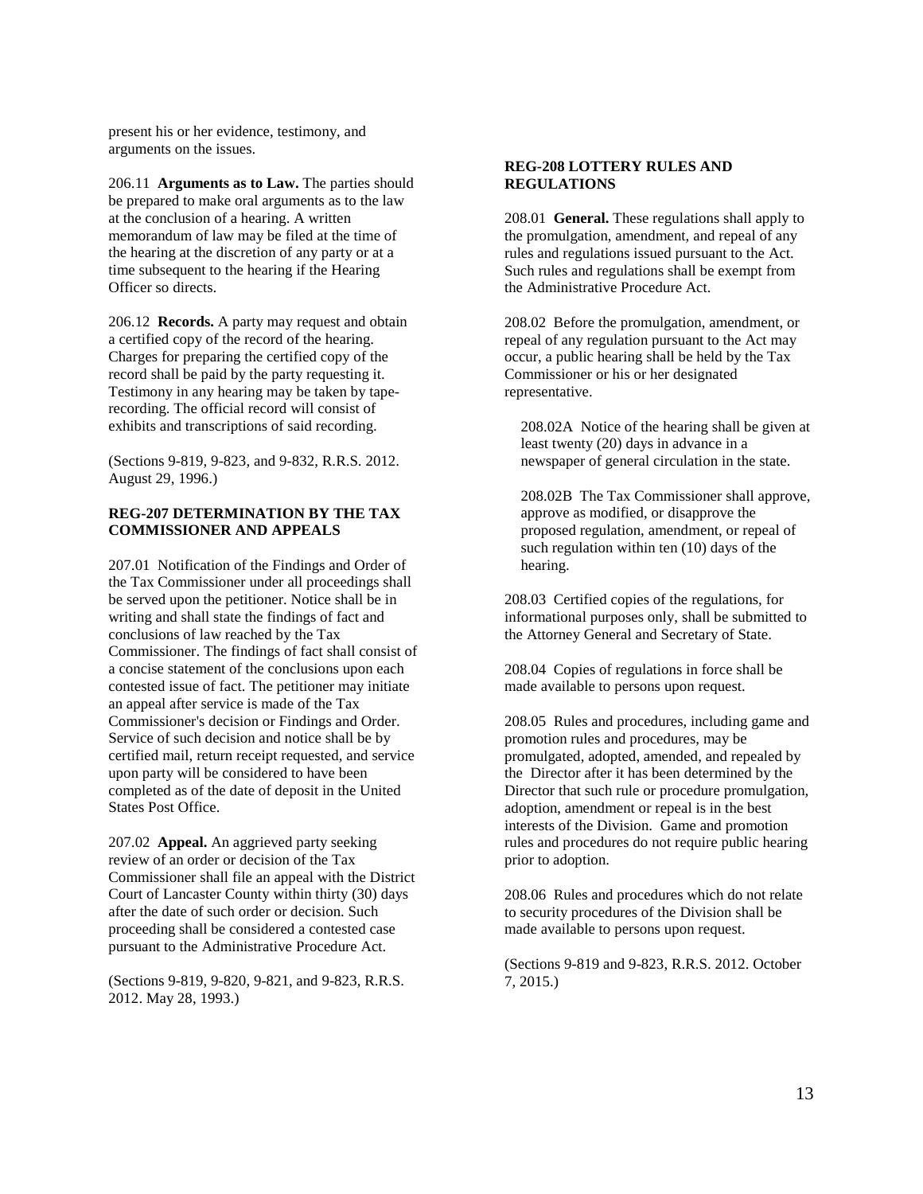present his or her evidence, testimony, and arguments on the issues.

206.11 **Arguments as to Law.** The parties should be prepared to make oral arguments as to the law at the conclusion of a hearing. A written memorandum of law may be filed at the time of the hearing at the discretion of any party or at a time subsequent to the hearing if the Hearing Officer so directs.

206.12 **Records.** A party may request and obtain a certified copy of the record of the hearing. Charges for preparing the certified copy of the record shall be paid by the party requesting it. Testimony in any hearing may be taken by tape-recording. The official record will consist of exhibits and transcriptions of said recording.

(Sections 9-819, 9-823, and 9-832, R.R.S. 2012. August 29, 1996.)

### REG-207 DETERMINATION BY THE TAX COMMISSIONER AND APPEALS

207.01 Notification of the Findings and Order of the Tax Commissioner under all proceedings shall be served upon the petitioner. Notice shall be in writing and shall state the findings of fact and conclusions of law reached by the Tax Commissioner. The findings of fact shall consist of a concise statement of the conclusions upon each contested issue of fact. The petitioner may initiate an appeal after service is made of the Tax Commissioner's decision or Findings and Order. Service of such decision and notice shall be by certified mail, return receipt requested, and service upon party will be considered to have been completed as of the date of deposit in the United States Post Office.

207.02 **Appeal.** An aggrieved party seeking review of an order or decision of the Tax Commissioner shall file an appeal with the District Court of Lancaster County within thirty (30) days after the date of such order or decision. Such proceeding shall be considered a contested case pursuant to the Administrative Procedure Act.

(Sections 9-819, 9-820, 9-821, and 9-823, R.R.S. 2012. May 28, 1993.)

### REG-208 LOTTERY RULES AND REGULATIONS

208.01 **General.** These regulations shall apply to the promulgation, amendment, and repeal of any rules and regulations issued pursuant to the Act. Such rules and regulations shall be exempt from the Administrative Procedure Act.

208.02 Before the promulgation, amendment, or repeal of any regulation pursuant to the Act may occur, a public hearing shall be held by the Tax Commissioner or his or her designated representative.

208.02A Notice of the hearing shall be given at least twenty (20) days in advance in a newspaper of general circulation in the state.

208.02B The Tax Commissioner shall approve, approve as modified, or disapprove the proposed regulation, amendment, or repeal of such regulation within ten (10) days of the hearing.

208.03 Certified copies of the regulations, for informational purposes only, shall be submitted to the Attorney General and Secretary of State.

208.04 Copies of regulations in force shall be made available to persons upon request.

208.05 Rules and procedures, including game and promotion rules and procedures, may be promulgated, adopted, amended, and repealed by the Director after it has been determined by the Director that such rule or procedure promulgation, adoption, amendment or repeal is in the best interests of the Division. Game and promotion rules and procedures do not require public hearing prior to adoption.

208.06 Rules and procedures which do not relate to security procedures of the Division shall be made available to persons upon request.

(Sections 9-819 and 9-823, R.R.S. 2012. October 7, 2015.)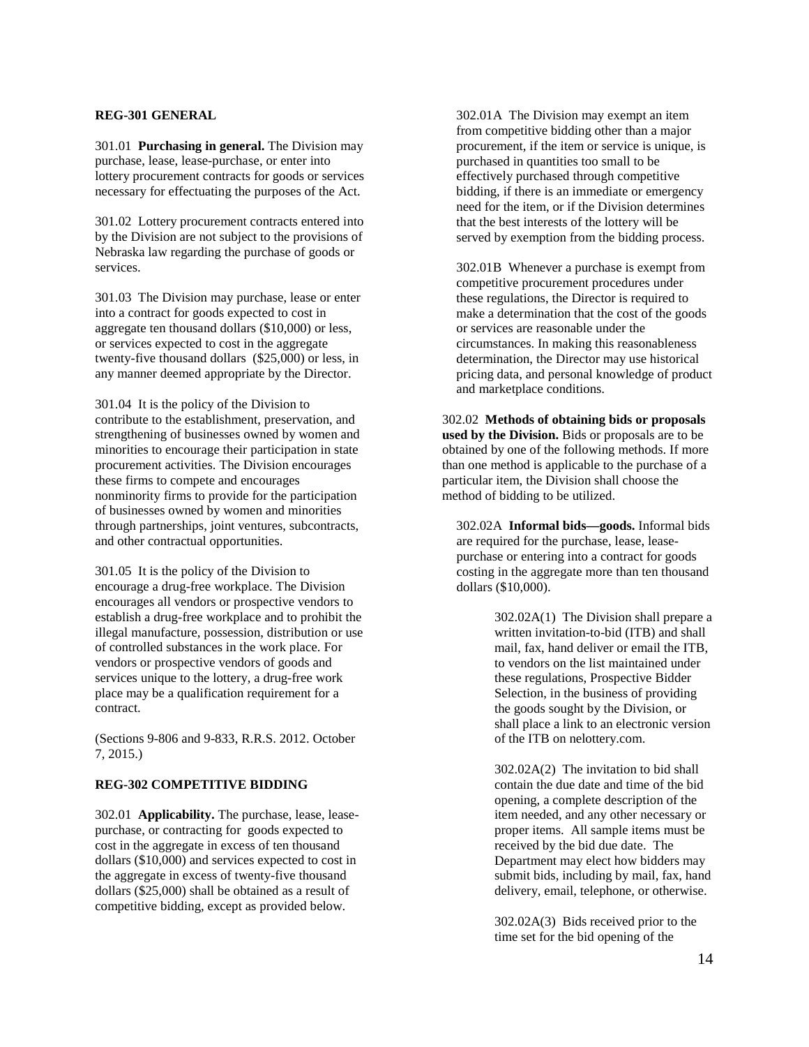**REG-301 GENERAL**

301.01 **Purchasing in general.** The Division may purchase, lease, lease-purchase, or enter into lottery procurement contracts for goods or services necessary for effectuating the purposes of the Act.

301.02 Lottery procurement contracts entered into by the Division are not subject to the provisions of Nebraska law regarding the purchase of goods or services.

301.03 The Division may purchase, lease or enter into a contract for goods expected to cost in aggregate ten thousand dollars ($10,000) or less, or services expected to cost in the aggregate twenty-five thousand dollars ($25,000) or less, in any manner deemed appropriate by the Director.

301.04 It is the policy of the Division to contribute to the establishment, preservation, and strengthening of businesses owned by women and minorities to encourage their participation in state procurement activities. The Division encourages these firms to compete and encourages nonminority firms to provide for the participation of businesses owned by women and minorities through partnerships, joint ventures, subcontracts, and other contractual opportunities.

301.05 It is the policy of the Division to encourage a drug-free workplace. The Division encourages all vendors or prospective vendors to establish a drug-free workplace and to prohibit the illegal manufacture, possession, distribution or use of controlled substances in the work place. For vendors or prospective vendors of goods and services unique to the lottery, a drug-free work place may be a qualification requirement for a contract.

(Sections 9-806 and 9-833, R.R.S. 2012. October 7, 2015.)

**REG-302 COMPETITIVE BIDDING**

302.01 **Applicability.** The purchase, lease, lease-purchase, or contracting for goods expected to cost in the aggregate in excess of ten thousand dollars ($10,000) and services expected to cost in the aggregate in excess of twenty-five thousand dollars ($25,000) shall be obtained as a result of competitive bidding, except as provided below.

302.01A The Division may exempt an item from competitive bidding other than a major procurement, if the item or service is unique, is purchased in quantities too small to be effectively purchased through competitive bidding, if there is an immediate or emergency need for the item, or if the Division determines that the best interests of the lottery will be served by exemption from the bidding process.

302.01B Whenever a purchase is exempt from competitive procurement procedures under these regulations, the Director is required to make a determination that the cost of the goods or services are reasonable under the circumstances. In making this reasonableness determination, the Director may use historical pricing data, and personal knowledge of product and marketplace conditions.

302.02 **Methods of obtaining bids or proposals used by the Division.** Bids or proposals are to be obtained by one of the following methods. If more than one method is applicable to the purchase of a particular item, the Division shall choose the method of bidding to be utilized.

302.02A **Informal bids—goods.** Informal bids are required for the purchase, lease, lease-purchase or entering into a contract for goods costing in the aggregate more than ten thousand dollars ($10,000).

302.02A(1) The Division shall prepare a written invitation-to-bid (ITB) and shall mail, fax, hand deliver or email the ITB, to vendors on the list maintained under these regulations, Prospective Bidder Selection, in the business of providing the goods sought by the Division, or shall place a link to an electronic version of the ITB on nelottery.com.

302.02A(2) The invitation to bid shall contain the due date and time of the bid opening, a complete description of the item needed, and any other necessary or proper items. All sample items must be received by the bid due date. The Department may elect how bidders may submit bids, including by mail, fax, hand delivery, email, telephone, or otherwise.

302.02A(3) Bids received prior to the time set for the bid opening of the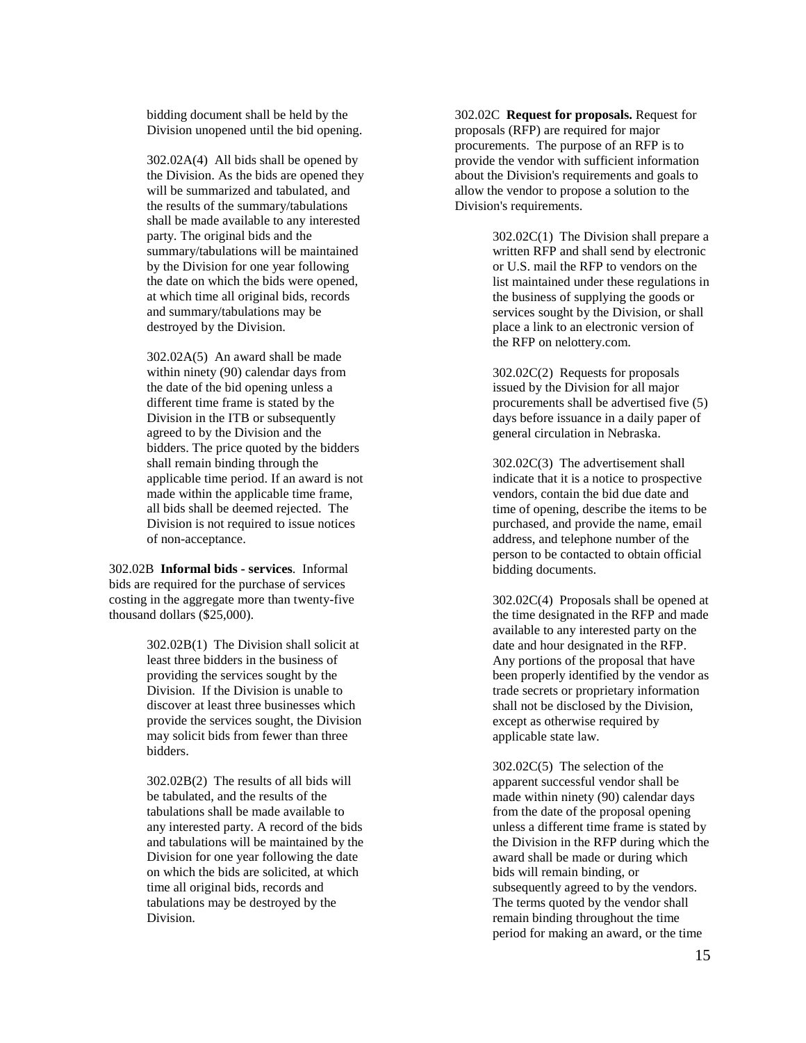bidding document shall be held by the Division unopened until the bid opening.

302.02A(4) All bids shall be opened by the Division. As the bids are opened they will be summarized and tabulated, and the results of the summary/tabulations shall be made available to any interested party. The original bids and the summary/tabulations will be maintained by the Division for one year following the date on which the bids were opened, at which time all original bids, records and summary/tabulations may be destroyed by the Division.

302.02A(5) An award shall be made within ninety (90) calendar days from the date of the bid opening unless a different time frame is stated by the Division in the ITB or subsequently agreed to by the Division and the bidders. The price quoted by the bidders shall remain binding through the applicable time period. If an award is not made within the applicable time frame, all bids shall be deemed rejected. The Division is not required to issue notices of non-acceptance.

302.02B **Informal bids - services**. Informal bids are required for the purchase of services costing in the aggregate more than twenty-five thousand dollars ($25,000).

302.02B(1) The Division shall solicit at least three bidders in the business of providing the services sought by the Division. If the Division is unable to discover at least three businesses which provide the services sought, the Division may solicit bids from fewer than three bidders.

302.02B(2) The results of all bids will be tabulated, and the results of the tabulations shall be made available to any interested party. A record of the bids and tabulations will be maintained by the Division for one year following the date on which the bids are solicited, at which time all original bids, records and tabulations may be destroyed by the Division.

302.02C **Request for proposals.** Request for proposals (RFP) are required for major procurements. The purpose of an RFP is to provide the vendor with sufficient information about the Division's requirements and goals to allow the vendor to propose a solution to the Division's requirements.

302.02C(1) The Division shall prepare a written RFP and shall send by electronic or U.S. mail the RFP to vendors on the list maintained under these regulations in the business of supplying the goods or services sought by the Division, or shall place a link to an electronic version of the RFP on nelottery.com.

302.02C(2) Requests for proposals issued by the Division for all major procurements shall be advertised five (5) days before issuance in a daily paper of general circulation in Nebraska.

302.02C(3) The advertisement shall indicate that it is a notice to prospective vendors, contain the bid due date and time of opening, describe the items to be purchased, and provide the name, email address, and telephone number of the person to be contacted to obtain official bidding documents.

302.02C(4) Proposals shall be opened at the time designated in the RFP and made available to any interested party on the date and hour designated in the RFP. Any portions of the proposal that have been properly identified by the vendor as trade secrets or proprietary information shall not be disclosed by the Division, except as otherwise required by applicable state law.

302.02C(5) The selection of the apparent successful vendor shall be made within ninety (90) calendar days from the date of the proposal opening unless a different time frame is stated by the Division in the RFP during which the award shall be made or during which bids will remain binding, or subsequently agreed to by the vendors. The terms quoted by the vendor shall remain binding throughout the time period for making an award, or the time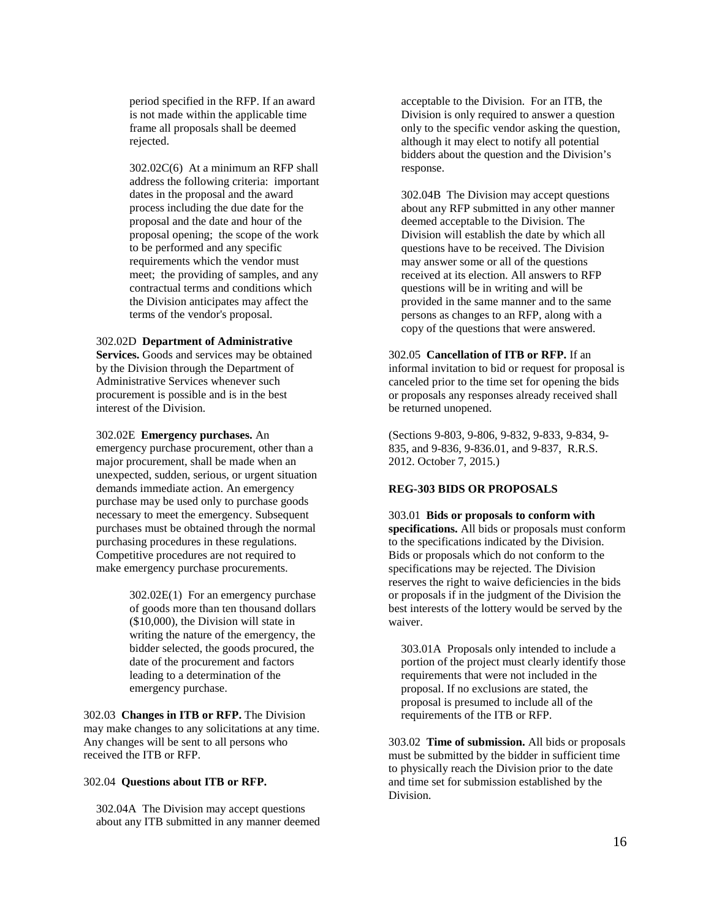period specified in the RFP. If an award is not made within the applicable time frame all proposals shall be deemed rejected.

302.02C(6) At a minimum an RFP shall address the following criteria: important dates in the proposal and the award process including the due date for the proposal and the date and hour of the proposal opening; the scope of the work to be performed and any specific requirements which the vendor must meet; the providing of samples, and any contractual terms and conditions which the Division anticipates may affect the terms of the vendor's proposal.

302.02D **Department of Administrative Services.** Goods and services may be obtained by the Division through the Department of Administrative Services whenever such procurement is possible and is in the best interest of the Division.

302.02E **Emergency purchases.** An emergency purchase procurement, other than a major procurement, shall be made when an unexpected, sudden, serious, or urgent situation demands immediate action. An emergency purchase may be used only to purchase goods necessary to meet the emergency. Subsequent purchases must be obtained through the normal purchasing procedures in these regulations. Competitive procedures are not required to make emergency purchase procurements.

302.02E(1) For an emergency purchase of goods more than ten thousand dollars ($10,000), the Division will state in writing the nature of the emergency, the bidder selected, the goods procured, the date of the procurement and factors leading to a determination of the emergency purchase.

302.03 **Changes in ITB or RFP.** The Division may make changes to any solicitations at any time. Any changes will be sent to all persons who received the ITB or RFP.

302.04 **Questions about ITB or RFP.**

302.04A The Division may accept questions about any ITB submitted in any manner deemed acceptable to the Division. For an ITB, the Division is only required to answer a question only to the specific vendor asking the question, although it may elect to notify all potential bidders about the question and the Division's response.

302.04B The Division may accept questions about any RFP submitted in any other manner deemed acceptable to the Division. The Division will establish the date by which all questions have to be received. The Division may answer some or all of the questions received at its election. All answers to RFP questions will be in writing and will be provided in the same manner and to the same persons as changes to an RFP, along with a copy of the questions that were answered.

302.05 **Cancellation of ITB or RFP.** If an informal invitation to bid or request for proposal is canceled prior to the time set for opening the bids or proposals any responses already received shall be returned unopened.

(Sections 9-803, 9-806, 9-832, 9-833, 9-834, 9-835, and 9-836, 9-836.01, and 9-837, R.R.S. 2012. October 7, 2015.)

**REG-303 BIDS OR PROPOSALS**

303.01 **Bids or proposals to conform with specifications.** All bids or proposals must conform to the specifications indicated by the Division. Bids or proposals which do not conform to the specifications may be rejected. The Division reserves the right to waive deficiencies in the bids or proposals if in the judgment of the Division the best interests of the lottery would be served by the waiver.

303.01A Proposals only intended to include a portion of the project must clearly identify those requirements that were not included in the proposal. If no exclusions are stated, the proposal is presumed to include all of the requirements of the ITB or RFP.

303.02 **Time of submission.** All bids or proposals must be submitted by the bidder in sufficient time to physically reach the Division prior to the date and time set for submission established by the Division.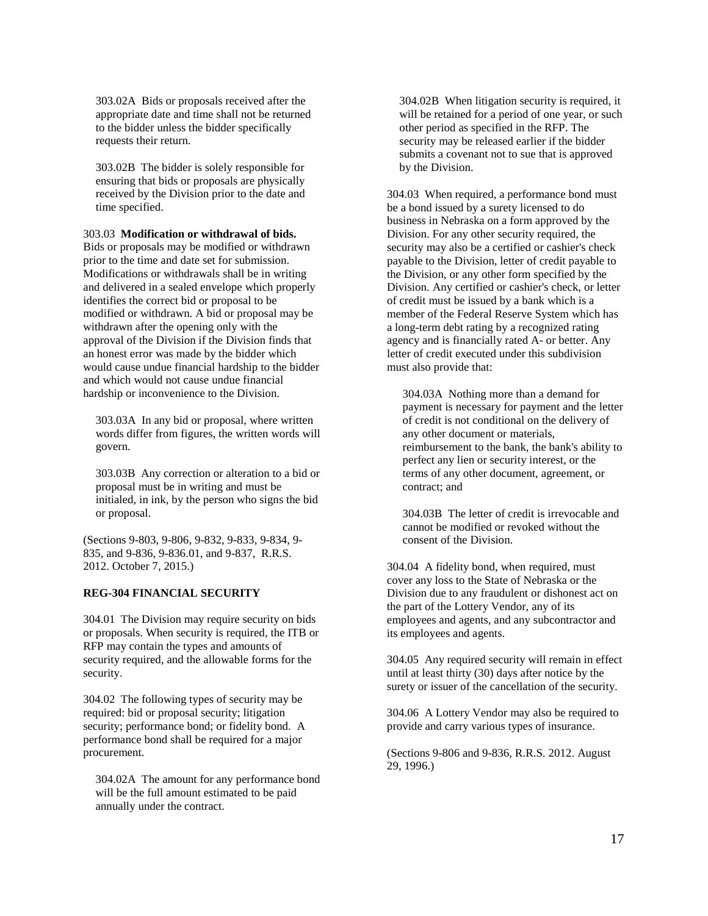303.02A Bids or proposals received after the appropriate date and time shall not be returned to the bidder unless the bidder specifically requests their return.

303.02B The bidder is solely responsible for ensuring that bids or proposals are physically received by the Division prior to the date and time specified.

303.03 **Modification or withdrawal of bids.** Bids or proposals may be modified or withdrawn prior to the time and date set for submission. Modifications or withdrawals shall be in writing and delivered in a sealed envelope which properly identifies the correct bid or proposal to be modified or withdrawn. A bid or proposal may be withdrawn after the opening only with the approval of the Division if the Division finds that an honest error was made by the bidder which would cause undue financial hardship to the bidder and which would not cause undue financial hardship or inconvenience to the Division.

303.03A In any bid or proposal, where written words differ from figures, the written words will govern.

303.03B Any correction or alteration to a bid or proposal must be in writing and must be initialed, in ink, by the person who signs the bid or proposal.

(Sections 9-803, 9-806, 9-832, 9-833, 9-834, 9-835, and 9-836, 9-836.01, and 9-837, R.R.S. 2012. October 7, 2015.)

**REG-304 FINANCIAL SECURITY**

304.01 The Division may require security on bids or proposals. When security is required, the ITB or RFP may contain the types and amounts of security required, and the allowable forms for the security.

304.02 The following types of security may be required: bid or proposal security; litigation security; performance bond; or fidelity bond. A performance bond shall be required for a major procurement.

304.02A The amount for any performance bond will be the full amount estimated to be paid annually under the contract.

304.02B When litigation security is required, it will be retained for a period of one year, or such other period as specified in the RFP. The security may be released earlier if the bidder submits a covenant not to sue that is approved by the Division.

304.03 When required, a performance bond must be a bond issued by a surety licensed to do business in Nebraska on a form approved by the Division. For any other security required, the security may also be a certified or cashier's check payable to the Division, letter of credit payable to the Division, or any other form specified by the Division. Any certified or cashier's check, or letter of credit must be issued by a bank which is a member of the Federal Reserve System which has a long-term debt rating by a recognized rating agency and is financially rated A- or better. Any letter of credit executed under this subdivision must also provide that:

304.03A Nothing more than a demand for payment is necessary for payment and the letter of credit is not conditional on the delivery of any other document or materials, reimbursement to the bank, the bank's ability to perfect any lien or security interest, or the terms of any other document, agreement, or contract; and

304.03B The letter of credit is irrevocable and cannot be modified or revoked without the consent of the Division.

304.04 A fidelity bond, when required, must cover any loss to the State of Nebraska or the Division due to any fraudulent or dishonest act on the part of the Lottery Vendor, any of its employees and agents, and any subcontractor and its employees and agents.

304.05 Any required security will remain in effect until at least thirty (30) days after notice by the surety or issuer of the cancellation of the security.

304.06 A Lottery Vendor may also be required to provide and carry various types of insurance.

(Sections 9-806 and 9-836, R.R.S. 2012. August 29, 1996.)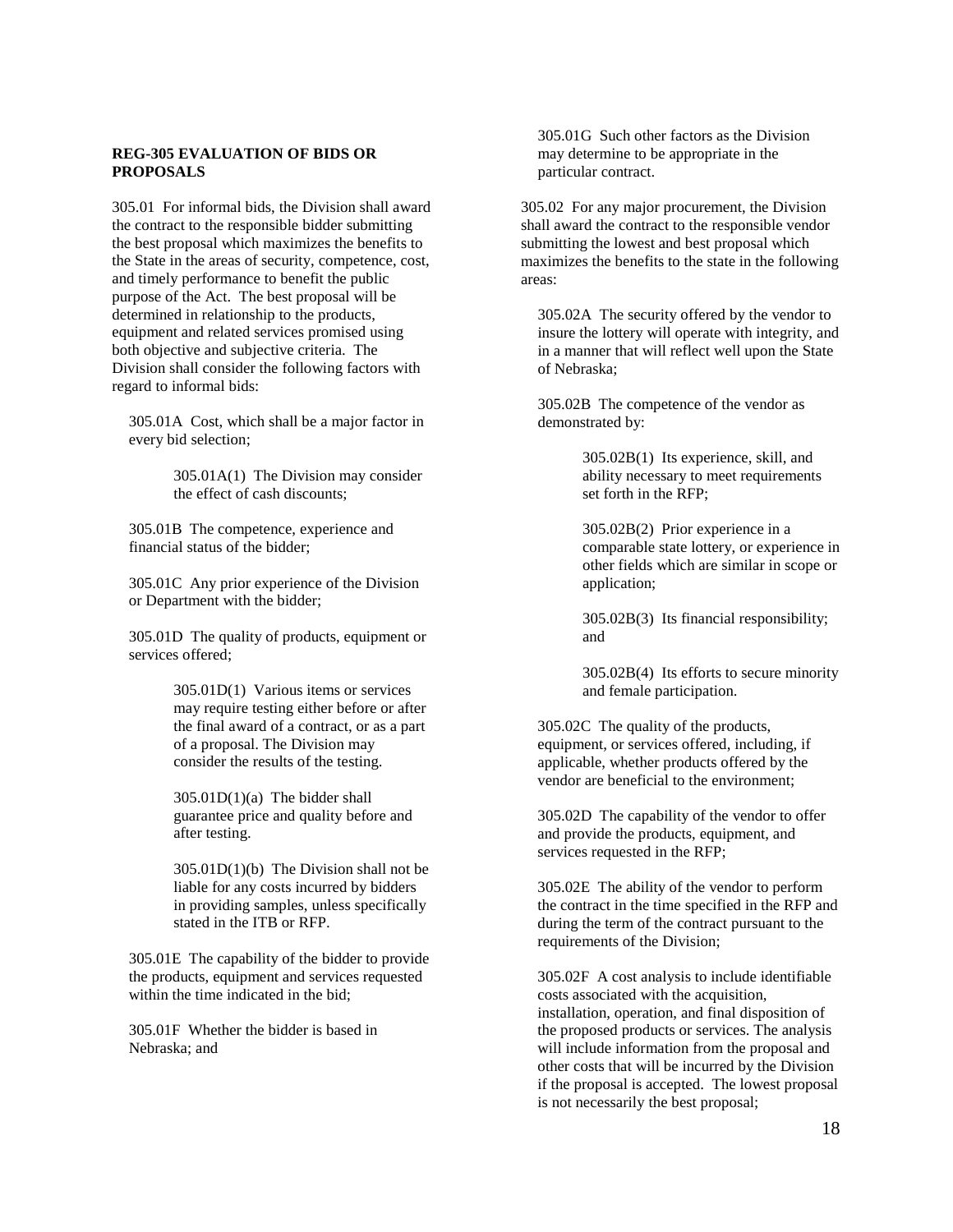**REG-305 EVALUATION OF BIDS OR PROPOSALS**

305.01 For informal bids, the Division shall award the contract to the responsible bidder submitting the best proposal which maximizes the benefits to the State in the areas of security, competence, cost, and timely performance to benefit the public purpose of the Act. The best proposal will be determined in relationship to the products, equipment and related services promised using both objective and subjective criteria. The Division shall consider the following factors with regard to informal bids:

305.01A Cost, which shall be a major factor in every bid selection;

305.01A(1) The Division may consider the effect of cash discounts;

305.01B The competence, experience and financial status of the bidder;

305.01C Any prior experience of the Division or Department with the bidder;

305.01D The quality of products, equipment or services offered;

305.01D(1) Various items or services may require testing either before or after the final award of a contract, or as a part of a proposal. The Division may consider the results of the testing.

305.01D(1)(a) The bidder shall guarantee price and quality before and after testing.

305.01D(1)(b) The Division shall not be liable for any costs incurred by bidders in providing samples, unless specifically stated in the ITB or RFP.

305.01E The capability of the bidder to provide the products, equipment and services requested within the time indicated in the bid;

305.01F Whether the bidder is based in Nebraska; and

305.01G Such other factors as the Division may determine to be appropriate in the particular contract.

305.02 For any major procurement, the Division shall award the contract to the responsible vendor submitting the lowest and best proposal which maximizes the benefits to the state in the following areas:

305.02A The security offered by the vendor to insure the lottery will operate with integrity, and in a manner that will reflect well upon the State of Nebraska;

305.02B The competence of the vendor as demonstrated by:

305.02B(1) Its experience, skill, and ability necessary to meet requirements set forth in the RFP;

305.02B(2) Prior experience in a comparable state lottery, or experience in other fields which are similar in scope or application;

305.02B(3) Its financial responsibility; and

305.02B(4) Its efforts to secure minority and female participation.

305.02C The quality of the products, equipment, or services offered, including, if applicable, whether products offered by the vendor are beneficial to the environment;

305.02D The capability of the vendor to offer and provide the products, equipment, and services requested in the RFP;

305.02E The ability of the vendor to perform the contract in the time specified in the RFP and during the term of the contract pursuant to the requirements of the Division;

305.02F A cost analysis to include identifiable costs associated with the acquisition, installation, operation, and final disposition of the proposed products or services. The analysis will include information from the proposal and other costs that will be incurred by the Division if the proposal is accepted. The lowest proposal is not necessarily the best proposal;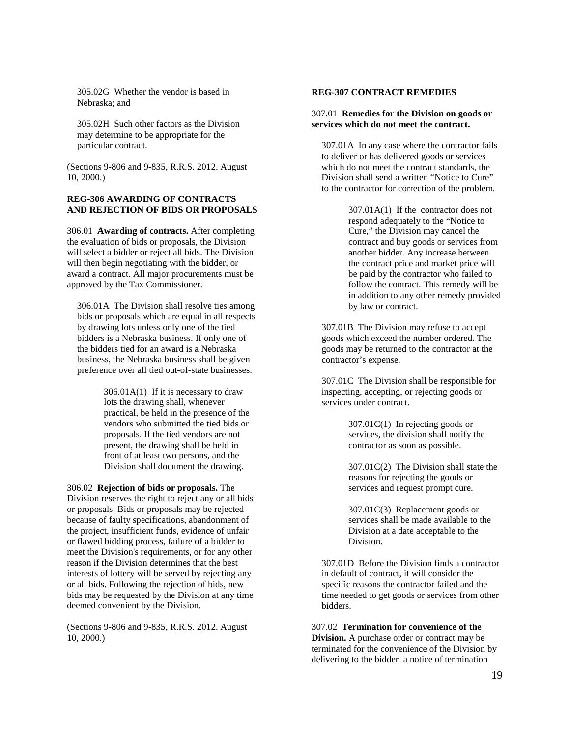305.02G Whether the vendor is based in Nebraska; and

305.02H Such other factors as the Division may determine to be appropriate for the particular contract.

(Sections 9-806 and 9-835, R.R.S. 2012. August 10, 2000.)

**REG-306 AWARDING OF CONTRACTS AND REJECTION OF BIDS OR PROPOSALS**

306.01 **Awarding of contracts.** After completing the evaluation of bids or proposals, the Division will select a bidder or reject all bids. The Division will then begin negotiating with the bidder, or award a contract. All major procurements must be approved by the Tax Commissioner.

306.01A The Division shall resolve ties among bids or proposals which are equal in all respects by drawing lots unless only one of the tied bidders is a Nebraska business. If only one of the bidders tied for an award is a Nebraska business, the Nebraska business shall be given preference over all tied out-of-state businesses.

306.01A(1) If it is necessary to draw lots the drawing shall, whenever practical, be held in the presence of the vendors who submitted the tied bids or proposals. If the tied vendors are not present, the drawing shall be held in front of at least two persons, and the Division shall document the drawing.

306.02 **Rejection of bids or proposals.** The Division reserves the right to reject any or all bids or proposals. Bids or proposals may be rejected because of faulty specifications, abandonment of the project, insufficient funds, evidence of unfair or flawed bidding process, failure of a bidder to meet the Division's requirements, or for any other reason if the Division determines that the best interests of lottery will be served by rejecting any or all bids. Following the rejection of bids, new bids may be requested by the Division at any time deemed convenient by the Division.

(Sections 9-806 and 9-835, R.R.S. 2012. August 10, 2000.)

**REG-307 CONTRACT REMEDIES**

307.01 **Remedies for the Division on goods or services which do not meet the contract.**

307.01A In any case where the contractor fails to deliver or has delivered goods or services which do not meet the contract standards, the Division shall send a written "Notice to Cure" to the contractor for correction of the problem.

307.01A(1) If the contractor does not respond adequately to the "Notice to Cure," the Division may cancel the contract and buy goods or services from another bidder. Any increase between the contract price and market price will be paid by the contractor who failed to follow the contract. This remedy will be in addition to any other remedy provided by law or contract.

307.01B The Division may refuse to accept goods which exceed the number ordered. The goods may be returned to the contractor at the contractor's expense.

307.01C The Division shall be responsible for inspecting, accepting, or rejecting goods or services under contract.

307.01C(1) In rejecting goods or services, the division shall notify the contractor as soon as possible.

307.01C(2) The Division shall state the reasons for rejecting the goods or services and request prompt cure.

307.01C(3) Replacement goods or services shall be made available to the Division at a date acceptable to the Division.

307.01D Before the Division finds a contractor in default of contract, it will consider the specific reasons the contractor failed and the time needed to get goods or services from other bidders.

307.02 **Termination for convenience of the Division.** A purchase order or contract may be terminated for the convenience of the Division by delivering to the bidder a notice of termination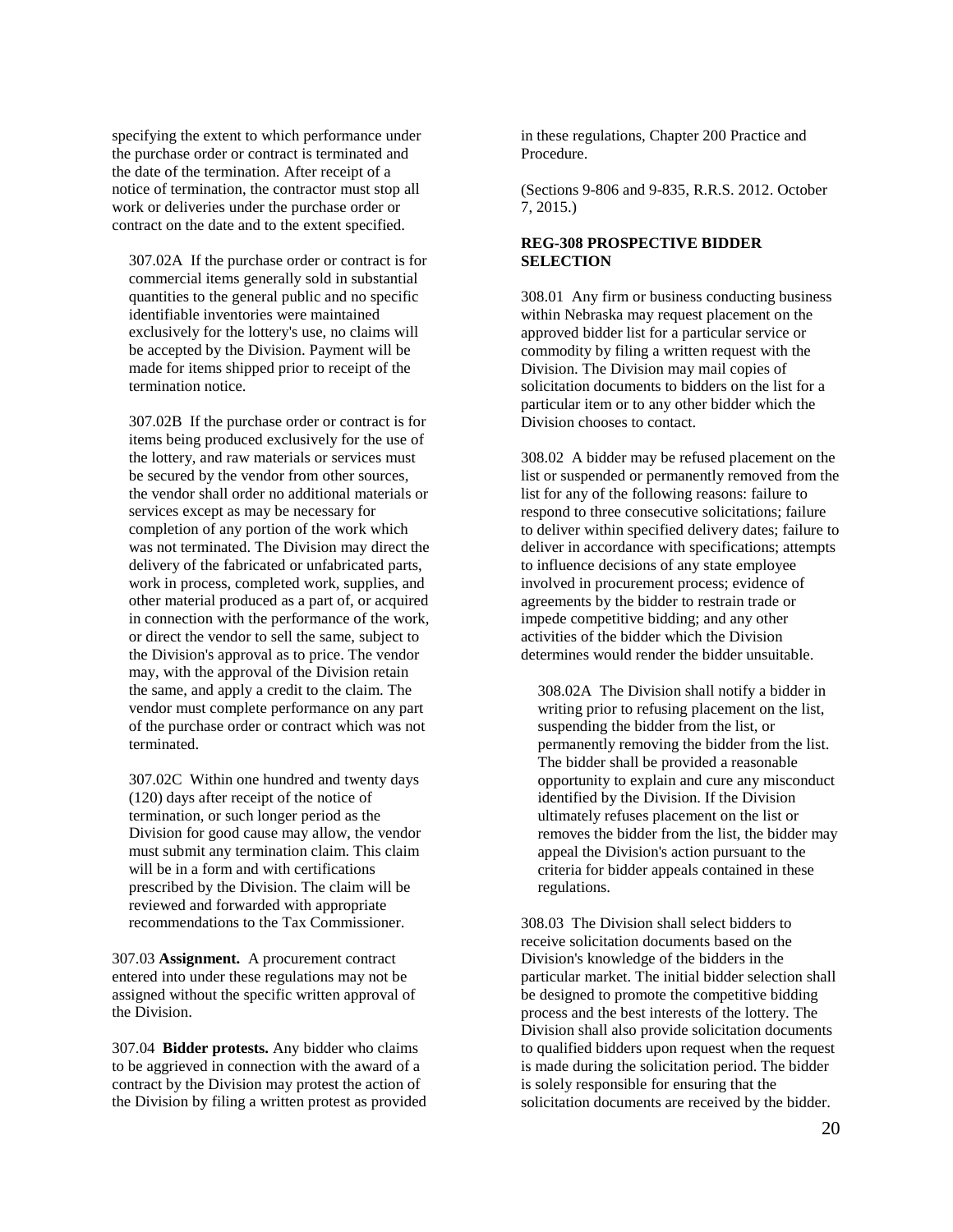specifying the extent to which performance under the purchase order or contract is terminated and the date of the termination. After receipt of a notice of termination, the contractor must stop all work or deliveries under the purchase order or contract on the date and to the extent specified.

307.02A If the purchase order or contract is for commercial items generally sold in substantial quantities to the general public and no specific identifiable inventories were maintained exclusively for the lottery's use, no claims will be accepted by the Division. Payment will be made for items shipped prior to receipt of the termination notice.

307.02B If the purchase order or contract is for items being produced exclusively for the use of the lottery, and raw materials or services must be secured by the vendor from other sources, the vendor shall order no additional materials or services except as may be necessary for completion of any portion of the work which was not terminated. The Division may direct the delivery of the fabricated or unfabricated parts, work in process, completed work, supplies, and other material produced as a part of, or acquired in connection with the performance of the work, or direct the vendor to sell the same, subject to the Division's approval as to price. The vendor may, with the approval of the Division retain the same, and apply a credit to the claim. The vendor must complete performance on any part of the purchase order or contract which was not terminated.

307.02C Within one hundred and twenty days (120) days after receipt of the notice of termination, or such longer period as the Division for good cause may allow, the vendor must submit any termination claim. This claim will be in a form and with certifications prescribed by the Division. The claim will be reviewed and forwarded with appropriate recommendations to the Tax Commissioner.

307.03 **Assignment.** A procurement contract entered into under these regulations may not be assigned without the specific written approval of the Division.

307.04 **Bidder protests.** Any bidder who claims to be aggrieved in connection with the award of a contract by the Division may protest the action of the Division by filing a written protest as provided in these regulations, Chapter 200 Practice and Procedure.

(Sections 9-806 and 9-835, R.R.S. 2012. October 7, 2015.)

**REG-308 PROSPECTIVE BIDDER SELECTION**

308.01 Any firm or business conducting business within Nebraska may request placement on the approved bidder list for a particular service or commodity by filing a written request with the Division. The Division may mail copies of solicitation documents to bidders on the list for a particular item or to any other bidder which the Division chooses to contact.

308.02 A bidder may be refused placement on the list or suspended or permanently removed from the list for any of the following reasons: failure to respond to three consecutive solicitations; failure to deliver within specified delivery dates; failure to deliver in accordance with specifications; attempts to influence decisions of any state employee involved in procurement process; evidence of agreements by the bidder to restrain trade or impede competitive bidding; and any other activities of the bidder which the Division determines would render the bidder unsuitable.

308.02A The Division shall notify a bidder in writing prior to refusing placement on the list, suspending the bidder from the list, or permanently removing the bidder from the list. The bidder shall be provided a reasonable opportunity to explain and cure any misconduct identified by the Division. If the Division ultimately refuses placement on the list or removes the bidder from the list, the bidder may appeal the Division's action pursuant to the criteria for bidder appeals contained in these regulations.

308.03 The Division shall select bidders to receive solicitation documents based on the Division's knowledge of the bidders in the particular market. The initial bidder selection shall be designed to promote the competitive bidding process and the best interests of the lottery. The Division shall also provide solicitation documents to qualified bidders upon request when the request is made during the solicitation period. The bidder is solely responsible for ensuring that the solicitation documents are received by the bidder.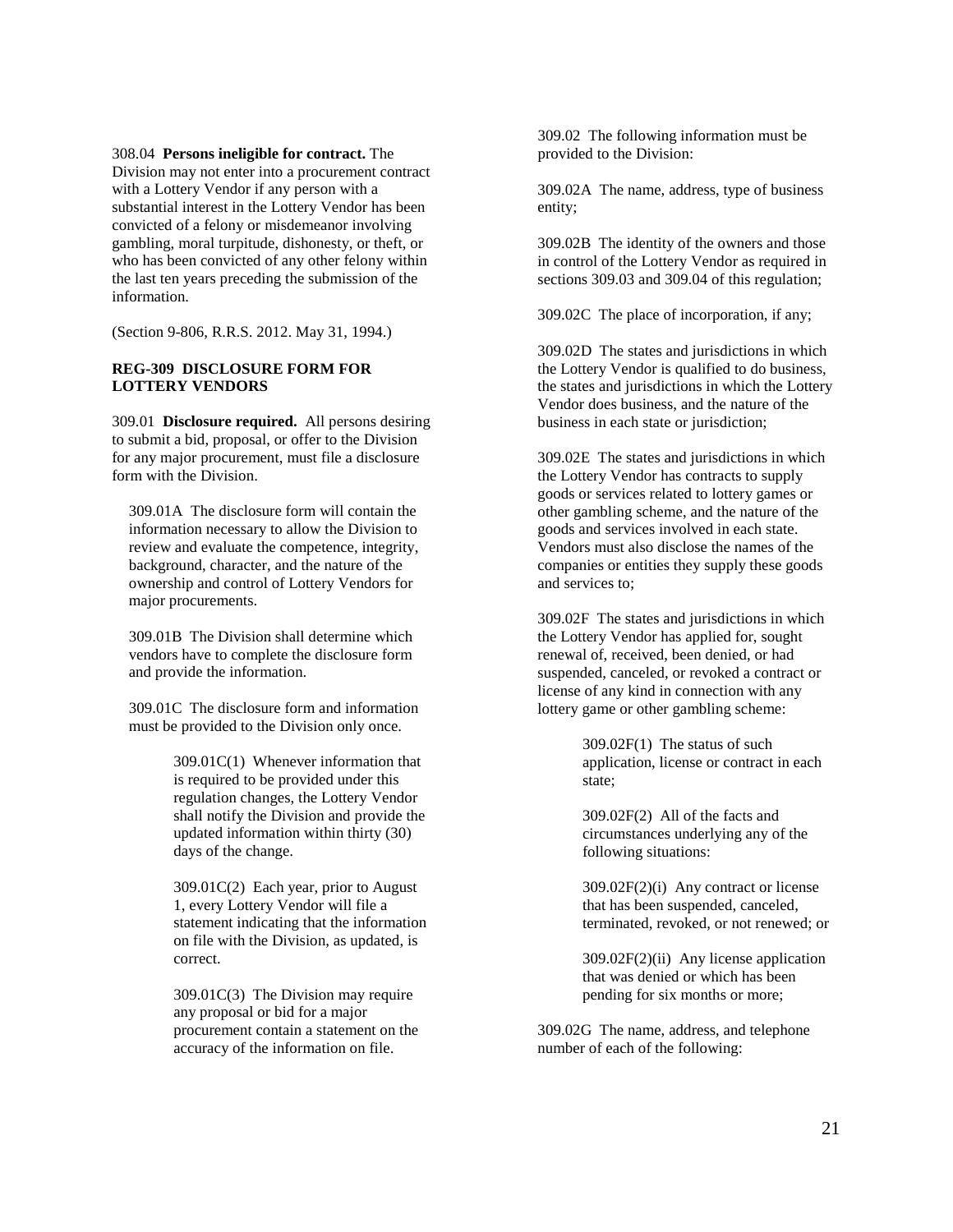308.04 **Persons ineligible for contract.** The Division may not enter into a procurement contract with a Lottery Vendor if any person with a substantial interest in the Lottery Vendor has been convicted of a felony or misdemeanor involving gambling, moral turpitude, dishonesty, or theft, or who has been convicted of any other felony within the last ten years preceding the submission of the information.

(Section 9-806, R.R.S. 2012. May 31, 1994.)

**REG-309 DISCLOSURE FORM FOR LOTTERY VENDORS**

309.01 **Disclosure required.** All persons desiring to submit a bid, proposal, or offer to the Division for any major procurement, must file a disclosure form with the Division.

309.01A The disclosure form will contain the information necessary to allow the Division to review and evaluate the competence, integrity, background, character, and the nature of the ownership and control of Lottery Vendors for major procurements.

309.01B The Division shall determine which vendors have to complete the disclosure form and provide the information.

309.01C The disclosure form and information must be provided to the Division only once.

309.01C(1) Whenever information that is required to be provided under this regulation changes, the Lottery Vendor shall notify the Division and provide the updated information within thirty (30) days of the change.

309.01C(2) Each year, prior to August 1, every Lottery Vendor will file a statement indicating that the information on file with the Division, as updated, is correct.

309.01C(3) The Division may require any proposal or bid for a major procurement contain a statement on the accuracy of the information on file.

309.02 The following information must be provided to the Division:

309.02A The name, address, type of business entity;

309.02B The identity of the owners and those in control of the Lottery Vendor as required in sections 309.03 and 309.04 of this regulation;

309.02C The place of incorporation, if any;

309.02D The states and jurisdictions in which the Lottery Vendor is qualified to do business, the states and jurisdictions in which the Lottery Vendor does business, and the nature of the business in each state or jurisdiction;

309.02E The states and jurisdictions in which the Lottery Vendor has contracts to supply goods or services related to lottery games or other gambling scheme, and the nature of the goods and services involved in each state. Vendors must also disclose the names of the companies or entities they supply these goods and services to;

309.02F The states and jurisdictions in which the Lottery Vendor has applied for, sought renewal of, received, been denied, or had suspended, canceled, or revoked a contract or license of any kind in connection with any lottery game or other gambling scheme:

309.02F(1) The status of such application, license or contract in each state;

309.02F(2) All of the facts and circumstances underlying any of the following situations:

309.02F(2)(i) Any contract or license that has been suspended, canceled, terminated, revoked, or not renewed; or

309.02F(2)(ii) Any license application that was denied or which has been pending for six months or more;

309.02G The name, address, and telephone number of each of the following: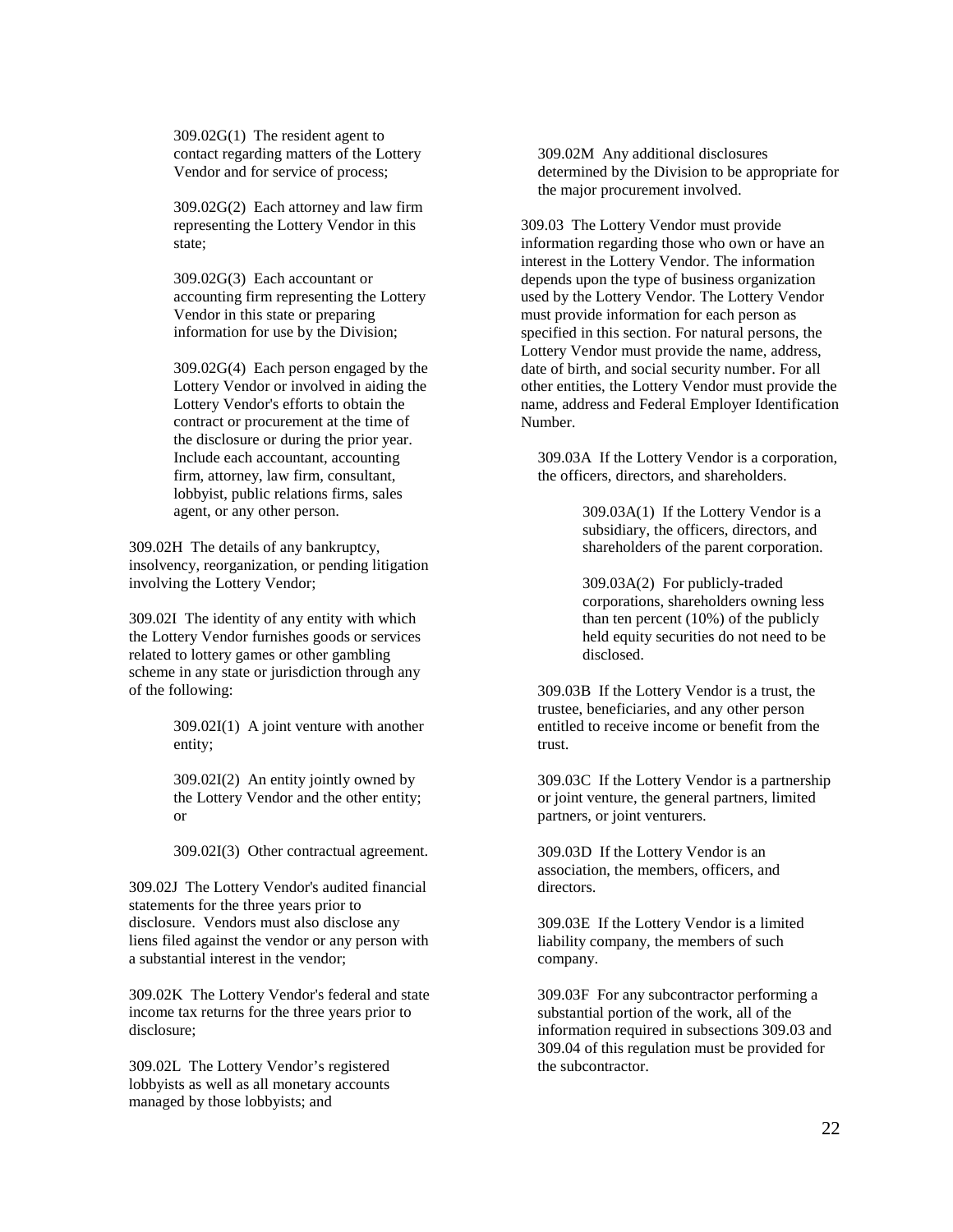309.02G(1) The resident agent to contact regarding matters of the Lottery Vendor and for service of process;

309.02G(2) Each attorney and law firm representing the Lottery Vendor in this state;

309.02G(3) Each accountant or accounting firm representing the Lottery Vendor in this state or preparing information for use by the Division;

309.02G(4) Each person engaged by the Lottery Vendor or involved in aiding the Lottery Vendor's efforts to obtain the contract or procurement at the time of the disclosure or during the prior year. Include each accountant, accounting firm, attorney, law firm, consultant, lobbyist, public relations firms, sales agent, or any other person.

309.02H The details of any bankruptcy, insolvency, reorganization, or pending litigation involving the Lottery Vendor;

309.02I The identity of any entity with which the Lottery Vendor furnishes goods or services related to lottery games or other gambling scheme in any state or jurisdiction through any of the following:

309.02I(1) A joint venture with another entity;

309.02I(2) An entity jointly owned by the Lottery Vendor and the other entity; or

309.02I(3) Other contractual agreement.

309.02J The Lottery Vendor's audited financial statements for the three years prior to disclosure. Vendors must also disclose any liens filed against the vendor or any person with a substantial interest in the vendor;

309.02K The Lottery Vendor's federal and state income tax returns for the three years prior to disclosure;

309.02L The Lottery Vendor's registered lobbyists as well as all monetary accounts managed by those lobbyists; and

309.02M Any additional disclosures determined by the Division to be appropriate for the major procurement involved.

309.03 The Lottery Vendor must provide information regarding those who own or have an interest in the Lottery Vendor. The information depends upon the type of business organization used by the Lottery Vendor. The Lottery Vendor must provide information for each person as specified in this section. For natural persons, the Lottery Vendor must provide the name, address, date of birth, and social security number. For all other entities, the Lottery Vendor must provide the name, address and Federal Employer Identification Number.

309.03A If the Lottery Vendor is a corporation, the officers, directors, and shareholders.

309.03A(1) If the Lottery Vendor is a subsidiary, the officers, directors, and shareholders of the parent corporation.

309.03A(2) For publicly-traded corporations, shareholders owning less than ten percent (10%) of the publicly held equity securities do not need to be disclosed.

309.03B If the Lottery Vendor is a trust, the trustee, beneficiaries, and any other person entitled to receive income or benefit from the trust.

309.03C If the Lottery Vendor is a partnership or joint venture, the general partners, limited partners, or joint venturers.

309.03D If the Lottery Vendor is an association, the members, officers, and directors.

309.03E If the Lottery Vendor is a limited liability company, the members of such company.

309.03F For any subcontractor performing a substantial portion of the work, all of the information required in subsections 309.03 and 309.04 of this regulation must be provided for the subcontractor.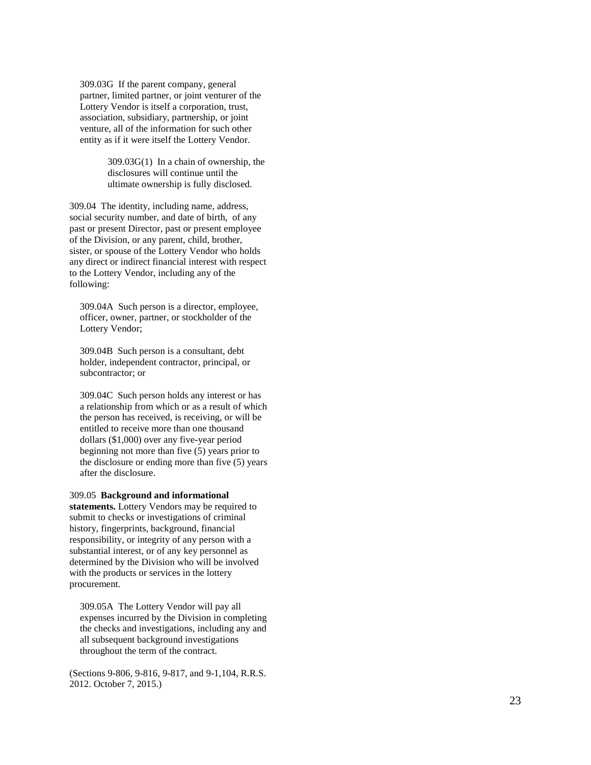309.03G If the parent company, general partner, limited partner, or joint venturer of the Lottery Vendor is itself a corporation, trust, association, subsidiary, partnership, or joint venture, all of the information for such other entity as if it were itself the Lottery Vendor.

309.03G(1) In a chain of ownership, the disclosures will continue until the ultimate ownership is fully disclosed.

309.04 The identity, including name, address, social security number, and date of birth, of any past or present Director, past or present employee of the Division, or any parent, child, brother, sister, or spouse of the Lottery Vendor who holds any direct or indirect financial interest with respect to the Lottery Vendor, including any of the following:

309.04A Such person is a director, employee, officer, owner, partner, or stockholder of the Lottery Vendor;

309.04B Such person is a consultant, debt holder, independent contractor, principal, or subcontractor; or

309.04C Such person holds any interest or has a relationship from which or as a result of which the person has received, is receiving, or will be entitled to receive more than one thousand dollars ($1,000) over any five-year period beginning not more than five (5) years prior to the disclosure or ending more than five (5) years after the disclosure.

309.05 **Background and informational statements.** Lottery Vendors may be required to submit to checks or investigations of criminal history, fingerprints, background, financial responsibility, or integrity of any person with a substantial interest, or of any key personnel as determined by the Division who will be involved with the products or services in the lottery procurement.

309.05A The Lottery Vendor will pay all expenses incurred by the Division in completing the checks and investigations, including any and all subsequent background investigations throughout the term of the contract.

(Sections 9-806, 9-816, 9-817, and 9-1,104, R.R.S. 2012. October 7, 2015.)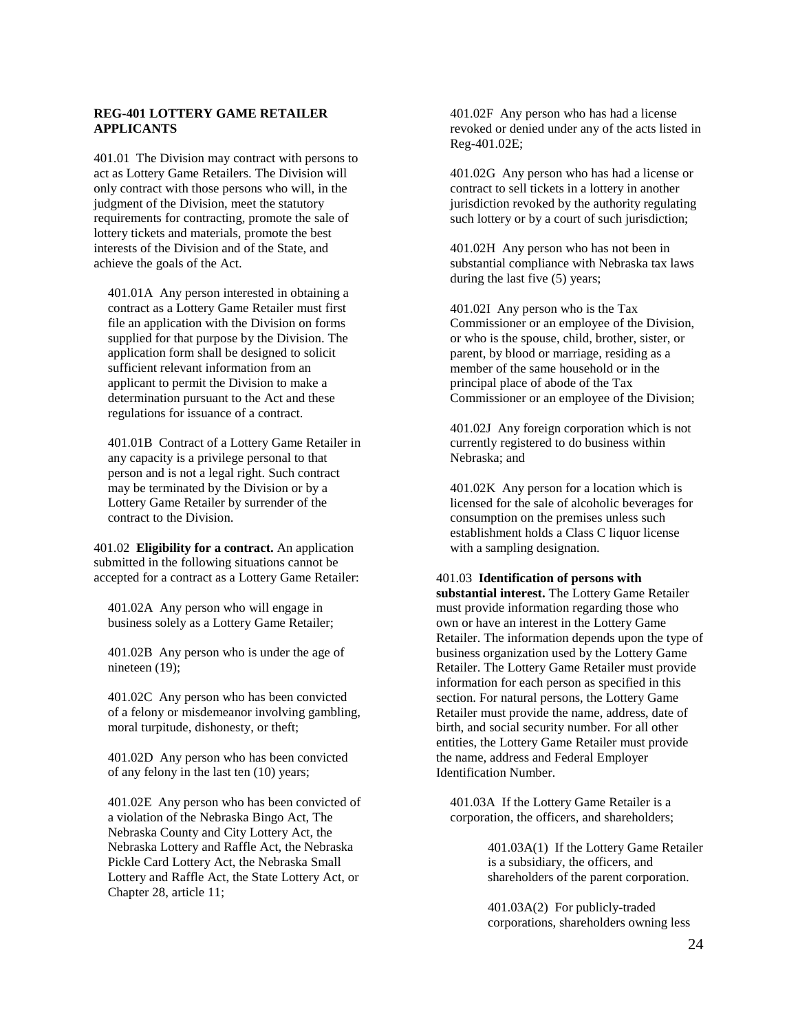**REG-401 LOTTERY GAME RETAILER APPLICANTS**

401.01 The Division may contract with persons to act as Lottery Game Retailers. The Division will only contract with those persons who will, in the judgment of the Division, meet the statutory requirements for contracting, promote the sale of lottery tickets and materials, promote the best interests of the Division and of the State, and achieve the goals of the Act.

401.01A Any person interested in obtaining a contract as a Lottery Game Retailer must first file an application with the Division on forms supplied for that purpose by the Division. The application form shall be designed to solicit sufficient relevant information from an applicant to permit the Division to make a determination pursuant to the Act and these regulations for issuance of a contract.

401.01B Contract of a Lottery Game Retailer in any capacity is a privilege personal to that person and is not a legal right. Such contract may be terminated by the Division or by a Lottery Game Retailer by surrender of the contract to the Division.

401.02 **Eligibility for a contract.** An application submitted in the following situations cannot be accepted for a contract as a Lottery Game Retailer:

401.02A Any person who will engage in business solely as a Lottery Game Retailer;

401.02B Any person who is under the age of nineteen (19);

401.02C Any person who has been convicted of a felony or misdemeanor involving gambling, moral turpitude, dishonesty, or theft;

401.02D Any person who has been convicted of any felony in the last ten (10) years;

401.02E Any person who has been convicted of a violation of the Nebraska Bingo Act, The Nebraska County and City Lottery Act, the Nebraska Lottery and Raffle Act, the Nebraska Pickle Card Lottery Act, the Nebraska Small Lottery and Raffle Act, the State Lottery Act, or Chapter 28, article 11;

401.02F Any person who has had a license revoked or denied under any of the acts listed in Reg-401.02E;

401.02G Any person who has had a license or contract to sell tickets in a lottery in another jurisdiction revoked by the authority regulating such lottery or by a court of such jurisdiction;

401.02H Any person who has not been in substantial compliance with Nebraska tax laws during the last five (5) years;

401.02I Any person who is the Tax Commissioner or an employee of the Division, or who is the spouse, child, brother, sister, or parent, by blood or marriage, residing as a member of the same household or in the principal place of abode of the Tax Commissioner or an employee of the Division;

401.02J Any foreign corporation which is not currently registered to do business within Nebraska; and

401.02K Any person for a location which is licensed for the sale of alcoholic beverages for consumption on the premises unless such establishment holds a Class C liquor license with a sampling designation.

401.03 **Identification of persons with substantial interest.** The Lottery Game Retailer must provide information regarding those who own or have an interest in the Lottery Game Retailer. The information depends upon the type of business organization used by the Lottery Game Retailer. The Lottery Game Retailer must provide information for each person as specified in this section. For natural persons, the Lottery Game Retailer must provide the name, address, date of birth, and social security number. For all other entities, the Lottery Game Retailer must provide the name, address and Federal Employer Identification Number.

401.03A If the Lottery Game Retailer is a corporation, the officers, and shareholders;

401.03A(1) If the Lottery Game Retailer is a subsidiary, the officers, and shareholders of the parent corporation.

401.03A(2) For publicly-traded corporations, shareholders owning less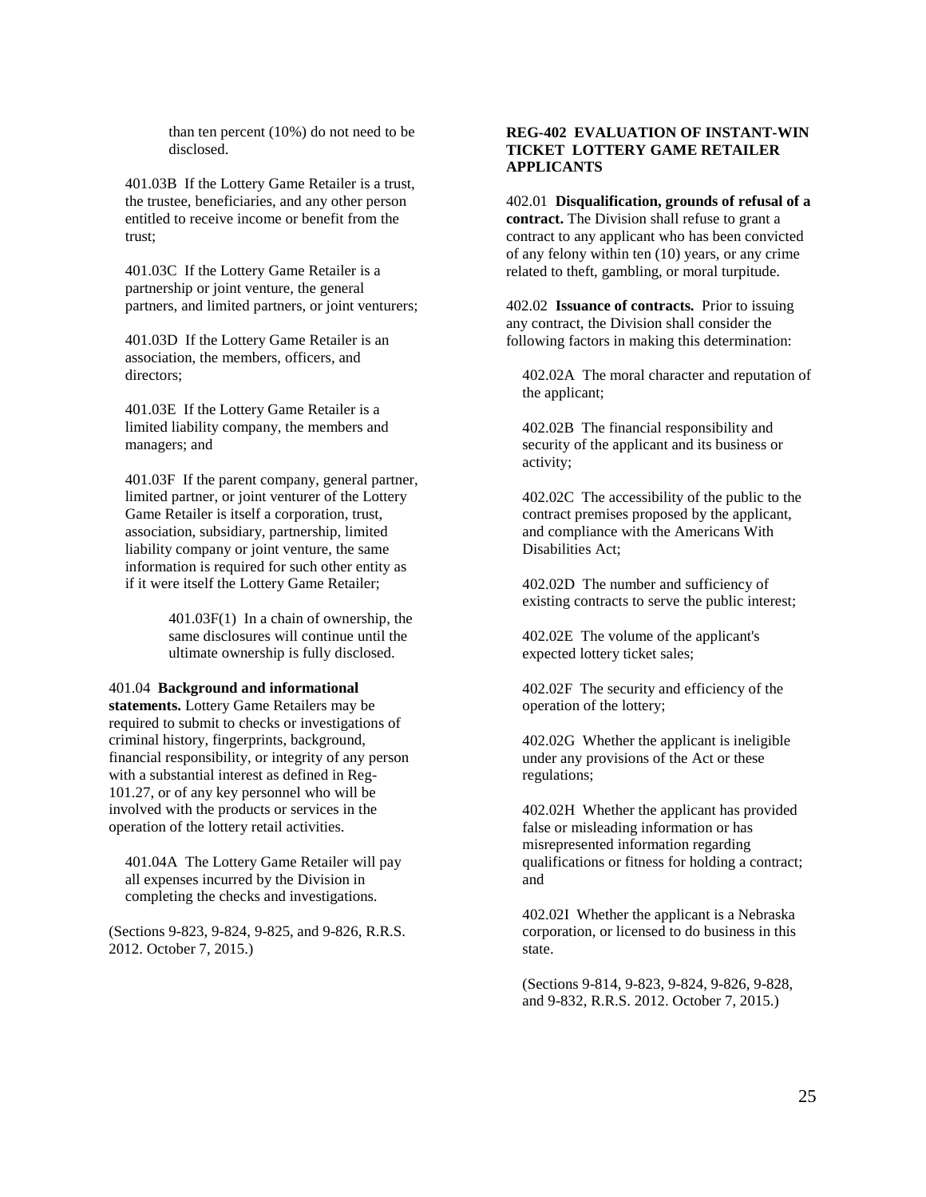than ten percent (10%) do not need to be disclosed.

401.03B If the Lottery Game Retailer is a trust, the trustee, beneficiaries, and any other person entitled to receive income or benefit from the trust;

401.03C If the Lottery Game Retailer is a partnership or joint venture, the general partners, and limited partners, or joint venturers;

401.03D If the Lottery Game Retailer is an association, the members, officers, and directors;

401.03E If the Lottery Game Retailer is a limited liability company, the members and managers; and

401.03F If the parent company, general partner, limited partner, or joint venturer of the Lottery Game Retailer is itself a corporation, trust, association, subsidiary, partnership, limited liability company or joint venture, the same information is required for such other entity as if it were itself the Lottery Game Retailer;

401.03F(1) In a chain of ownership, the same disclosures will continue until the ultimate ownership is fully disclosed.

401.04 **Background and informational statements.** Lottery Game Retailers may be required to submit to checks or investigations of criminal history, fingerprints, background, financial responsibility, or integrity of any person with a substantial interest as defined in Reg-101.27, or of any key personnel who will be involved with the products or services in the operation of the lottery retail activities.

401.04A The Lottery Game Retailer will pay all expenses incurred by the Division in completing the checks and investigations.

(Sections 9-823, 9-824, 9-825, and 9-826, R.R.S. 2012. October 7, 2015.)

**REG-402 EVALUATION OF INSTANT-WIN TICKET LOTTERY GAME RETAILER APPLICANTS**

402.01 **Disqualification, grounds of refusal of a contract.** The Division shall refuse to grant a contract to any applicant who has been convicted of any felony within ten (10) years, or any crime related to theft, gambling, or moral turpitude.

402.02 **Issuance of contracts.** Prior to issuing any contract, the Division shall consider the following factors in making this determination:

402.02A The moral character and reputation of the applicant;

402.02B The financial responsibility and security of the applicant and its business or activity;

402.02C The accessibility of the public to the contract premises proposed by the applicant, and compliance with the Americans With Disabilities Act;

402.02D The number and sufficiency of existing contracts to serve the public interest;

402.02E The volume of the applicant's expected lottery ticket sales;

402.02F The security and efficiency of the operation of the lottery;

402.02G Whether the applicant is ineligible under any provisions of the Act or these regulations;

402.02H Whether the applicant has provided false or misleading information or has misrepresented information regarding qualifications or fitness for holding a contract; and

402.02I Whether the applicant is a Nebraska corporation, or licensed to do business in this state.

(Sections 9-814, 9-823, 9-824, 9-826, 9-828, and 9-832, R.R.S. 2012. October 7, 2015.)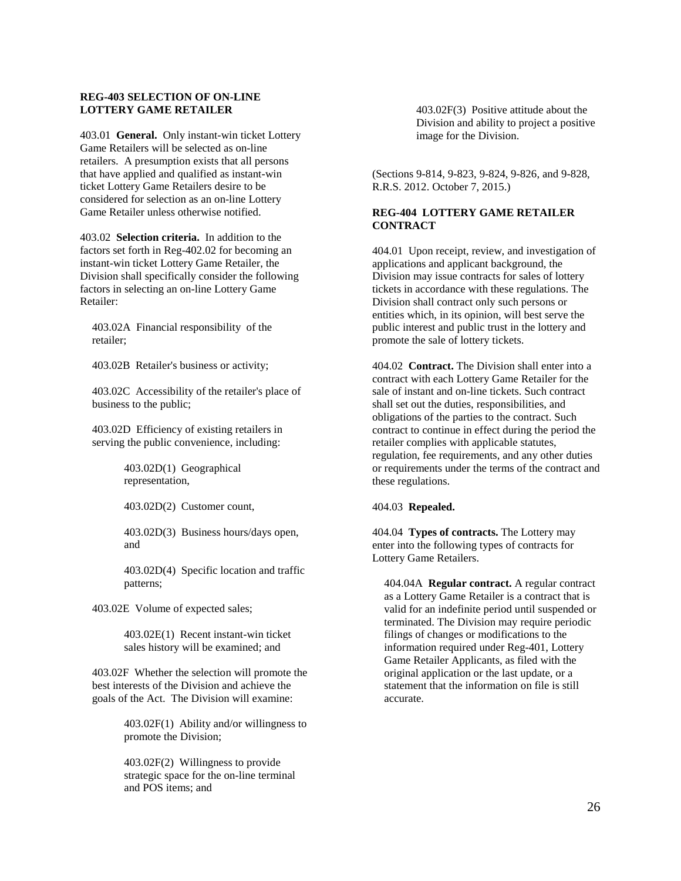**REG-403 SELECTION OF ON-LINE LOTTERY GAME RETAILER**

403.01 **General.** Only instant-win ticket Lottery Game Retailers will be selected as on-line retailers. A presumption exists that all persons that have applied and qualified as instant-win ticket Lottery Game Retailers desire to be considered for selection as an on-line Lottery Game Retailer unless otherwise notified.

403.02 **Selection criteria.** In addition to the factors set forth in Reg-402.02 for becoming an instant-win ticket Lottery Game Retailer, the Division shall specifically consider the following factors in selecting an on-line Lottery Game Retailer:

403.02A Financial responsibility of the retailer;

403.02B Retailer's business or activity;

403.02C Accessibility of the retailer's place of business to the public;

403.02D Efficiency of existing retailers in serving the public convenience, including:

403.02D(1) Geographical representation,

403.02D(2) Customer count,

403.02D(3) Business hours/days open, and

403.02D(4) Specific location and traffic patterns;

403.02E Volume of expected sales;

403.02E(1) Recent instant-win ticket sales history will be examined; and

403.02F Whether the selection will promote the best interests of the Division and achieve the goals of the Act. The Division will examine:

403.02F(1) Ability and/or willingness to promote the Division;

403.02F(2) Willingness to provide strategic space for the on-line terminal and POS items; and

403.02F(3) Positive attitude about the Division and ability to project a positive image for the Division.

(Sections 9-814, 9-823, 9-824, 9-826, and 9-828, R.R.S. 2012. October 7, 2015.)

**REG-404 LOTTERY GAME RETAILER CONTRACT**

404.01 Upon receipt, review, and investigation of applications and applicant background, the Division may issue contracts for sales of lottery tickets in accordance with these regulations. The Division shall contract only such persons or entities which, in its opinion, will best serve the public interest and public trust in the lottery and promote the sale of lottery tickets.

404.02 **Contract.** The Division shall enter into a contract with each Lottery Game Retailer for the sale of instant and on-line tickets. Such contract shall set out the duties, responsibilities, and obligations of the parties to the contract. Such contract to continue in effect during the period the retailer complies with applicable statutes, regulation, fee requirements, and any other duties or requirements under the terms of the contract and these regulations.

404.03 **Repealed.**

404.04 **Types of contracts.** The Lottery may enter into the following types of contracts for Lottery Game Retailers.

404.04A **Regular contract.** A regular contract as a Lottery Game Retailer is a contract that is valid for an indefinite period until suspended or terminated. The Division may require periodic filings of changes or modifications to the information required under Reg-401, Lottery Game Retailer Applicants, as filed with the original application or the last update, or a statement that the information on file is still accurate.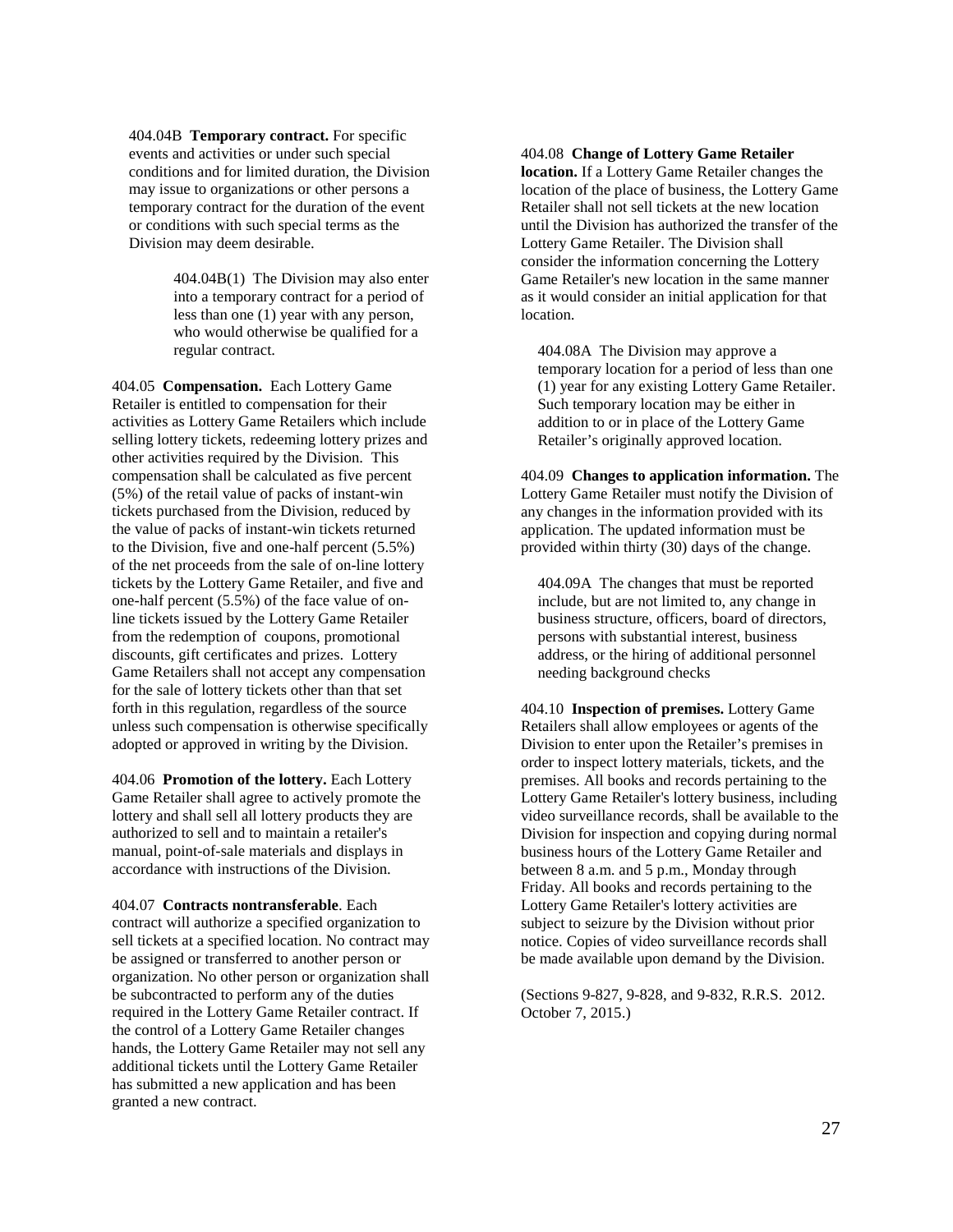404.04B **Temporary contract.** For specific events and activities or under such special conditions and for limited duration, the Division may issue to organizations or other persons a temporary contract for the duration of the event or conditions with such special terms as the Division may deem desirable.

404.04B(1) The Division may also enter into a temporary contract for a period of less than one (1) year with any person, who would otherwise be qualified for a regular contract.

404.05 **Compensation.** Each Lottery Game Retailer is entitled to compensation for their activities as Lottery Game Retailers which include selling lottery tickets, redeeming lottery prizes and other activities required by the Division. This compensation shall be calculated as five percent (5%) of the retail value of packs of instant-win tickets purchased from the Division, reduced by the value of packs of instant-win tickets returned to the Division, five and one-half percent (5.5%) of the net proceeds from the sale of on-line lottery tickets by the Lottery Game Retailer, and five and one-half percent (5.5%) of the face value of on-line tickets issued by the Lottery Game Retailer from the redemption of coupons, promotional discounts, gift certificates and prizes. Lottery Game Retailers shall not accept any compensation for the sale of lottery tickets other than that set forth in this regulation, regardless of the source unless such compensation is otherwise specifically adopted or approved in writing by the Division.

404.06 **Promotion of the lottery.** Each Lottery Game Retailer shall agree to actively promote the lottery and shall sell all lottery products they are authorized to sell and to maintain a retailer's manual, point-of-sale materials and displays in accordance with instructions of the Division.

404.07 **Contracts nontransferable**. Each contract will authorize a specified organization to sell tickets at a specified location. No contract may be assigned or transferred to another person or organization. No other person or organization shall be subcontracted to perform any of the duties required in the Lottery Game Retailer contract. If the control of a Lottery Game Retailer changes hands, the Lottery Game Retailer may not sell any additional tickets until the Lottery Game Retailer has submitted a new application and has been granted a new contract.

404.08 **Change of Lottery Game Retailer location.** If a Lottery Game Retailer changes the location of the place of business, the Lottery Game Retailer shall not sell tickets at the new location until the Division has authorized the transfer of the Lottery Game Retailer. The Division shall consider the information concerning the Lottery Game Retailer's new location in the same manner as it would consider an initial application for that location.

404.08A The Division may approve a temporary location for a period of less than one (1) year for any existing Lottery Game Retailer. Such temporary location may be either in addition to or in place of the Lottery Game Retailer's originally approved location.

404.09 **Changes to application information.** The Lottery Game Retailer must notify the Division of any changes in the information provided with its application. The updated information must be provided within thirty (30) days of the change.

404.09A The changes that must be reported include, but are not limited to, any change in business structure, officers, board of directors, persons with substantial interest, business address, or the hiring of additional personnel needing background checks

404.10 **Inspection of premises.** Lottery Game Retailers shall allow employees or agents of the Division to enter upon the Retailer's premises in order to inspect lottery materials, tickets, and the premises. All books and records pertaining to the Lottery Game Retailer's lottery business, including video surveillance records, shall be available to the Division for inspection and copying during normal business hours of the Lottery Game Retailer and between 8 a.m. and 5 p.m., Monday through Friday. All books and records pertaining to the Lottery Game Retailer's lottery activities are subject to seizure by the Division without prior notice. Copies of video surveillance records shall be made available upon demand by the Division.

(Sections 9-827, 9-828, and 9-832, R.R.S. 2012. October 7, 2015.)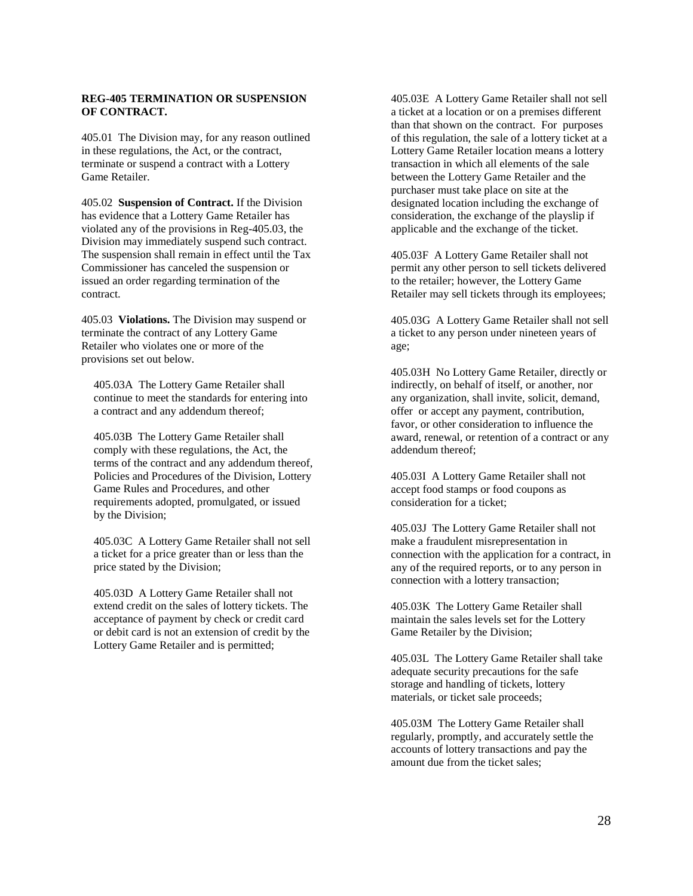**REG-405 TERMINATION OR SUSPENSION OF CONTRACT.**

405.01 The Division may, for any reason outlined in these regulations, the Act, or the contract, terminate or suspend a contract with a Lottery Game Retailer.

405.02 **Suspension of Contract.** If the Division has evidence that a Lottery Game Retailer has violated any of the provisions in Reg-405.03, the Division may immediately suspend such contract. The suspension shall remain in effect until the Tax Commissioner has canceled the suspension or issued an order regarding termination of the contract.

405.03 **Violations.** The Division may suspend or terminate the contract of any Lottery Game Retailer who violates one or more of the provisions set out below.

405.03A The Lottery Game Retailer shall continue to meet the standards for entering into a contract and any addendum thereof;

405.03B The Lottery Game Retailer shall comply with these regulations, the Act, the terms of the contract and any addendum thereof, Policies and Procedures of the Division, Lottery Game Rules and Procedures, and other requirements adopted, promulgated, or issued by the Division;

405.03C A Lottery Game Retailer shall not sell a ticket for a price greater than or less than the price stated by the Division;

405.03D A Lottery Game Retailer shall not extend credit on the sales of lottery tickets. The acceptance of payment by check or credit card or debit card is not an extension of credit by the Lottery Game Retailer and is permitted;

405.03E A Lottery Game Retailer shall not sell a ticket at a location or on a premises different than that shown on the contract. For purposes of this regulation, the sale of a lottery ticket at a Lottery Game Retailer location means a lottery transaction in which all elements of the sale between the Lottery Game Retailer and the purchaser must take place on site at the designated location including the exchange of consideration, the exchange of the playslip if applicable and the exchange of the ticket.

405.03F A Lottery Game Retailer shall not permit any other person to sell tickets delivered to the retailer; however, the Lottery Game Retailer may sell tickets through its employees;

405.03G A Lottery Game Retailer shall not sell a ticket to any person under nineteen years of age;

405.03H No Lottery Game Retailer, directly or indirectly, on behalf of itself, or another, nor any organization, shall invite, solicit, demand, offer or accept any payment, contribution, favor, or other consideration to influence the award, renewal, or retention of a contract or any addendum thereof;

405.03I A Lottery Game Retailer shall not accept food stamps or food coupons as consideration for a ticket;

405.03J The Lottery Game Retailer shall not make a fraudulent misrepresentation in connection with the application for a contract, in any of the required reports, or to any person in connection with a lottery transaction;

405.03K The Lottery Game Retailer shall maintain the sales levels set for the Lottery Game Retailer by the Division;

405.03L The Lottery Game Retailer shall take adequate security precautions for the safe storage and handling of tickets, lottery materials, or ticket sale proceeds;

405.03M The Lottery Game Retailer shall regularly, promptly, and accurately settle the accounts of lottery transactions and pay the amount due from the ticket sales;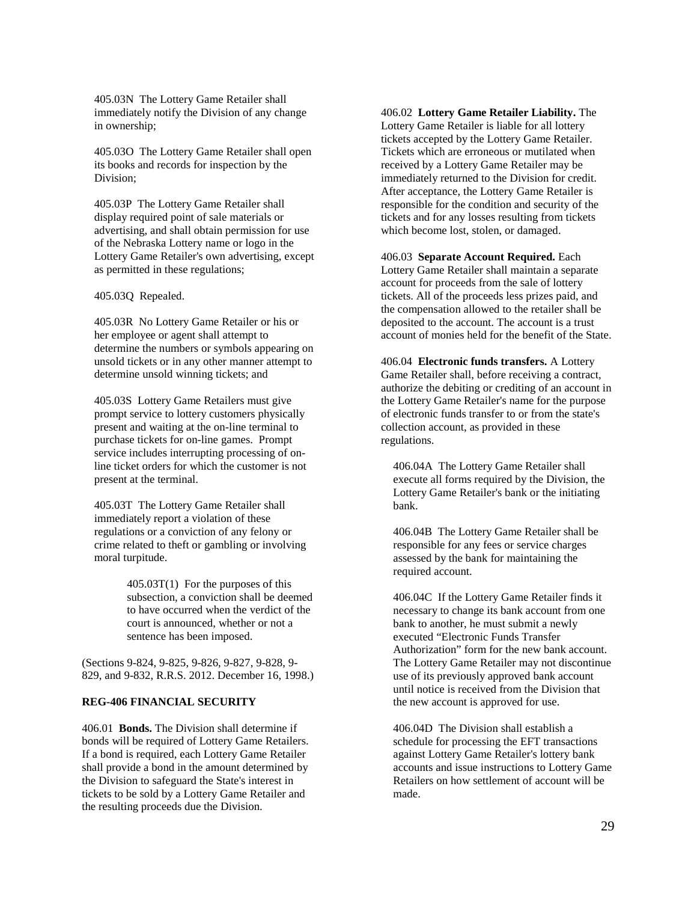405.03N The Lottery Game Retailer shall immediately notify the Division of any change in ownership;

405.03O The Lottery Game Retailer shall open its books and records for inspection by the Division;

405.03P The Lottery Game Retailer shall display required point of sale materials or advertising, and shall obtain permission for use of the Nebraska Lottery name or logo in the Lottery Game Retailer's own advertising, except as permitted in these regulations;

405.03Q Repealed.

405.03R No Lottery Game Retailer or his or her employee or agent shall attempt to determine the numbers or symbols appearing on unsold tickets or in any other manner attempt to determine unsold winning tickets; and

405.03S Lottery Game Retailers must give prompt service to lottery customers physically present and waiting at the on-line terminal to purchase tickets for on-line games. Prompt service includes interrupting processing of on-line ticket orders for which the customer is not present at the terminal.

405.03T The Lottery Game Retailer shall immediately report a violation of these regulations or a conviction of any felony or crime related to theft or gambling or involving moral turpitude.

405.03T(1) For the purposes of this subsection, a conviction shall be deemed to have occurred when the verdict of the court is announced, whether or not a sentence has been imposed.

(Sections 9-824, 9-825, 9-826, 9-827, 9-828, 9-829, and 9-832, R.R.S. 2012. December 16, 1998.)

**REG-406 FINANCIAL SECURITY**

406.01 **Bonds.** The Division shall determine if bonds will be required of Lottery Game Retailers. If a bond is required, each Lottery Game Retailer shall provide a bond in the amount determined by the Division to safeguard the State's interest in tickets to be sold by a Lottery Game Retailer and the resulting proceeds due the Division.

406.02 **Lottery Game Retailer Liability.** The Lottery Game Retailer is liable for all lottery tickets accepted by the Lottery Game Retailer. Tickets which are erroneous or mutilated when received by a Lottery Game Retailer may be immediately returned to the Division for credit. After acceptance, the Lottery Game Retailer is responsible for the condition and security of the tickets and for any losses resulting from tickets which become lost, stolen, or damaged.

406.03 **Separate Account Required.** Each Lottery Game Retailer shall maintain a separate account for proceeds from the sale of lottery tickets. All of the proceeds less prizes paid, and the compensation allowed to the retailer shall be deposited to the account. The account is a trust account of monies held for the benefit of the State.

406.04 **Electronic funds transfers.** A Lottery Game Retailer shall, before receiving a contract, authorize the debiting or crediting of an account in the Lottery Game Retailer's name for the purpose of electronic funds transfer to or from the state's collection account, as provided in these regulations.

406.04A The Lottery Game Retailer shall execute all forms required by the Division, the Lottery Game Retailer's bank or the initiating bank.

406.04B The Lottery Game Retailer shall be responsible for any fees or service charges assessed by the bank for maintaining the required account.

406.04C If the Lottery Game Retailer finds it necessary to change its bank account from one bank to another, he must submit a newly executed "Electronic Funds Transfer Authorization" form for the new bank account. The Lottery Game Retailer may not discontinue use of its previously approved bank account until notice is received from the Division that the new account is approved for use.

406.04D The Division shall establish a schedule for processing the EFT transactions against Lottery Game Retailer's lottery bank accounts and issue instructions to Lottery Game Retailers on how settlement of account will be made.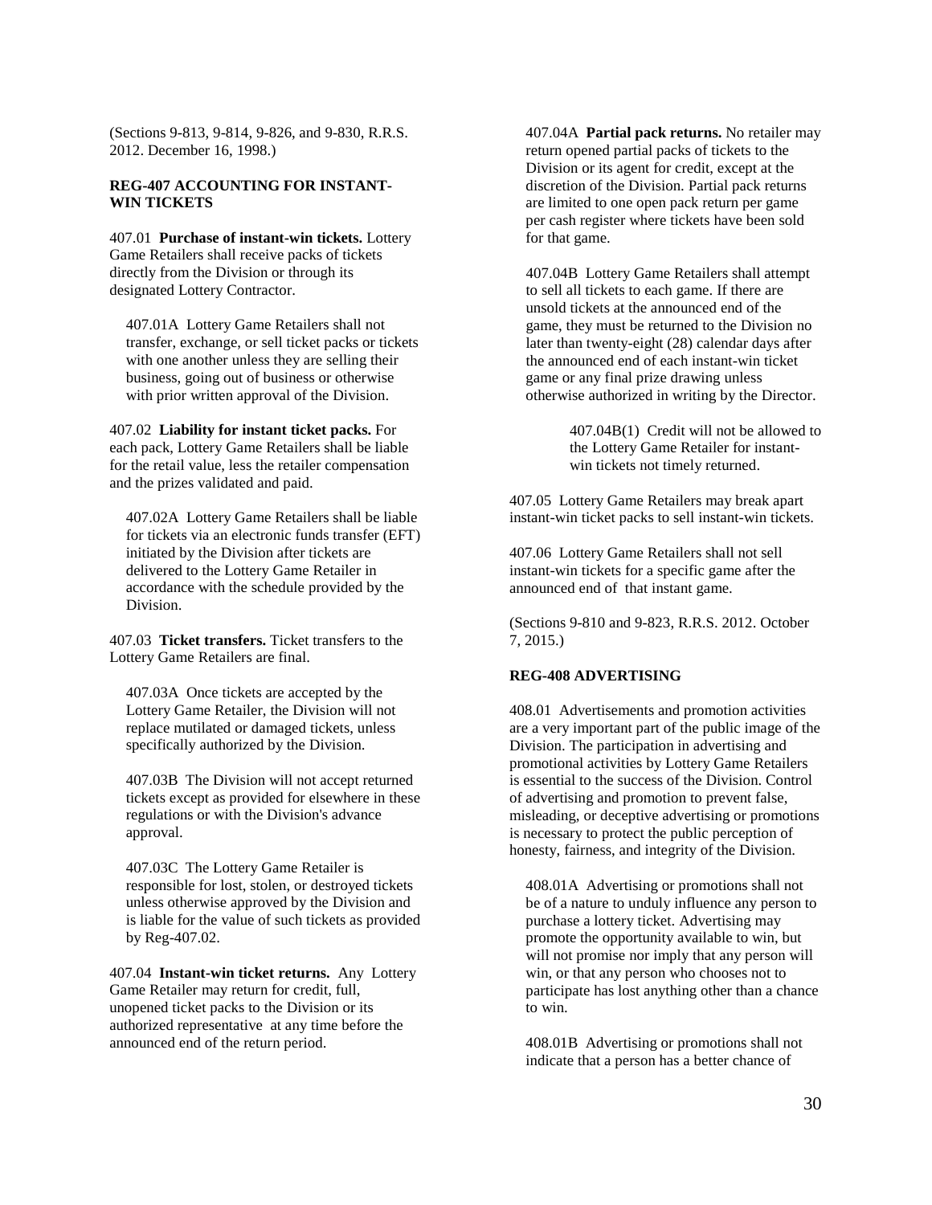(Sections 9-813, 9-814, 9-826, and 9-830, R.R.S. 2012. December 16, 1998.)

**REG-407 ACCOUNTING FOR INSTANT-WIN TICKETS**

407.01 **Purchase of instant-win tickets.** Lottery Game Retailers shall receive packs of tickets directly from the Division or through its designated Lottery Contractor.

407.01A Lottery Game Retailers shall not transfer, exchange, or sell ticket packs or tickets with one another unless they are selling their business, going out of business or otherwise with prior written approval of the Division.

407.02 **Liability for instant ticket packs.** For each pack, Lottery Game Retailers shall be liable for the retail value, less the retailer compensation and the prizes validated and paid.

407.02A Lottery Game Retailers shall be liable for tickets via an electronic funds transfer (EFT) initiated by the Division after tickets are delivered to the Lottery Game Retailer in accordance with the schedule provided by the Division.

407.03 **Ticket transfers.** Ticket transfers to the Lottery Game Retailers are final.

407.03A Once tickets are accepted by the Lottery Game Retailer, the Division will not replace mutilated or damaged tickets, unless specifically authorized by the Division.

407.03B The Division will not accept returned tickets except as provided for elsewhere in these regulations or with the Division's advance approval.

407.03C The Lottery Game Retailer is responsible for lost, stolen, or destroyed tickets unless otherwise approved by the Division and is liable for the value of such tickets as provided by Reg-407.02.

407.04 **Instant-win ticket returns.** Any Lottery Game Retailer may return for credit, full, unopened ticket packs to the Division or its authorized representative at any time before the announced end of the return period.

407.04A **Partial pack returns.** No retailer may return opened partial packs of tickets to the Division or its agent for credit, except at the discretion of the Division. Partial pack returns are limited to one open pack return per game per cash register where tickets have been sold for that game.

407.04B Lottery Game Retailers shall attempt to sell all tickets to each game. If there are unsold tickets at the announced end of the game, they must be returned to the Division no later than twenty-eight (28) calendar days after the announced end of each instant-win ticket game or any final prize drawing unless otherwise authorized in writing by the Director.

407.04B(1) Credit will not be allowed to the Lottery Game Retailer for instant-win tickets not timely returned.

407.05 Lottery Game Retailers may break apart instant-win ticket packs to sell instant-win tickets.

407.06 Lottery Game Retailers shall not sell instant-win tickets for a specific game after the announced end of that instant game.

(Sections 9-810 and 9-823, R.R.S. 2012. October 7, 2015.)

**REG-408 ADVERTISING**

408.01 Advertisements and promotion activities are a very important part of the public image of the Division. The participation in advertising and promotional activities by Lottery Game Retailers is essential to the success of the Division. Control of advertising and promotion to prevent false, misleading, or deceptive advertising or promotions is necessary to protect the public perception of honesty, fairness, and integrity of the Division.

408.01A Advertising or promotions shall not be of a nature to unduly influence any person to purchase a lottery ticket. Advertising may promote the opportunity available to win, but will not promise nor imply that any person will win, or that any person who chooses not to participate has lost anything other than a chance to win.

408.01B Advertising or promotions shall not indicate that a person has a better chance of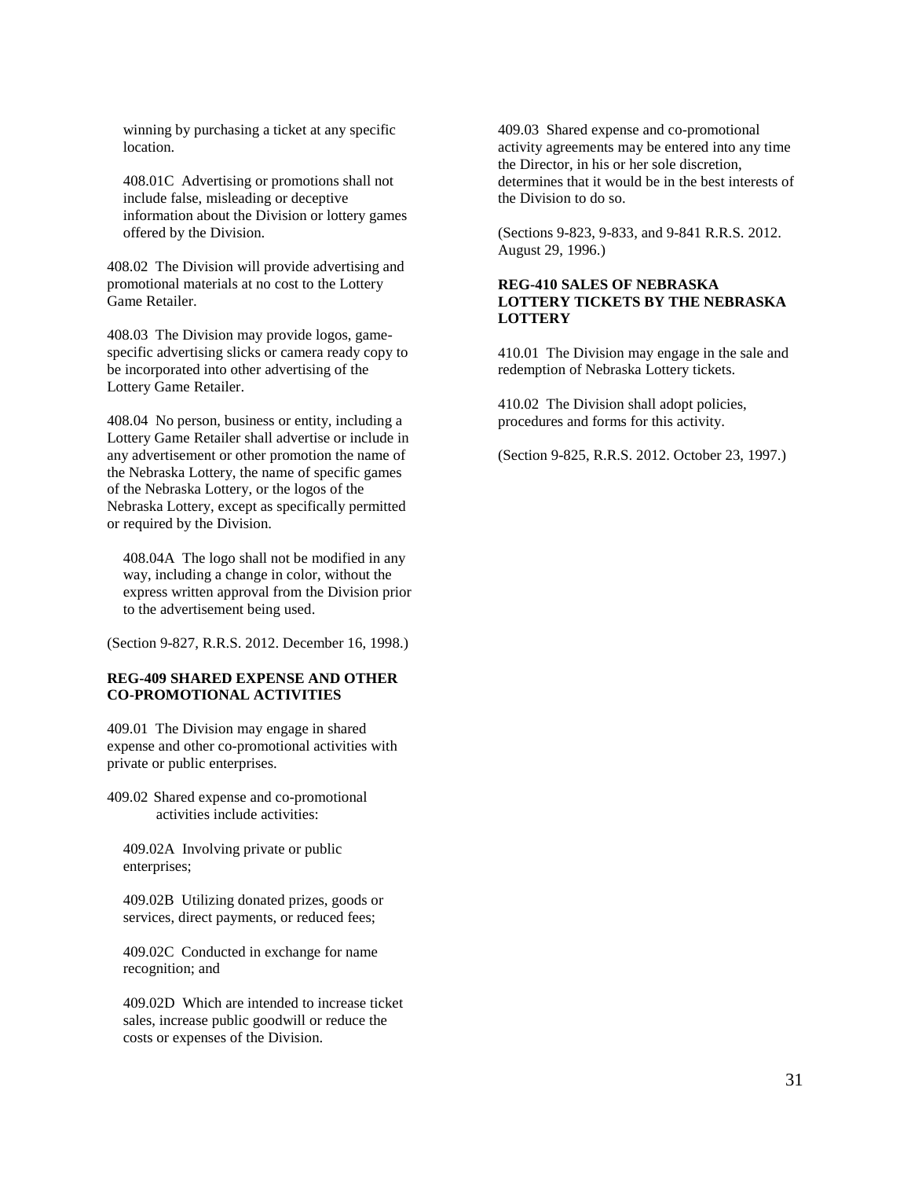winning by purchasing a ticket at any specific location.

408.01C Advertising or promotions shall not include false, misleading or deceptive information about the Division or lottery games offered by the Division.

408.02 The Division will provide advertising and promotional materials at no cost to the Lottery Game Retailer.

408.03 The Division may provide logos, game-specific advertising slicks or camera ready copy to be incorporated into other advertising of the Lottery Game Retailer.

408.04 No person, business or entity, including a Lottery Game Retailer shall advertise or include in any advertisement or other promotion the name of the Nebraska Lottery, the name of specific games of the Nebraska Lottery, or the logos of the Nebraska Lottery, except as specifically permitted or required by the Division.

408.04A The logo shall not be modified in any way, including a change in color, without the express written approval from the Division prior to the advertisement being used.

(Section 9-827, R.R.S. 2012. December 16, 1998.)

**REG-409 SHARED EXPENSE AND OTHER CO-PROMOTIONAL ACTIVITIES**

409.01 The Division may engage in shared expense and other co-promotional activities with private or public enterprises.

409.02 Shared expense and co-promotional activities include activities:

409.02A Involving private or public enterprises;

409.02B Utilizing donated prizes, goods or services, direct payments, or reduced fees;

409.02C Conducted in exchange for name recognition; and

409.02D Which are intended to increase ticket sales, increase public goodwill or reduce the costs or expenses of the Division.

409.03 Shared expense and co-promotional activity agreements may be entered into any time the Director, in his or her sole discretion, determines that it would be in the best interests of the Division to do so.

(Sections 9-823, 9-833, and 9-841 R.R.S. 2012. August 29, 1996.)

**REG-410 SALES OF NEBRASKA LOTTERY TICKETS BY THE NEBRASKA LOTTERY**

410.01 The Division may engage in the sale and redemption of Nebraska Lottery tickets.

410.02 The Division shall adopt policies, procedures and forms for this activity.

(Section 9-825, R.R.S. 2012. October 23, 1997.)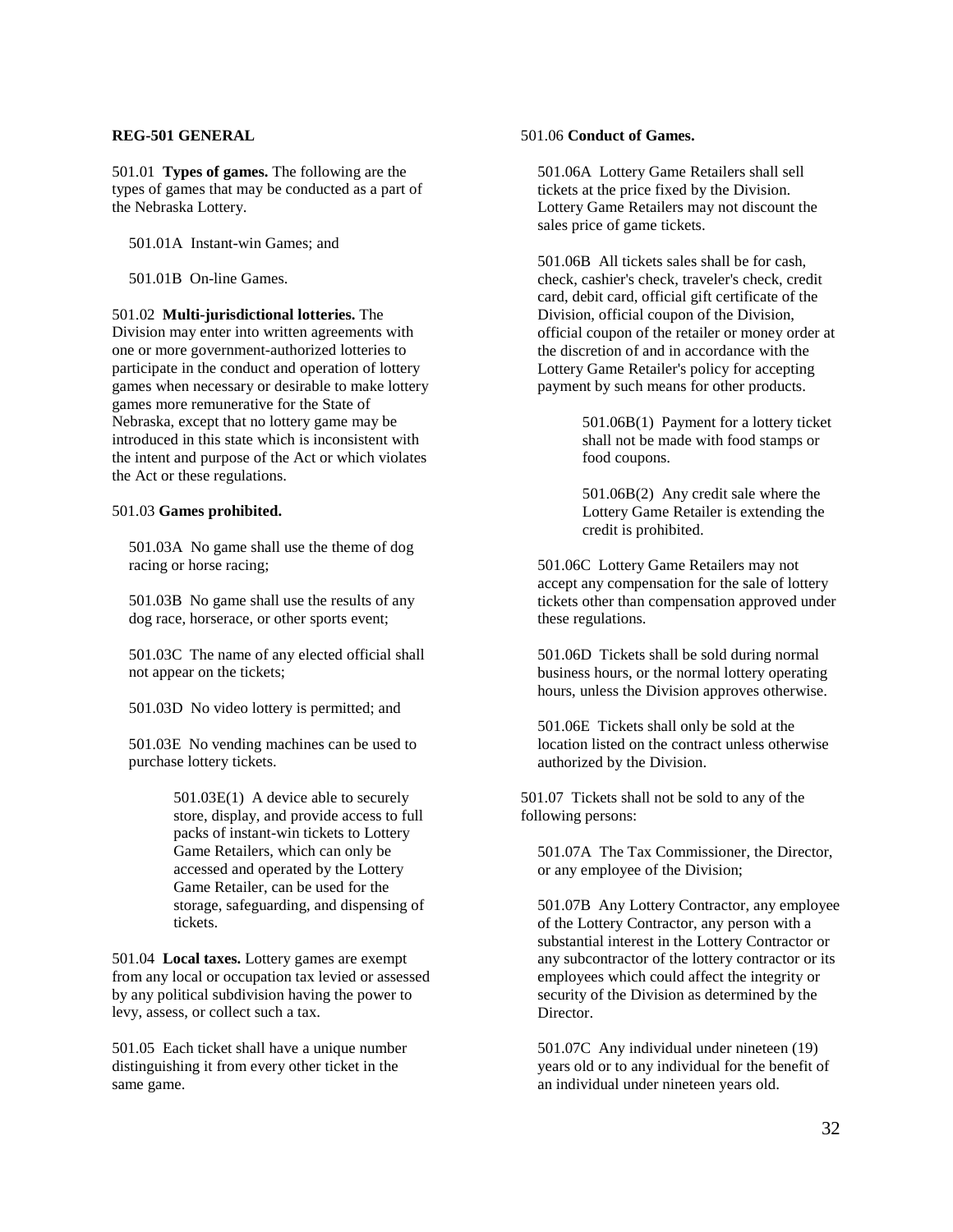**REG-501 GENERAL**

501.01 **Types of games.** The following are the types of games that may be conducted as a part of the Nebraska Lottery.

501.01A Instant-win Games; and

501.01B On-line Games.

501.02 **Multi-jurisdictional lotteries.** The Division may enter into written agreements with one or more government-authorized lotteries to participate in the conduct and operation of lottery games when necessary or desirable to make lottery games more remunerative for the State of Nebraska, except that no lottery game may be introduced in this state which is inconsistent with the intent and purpose of the Act or which violates the Act or these regulations.

501.03 **Games prohibited.**

501.03A No game shall use the theme of dog racing or horse racing;

501.03B No game shall use the results of any dog race, horserace, or other sports event;

501.03C The name of any elected official shall not appear on the tickets;

501.03D No video lottery is permitted; and

501.03E No vending machines can be used to purchase lottery tickets.

501.03E(1) A device able to securely store, display, and provide access to full packs of instant-win tickets to Lottery Game Retailers, which can only be accessed and operated by the Lottery Game Retailer, can be used for the storage, safeguarding, and dispensing of tickets.

501.04 **Local taxes.** Lottery games are exempt from any local or occupation tax levied or assessed by any political subdivision having the power to levy, assess, or collect such a tax.

501.05 Each ticket shall have a unique number distinguishing it from every other ticket in the same game.

501.06 **Conduct of Games.**

501.06A Lottery Game Retailers shall sell tickets at the price fixed by the Division. Lottery Game Retailers may not discount the sales price of game tickets.

501.06B All tickets sales shall be for cash, check, cashier's check, traveler's check, credit card, debit card, official gift certificate of the Division, official coupon of the Division, official coupon of the retailer or money order at the discretion of and in accordance with the Lottery Game Retailer's policy for accepting payment by such means for other products.

501.06B(1) Payment for a lottery ticket shall not be made with food stamps or food coupons.

501.06B(2) Any credit sale where the Lottery Game Retailer is extending the credit is prohibited.

501.06C Lottery Game Retailers may not accept any compensation for the sale of lottery tickets other than compensation approved under these regulations.

501.06D Tickets shall be sold during normal business hours, or the normal lottery operating hours, unless the Division approves otherwise.

501.06E Tickets shall only be sold at the location listed on the contract unless otherwise authorized by the Division.

501.07 Tickets shall not be sold to any of the following persons:

501.07A The Tax Commissioner, the Director, or any employee of the Division;

501.07B Any Lottery Contractor, any employee of the Lottery Contractor, any person with a substantial interest in the Lottery Contractor or any subcontractor of the lottery contractor or its employees which could affect the integrity or security of the Division as determined by the Director.

501.07C Any individual under nineteen (19) years old or to any individual for the benefit of an individual under nineteen years old.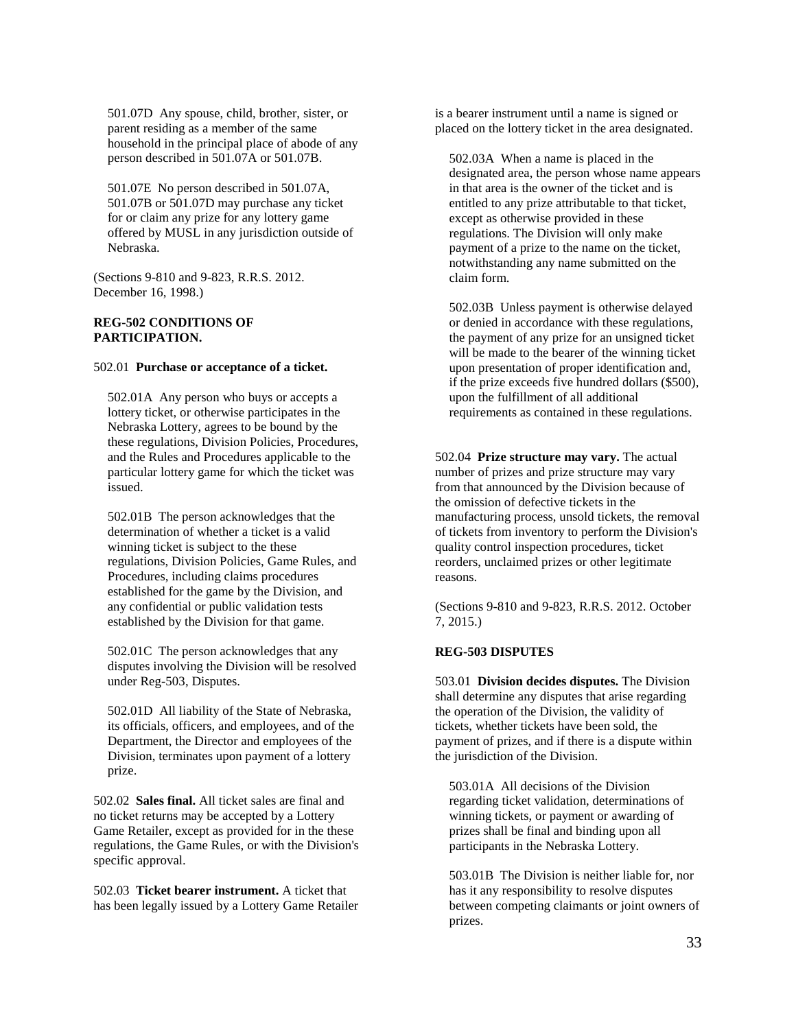501.07D Any spouse, child, brother, sister, or parent residing as a member of the same household in the principal place of abode of any person described in 501.07A or 501.07B.

501.07E No person described in 501.07A, 501.07B or 501.07D may purchase any ticket for or claim any prize for any lottery game offered by MUSL in any jurisdiction outside of Nebraska.

(Sections 9-810 and 9-823, R.R.S. 2012. December 16, 1998.)

**REG-502 CONDITIONS OF PARTICIPATION.**

502.01 **Purchase or acceptance of a ticket.**

502.01A Any person who buys or accepts a lottery ticket, or otherwise participates in the Nebraska Lottery, agrees to be bound by the these regulations, Division Policies, Procedures, and the Rules and Procedures applicable to the particular lottery game for which the ticket was issued.

502.01B The person acknowledges that the determination of whether a ticket is a valid winning ticket is subject to the these regulations, Division Policies, Game Rules, and Procedures, including claims procedures established for the game by the Division, and any confidential or public validation tests established by the Division for that game.

502.01C The person acknowledges that any disputes involving the Division will be resolved under Reg-503, Disputes.

502.01D All liability of the State of Nebraska, its officials, officers, and employees, and of the Department, the Director and employees of the Division, terminates upon payment of a lottery prize.

502.02 **Sales final.** All ticket sales are final and no ticket returns may be accepted by a Lottery Game Retailer, except as provided for in the these regulations, the Game Rules, or with the Division's specific approval.

502.03 **Ticket bearer instrument.** A ticket that has been legally issued by a Lottery Game Retailer is a bearer instrument until a name is signed or placed on the lottery ticket in the area designated.

502.03A When a name is placed in the designated area, the person whose name appears in that area is the owner of the ticket and is entitled to any prize attributable to that ticket, except as otherwise provided in these regulations. The Division will only make payment of a prize to the name on the ticket, notwithstanding any name submitted on the claim form.

502.03B Unless payment is otherwise delayed or denied in accordance with these regulations, the payment of any prize for an unsigned ticket will be made to the bearer of the winning ticket upon presentation of proper identification and, if the prize exceeds five hundred dollars ($500), upon the fulfillment of all additional requirements as contained in these regulations.

502.04 **Prize structure may vary.** The actual number of prizes and prize structure may vary from that announced by the Division because of the omission of defective tickets in the manufacturing process, unsold tickets, the removal of tickets from inventory to perform the Division's quality control inspection procedures, ticket reorders, unclaimed prizes or other legitimate reasons.

(Sections 9-810 and 9-823, R.R.S. 2012. October 7, 2015.)

**REG-503 DISPUTES**

503.01 **Division decides disputes.** The Division shall determine any disputes that arise regarding the operation of the Division, the validity of tickets, whether tickets have been sold, the payment of prizes, and if there is a dispute within the jurisdiction of the Division.

503.01A All decisions of the Division regarding ticket validation, determinations of winning tickets, or payment or awarding of prizes shall be final and binding upon all participants in the Nebraska Lottery.

503.01B The Division is neither liable for, nor has it any responsibility to resolve disputes between competing claimants or joint owners of prizes.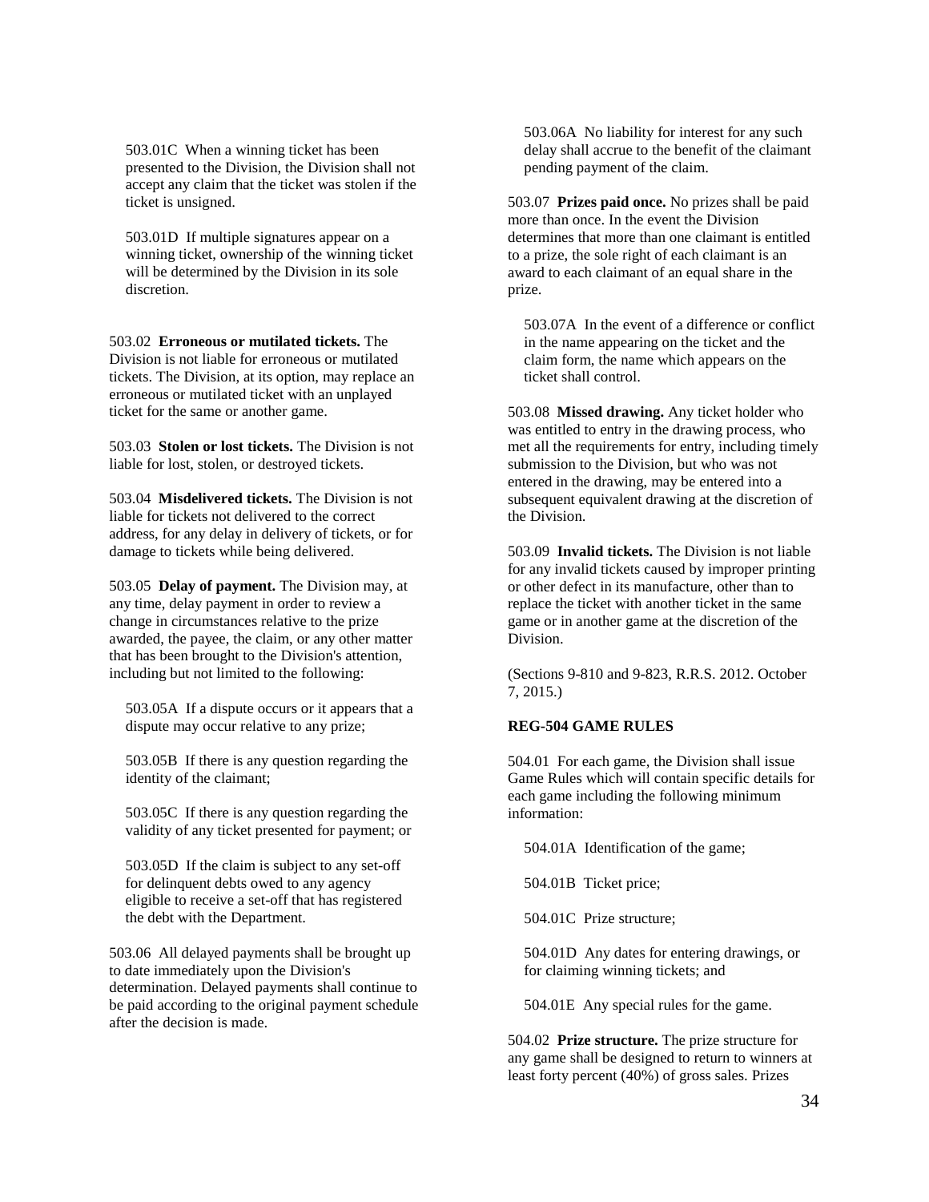503.01C When a winning ticket has been presented to the Division, the Division shall not accept any claim that the ticket was stolen if the ticket is unsigned.

503.01D If multiple signatures appear on a winning ticket, ownership of the winning ticket will be determined by the Division in its sole discretion.

503.02 **Erroneous or mutilated tickets.** The Division is not liable for erroneous or mutilated tickets. The Division, at its option, may replace an erroneous or mutilated ticket with an unplayed ticket for the same or another game.

503.03 **Stolen or lost tickets.** The Division is not liable for lost, stolen, or destroyed tickets.

503.04 **Misdelivered tickets.** The Division is not liable for tickets not delivered to the correct address, for any delay in delivery of tickets, or for damage to tickets while being delivered.

503.05 **Delay of payment.** The Division may, at any time, delay payment in order to review a change in circumstances relative to the prize awarded, the payee, the claim, or any other matter that has been brought to the Division's attention, including but not limited to the following:

503.05A If a dispute occurs or it appears that a dispute may occur relative to any prize;

503.05B If there is any question regarding the identity of the claimant;

503.05C If there is any question regarding the validity of any ticket presented for payment; or

503.05D If the claim is subject to any set-off for delinquent debts owed to any agency eligible to receive a set-off that has registered the debt with the Department.

503.06 All delayed payments shall be brought up to date immediately upon the Division's determination. Delayed payments shall continue to be paid according to the original payment schedule after the decision is made.

503.06A No liability for interest for any such delay shall accrue to the benefit of the claimant pending payment of the claim.

503.07 **Prizes paid once.** No prizes shall be paid more than once. In the event the Division determines that more than one claimant is entitled to a prize, the sole right of each claimant is an award to each claimant of an equal share in the prize.

503.07A In the event of a difference or conflict in the name appearing on the ticket and the claim form, the name which appears on the ticket shall control.

503.08 **Missed drawing.** Any ticket holder who was entitled to entry in the drawing process, who met all the requirements for entry, including timely submission to the Division, but who was not entered in the drawing, may be entered into a subsequent equivalent drawing at the discretion of the Division.

503.09 **Invalid tickets.** The Division is not liable for any invalid tickets caused by improper printing or other defect in its manufacture, other than to replace the ticket with another ticket in the same game or in another game at the discretion of the Division.

(Sections 9-810 and 9-823, R.R.S. 2012. October 7, 2015.)

**REG-504 GAME RULES**

504.01 For each game, the Division shall issue Game Rules which will contain specific details for each game including the following minimum information:

504.01A Identification of the game;

504.01B Ticket price;

504.01C Prize structure;

504.01D Any dates for entering drawings, or for claiming winning tickets; and

504.01E Any special rules for the game.

504.02 **Prize structure.** The prize structure for any game shall be designed to return to winners at least forty percent (40%) of gross sales. Prizes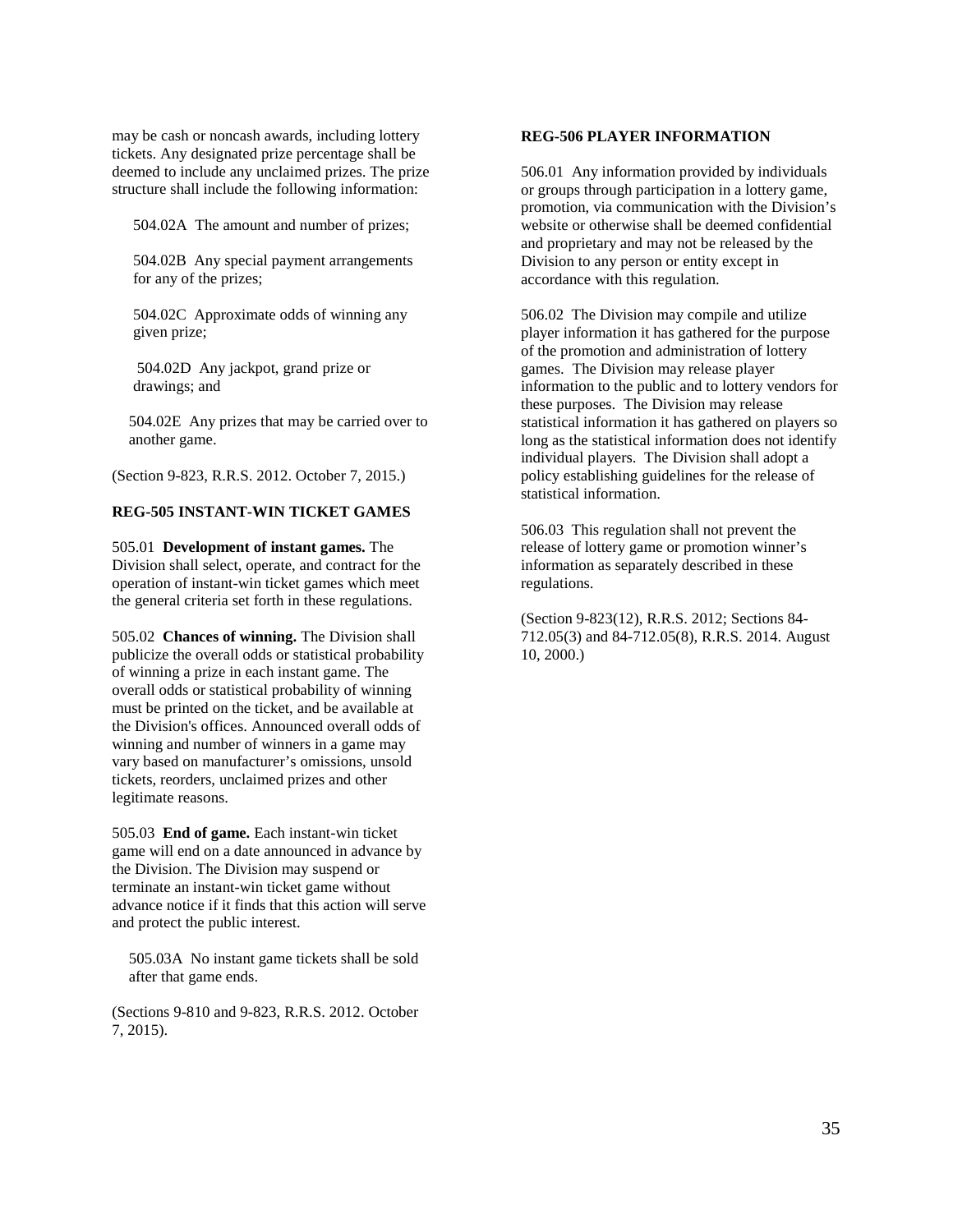may be cash or noncash awards, including lottery tickets. Any designated prize percentage shall be deemed to include any unclaimed prizes. The prize structure shall include the following information:

504.02A The amount and number of prizes;

504.02B Any special payment arrangements for any of the prizes;

504.02C Approximate odds of winning any given prize;

504.02D Any jackpot, grand prize or drawings; and

504.02E Any prizes that may be carried over to another game.

(Section 9-823, R.R.S. 2012. October 7, 2015.)

**REG-505 INSTANT-WIN TICKET GAMES**

505.01 **Development of instant games.** The Division shall select, operate, and contract for the operation of instant-win ticket games which meet the general criteria set forth in these regulations.

505.02 **Chances of winning.** The Division shall publicize the overall odds or statistical probability of winning a prize in each instant game. The overall odds or statistical probability of winning must be printed on the ticket, and be available at the Division's offices. Announced overall odds of winning and number of winners in a game may vary based on manufacturer's omissions, unsold tickets, reorders, unclaimed prizes and other legitimate reasons.

505.03 **End of game.** Each instant-win ticket game will end on a date announced in advance by the Division. The Division may suspend or terminate an instant-win ticket game without advance notice if it finds that this action will serve and protect the public interest.

505.03A No instant game tickets shall be sold after that game ends.

(Sections 9-810 and 9-823, R.R.S. 2012. October 7, 2015).

**REG-506 PLAYER INFORMATION**

506.01 Any information provided by individuals or groups through participation in a lottery game, promotion, via communication with the Division's website or otherwise shall be deemed confidential and proprietary and may not be released by the Division to any person or entity except in accordance with this regulation.

506.02 The Division may compile and utilize player information it has gathered for the purpose of the promotion and administration of lottery games. The Division may release player information to the public and to lottery vendors for these purposes. The Division may release statistical information it has gathered on players so long as the statistical information does not identify individual players. The Division shall adopt a policy establishing guidelines for the release of statistical information.

506.03 This regulation shall not prevent the release of lottery game or promotion winner's information as separately described in these regulations.

(Section 9-823(12), R.R.S. 2012; Sections 84-712.05(3) and 84-712.05(8), R.R.S. 2014. August 10, 2000.)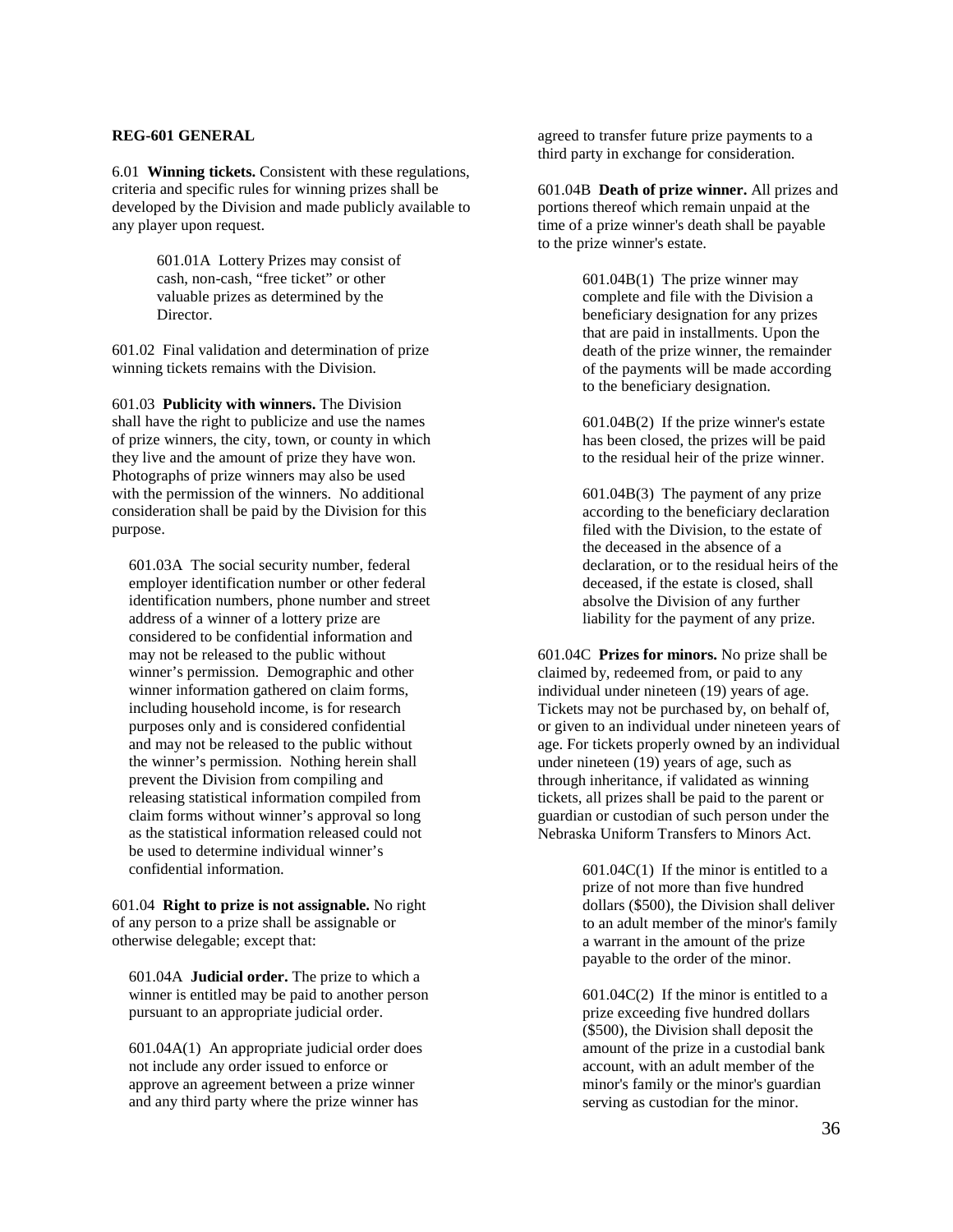**REG-601 GENERAL**

6.01 **Winning tickets.** Consistent with these regulations, criteria and specific rules for winning prizes shall be developed by the Division and made publicly available to any player upon request.

601.01A Lottery Prizes may consist of cash, non-cash, "free ticket" or other valuable prizes as determined by the Director.

601.02 Final validation and determination of prize winning tickets remains with the Division.

601.03 **Publicity with winners.** The Division shall have the right to publicize and use the names of prize winners, the city, town, or county in which they live and the amount of prize they have won. Photographs of prize winners may also be used with the permission of the winners. No additional consideration shall be paid by the Division for this purpose.

601.03A The social security number, federal employer identification number or other federal identification numbers, phone number and street address of a winner of a lottery prize are considered to be confidential information and may not be released to the public without winner's permission. Demographic and other winner information gathered on claim forms, including household income, is for research purposes only and is considered confidential and may not be released to the public without the winner's permission. Nothing herein shall prevent the Division from compiling and releasing statistical information compiled from claim forms without winner's approval so long as the statistical information released could not be used to determine individual winner's confidential information.

601.04 **Right to prize is not assignable.** No right of any person to a prize shall be assignable or otherwise delegable; except that:

601.04A **Judicial order.** The prize to which a winner is entitled may be paid to another person pursuant to an appropriate judicial order.

601.04A(1) An appropriate judicial order does not include any order issued to enforce or approve an agreement between a prize winner and any third party where the prize winner has agreed to transfer future prize payments to a third party in exchange for consideration.

601.04B **Death of prize winner.** All prizes and portions thereof which remain unpaid at the time of a prize winner's death shall be payable to the prize winner's estate.

601.04B(1) The prize winner may complete and file with the Division a beneficiary designation for any prizes that are paid in installments. Upon the death of the prize winner, the remainder of the payments will be made according to the beneficiary designation.

601.04B(2) If the prize winner's estate has been closed, the prizes will be paid to the residual heir of the prize winner.

601.04B(3) The payment of any prize according to the beneficiary declaration filed with the Division, to the estate of the deceased in the absence of a declaration, or to the residual heirs of the deceased, if the estate is closed, shall absolve the Division of any further liability for the payment of any prize.

601.04C **Prizes for minors.** No prize shall be claimed by, redeemed from, or paid to any individual under nineteen (19) years of age. Tickets may not be purchased by, on behalf of, or given to an individual under nineteen years of age. For tickets properly owned by an individual under nineteen (19) years of age, such as through inheritance, if validated as winning tickets, all prizes shall be paid to the parent or guardian or custodian of such person under the Nebraska Uniform Transfers to Minors Act.

601.04C(1) If the minor is entitled to a prize of not more than five hundred dollars ($500), the Division shall deliver to an adult member of the minor's family a warrant in the amount of the prize payable to the order of the minor.

601.04C(2) If the minor is entitled to a prize exceeding five hundred dollars ($500), the Division shall deposit the amount of the prize in a custodial bank account, with an adult member of the minor's family or the minor's guardian serving as custodian for the minor.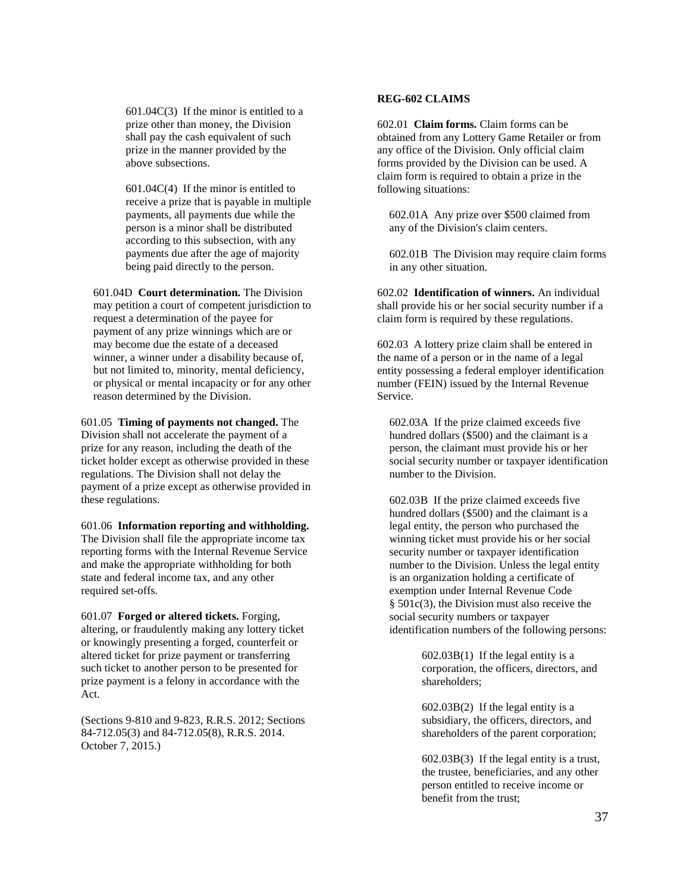601.04C(3) If the minor is entitled to a prize other than money, the Division shall pay the cash equivalent of such prize in the manner provided by the above subsections.

601.04C(4) If the minor is entitled to receive a prize that is payable in multiple payments, all payments due while the person is a minor shall be distributed according to this subsection, with any payments due after the age of majority being paid directly to the person.

601.04D **Court determination.** The Division may petition a court of competent jurisdiction to request a determination of the payee for payment of any prize winnings which are or may become due the estate of a deceased winner, a winner under a disability because of, but not limited to, minority, mental deficiency, or physical or mental incapacity or for any other reason determined by the Division.

601.05 **Timing of payments not changed.** The Division shall not accelerate the payment of a prize for any reason, including the death of the ticket holder except as otherwise provided in these regulations. The Division shall not delay the payment of a prize except as otherwise provided in these regulations.

601.06 **Information reporting and withholding.** The Division shall file the appropriate income tax reporting forms with the Internal Revenue Service and make the appropriate withholding for both state and federal income tax, and any other required set-offs.

601.07 **Forged or altered tickets.** Forging, altering, or fraudulently making any lottery ticket or knowingly presenting a forged, counterfeit or altered ticket for prize payment or transferring such ticket to another person to be presented for prize payment is a felony in accordance with the Act.

(Sections 9-810 and 9-823, R.R.S. 2012; Sections 84-712.05(3) and 84-712.05(8), R.R.S. 2014. October 7, 2015.)

**REG-602 CLAIMS**

602.01 **Claim forms.** Claim forms can be obtained from any Lottery Game Retailer or from any office of the Division. Only official claim forms provided by the Division can be used. A claim form is required to obtain a prize in the following situations:

602.01A Any prize over $500 claimed from any of the Division's claim centers.

602.01B The Division may require claim forms in any other situation.

602.02 **Identification of winners.** An individual shall provide his or her social security number if a claim form is required by these regulations.

602.03 A lottery prize claim shall be entered in the name of a person or in the name of a legal entity possessing a federal employer identification number (FEIN) issued by the Internal Revenue Service.

602.03A If the prize claimed exceeds five hundred dollars ($500) and the claimant is a person, the claimant must provide his or her social security number or taxpayer identification number to the Division.

602.03B If the prize claimed exceeds five hundred dollars ($500) and the claimant is a legal entity, the person who purchased the winning ticket must provide his or her social security number or taxpayer identification number to the Division. Unless the legal entity is an organization holding a certificate of exemption under Internal Revenue Code § 501c(3), the Division must also receive the social security numbers or taxpayer identification numbers of the following persons:

602.03B(1) If the legal entity is a corporation, the officers, directors, and shareholders;

602.03B(2) If the legal entity is a subsidiary, the officers, directors, and shareholders of the parent corporation;

602.03B(3) If the legal entity is a trust, the trustee, beneficiaries, and any other person entitled to receive income or benefit from the trust;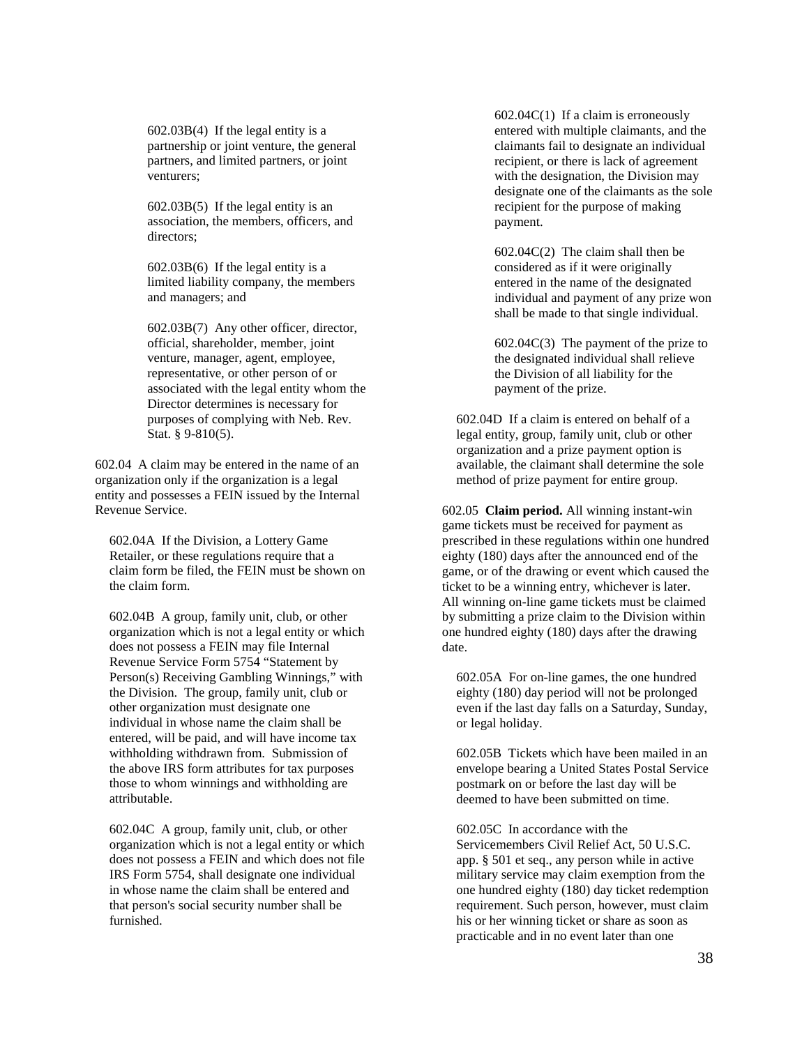602.03B(4) If the legal entity is a partnership or joint venture, the general partners, and limited partners, or joint venturers;

602.03B(5) If the legal entity is an association, the members, officers, and directors;

602.03B(6) If the legal entity is a limited liability company, the members and managers; and

602.03B(7) Any other officer, director, official, shareholder, member, joint venture, manager, agent, employee, representative, or other person of or associated with the legal entity whom the Director determines is necessary for purposes of complying with Neb. Rev. Stat. § 9-810(5).

602.04 A claim may be entered in the name of an organization only if the organization is a legal entity and possesses a FEIN issued by the Internal Revenue Service.

602.04A If the Division, a Lottery Game Retailer, or these regulations require that a claim form be filed, the FEIN must be shown on the claim form.

602.04B A group, family unit, club, or other organization which is not a legal entity or which does not possess a FEIN may file Internal Revenue Service Form 5754 "Statement by Person(s) Receiving Gambling Winnings," with the Division. The group, family unit, club or other organization must designate one individual in whose name the claim shall be entered, will be paid, and will have income tax withholding withdrawn from. Submission of the above IRS form attributes for tax purposes those to whom winnings and withholding are attributable.

602.04C A group, family unit, club, or other organization which is not a legal entity or which does not possess a FEIN and which does not file IRS Form 5754, shall designate one individual in whose name the claim shall be entered and that person's social security number shall be furnished.

602.04C(1) If a claim is erroneously entered with multiple claimants, and the claimants fail to designate an individual recipient, or there is lack of agreement with the designation, the Division may designate one of the claimants as the sole recipient for the purpose of making payment.

602.04C(2) The claim shall then be considered as if it were originally entered in the name of the designated individual and payment of any prize won shall be made to that single individual.

602.04C(3) The payment of the prize to the designated individual shall relieve the Division of all liability for the payment of the prize.

602.04D If a claim is entered on behalf of a legal entity, group, family unit, club or other organization and a prize payment option is available, the claimant shall determine the sole method of prize payment for entire group.

602.05 **Claim period.** All winning instant-win game tickets must be received for payment as prescribed in these regulations within one hundred eighty (180) days after the announced end of the game, or of the drawing or event which caused the ticket to be a winning entry, whichever is later. All winning on-line game tickets must be claimed by submitting a prize claim to the Division within one hundred eighty (180) days after the drawing date.

602.05A For on-line games, the one hundred eighty (180) day period will not be prolonged even if the last day falls on a Saturday, Sunday, or legal holiday.

602.05B Tickets which have been mailed in an envelope bearing a United States Postal Service postmark on or before the last day will be deemed to have been submitted on time.

602.05C In accordance with the Servicemembers Civil Relief Act, 50 U.S.C. app. § 501 et seq., any person while in active military service may claim exemption from the one hundred eighty (180) day ticket redemption requirement. Such person, however, must claim his or her winning ticket or share as soon as practicable and in no event later than one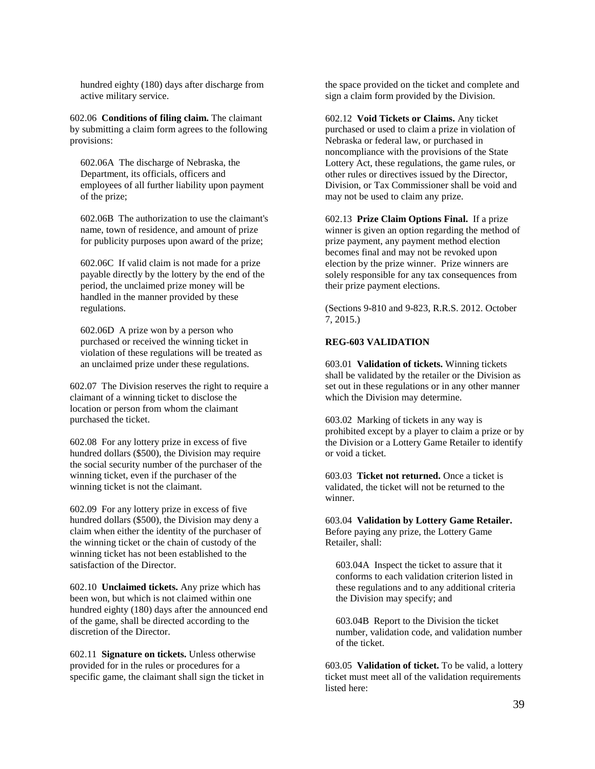hundred eighty (180) days after discharge from active military service.

602.06 **Conditions of filing claim.** The claimant by submitting a claim form agrees to the following provisions:

602.06A The discharge of Nebraska, the Department, its officials, officers and employees of all further liability upon payment of the prize;

602.06B The authorization to use the claimant's name, town of residence, and amount of prize for publicity purposes upon award of the prize;

602.06C If valid claim is not made for a prize payable directly by the lottery by the end of the period, the unclaimed prize money will be handled in the manner provided by these regulations.

602.06D A prize won by a person who purchased or received the winning ticket in violation of these regulations will be treated as an unclaimed prize under these regulations.

602.07 The Division reserves the right to require a claimant of a winning ticket to disclose the location or person from whom the claimant purchased the ticket.

602.08 For any lottery prize in excess of five hundred dollars ($500), the Division may require the social security number of the purchaser of the winning ticket, even if the purchaser of the winning ticket is not the claimant.

602.09 For any lottery prize in excess of five hundred dollars ($500), the Division may deny a claim when either the identity of the purchaser of the winning ticket or the chain of custody of the winning ticket has not been established to the satisfaction of the Director.

602.10 **Unclaimed tickets.** Any prize which has been won, but which is not claimed within one hundred eighty (180) days after the announced end of the game, shall be directed according to the discretion of the Director.

602.11 **Signature on tickets.** Unless otherwise provided for in the rules or procedures for a specific game, the claimant shall sign the ticket in the space provided on the ticket and complete and sign a claim form provided by the Division.

602.12 **Void Tickets or Claims.** Any ticket purchased or used to claim a prize in violation of Nebraska or federal law, or purchased in noncompliance with the provisions of the State Lottery Act, these regulations, the game rules, or other rules or directives issued by the Director, Division, or Tax Commissioner shall be void and may not be used to claim any prize.

602.13 **Prize Claim Options Final.** If a prize winner is given an option regarding the method of prize payment, any payment method election becomes final and may not be revoked upon election by the prize winner. Prize winners are solely responsible for any tax consequences from their prize payment elections.

(Sections 9-810 and 9-823, R.R.S. 2012. October 7, 2015.)

**REG-603 VALIDATION**

603.01 **Validation of tickets.** Winning tickets shall be validated by the retailer or the Division as set out in these regulations or in any other manner which the Division may determine.

603.02 Marking of tickets in any way is prohibited except by a player to claim a prize or by the Division or a Lottery Game Retailer to identify or void a ticket.

603.03 **Ticket not returned.** Once a ticket is validated, the ticket will not be returned to the winner.

603.04 **Validation by Lottery Game Retailer.** Before paying any prize, the Lottery Game Retailer, shall:

603.04A Inspect the ticket to assure that it conforms to each validation criterion listed in these regulations and to any additional criteria the Division may specify; and

603.04B Report to the Division the ticket number, validation code, and validation number of the ticket.

603.05 **Validation of ticket.** To be valid, a lottery ticket must meet all of the validation requirements listed here: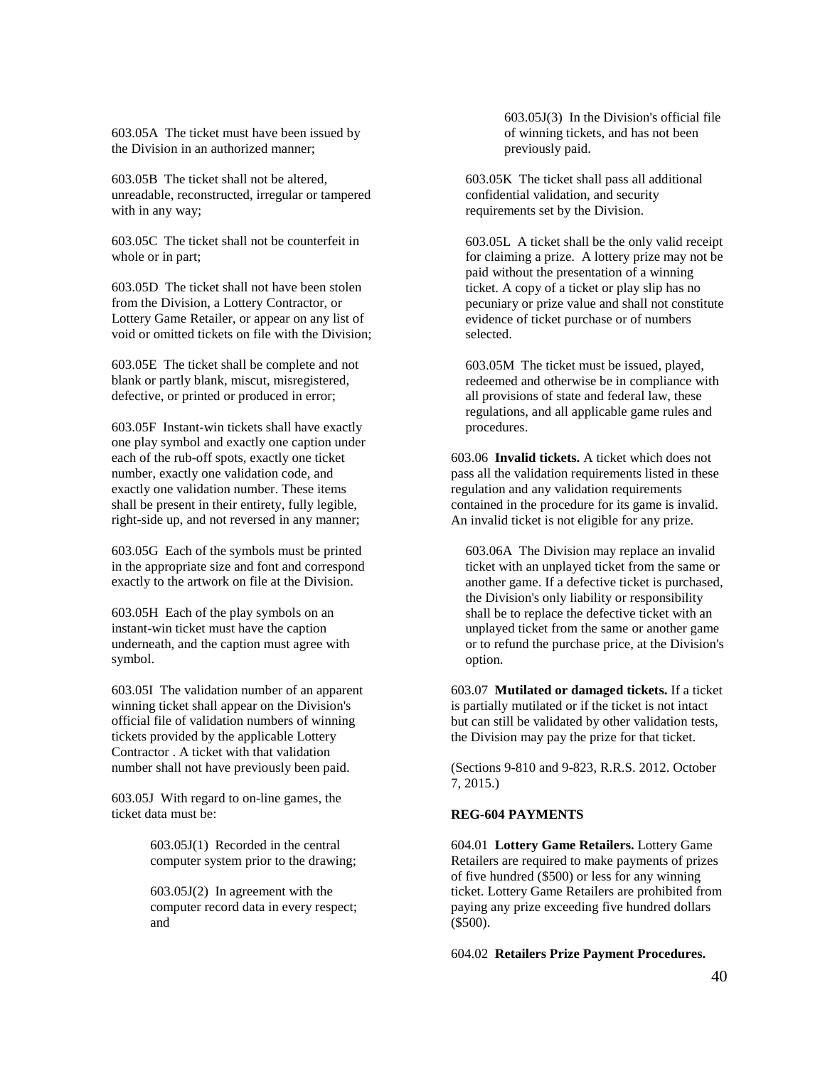603.05A The ticket must have been issued by the Division in an authorized manner;

603.05B The ticket shall not be altered, unreadable, reconstructed, irregular or tampered with in any way;

603.05C The ticket shall not be counterfeit in whole or in part;

603.05D The ticket shall not have been stolen from the Division, a Lottery Contractor, or Lottery Game Retailer, or appear on any list of void or omitted tickets on file with the Division;

603.05E The ticket shall be complete and not blank or partly blank, miscut, misregistered, defective, or printed or produced in error;

603.05F Instant-win tickets shall have exactly one play symbol and exactly one caption under each of the rub-off spots, exactly one ticket number, exactly one validation code, and exactly one validation number. These items shall be present in their entirety, fully legible, right-side up, and not reversed in any manner;

603.05G Each of the symbols must be printed in the appropriate size and font and correspond exactly to the artwork on file at the Division.

603.05H Each of the play symbols on an instant-win ticket must have the caption underneath, and the caption must agree with symbol.

603.05I The validation number of an apparent winning ticket shall appear on the Division's official file of validation numbers of winning tickets provided by the applicable Lottery Contractor . A ticket with that validation number shall not have previously been paid.

603.05J With regard to on-line games, the ticket data must be:

> 603.05J(1) Recorded in the central computer system prior to the drawing;
>
> 603.05J(2) In agreement with the computer record data in every respect; and
>
> 603.05J(3) In the Division's official file of winning tickets, and has not been previously paid.

603.05K The ticket shall pass all additional confidential validation, and security requirements set by the Division.

603.05L A ticket shall be the only valid receipt for claiming a prize. A lottery prize may not be paid without the presentation of a winning ticket. A copy of a ticket or play slip has no pecuniary or prize value and shall not constitute evidence of ticket purchase or of numbers selected.

603.05M The ticket must be issued, played, redeemed and otherwise be in compliance with all provisions of state and federal law, these regulations, and all applicable game rules and procedures.

603.06 **Invalid tickets.** A ticket which does not pass all the validation requirements listed in these regulation and any validation requirements contained in the procedure for its game is invalid. An invalid ticket is not eligible for any prize.

603.06A The Division may replace an invalid ticket with an unplayed ticket from the same or another game. If a defective ticket is purchased, the Division's only liability or responsibility shall be to replace the defective ticket with an unplayed ticket from the same or another game or to refund the purchase price, at the Division's option.

603.07 **Mutilated or damaged tickets.** If a ticket is partially mutilated or if the ticket is not intact but can still be validated by other validation tests, the Division may pay the prize for that ticket.

(Sections 9-810 and 9-823, R.R.S. 2012. October 7, 2015.)

**REG-604 PAYMENTS**

604.01 **Lottery Game Retailers.** Lottery Game Retailers are required to make payments of prizes of five hundred ($500) or less for any winning ticket. Lottery Game Retailers are prohibited from paying any prize exceeding five hundred dollars ($500).

604.02 **Retailers Prize Payment Procedures.**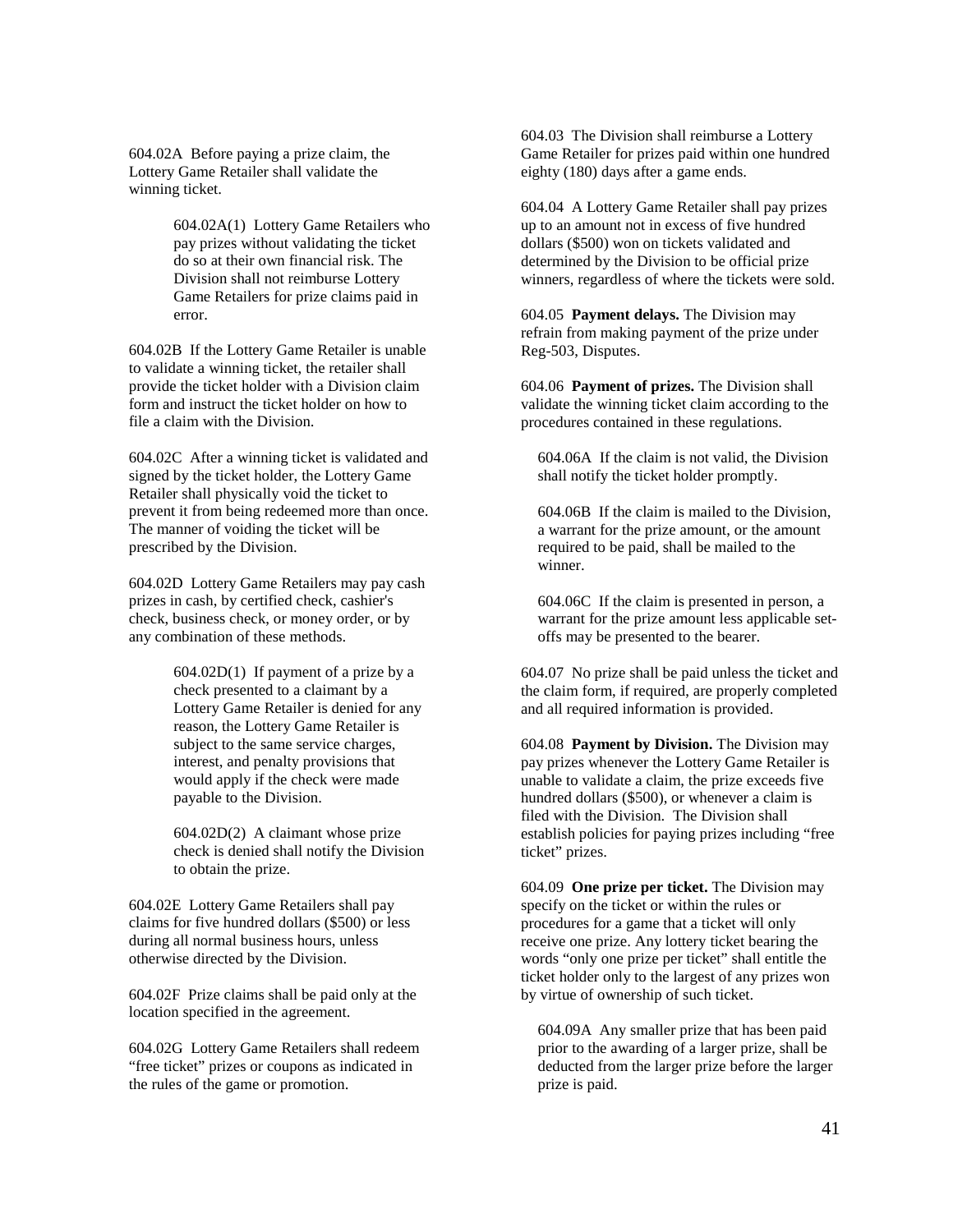604.02A Before paying a prize claim, the Lottery Game Retailer shall validate the winning ticket.

604.02A(1) Lottery Game Retailers who pay prizes without validating the ticket do so at their own financial risk. The Division shall not reimburse Lottery Game Retailers for prize claims paid in error.

604.02B If the Lottery Game Retailer is unable to validate a winning ticket, the retailer shall provide the ticket holder with a Division claim form and instruct the ticket holder on how to file a claim with the Division.

604.02C After a winning ticket is validated and signed by the ticket holder, the Lottery Game Retailer shall physically void the ticket to prevent it from being redeemed more than once. The manner of voiding the ticket will be prescribed by the Division.

604.02D Lottery Game Retailers may pay cash prizes in cash, by certified check, cashier's check, business check, or money order, or by any combination of these methods.

604.02D(1) If payment of a prize by a check presented to a claimant by a Lottery Game Retailer is denied for any reason, the Lottery Game Retailer is subject to the same service charges, interest, and penalty provisions that would apply if the check were made payable to the Division.

604.02D(2) A claimant whose prize check is denied shall notify the Division to obtain the prize.

604.02E Lottery Game Retailers shall pay claims for five hundred dollars ($500) or less during all normal business hours, unless otherwise directed by the Division.

604.02F Prize claims shall be paid only at the location specified in the agreement.

604.02G Lottery Game Retailers shall redeem "free ticket" prizes or coupons as indicated in the rules of the game or promotion.

604.03 The Division shall reimburse a Lottery Game Retailer for prizes paid within one hundred eighty (180) days after a game ends.

604.04 A Lottery Game Retailer shall pay prizes up to an amount not in excess of five hundred dollars ($500) won on tickets validated and determined by the Division to be official prize winners, regardless of where the tickets were sold.

604.05 **Payment delays.** The Division may refrain from making payment of the prize under Reg-503, Disputes.

604.06 **Payment of prizes.** The Division shall validate the winning ticket claim according to the procedures contained in these regulations.

604.06A If the claim is not valid, the Division shall notify the ticket holder promptly.

604.06B If the claim is mailed to the Division, a warrant for the prize amount, or the amount required to be paid, shall be mailed to the winner.

604.06C If the claim is presented in person, a warrant for the prize amount less applicable set-offs may be presented to the bearer.

604.07 No prize shall be paid unless the ticket and the claim form, if required, are properly completed and all required information is provided.

604.08 **Payment by Division.** The Division may pay prizes whenever the Lottery Game Retailer is unable to validate a claim, the prize exceeds five hundred dollars ($500), or whenever a claim is filed with the Division. The Division shall establish policies for paying prizes including "free ticket" prizes.

604.09 **One prize per ticket.** The Division may specify on the ticket or within the rules or procedures for a game that a ticket will only receive one prize. Any lottery ticket bearing the words "only one prize per ticket" shall entitle the ticket holder only to the largest of any prizes won by virtue of ownership of such ticket.

604.09A Any smaller prize that has been paid prior to the awarding of a larger prize, shall be deducted from the larger prize before the larger prize is paid.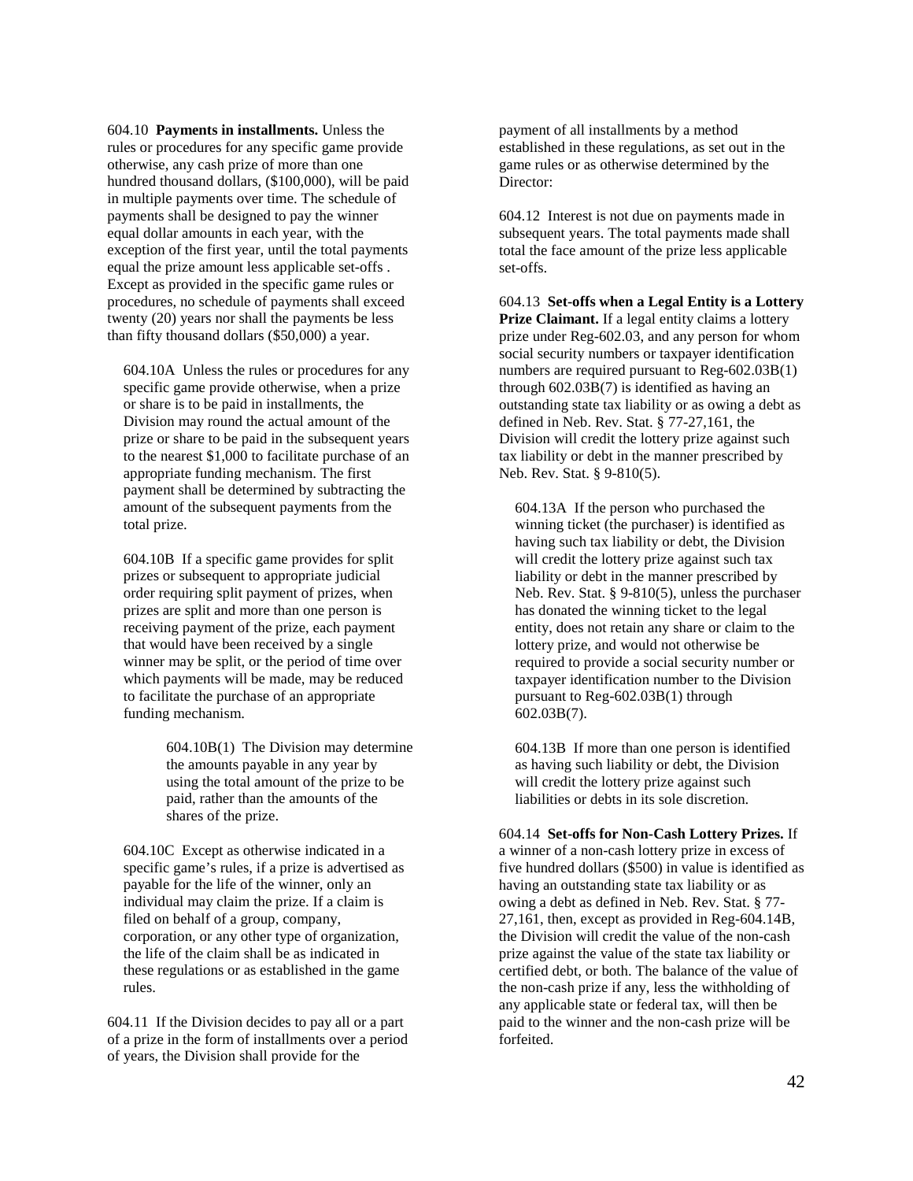604.10 **Payments in installments.** Unless the rules or procedures for any specific game provide otherwise, any cash prize of more than one hundred thousand dollars, ($100,000), will be paid in multiple payments over time. The schedule of payments shall be designed to pay the winner equal dollar amounts in each year, with the exception of the first year, until the total payments equal the prize amount less applicable set-offs . Except as provided in the specific game rules or procedures, no schedule of payments shall exceed twenty (20) years nor shall the payments be less than fifty thousand dollars ($50,000) a year.

604.10A Unless the rules or procedures for any specific game provide otherwise, when a prize or share is to be paid in installments, the Division may round the actual amount of the prize or share to be paid in the subsequent years to the nearest $1,000 to facilitate purchase of an appropriate funding mechanism. The first payment shall be determined by subtracting the amount of the subsequent payments from the total prize.

604.10B If a specific game provides for split prizes or subsequent to appropriate judicial order requiring split payment of prizes, when prizes are split and more than one person is receiving payment of the prize, each payment that would have been received by a single winner may be split, or the period of time over which payments will be made, may be reduced to facilitate the purchase of an appropriate funding mechanism.

604.10B(1) The Division may determine the amounts payable in any year by using the total amount of the prize to be paid, rather than the amounts of the shares of the prize.

604.10C Except as otherwise indicated in a specific game's rules, if a prize is advertised as payable for the life of the winner, only an individual may claim the prize. If a claim is filed on behalf of a group, company, corporation, or any other type of organization, the life of the claim shall be as indicated in these regulations or as established in the game rules.

604.11 If the Division decides to pay all or a part of a prize in the form of installments over a period of years, the Division shall provide for the payment of all installments by a method established in these regulations, as set out in the game rules or as otherwise determined by the Director:

604.12 Interest is not due on payments made in subsequent years. The total payments made shall total the face amount of the prize less applicable set-offs.

604.13 **Set-offs when a Legal Entity is a Lottery Prize Claimant.** If a legal entity claims a lottery prize under Reg-602.03, and any person for whom social security numbers or taxpayer identification numbers are required pursuant to Reg-602.03B(1) through 602.03B(7) is identified as having an outstanding state tax liability or as owing a debt as defined in Neb. Rev. Stat. § 77-27,161, the Division will credit the lottery prize against such tax liability or debt in the manner prescribed by Neb. Rev. Stat. § 9-810(5).

604.13A If the person who purchased the winning ticket (the purchaser) is identified as having such tax liability or debt, the Division will credit the lottery prize against such tax liability or debt in the manner prescribed by Neb. Rev. Stat. § 9-810(5), unless the purchaser has donated the winning ticket to the legal entity, does not retain any share or claim to the lottery prize, and would not otherwise be required to provide a social security number or taxpayer identification number to the Division pursuant to Reg-602.03B(1) through 602.03B(7).

604.13B If more than one person is identified as having such liability or debt, the Division will credit the lottery prize against such liabilities or debts in its sole discretion.

604.14 **Set-offs for Non-Cash Lottery Prizes.** If a winner of a non-cash lottery prize in excess of five hundred dollars ($500) in value is identified as having an outstanding state tax liability or as owing a debt as defined in Neb. Rev. Stat. § 77-27,161, then, except as provided in Reg-604.14B, the Division will credit the value of the non-cash prize against the value of the state tax liability or certified debt, or both. The balance of the value of the non-cash prize if any, less the withholding of any applicable state or federal tax, will then be paid to the winner and the non-cash prize will be forfeited.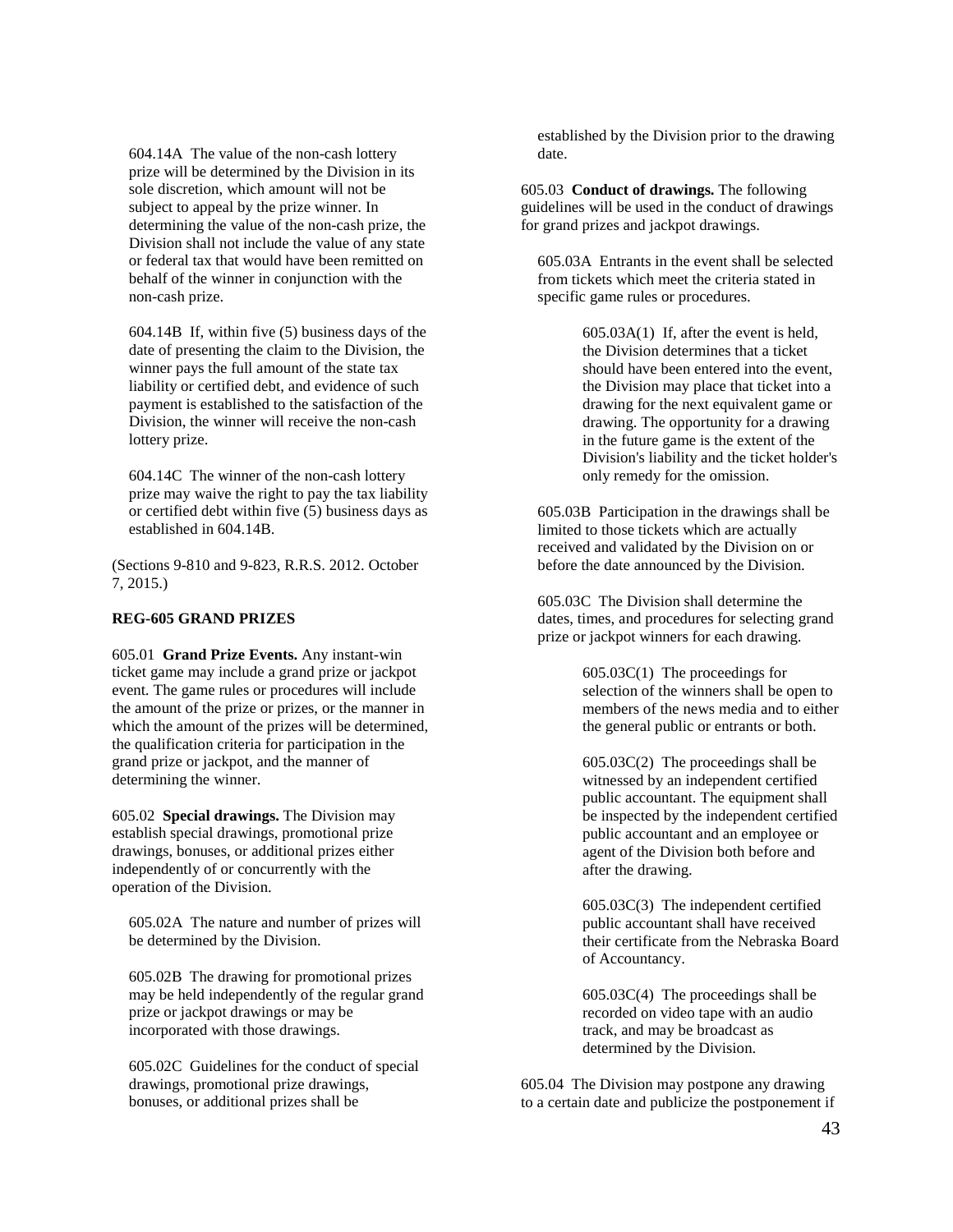604.14A The value of the non-cash lottery prize will be determined by the Division in its sole discretion, which amount will not be subject to appeal by the prize winner. In determining the value of the non-cash prize, the Division shall not include the value of any state or federal tax that would have been remitted on behalf of the winner in conjunction with the non-cash prize.

604.14B If, within five (5) business days of the date of presenting the claim to the Division, the winner pays the full amount of the state tax liability or certified debt, and evidence of such payment is established to the satisfaction of the Division, the winner will receive the non-cash lottery prize.

604.14C The winner of the non-cash lottery prize may waive the right to pay the tax liability or certified debt within five (5) business days as established in 604.14B.

(Sections 9-810 and 9-823, R.R.S. 2012. October 7, 2015.)

**REG-605 GRAND PRIZES**

605.01 **Grand Prize Events.** Any instant-win ticket game may include a grand prize or jackpot event. The game rules or procedures will include the amount of the prize or prizes, or the manner in which the amount of the prizes will be determined, the qualification criteria for participation in the grand prize or jackpot, and the manner of determining the winner.

605.02 **Special drawings.** The Division may establish special drawings, promotional prize drawings, bonuses, or additional prizes either independently of or concurrently with the operation of the Division.

605.02A The nature and number of prizes will be determined by the Division.

605.02B The drawing for promotional prizes may be held independently of the regular grand prize or jackpot drawings or may be incorporated with those drawings.

605.02C Guidelines for the conduct of special drawings, promotional prize drawings, bonuses, or additional prizes shall be established by the Division prior to the drawing date.

605.03 **Conduct of drawings.** The following guidelines will be used in the conduct of drawings for grand prizes and jackpot drawings.

605.03A Entrants in the event shall be selected from tickets which meet the criteria stated in specific game rules or procedures.

605.03A(1) If, after the event is held, the Division determines that a ticket should have been entered into the event, the Division may place that ticket into a drawing for the next equivalent game or drawing. The opportunity for a drawing in the future game is the extent of the Division's liability and the ticket holder's only remedy for the omission.

605.03B Participation in the drawings shall be limited to those tickets which are actually received and validated by the Division on or before the date announced by the Division.

605.03C The Division shall determine the dates, times, and procedures for selecting grand prize or jackpot winners for each drawing.

605.03C(1) The proceedings for selection of the winners shall be open to members of the news media and to either the general public or entrants or both.

605.03C(2) The proceedings shall be witnessed by an independent certified public accountant. The equipment shall be inspected by the independent certified public accountant and an employee or agent of the Division both before and after the drawing.

605.03C(3) The independent certified public accountant shall have received their certificate from the Nebraska Board of Accountancy.

605.03C(4) The proceedings shall be recorded on video tape with an audio track, and may be broadcast as determined by the Division.

605.04 The Division may postpone any drawing to a certain date and publicize the postponement if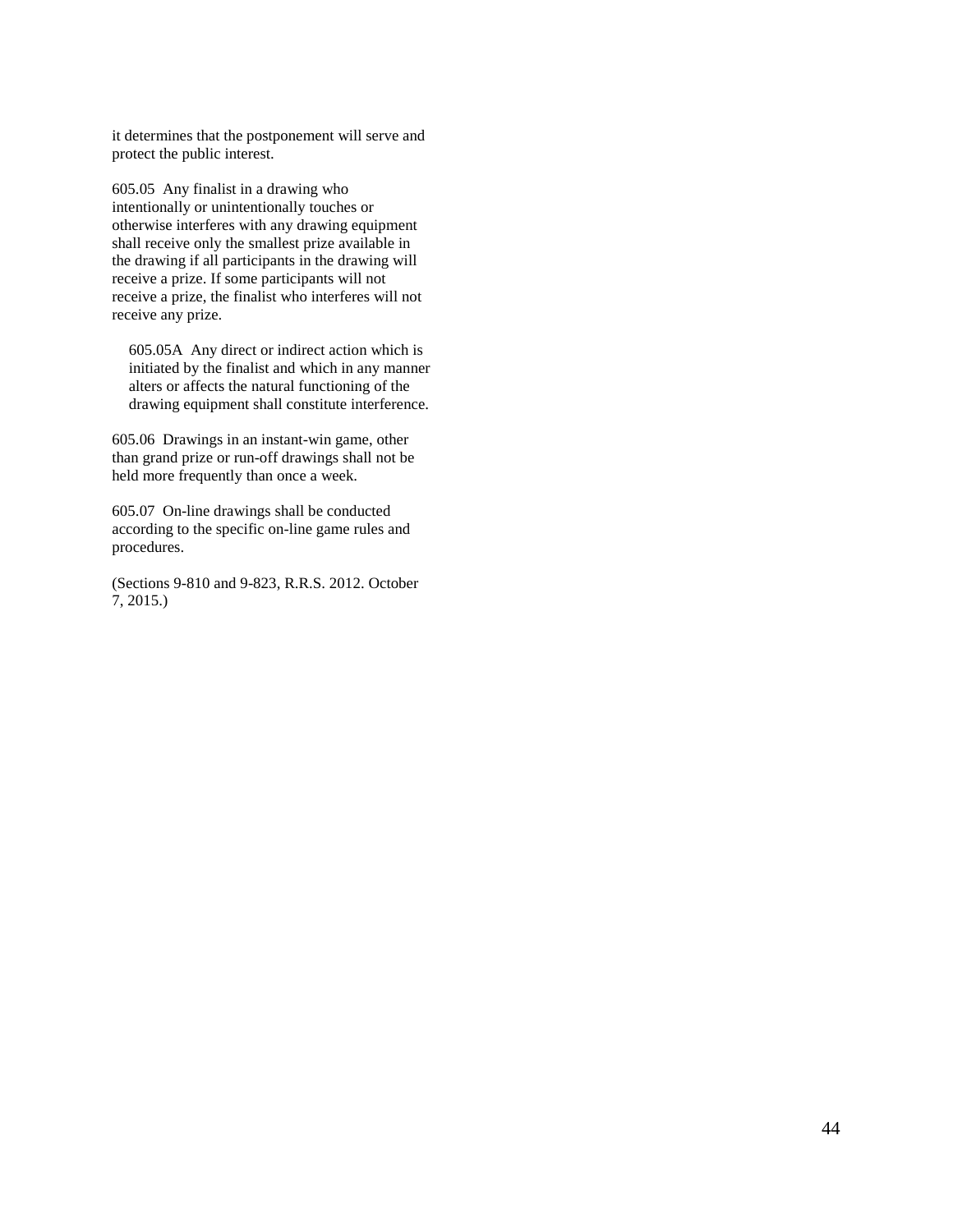it determines that the postponement will serve and protect the public interest.

605.05 Any finalist in a drawing who intentionally or unintentionally touches or otherwise interferes with any drawing equipment shall receive only the smallest prize available in the drawing if all participants in the drawing will receive a prize. If some participants will not receive a prize, the finalist who interferes will not receive any prize.

605.05A Any direct or indirect action which is initiated by the finalist and which in any manner alters or affects the natural functioning of the drawing equipment shall constitute interference.

605.06 Drawings in an instant-win game, other than grand prize or run-off drawings shall not be held more frequently than once a week.

605.07 On-line drawings shall be conducted according to the specific on-line game rules and procedures.

(Sections 9-810 and 9-823, R.R.S. 2012. October 7, 2015.)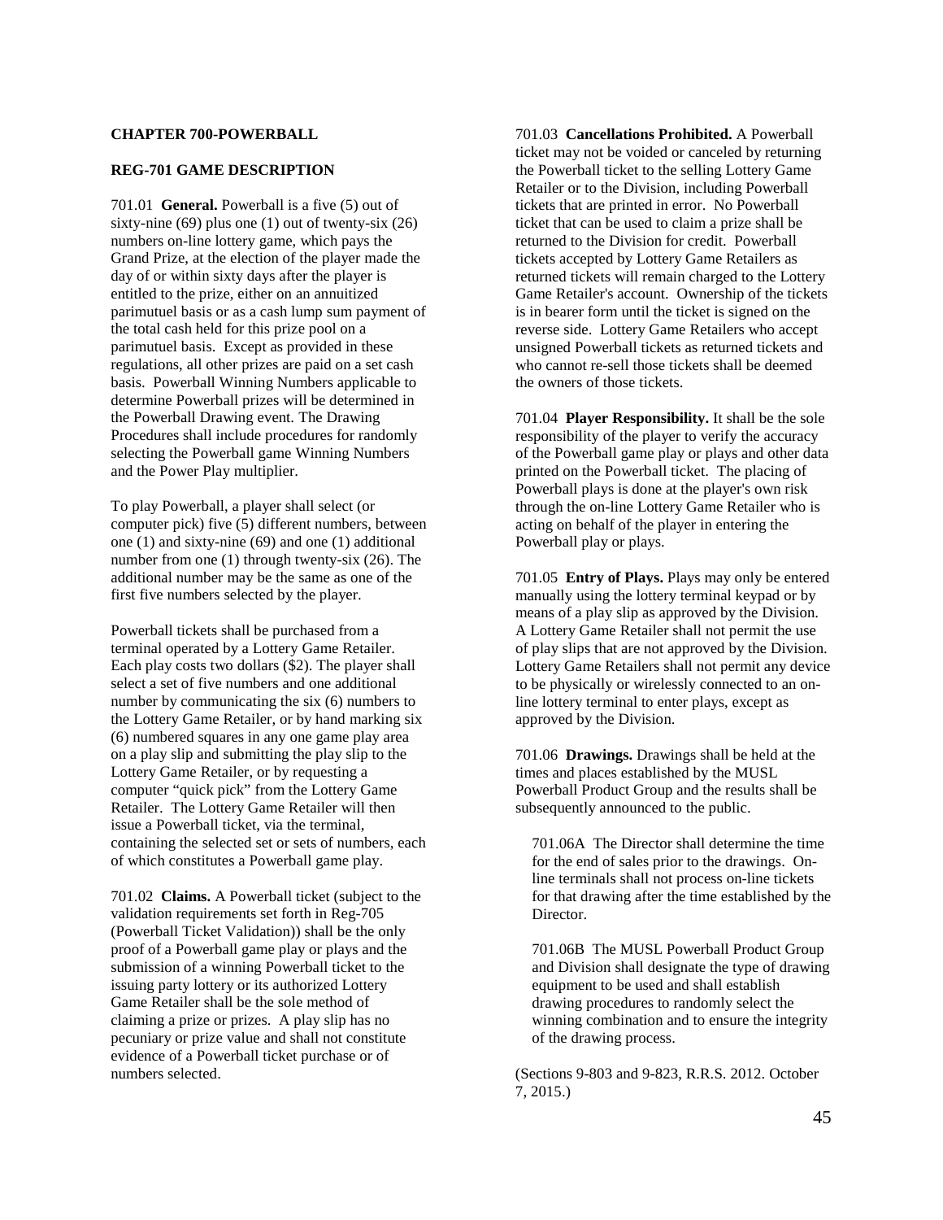## CHAPTER 700-POWERBALL

### REG-701 GAME DESCRIPTION

701.01 **General.** Powerball is a five (5) out of sixty-nine (69) plus one (1) out of twenty-six (26) numbers on-line lottery game, which pays the Grand Prize, at the election of the player made the day of or within sixty days after the player is entitled to the prize, either on an annuitized parimutuel basis or as a cash lump sum payment of the total cash held for this prize pool on a parimutuel basis. Except as provided in these regulations, all other prizes are paid on a set cash basis. Powerball Winning Numbers applicable to determine Powerball prizes will be determined in the Powerball Drawing event. The Drawing Procedures shall include procedures for randomly selecting the Powerball game Winning Numbers and the Power Play multiplier.

To play Powerball, a player shall select (or computer pick) five (5) different numbers, between one (1) and sixty-nine (69) and one (1) additional number from one (1) through twenty-six (26). The additional number may be the same as one of the first five numbers selected by the player.

Powerball tickets shall be purchased from a terminal operated by a Lottery Game Retailer. Each play costs two dollars ($2). The player shall select a set of five numbers and one additional number by communicating the six (6) numbers to the Lottery Game Retailer, or by hand marking six (6) numbered squares in any one game play area on a play slip and submitting the play slip to the Lottery Game Retailer, or by requesting a computer "quick pick" from the Lottery Game Retailer. The Lottery Game Retailer will then issue a Powerball ticket, via the terminal, containing the selected set or sets of numbers, each of which constitutes a Powerball game play.

701.02 **Claims.** A Powerball ticket (subject to the validation requirements set forth in Reg-705 (Powerball Ticket Validation)) shall be the only proof of a Powerball game play or plays and the submission of a winning Powerball ticket to the issuing party lottery or its authorized Lottery Game Retailer shall be the sole method of claiming a prize or prizes. A play slip has no pecuniary or prize value and shall not constitute evidence of a Powerball ticket purchase or of numbers selected.

701.03 **Cancellations Prohibited.** A Powerball ticket may not be voided or canceled by returning the Powerball ticket to the selling Lottery Game Retailer or to the Division, including Powerball tickets that are printed in error. No Powerball ticket that can be used to claim a prize shall be returned to the Division for credit. Powerball tickets accepted by Lottery Game Retailers as returned tickets will remain charged to the Lottery Game Retailer's account. Ownership of the tickets is in bearer form until the ticket is signed on the reverse side. Lottery Game Retailers who accept unsigned Powerball tickets as returned tickets and who cannot re-sell those tickets shall be deemed the owners of those tickets.

701.04 **Player Responsibility.** It shall be the sole responsibility of the player to verify the accuracy of the Powerball game play or plays and other data printed on the Powerball ticket. The placing of Powerball plays is done at the player's own risk through the on-line Lottery Game Retailer who is acting on behalf of the player in entering the Powerball play or plays.

701.05 **Entry of Plays.** Plays may only be entered manually using the lottery terminal keypad or by means of a play slip as approved by the Division. A Lottery Game Retailer shall not permit the use of play slips that are not approved by the Division. Lottery Game Retailers shall not permit any device to be physically or wirelessly connected to an on-line lottery terminal to enter plays, except as approved by the Division.

701.06 **Drawings.** Drawings shall be held at the times and places established by the MUSL Powerball Product Group and the results shall be subsequently announced to the public.

701.06A The Director shall determine the time for the end of sales prior to the drawings. On-line terminals shall not process on-line tickets for that drawing after the time established by the Director.

701.06B The MUSL Powerball Product Group and Division shall designate the type of drawing equipment to be used and shall establish drawing procedures to randomly select the winning combination and to ensure the integrity of the drawing process.

(Sections 9-803 and 9-823, R.R.S. 2012. October 7, 2015.)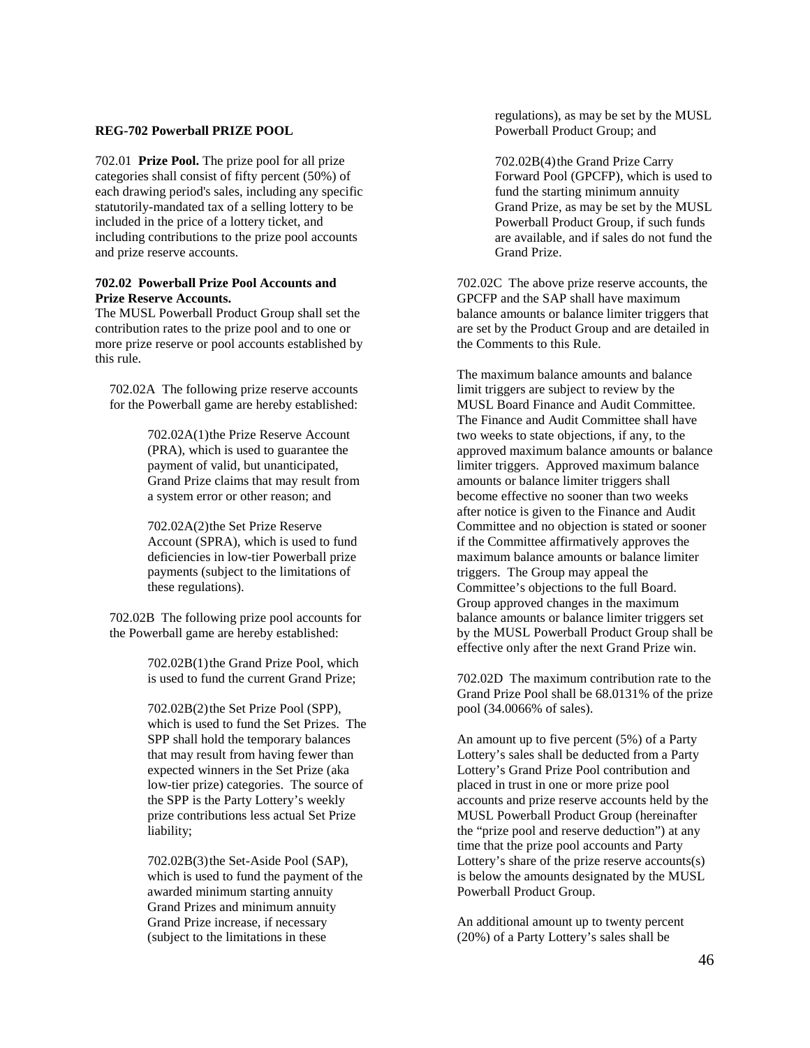**REG-702 Powerball PRIZE POOL**

702.01 **Prize Pool.** The prize pool for all prize categories shall consist of fifty percent (50%) of each drawing period's sales, including any specific statutorily-mandated tax of a selling lottery to be included in the price of a lottery ticket, and including contributions to the prize pool accounts and prize reserve accounts.

**702.02 Powerball Prize Pool Accounts and Prize Reserve Accounts.**
The MUSL Powerball Product Group shall set the contribution rates to the prize pool and to one or more prize reserve or pool accounts established by this rule.

702.02A The following prize reserve accounts for the Powerball game are hereby established:

702.02A(1) the Prize Reserve Account (PRA), which is used to guarantee the payment of valid, but unanticipated, Grand Prize claims that may result from a system error or other reason; and

702.02A(2) the Set Prize Reserve Account (SPRA), which is used to fund deficiencies in low-tier Powerball prize payments (subject to the limitations of these regulations).

702.02B The following prize pool accounts for the Powerball game are hereby established:

702.02B(1) the Grand Prize Pool, which is used to fund the current Grand Prize;

702.02B(2) the Set Prize Pool (SPP), which is used to fund the Set Prizes. The SPP shall hold the temporary balances that may result from having fewer than expected winners in the Set Prize (aka low-tier prize) categories. The source of the SPP is the Party Lottery's weekly prize contributions less actual Set Prize liability;

702.02B(3) the Set-Aside Pool (SAP), which is used to fund the payment of the awarded minimum starting annuity Grand Prizes and minimum annuity Grand Prize increase, if necessary (subject to the limitations in these regulations), as may be set by the MUSL Powerball Product Group; and

702.02B(4) the Grand Prize Carry Forward Pool (GPCFP), which is used to fund the starting minimum annuity Grand Prize, as may be set by the MUSL Powerball Product Group, if such funds are available, and if sales do not fund the Grand Prize.

702.02C The above prize reserve accounts, the GPCFP and the SAP shall have maximum balance amounts or balance limiter triggers that are set by the Product Group and are detailed in the Comments to this Rule.

The maximum balance amounts and balance limit triggers are subject to review by the MUSL Board Finance and Audit Committee. The Finance and Audit Committee shall have two weeks to state objections, if any, to the approved maximum balance amounts or balance limiter triggers. Approved maximum balance amounts or balance limiter triggers shall become effective no sooner than two weeks after notice is given to the Finance and Audit Committee and no objection is stated or sooner if the Committee affirmatively approves the maximum balance amounts or balance limiter triggers. The Group may appeal the Committee's objections to the full Board. Group approved changes in the maximum balance amounts or balance limiter triggers set by the MUSL Powerball Product Group shall be effective only after the next Grand Prize win.

702.02D The maximum contribution rate to the Grand Prize Pool shall be 68.0131% of the prize pool (34.0066% of sales).

An amount up to five percent (5%) of a Party Lottery's sales shall be deducted from a Party Lottery's Grand Prize Pool contribution and placed in trust in one or more prize pool accounts and prize reserve accounts held by the MUSL Powerball Product Group (hereinafter the "prize pool and reserve deduction") at any time that the prize pool accounts and Party Lottery's share of the prize reserve accounts(s) is below the amounts designated by the MUSL Powerball Product Group.

An additional amount up to twenty percent (20%) of a Party Lottery's sales shall be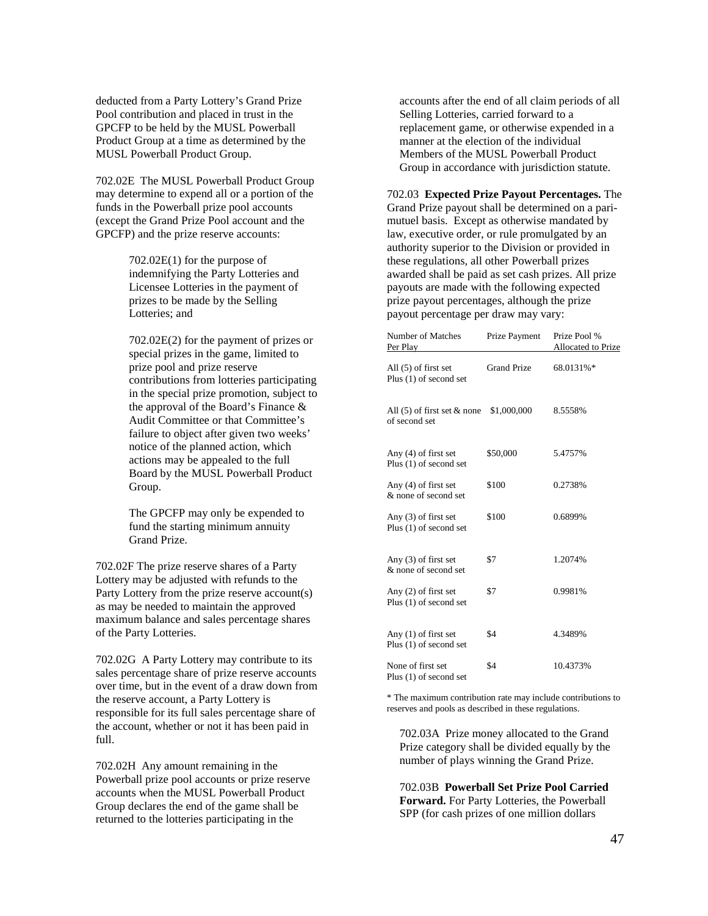deducted from a Party Lottery's Grand Prize Pool contribution and placed in trust in the GPCFP to be held by the MUSL Powerball Product Group at a time as determined by the MUSL Powerball Product Group.

702.02E The MUSL Powerball Product Group may determine to expend all or a portion of the funds in the Powerball prize pool accounts (except the Grand Prize Pool account and the GPCFP) and the prize reserve accounts:

> 702.02E(1) for the purpose of indemnifying the Party Lotteries and Licensee Lotteries in the payment of prizes to be made by the Selling Lotteries; and
>
> 702.02E(2) for the payment of prizes or special prizes in the game, limited to prize pool and prize reserve contributions from lotteries participating in the special prize promotion, subject to the approval of the Board's Finance & Audit Committee or that Committee's failure to object after given two weeks' notice of the planned action, which actions may be appealed to the full Board by the MUSL Powerball Product Group.
>
> The GPCFP may only be expended to fund the starting minimum annuity Grand Prize.

702.02F The prize reserve shares of a Party Lottery may be adjusted with refunds to the Party Lottery from the prize reserve account(s) as may be needed to maintain the approved maximum balance and sales percentage shares of the Party Lotteries.

702.02G A Party Lottery may contribute to its sales percentage share of prize reserve accounts over time, but in the event of a draw down from the reserve account, a Party Lottery is responsible for its full sales percentage share of the account, whether or not it has been paid in full.

702.02H Any amount remaining in the Powerball prize pool accounts or prize reserve accounts when the MUSL Powerball Product Group declares the end of the game shall be returned to the lotteries participating in the accounts after the end of all claim periods of all Selling Lotteries, carried forward to a replacement game, or otherwise expended in a manner at the election of the individual Members of the MUSL Powerball Product Group in accordance with jurisdiction statute.

702.03 **Expected Prize Payout Percentages.** The Grand Prize payout shall be determined on a pari-mutuel basis. Except as otherwise mandated by law, executive order, or rule promulgated by an authority superior to the Division or provided in these regulations, all other Powerball prizes awarded shall be paid as set cash prizes. All prize payouts are made with the following expected prize payout percentages, although the prize payout percentage per draw may vary:

| Number of Matches Per Play | Prize Payment | Prize Pool % Allocated to Prize |
|---|---|---|
| All (5) of first set Plus (1) of second set | Grand Prize | 68.0131%* |
| All (5) of first set & none of second set | $1,000,000 | 8.5558% |
| Any (4) of first set Plus (1) of second set | $50,000 | 5.4757% |
| Any (4) of first set & none of second set | $100 | 0.2738% |
| Any (3) of first set Plus (1) of second set | $100 | 0.6899% |
| Any (3) of first set & none of second set | $7 | 1.2074% |
| Any (2) of first set Plus (1) of second set | $7 | 0.9981% |
| Any (1) of first set Plus (1) of second set | $4 | 4.3489% |
| None of first set Plus (1) of second set | $4 | 10.4373% |

\* The maximum contribution rate may include contributions to reserves and pools as described in these regulations.

> 702.03A Prize money allocated to the Grand Prize category shall be divided equally by the number of plays winning the Grand Prize.
>
> 702.03B **Powerball Set Prize Pool Carried Forward.** For Party Lotteries, the Powerball SPP (for cash prizes of one million dollars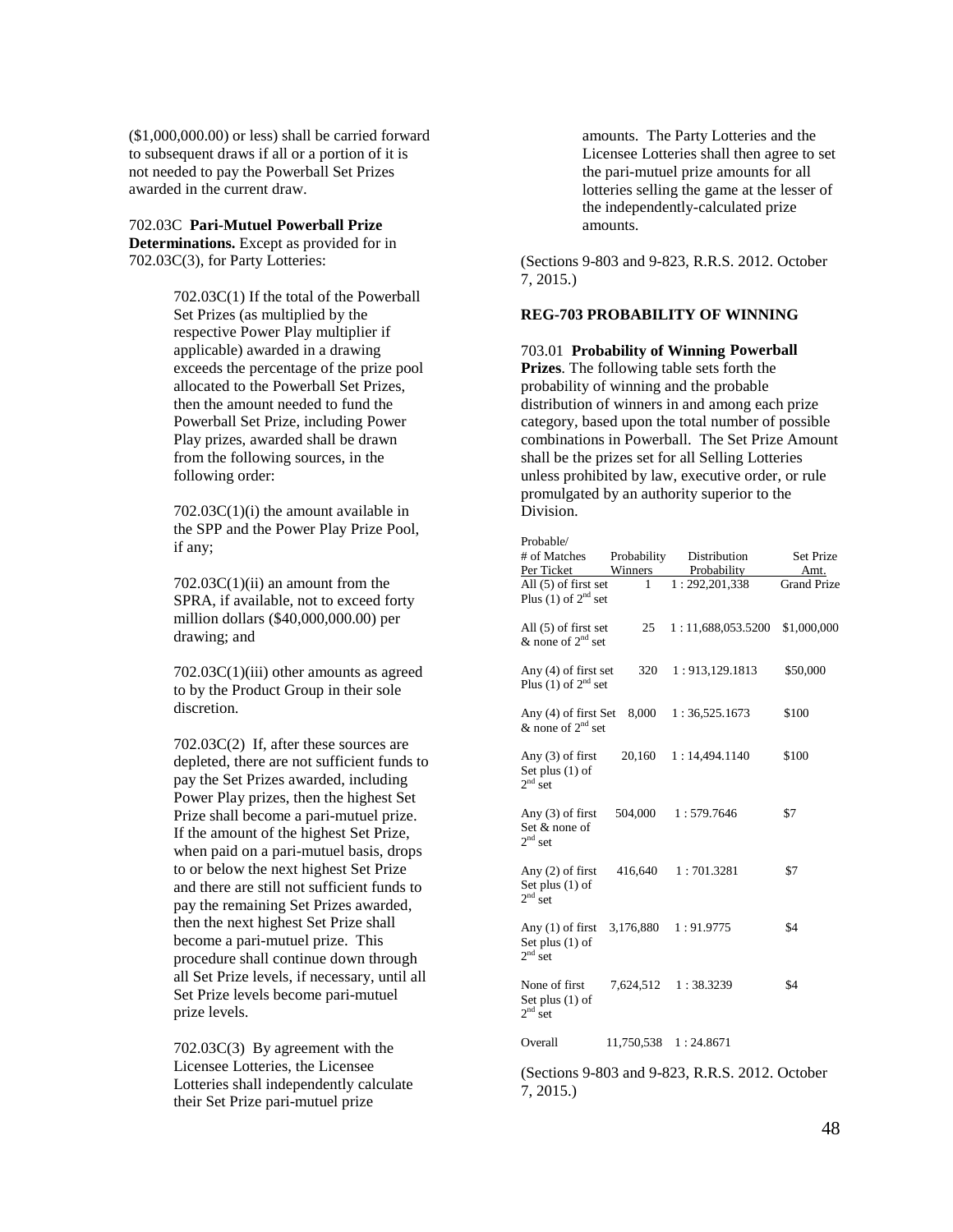($1,000,000.00) or less) shall be carried forward to subsequent draws if all or a portion of it is not needed to pay the Powerball Set Prizes awarded in the current draw.

702.03C **Pari-Mutuel Powerball Prize Determinations.** Except as provided for in 702.03C(3), for Party Lotteries:

> 702.03C(1) If the total of the Powerball Set Prizes (as multiplied by the respective Power Play multiplier if applicable) awarded in a drawing exceeds the percentage of the prize pool allocated to the Powerball Set Prizes, then the amount needed to fund the Powerball Set Prize, including Power Play prizes, awarded shall be drawn from the following sources, in the following order:
>
> 702.03C(1)(i) the amount available in the SPP and the Power Play Prize Pool, if any;
>
> 702.03C(1)(ii) an amount from the SPRA, if available, not to exceed forty million dollars ($40,000,000.00) per drawing; and
>
> 702.03C(1)(iii) other amounts as agreed to by the Product Group in their sole discretion.
>
> 702.03C(2) If, after these sources are depleted, there are not sufficient funds to pay the Set Prizes awarded, including Power Play prizes, then the highest Set Prize shall become a pari-mutuel prize. If the amount of the highest Set Prize, when paid on a pari-mutuel basis, drops to or below the next highest Set Prize and there are still not sufficient funds to pay the remaining Set Prizes awarded, then the next highest Set Prize shall become a pari-mutuel prize. This procedure shall continue down through all Set Prize levels, if necessary, until all Set Prize levels become pari-mutuel prize levels.
>
> 702.03C(3) By agreement with the Licensee Lotteries, the Licensee Lotteries shall independently calculate their Set Prize pari-mutuel prize amounts. The Party Lotteries and the Licensee Lotteries shall then agree to set the pari-mutuel prize amounts for all lotteries selling the game at the lesser of the independently-calculated prize amounts.

(Sections 9-803 and 9-823, R.R.S. 2012. October 7, 2015.)

**REG-703 PROBABILITY OF WINNING**

703.01 **Probability of Winning Powerball Prizes**. The following table sets forth the probability of winning and the probable distribution of winners in and among each prize category, based upon the total number of possible combinations in Powerball. The Set Prize Amount shall be the prizes set for all Selling Lotteries unless prohibited by law, executive order, or rule promulgated by an authority superior to the Division.

| # of Matches Per Ticket | Probable/ Probability Winners | Distribution Probability | Set Prize Amt. |
|---|---|---|---|
| All (5) of first set Plus (1) of 2nd set | 1 | 1 : 292,201,338 | Grand Prize |
| All (5) of first set & none of 2nd set | 25 | 1 : 11,688,053.5200 | $1,000,000 |
| Any (4) of first set Plus (1) of 2nd set | 320 | 1 : 913,129.1813 | $50,000 |
| Any (4) of first Set & none of 2nd set | 8,000 | 1 : 36,525.1673 | $100 |
| Any (3) of first Set plus (1) of 2nd set | 20,160 | 1 : 14,494.1140 | $100 |
| Any (3) of first Set & none of 2nd set | 504,000 | 1 : 579.7646 | $7 |
| Any (2) of first Set plus (1) of 2nd set | 416,640 | 1 : 701.3281 | $7 |
| Any (1) of first Set plus (1) of 2nd set | 3,176,880 | 1 : 91.9775 | $4 |
| None of first Set plus (1) of 2nd set | 7,624,512 | 1 : 38.3239 | $4 |
| Overall | 11,750,538 | 1 : 24.8671 | |

(Sections 9-803 and 9-823, R.R.S. 2012. October 7, 2015.)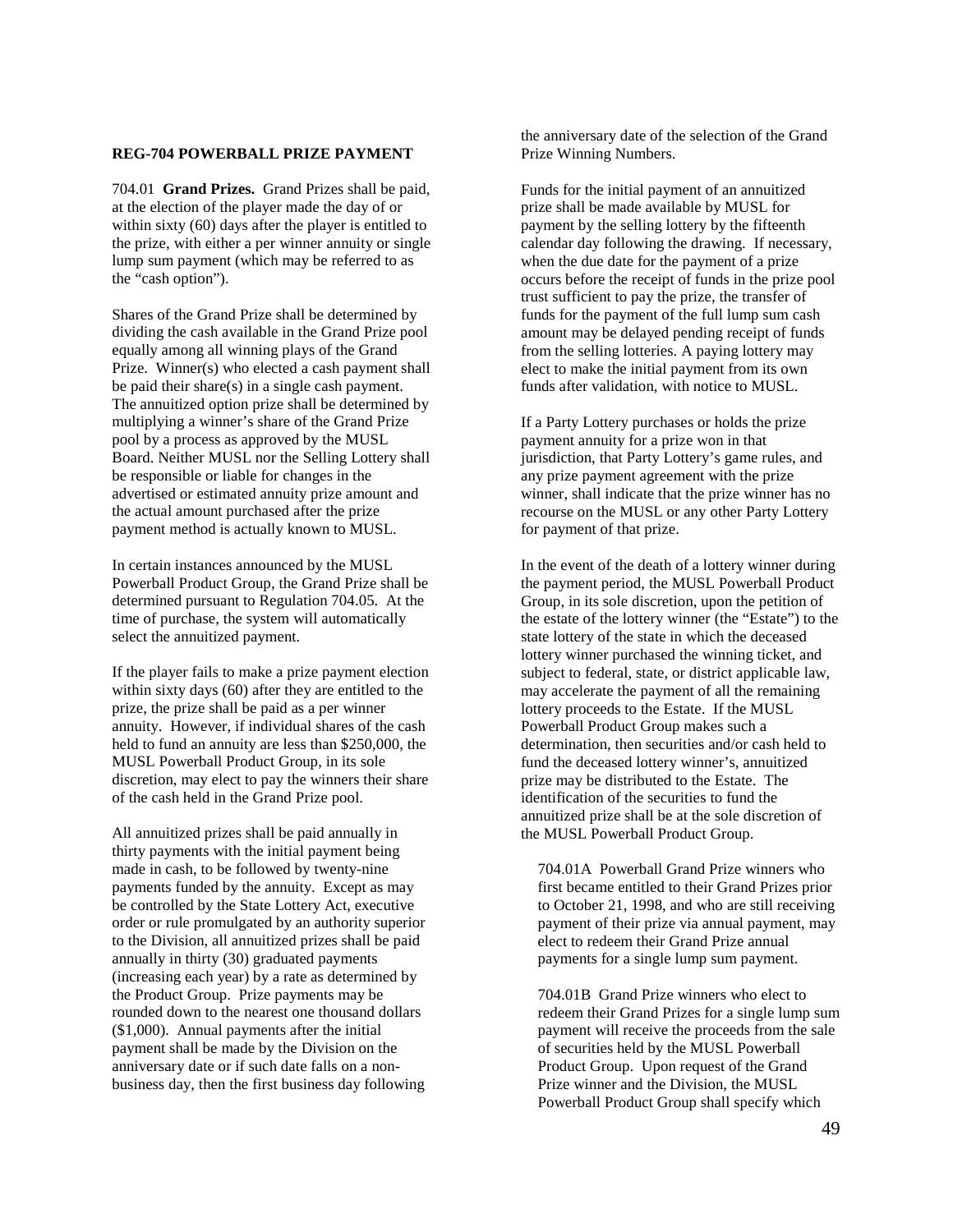**REG-704 POWERBALL PRIZE PAYMENT**

704.01 **Grand Prizes.** Grand Prizes shall be paid, at the election of the player made the day of or within sixty (60) days after the player is entitled to the prize, with either a per winner annuity or single lump sum payment (which may be referred to as the "cash option").

Shares of the Grand Prize shall be determined by dividing the cash available in the Grand Prize pool equally among all winning plays of the Grand Prize. Winner(s) who elected a cash payment shall be paid their share(s) in a single cash payment. The annuitized option prize shall be determined by multiplying a winner's share of the Grand Prize pool by a process as approved by the MUSL Board. Neither MUSL nor the Selling Lottery shall be responsible or liable for changes in the advertised or estimated annuity prize amount and the actual amount purchased after the prize payment method is actually known to MUSL.

In certain instances announced by the MUSL Powerball Product Group, the Grand Prize shall be determined pursuant to Regulation 704.05. At the time of purchase, the system will automatically select the annuitized payment.

If the player fails to make a prize payment election within sixty days (60) after they are entitled to the prize, the prize shall be paid as a per winner annuity. However, if individual shares of the cash held to fund an annuity are less than $250,000, the MUSL Powerball Product Group, in its sole discretion, may elect to pay the winners their share of the cash held in the Grand Prize pool.

All annuitized prizes shall be paid annually in thirty payments with the initial payment being made in cash, to be followed by twenty-nine payments funded by the annuity. Except as may be controlled by the State Lottery Act, executive order or rule promulgated by an authority superior to the Division, all annuitized prizes shall be paid annually in thirty (30) graduated payments (increasing each year) by a rate as determined by the Product Group. Prize payments may be rounded down to the nearest one thousand dollars ($1,000). Annual payments after the initial payment shall be made by the Division on the anniversary date or if such date falls on a non-business day, then the first business day following the anniversary date of the selection of the Grand Prize Winning Numbers.

Funds for the initial payment of an annuitized prize shall be made available by MUSL for payment by the selling lottery by the fifteenth calendar day following the drawing. If necessary, when the due date for the payment of a prize occurs before the receipt of funds in the prize pool trust sufficient to pay the prize, the transfer of funds for the payment of the full lump sum cash amount may be delayed pending receipt of funds from the selling lotteries. A paying lottery may elect to make the initial payment from its own funds after validation, with notice to MUSL.

If a Party Lottery purchases or holds the prize payment annuity for a prize won in that jurisdiction, that Party Lottery's game rules, and any prize payment agreement with the prize winner, shall indicate that the prize winner has no recourse on the MUSL or any other Party Lottery for payment of that prize.

In the event of the death of a lottery winner during the payment period, the MUSL Powerball Product Group, in its sole discretion, upon the petition of the estate of the lottery winner (the "Estate") to the state lottery of the state in which the deceased lottery winner purchased the winning ticket, and subject to federal, state, or district applicable law, may accelerate the payment of all the remaining lottery proceeds to the Estate. If the MUSL Powerball Product Group makes such a determination, then securities and/or cash held to fund the deceased lottery winner's, annuitized prize may be distributed to the Estate. The identification of the securities to fund the annuitized prize shall be at the sole discretion of the MUSL Powerball Product Group.

704.01A Powerball Grand Prize winners who first became entitled to their Grand Prizes prior to October 21, 1998, and who are still receiving payment of their prize via annual payment, may elect to redeem their Grand Prize annual payments for a single lump sum payment.

704.01B Grand Prize winners who elect to redeem their Grand Prizes for a single lump sum payment will receive the proceeds from the sale of securities held by the MUSL Powerball Product Group. Upon request of the Grand Prize winner and the Division, the MUSL Powerball Product Group shall specify which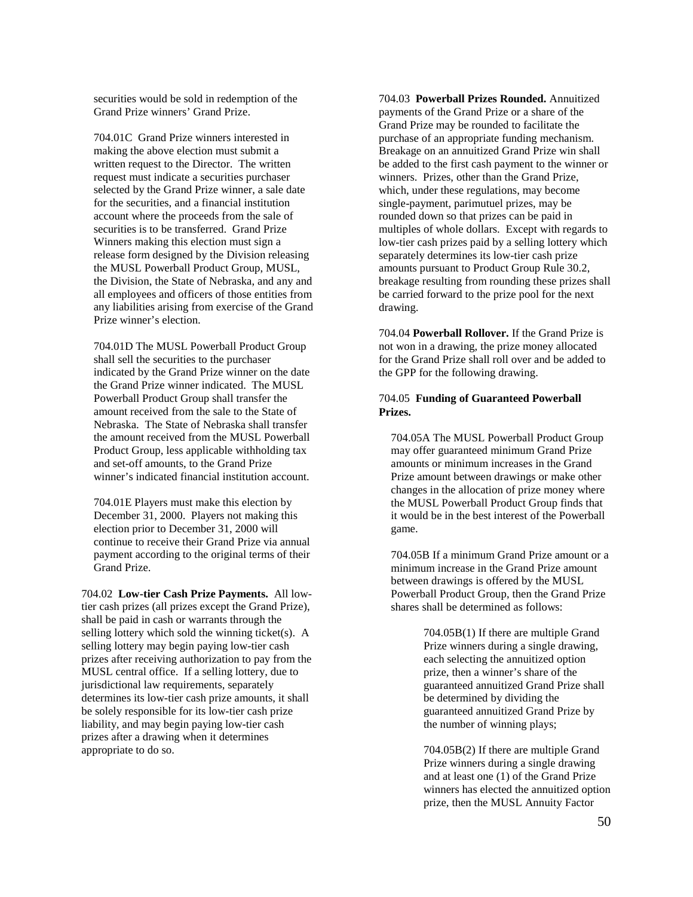securities would be sold in redemption of the Grand Prize winners' Grand Prize.

704.01C Grand Prize winners interested in making the above election must submit a written request to the Director. The written request must indicate a securities purchaser selected by the Grand Prize winner, a sale date for the securities, and a financial institution account where the proceeds from the sale of securities is to be transferred. Grand Prize Winners making this election must sign a release form designed by the Division releasing the MUSL Powerball Product Group, MUSL, the Division, the State of Nebraska, and any and all employees and officers of those entities from any liabilities arising from exercise of the Grand Prize winner's election.

704.01D The MUSL Powerball Product Group shall sell the securities to the purchaser indicated by the Grand Prize winner on the date the Grand Prize winner indicated. The MUSL Powerball Product Group shall transfer the amount received from the sale to the State of Nebraska. The State of Nebraska shall transfer the amount received from the MUSL Powerball Product Group, less applicable withholding tax and set-off amounts, to the Grand Prize winner's indicated financial institution account.

704.01E Players must make this election by December 31, 2000. Players not making this election prior to December 31, 2000 will continue to receive their Grand Prize via annual payment according to the original terms of their Grand Prize.

704.02 **Low-tier Cash Prize Payments.** All low-tier cash prizes (all prizes except the Grand Prize), shall be paid in cash or warrants through the selling lottery which sold the winning ticket(s). A selling lottery may begin paying low-tier cash prizes after receiving authorization to pay from the MUSL central office. If a selling lottery, due to jurisdictional law requirements, separately determines its low-tier cash prize amounts, it shall be solely responsible for its low-tier cash prize liability, and may begin paying low-tier cash prizes after a drawing when it determines appropriate to do so.

704.03 **Powerball Prizes Rounded.** Annuitized payments of the Grand Prize or a share of the Grand Prize may be rounded to facilitate the purchase of an appropriate funding mechanism. Breakage on an annuitized Grand Prize win shall be added to the first cash payment to the winner or winners. Prizes, other than the Grand Prize, which, under these regulations, may become single-payment, parimutuel prizes, may be rounded down so that prizes can be paid in multiples of whole dollars. Except with regards to low-tier cash prizes paid by a selling lottery which separately determines its low-tier cash prize amounts pursuant to Product Group Rule 30.2, breakage resulting from rounding these prizes shall be carried forward to the prize pool for the next drawing.

704.04 **Powerball Rollover.** If the Grand Prize is not won in a drawing, the prize money allocated for the Grand Prize shall roll over and be added to the GPP for the following drawing.

704.05 **Funding of Guaranteed Powerball Prizes.**

704.05A The MUSL Powerball Product Group may offer guaranteed minimum Grand Prize amounts or minimum increases in the Grand Prize amount between drawings or make other changes in the allocation of prize money where the MUSL Powerball Product Group finds that it would be in the best interest of the Powerball game.

704.05B If a minimum Grand Prize amount or a minimum increase in the Grand Prize amount between drawings is offered by the MUSL Powerball Product Group, then the Grand Prize shares shall be determined as follows:

704.05B(1) If there are multiple Grand Prize winners during a single drawing, each selecting the annuitized option prize, then a winner's share of the guaranteed annuitized Grand Prize shall be determined by dividing the guaranteed annuitized Grand Prize by the number of winning plays;

704.05B(2) If there are multiple Grand Prize winners during a single drawing and at least one (1) of the Grand Prize winners has elected the annuitized option prize, then the MUSL Annuity Factor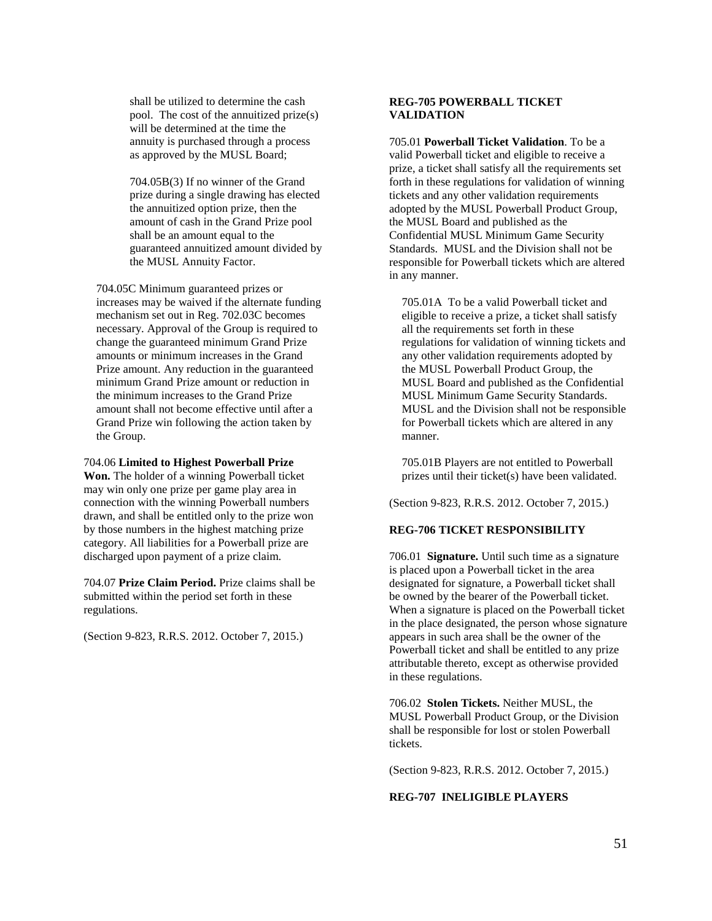shall be utilized to determine the cash pool. The cost of the annuitized prize(s) will be determined at the time the annuity is purchased through a process as approved by the MUSL Board;

704.05B(3) If no winner of the Grand prize during a single drawing has elected the annuitized option prize, then the amount of cash in the Grand Prize pool shall be an amount equal to the guaranteed annuitized amount divided by the MUSL Annuity Factor.

704.05C Minimum guaranteed prizes or increases may be waived if the alternate funding mechanism set out in Reg. 702.03C becomes necessary. Approval of the Group is required to change the guaranteed minimum Grand Prize amounts or minimum increases in the Grand Prize amount. Any reduction in the guaranteed minimum Grand Prize amount or reduction in the minimum increases to the Grand Prize amount shall not become effective until after a Grand Prize win following the action taken by the Group.

704.06 **Limited to Highest Powerball Prize Won.** The holder of a winning Powerball ticket may win only one prize per game play area in connection with the winning Powerball numbers drawn, and shall be entitled only to the prize won by those numbers in the highest matching prize category. All liabilities for a Powerball prize are discharged upon payment of a prize claim.

704.07 **Prize Claim Period.** Prize claims shall be submitted within the period set forth in these regulations.

(Section 9-823, R.R.S. 2012. October 7, 2015.)

**REG-705 POWERBALL TICKET VALIDATION**

705.01 **Powerball Ticket Validation**. To be a valid Powerball ticket and eligible to receive a prize, a ticket shall satisfy all the requirements set forth in these regulations for validation of winning tickets and any other validation requirements adopted by the MUSL Powerball Product Group, the MUSL Board and published as the Confidential MUSL Minimum Game Security Standards. MUSL and the Division shall not be responsible for Powerball tickets which are altered in any manner.

705.01A To be a valid Powerball ticket and eligible to receive a prize, a ticket shall satisfy all the requirements set forth in these regulations for validation of winning tickets and any other validation requirements adopted by the MUSL Powerball Product Group, the MUSL Board and published as the Confidential MUSL Minimum Game Security Standards. MUSL and the Division shall not be responsible for Powerball tickets which are altered in any manner.

705.01B Players are not entitled to Powerball prizes until their ticket(s) have been validated.

(Section 9-823, R.R.S. 2012. October 7, 2015.)

**REG-706 TICKET RESPONSIBILITY**

706.01 **Signature.** Until such time as a signature is placed upon a Powerball ticket in the area designated for signature, a Powerball ticket shall be owned by the bearer of the Powerball ticket. When a signature is placed on the Powerball ticket in the place designated, the person whose signature appears in such area shall be the owner of the Powerball ticket and shall be entitled to any prize attributable thereto, except as otherwise provided in these regulations.

706.02 **Stolen Tickets.** Neither MUSL, the MUSL Powerball Product Group, or the Division shall be responsible for lost or stolen Powerball tickets.

(Section 9-823, R.R.S. 2012. October 7, 2015.)

**REG-707 INELIGIBLE PLAYERS**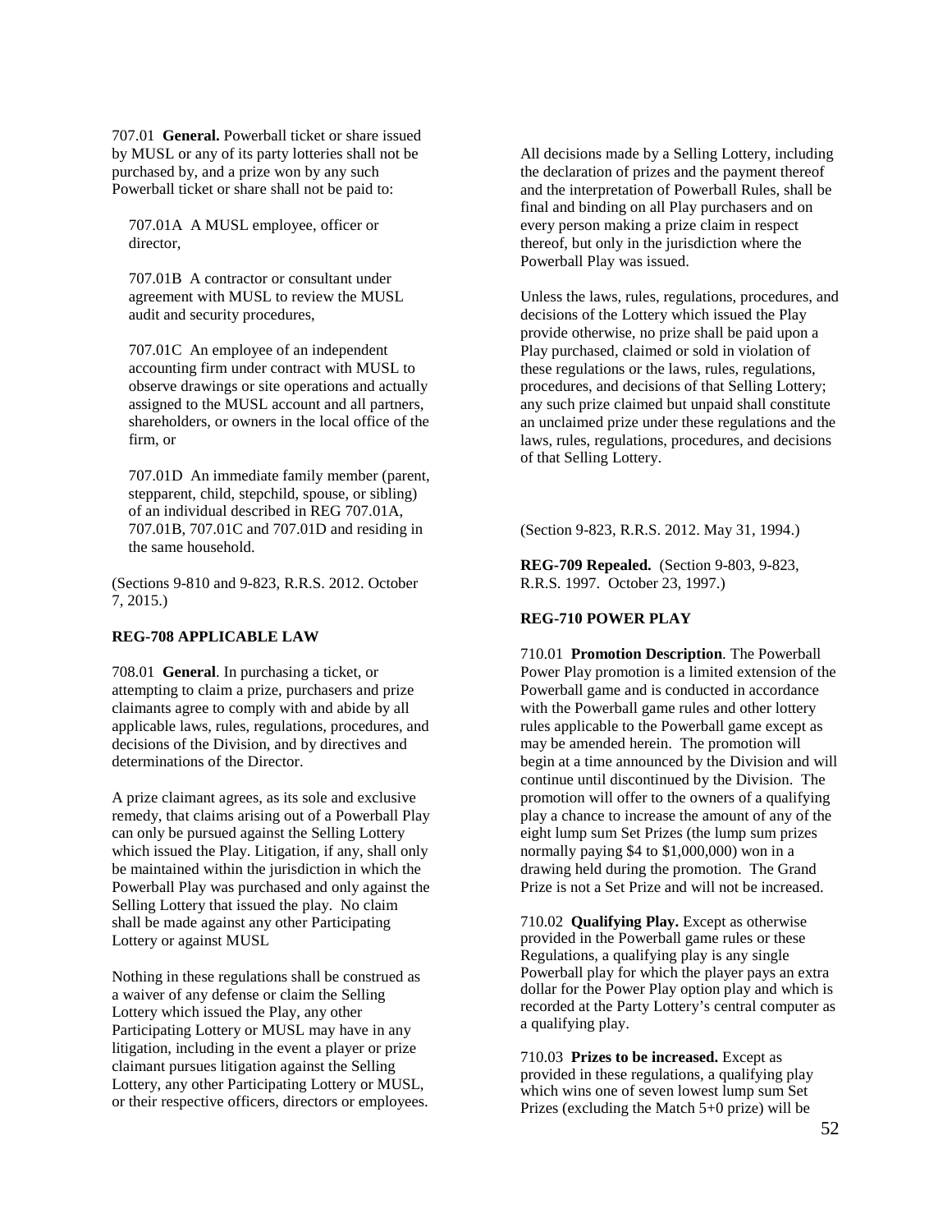707.01 **General.** Powerball ticket or share issued by MUSL or any of its party lotteries shall not be purchased by, and a prize won by any such Powerball ticket or share shall not be paid to:

707.01A A MUSL employee, officer or director,

707.01B A contractor or consultant under agreement with MUSL to review the MUSL audit and security procedures,

707.01C An employee of an independent accounting firm under contract with MUSL to observe drawings or site operations and actually assigned to the MUSL account and all partners, shareholders, or owners in the local office of the firm, or

707.01D An immediate family member (parent, stepparent, child, stepchild, spouse, or sibling) of an individual described in REG 707.01A, 707.01B, 707.01C and 707.01D and residing in the same household.

(Sections 9-810 and 9-823, R.R.S. 2012. October 7, 2015.)

**REG-708 APPLICABLE LAW**

708.01 **General**. In purchasing a ticket, or attempting to claim a prize, purchasers and prize claimants agree to comply with and abide by all applicable laws, rules, regulations, procedures, and decisions of the Division, and by directives and determinations of the Director.

A prize claimant agrees, as its sole and exclusive remedy, that claims arising out of a Powerball Play can only be pursued against the Selling Lottery which issued the Play. Litigation, if any, shall only be maintained within the jurisdiction in which the Powerball Play was purchased and only against the Selling Lottery that issued the play. No claim shall be made against any other Participating Lottery or against MUSL

Nothing in these regulations shall be construed as a waiver of any defense or claim the Selling Lottery which issued the Play, any other Participating Lottery or MUSL may have in any litigation, including in the event a player or prize claimant pursues litigation against the Selling Lottery, any other Participating Lottery or MUSL, or their respective officers, directors or employees.

All decisions made by a Selling Lottery, including the declaration of prizes and the payment thereof and the interpretation of Powerball Rules, shall be final and binding on all Play purchasers and on every person making a prize claim in respect thereof, but only in the jurisdiction where the Powerball Play was issued.

Unless the laws, rules, regulations, procedures, and decisions of the Lottery which issued the Play provide otherwise, no prize shall be paid upon a Play purchased, claimed or sold in violation of these regulations or the laws, rules, regulations, procedures, and decisions of that Selling Lottery; any such prize claimed but unpaid shall constitute an unclaimed prize under these regulations and the laws, rules, regulations, procedures, and decisions of that Selling Lottery.

(Section 9-823, R.R.S. 2012. May 31, 1994.)

**REG-709 Repealed.** (Section 9-803, 9-823, R.R.S. 1997. October 23, 1997.)

**REG-710 POWER PLAY**

710.01 **Promotion Description**. The Powerball Power Play promotion is a limited extension of the Powerball game and is conducted in accordance with the Powerball game rules and other lottery rules applicable to the Powerball game except as may be amended herein. The promotion will begin at a time announced by the Division and will continue until discontinued by the Division. The promotion will offer to the owners of a qualifying play a chance to increase the amount of any of the eight lump sum Set Prizes (the lump sum prizes normally paying $4 to $1,000,000) won in a drawing held during the promotion. The Grand Prize is not a Set Prize and will not be increased.

710.02 **Qualifying Play.** Except as otherwise provided in the Powerball game rules or these Regulations, a qualifying play is any single Powerball play for which the player pays an extra dollar for the Power Play option play and which is recorded at the Party Lottery's central computer as a qualifying play.

710.03 **Prizes to be increased.** Except as provided in these regulations, a qualifying play which wins one of seven lowest lump sum Set Prizes (excluding the Match 5+0 prize) will be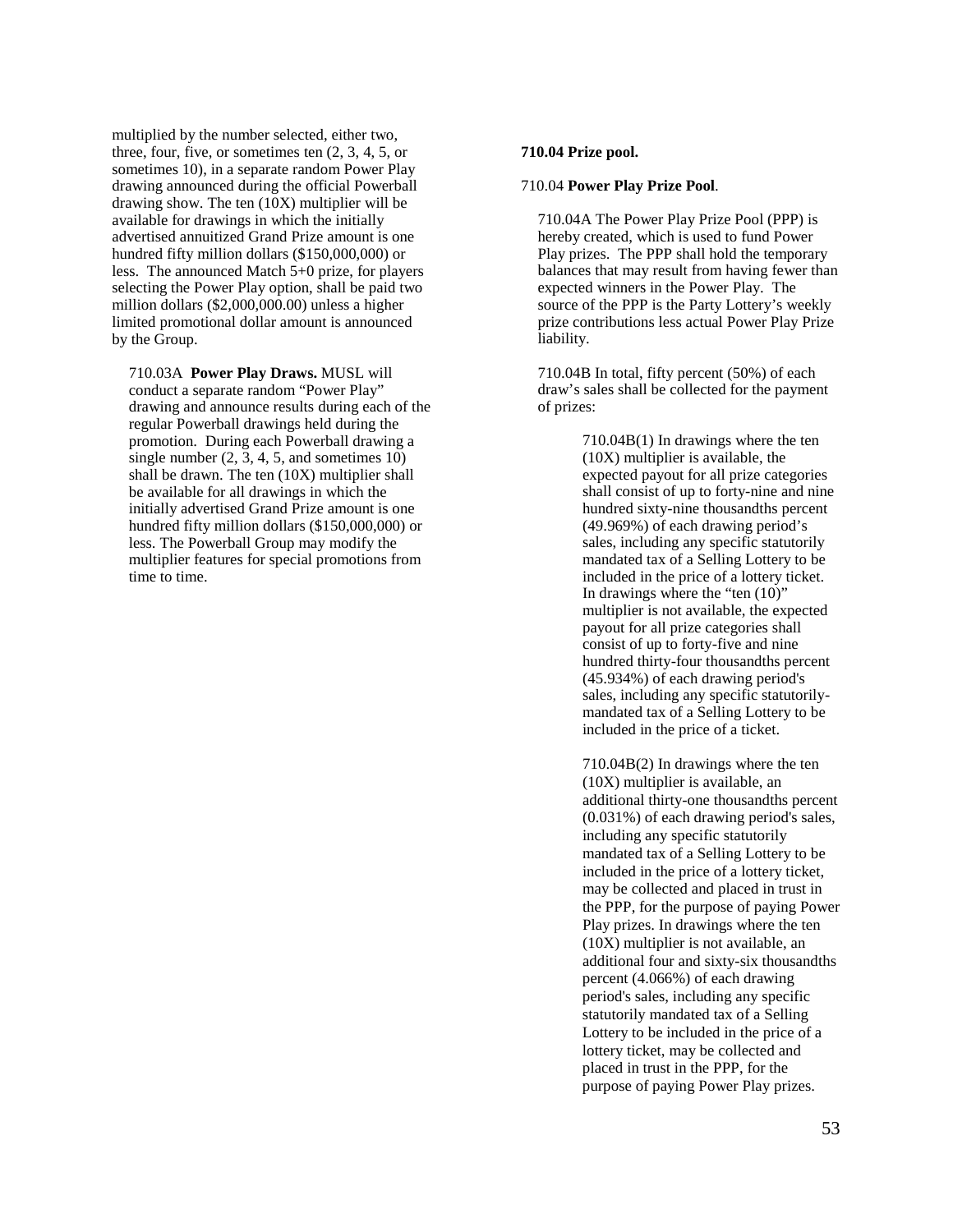multiplied by the number selected, either two, three, four, five, or sometimes ten (2, 3, 4, 5, or sometimes 10), in a separate random Power Play drawing announced during the official Powerball drawing show. The ten (10X) multiplier will be available for drawings in which the initially advertised annuitized Grand Prize amount is one hundred fifty million dollars ($150,000,000) or less. The announced Match 5+0 prize, for players selecting the Power Play option, shall be paid two million dollars ($2,000,000.00) unless a higher limited promotional dollar amount is announced by the Group.

710.03A **Power Play Draws.** MUSL will conduct a separate random "Power Play" drawing and announce results during each of the regular Powerball drawings held during the promotion. During each Powerball drawing a single number (2, 3, 4, 5, and sometimes 10) shall be drawn. The ten (10X) multiplier shall be available for all drawings in which the initially advertised Grand Prize amount is one hundred fifty million dollars ($150,000,000) or less. The Powerball Group may modify the multiplier features for special promotions from time to time.

**710.04 Prize pool.**

710.04 **Power Play Prize Pool**.

710.04A The Power Play Prize Pool (PPP) is hereby created, which is used to fund Power Play prizes. The PPP shall hold the temporary balances that may result from having fewer than expected winners in the Power Play. The source of the PPP is the Party Lottery's weekly prize contributions less actual Power Play Prize liability.

710.04B In total, fifty percent (50%) of each draw's sales shall be collected for the payment of prizes:

710.04B(1) In drawings where the ten (10X) multiplier is available, the expected payout for all prize categories shall consist of up to forty-nine and nine hundred sixty-nine thousandths percent (49.969%) of each drawing period's sales, including any specific statutorily mandated tax of a Selling Lottery to be included in the price of a lottery ticket. In drawings where the "ten (10)" multiplier is not available, the expected payout for all prize categories shall consist of up to forty-five and nine hundred thirty-four thousandths percent (45.934%) of each drawing period's sales, including any specific statutorily-mandated tax of a Selling Lottery to be included in the price of a ticket.

710.04B(2) In drawings where the ten (10X) multiplier is available, an additional thirty-one thousandths percent (0.031%) of each drawing period's sales, including any specific statutorily mandated tax of a Selling Lottery to be included in the price of a lottery ticket, may be collected and placed in trust in the PPP, for the purpose of paying Power Play prizes. In drawings where the ten (10X) multiplier is not available, an additional four and sixty-six thousandths percent (4.066%) of each drawing period's sales, including any specific statutorily mandated tax of a Selling Lottery to be included in the price of a lottery ticket, may be collected and placed in trust in the PPP, for the purpose of paying Power Play prizes.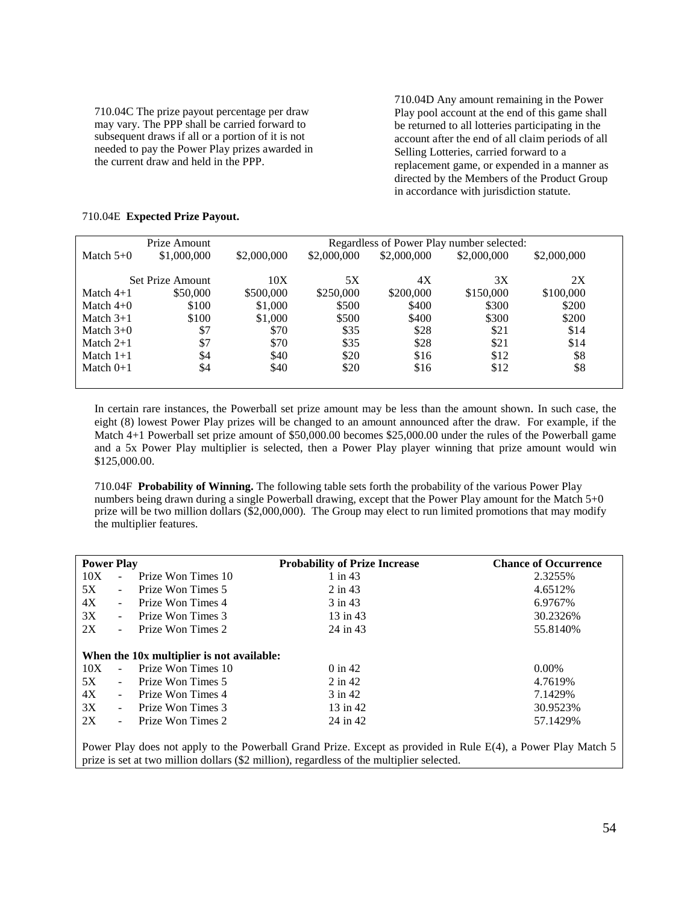710.04C The prize payout percentage per draw may vary. The PPP shall be carried forward to subsequent draws if all or a portion of it is not needed to pay the Power Play prizes awarded in the current draw and held in the PPP.

710.04D Any amount remaining in the Power Play pool account at the end of this game shall be returned to all lotteries participating in the account after the end of all claim periods of all Selling Lotteries, carried forward to a replacement game, or expended in a manner as directed by the Members of the Product Group in accordance with jurisdiction statute.

710.04E **Expected Prize Payout.**

| | Prize Amount | Regardless of Power Play number selected: | | | | |
|---|---|---|---|---|---|---|
| Match 5+0 | $1,000,000 | $2,000,000 | $2,000,000 | $2,000,000 | $2,000,000 | $2,000,000 |
| | Set Prize Amount | 10X | 5X | 4X | 3X | 2X |
| Match 4+1 | $50,000 | $500,000 | $250,000 | $200,000 | $150,000 | $100,000 |
| Match 4+0 | $100 | $1,000 | $500 | $400 | $300 | $200 |
| Match 3+1 | $100 | $1,000 | $500 | $400 | $300 | $200 |
| Match 3+0 | $7 | $70 | $35 | $28 | $21 | $14 |
| Match 2+1 | $7 | $70 | $35 | $28 | $21 | $14 |
| Match 1+1 | $4 | $40 | $20 | $16 | $12 | $8 |
| Match 0+1 | $4 | $40 | $20 | $16 | $12 | $8 |

In certain rare instances, the Powerball set prize amount may be less than the amount shown. In such case, the eight (8) lowest Power Play prizes will be changed to an amount announced after the draw. For example, if the Match 4+1 Powerball set prize amount of $50,000.00 becomes $25,000.00 under the rules of the Powerball game and a 5x Power Play multiplier is selected, then a Power Play player winning that prize amount would win $125,000.00.

710.04F **Probability of Winning.** The following table sets forth the probability of the various Power Play numbers being drawn during a single Powerball drawing, except that the Power Play amount for the Match 5+0 prize will be two million dollars ($2,000,000). The Group may elect to run limited promotions that may modify the multiplier features.

| **Power Play** | | **Probability of Prize Increase** | **Chance of Occurrence** |
|---|---|---|---|
| 10X | - Prize Won Times 10 | 1 in 43 | 2.3255% |
| 5X | - Prize Won Times 5 | 2 in 43 | 4.6512% |
| 4X | - Prize Won Times 4 | 3 in 43 | 6.9767% |
| 3X | - Prize Won Times 3 | 13 in 43 | 30.2326% |
| 2X | - Prize Won Times 2 | 24 in 43 | 55.8140% |
| **When the 10x multiplier is not available:** | | | |
| 10X | - Prize Won Times 10 | 0 in 42 | 0.00% |
| 5X | - Prize Won Times 5 | 2 in 42 | 4.7619% |
| 4X | - Prize Won Times 4 | 3 in 42 | 7.1429% |
| 3X | - Prize Won Times 3 | 13 in 42 | 30.9523% |
| 2X | - Prize Won Times 2 | 24 in 42 | 57.1429% |

Power Play does not apply to the Powerball Grand Prize. Except as provided in Rule E(4), a Power Play Match 5 prize is set at two million dollars ($2 million), regardless of the multiplier selected.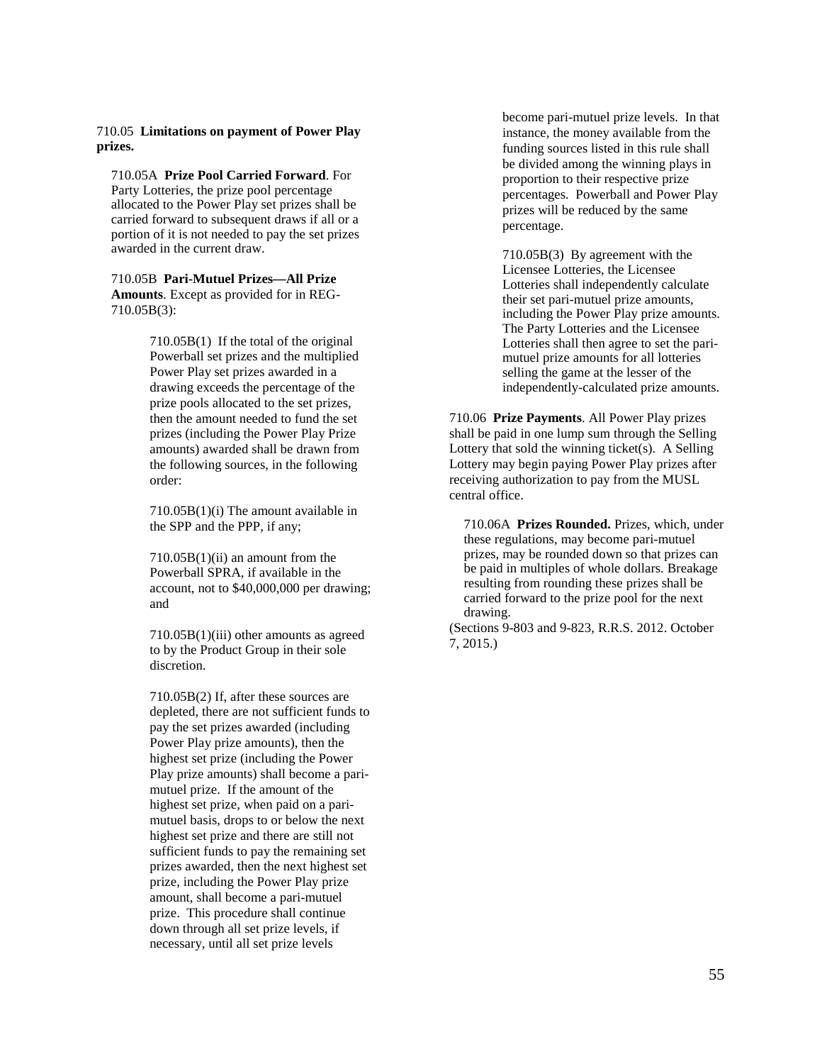710.05 **Limitations on payment of Power Play prizes.**

710.05A **Prize Pool Carried Forward**. For Party Lotteries, the prize pool percentage allocated to the Power Play set prizes shall be carried forward to subsequent draws if all or a portion of it is not needed to pay the set prizes awarded in the current draw.

710.05B **Pari-Mutuel Prizes—All Prize Amounts**. Except as provided for in REG-710.05B(3):

> 710.05B(1) If the total of the original Powerball set prizes and the multiplied Power Play set prizes awarded in a drawing exceeds the percentage of the prize pools allocated to the set prizes, then the amount needed to fund the set prizes (including the Power Play Prize amounts) awarded shall be drawn from the following sources, in the following order:
>
> 710.05B(1)(i) The amount available in the SPP and the PPP, if any;
>
> 710.05B(1)(ii) an amount from the Powerball SPRA, if available in the account, not to $40,000,000 per drawing; and
>
> 710.05B(1)(iii) other amounts as agreed to by the Product Group in their sole discretion.
>
> 710.05B(2) If, after these sources are depleted, there are not sufficient funds to pay the set prizes awarded (including Power Play prize amounts), then the highest set prize (including the Power Play prize amounts) shall become a pari-mutuel prize. If the amount of the highest set prize, when paid on a pari-mutuel basis, drops to or below the next highest set prize and there are still not sufficient funds to pay the remaining set prizes awarded, then the next highest set prize, including the Power Play prize amount, shall become a pari-mutuel prize. This procedure shall continue down through all set prize levels, if necessary, until all set prize levels become pari-mutuel prize levels. In that instance, the money available from the funding sources listed in this rule shall be divided among the winning plays in proportion to their respective prize percentages. Powerball and Power Play prizes will be reduced by the same percentage.
>
> 710.05B(3) By agreement with the Licensee Lotteries, the Licensee Lotteries shall independently calculate their set pari-mutuel prize amounts, including the Power Play prize amounts. The Party Lotteries and the Licensee Lotteries shall then agree to set the pari-mutuel prize amounts for all lotteries selling the game at the lesser of the independently-calculated prize amounts.

710.06 **Prize Payments**. All Power Play prizes shall be paid in one lump sum through the Selling Lottery that sold the winning ticket(s). A Selling Lottery may begin paying Power Play prizes after receiving authorization to pay from the MUSL central office.

710.06A **Prizes Rounded.** Prizes, which, under these regulations, may become pari-mutuel prizes, may be rounded down so that prizes can be paid in multiples of whole dollars. Breakage resulting from rounding these prizes shall be carried forward to the prize pool for the next drawing.

(Sections 9-803 and 9-823, R.R.S. 2012. October 7, 2015.)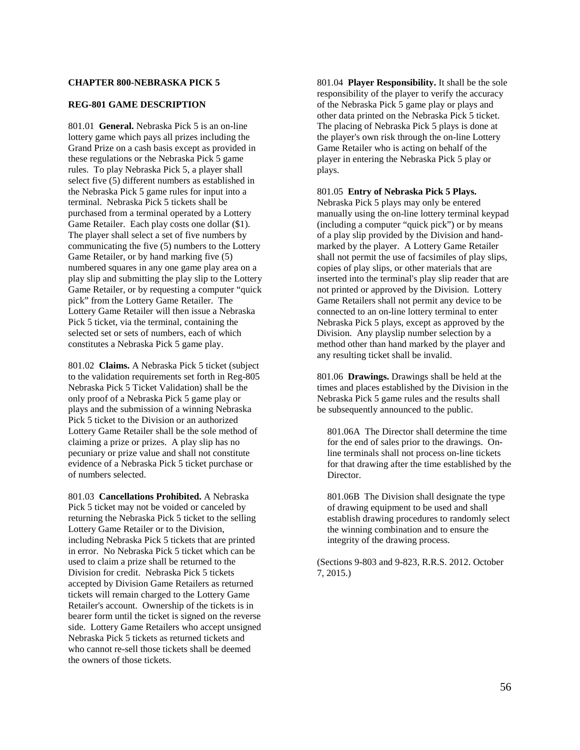## CHAPTER 800-NEBRASKA PICK 5

### REG-801 GAME DESCRIPTION

801.01 **General.** Nebraska Pick 5 is an on-line lottery game which pays all prizes including the Grand Prize on a cash basis except as provided in these regulations or the Nebraska Pick 5 game rules. To play Nebraska Pick 5, a player shall select five (5) different numbers as established in the Nebraska Pick 5 game rules for input into a terminal. Nebraska Pick 5 tickets shall be purchased from a terminal operated by a Lottery Game Retailer. Each play costs one dollar ($1). The player shall select a set of five numbers by communicating the five (5) numbers to the Lottery Game Retailer, or by hand marking five (5) numbered squares in any one game play area on a play slip and submitting the play slip to the Lottery Game Retailer, or by requesting a computer "quick pick" from the Lottery Game Retailer. The Lottery Game Retailer will then issue a Nebraska Pick 5 ticket, via the terminal, containing the selected set or sets of numbers, each of which constitutes a Nebraska Pick 5 game play.

801.02 **Claims.** A Nebraska Pick 5 ticket (subject to the validation requirements set forth in Reg-805 Nebraska Pick 5 Ticket Validation) shall be the only proof of a Nebraska Pick 5 game play or plays and the submission of a winning Nebraska Pick 5 ticket to the Division or an authorized Lottery Game Retailer shall be the sole method of claiming a prize or prizes. A play slip has no pecuniary or prize value and shall not constitute evidence of a Nebraska Pick 5 ticket purchase or of numbers selected.

801.03 **Cancellations Prohibited.** A Nebraska Pick 5 ticket may not be voided or canceled by returning the Nebraska Pick 5 ticket to the selling Lottery Game Retailer or to the Division, including Nebraska Pick 5 tickets that are printed in error. No Nebraska Pick 5 ticket which can be used to claim a prize shall be returned to the Division for credit. Nebraska Pick 5 tickets accepted by Division Game Retailers as returned tickets will remain charged to the Lottery Game Retailer's account. Ownership of the tickets is in bearer form until the ticket is signed on the reverse side. Lottery Game Retailers who accept unsigned Nebraska Pick 5 tickets as returned tickets and who cannot re-sell those tickets shall be deemed the owners of those tickets.

801.04 **Player Responsibility.** It shall be the sole responsibility of the player to verify the accuracy of the Nebraska Pick 5 game play or plays and other data printed on the Nebraska Pick 5 ticket. The placing of Nebraska Pick 5 plays is done at the player's own risk through the on-line Lottery Game Retailer who is acting on behalf of the player in entering the Nebraska Pick 5 play or plays.

801.05 **Entry of Nebraska Pick 5 Plays.** Nebraska Pick 5 plays may only be entered manually using the on-line lottery terminal keypad (including a computer "quick pick") or by means of a play slip provided by the Division and hand-marked by the player. A Lottery Game Retailer shall not permit the use of facsimiles of play slips, copies of play slips, or other materials that are inserted into the terminal's play slip reader that are not printed or approved by the Division. Lottery Game Retailers shall not permit any device to be connected to an on-line lottery terminal to enter Nebraska Pick 5 plays, except as approved by the Division. Any playslip number selection by a method other than hand marked by the player and any resulting ticket shall be invalid.

801.06 **Drawings.** Drawings shall be held at the times and places established by the Division in the Nebraska Pick 5 game rules and the results shall be subsequently announced to the public.

801.06A The Director shall determine the time for the end of sales prior to the drawings. On-line terminals shall not process on-line tickets for that drawing after the time established by the Director.

801.06B The Division shall designate the type of drawing equipment to be used and shall establish drawing procedures to randomly select the winning combination and to ensure the integrity of the drawing process.

(Sections 9-803 and 9-823, R.R.S. 2012. October 7, 2015.)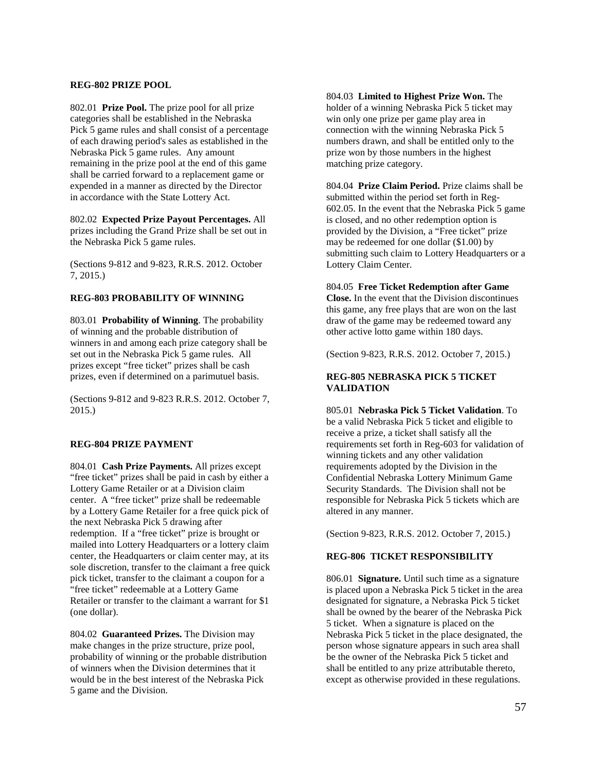### REG-802 PRIZE POOL

802.01 **Prize Pool.** The prize pool for all prize categories shall be established in the Nebraska Pick 5 game rules and shall consist of a percentage of each drawing period's sales as established in the Nebraska Pick 5 game rules. Any amount remaining in the prize pool at the end of this game shall be carried forward to a replacement game or expended in a manner as directed by the Director in accordance with the State Lottery Act.

802.02 **Expected Prize Payout Percentages.** All prizes including the Grand Prize shall be set out in the Nebraska Pick 5 game rules.

(Sections 9-812 and 9-823, R.R.S. 2012. October 7, 2015.)

### REG-803 PROBABILITY OF WINNING

803.01 **Probability of Winning**. The probability of winning and the probable distribution of winners in and among each prize category shall be set out in the Nebraska Pick 5 game rules. All prizes except "free ticket" prizes shall be cash prizes, even if determined on a parimutuel basis.

(Sections 9-812 and 9-823 R.R.S. 2012. October 7, 2015.)

### REG-804 PRIZE PAYMENT

804.01 **Cash Prize Payments.** All prizes except "free ticket" prizes shall be paid in cash by either a Lottery Game Retailer or at a Division claim center. A "free ticket" prize shall be redeemable by a Lottery Game Retailer for a free quick pick of the next Nebraska Pick 5 drawing after redemption. If a "free ticket" prize is brought or mailed into Lottery Headquarters or a lottery claim center, the Headquarters or claim center may, at its sole discretion, transfer to the claimant a free quick pick ticket, transfer to the claimant a coupon for a "free ticket" redeemable at a Lottery Game Retailer or transfer to the claimant a warrant for $1 (one dollar).

804.02 **Guaranteed Prizes.** The Division may make changes in the prize structure, prize pool, probability of winning or the probable distribution of winners when the Division determines that it would be in the best interest of the Nebraska Pick 5 game and the Division.

804.03 **Limited to Highest Prize Won.** The holder of a winning Nebraska Pick 5 ticket may win only one prize per game play area in connection with the winning Nebraska Pick 5 numbers drawn, and shall be entitled only to the prize won by those numbers in the highest matching prize category.

804.04 **Prize Claim Period.** Prize claims shall be submitted within the period set forth in Reg-602.05. In the event that the Nebraska Pick 5 game is closed, and no other redemption option is provided by the Division, a "Free ticket" prize may be redeemed for one dollar ($1.00) by submitting such claim to Lottery Headquarters or a Lottery Claim Center.

804.05 **Free Ticket Redemption after Game Close.** In the event that the Division discontinues this game, any free plays that are won on the last draw of the game may be redeemed toward any other active lotto game within 180 days.

(Section 9-823, R.R.S. 2012. October 7, 2015.)

### REG-805 NEBRASKA PICK 5 TICKET VALIDATION

805.01 **Nebraska Pick 5 Ticket Validation**. To be a valid Nebraska Pick 5 ticket and eligible to receive a prize, a ticket shall satisfy all the requirements set forth in Reg-603 for validation of winning tickets and any other validation requirements adopted by the Division in the Confidential Nebraska Lottery Minimum Game Security Standards. The Division shall not be responsible for Nebraska Pick 5 tickets which are altered in any manner.

(Section 9-823, R.R.S. 2012. October 7, 2015.)

### REG-806 TICKET RESPONSIBILITY

806.01 **Signature.** Until such time as a signature is placed upon a Nebraska Pick 5 ticket in the area designated for signature, a Nebraska Pick 5 ticket shall be owned by the bearer of the Nebraska Pick 5 ticket. When a signature is placed on the Nebraska Pick 5 ticket in the place designated, the person whose signature appears in such area shall be the owner of the Nebraska Pick 5 ticket and shall be entitled to any prize attributable thereto, except as otherwise provided in these regulations.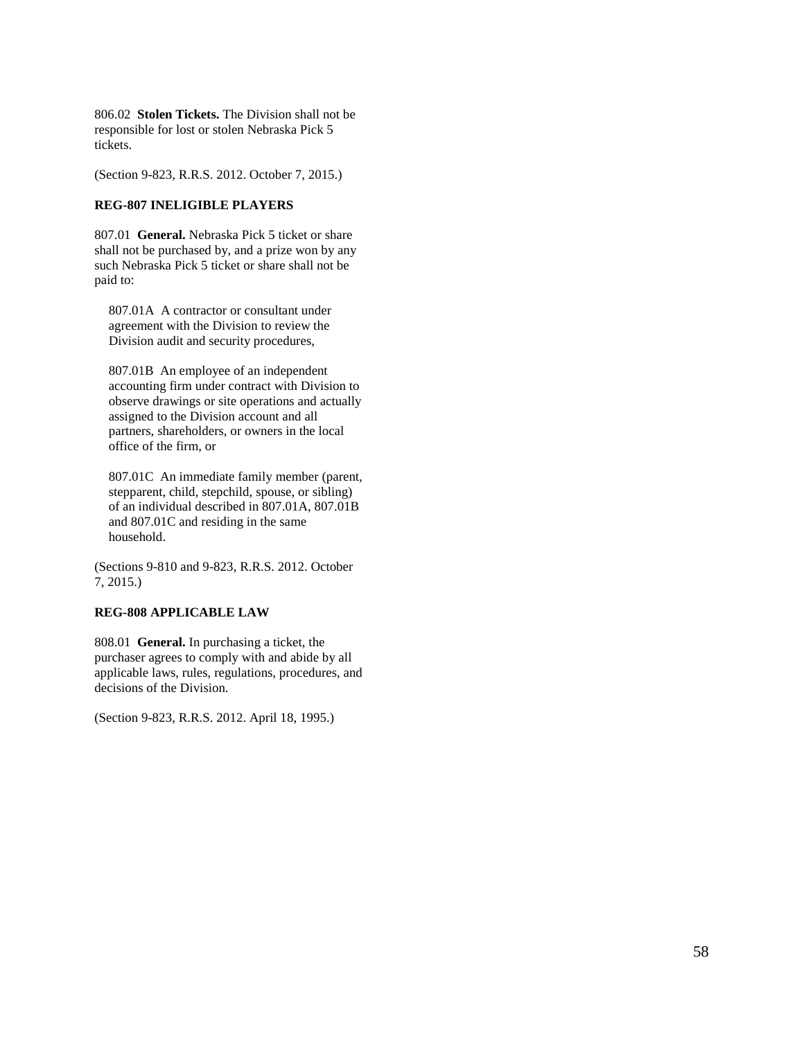806.02 **Stolen Tickets.** The Division shall not be responsible for lost or stolen Nebraska Pick 5 tickets.

(Section 9-823, R.R.S. 2012. October 7, 2015.)

**REG-807 INELIGIBLE PLAYERS**

807.01 **General.** Nebraska Pick 5 ticket or share shall not be purchased by, and a prize won by any such Nebraska Pick 5 ticket or share shall not be paid to:

807.01A A contractor or consultant under agreement with the Division to review the Division audit and security procedures,

807.01B An employee of an independent accounting firm under contract with Division to observe drawings or site operations and actually assigned to the Division account and all partners, shareholders, or owners in the local office of the firm, or

807.01C An immediate family member (parent, stepparent, child, stepchild, spouse, or sibling) of an individual described in 807.01A, 807.01B and 807.01C and residing in the same household.

(Sections 9-810 and 9-823, R.R.S. 2012. October 7, 2015.)

**REG-808 APPLICABLE LAW**

808.01 **General.** In purchasing a ticket, the purchaser agrees to comply with and abide by all applicable laws, rules, regulations, procedures, and decisions of the Division.

(Section 9-823, R.R.S. 2012. April 18, 1995.)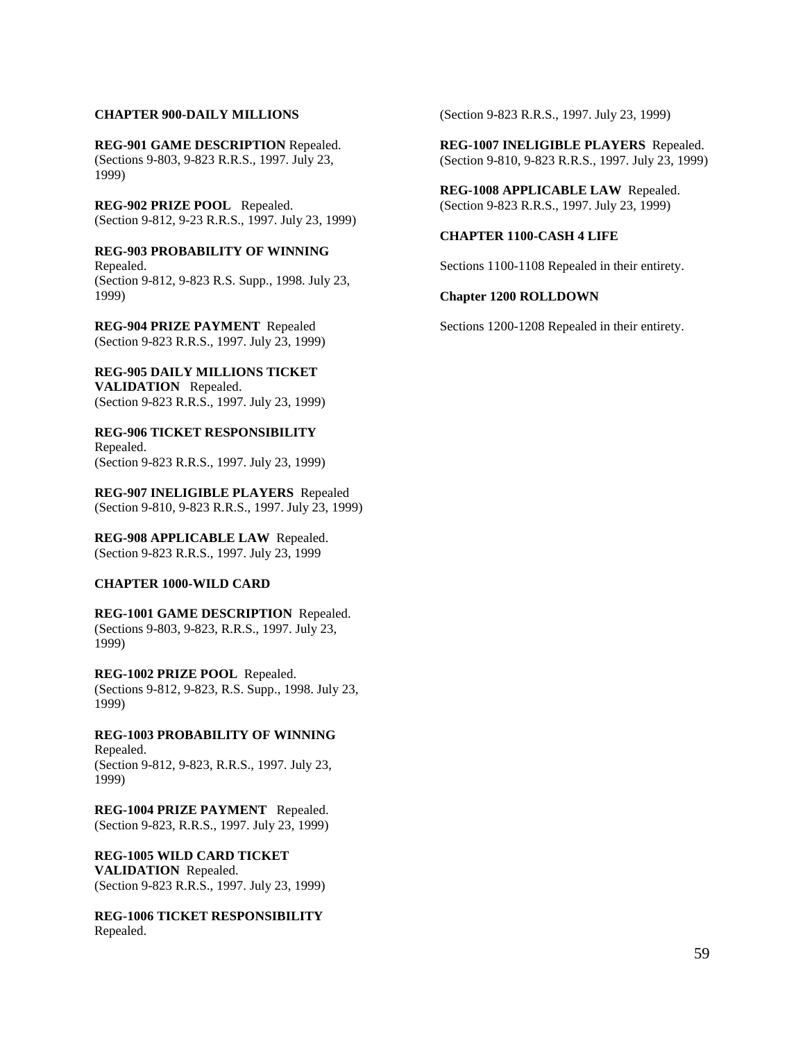**CHAPTER 900-DAILY MILLIONS**

**REG-901 GAME DESCRIPTION** Repealed.
(Sections 9-803, 9-823 R.R.S., 1997. July 23, 1999)

**REG-902 PRIZE POOL** Repealed.
(Section 9-812, 9-23 R.R.S., 1997. July 23, 1999)

**REG-903 PROBABILITY OF WINNING** Repealed.
(Section 9-812, 9-823 R.S. Supp., 1998. July 23, 1999)

**REG-904 PRIZE PAYMENT** Repealed
(Section 9-823 R.R.S., 1997. July 23, 1999)

**REG-905 DAILY MILLIONS TICKET VALIDATION** Repealed.
(Section 9-823 R.R.S., 1997. July 23, 1999)

**REG-906 TICKET RESPONSIBILITY** Repealed.
(Section 9-823 R.R.S., 1997. July 23, 1999)

**REG-907 INELIGIBLE PLAYERS** Repealed
(Section 9-810, 9-823 R.R.S., 1997. July 23, 1999)

**REG-908 APPLICABLE LAW** Repealed.
(Section 9-823 R.R.S., 1997. July 23, 1999

**CHAPTER 1000-WILD CARD**

**REG-1001 GAME DESCRIPTION** Repealed.
(Sections 9-803, 9-823, R.R.S., 1997. July 23, 1999)

**REG-1002 PRIZE POOL** Repealed.
(Sections 9-812, 9-823, R.S. Supp., 1998. July 23, 1999)

**REG-1003 PROBABILITY OF WINNING** Repealed.
(Section 9-812, 9-823, R.R.S., 1997. July 23, 1999)

**REG-1004 PRIZE PAYMENT** Repealed.
(Section 9-823, R.R.S., 1997. July 23, 1999)

**REG-1005 WILD CARD TICKET VALIDATION** Repealed.
(Section 9-823 R.R.S., 1997. July 23, 1999)

**REG-1006 TICKET RESPONSIBILITY** Repealed.
(Section 9-823 R.R.S., 1997. July 23, 1999)

**REG-1007 INELIGIBLE PLAYERS** Repealed.
(Section 9-810, 9-823 R.R.S., 1997. July 23, 1999)

**REG-1008 APPLICABLE LAW** Repealed.
(Section 9-823 R.R.S., 1997. July 23, 1999)

**CHAPTER 1100-CASH 4 LIFE**

Sections 1100-1108 Repealed in their entirety.

**Chapter 1200 ROLLDOWN**

Sections 1200-1208 Repealed in their entirety.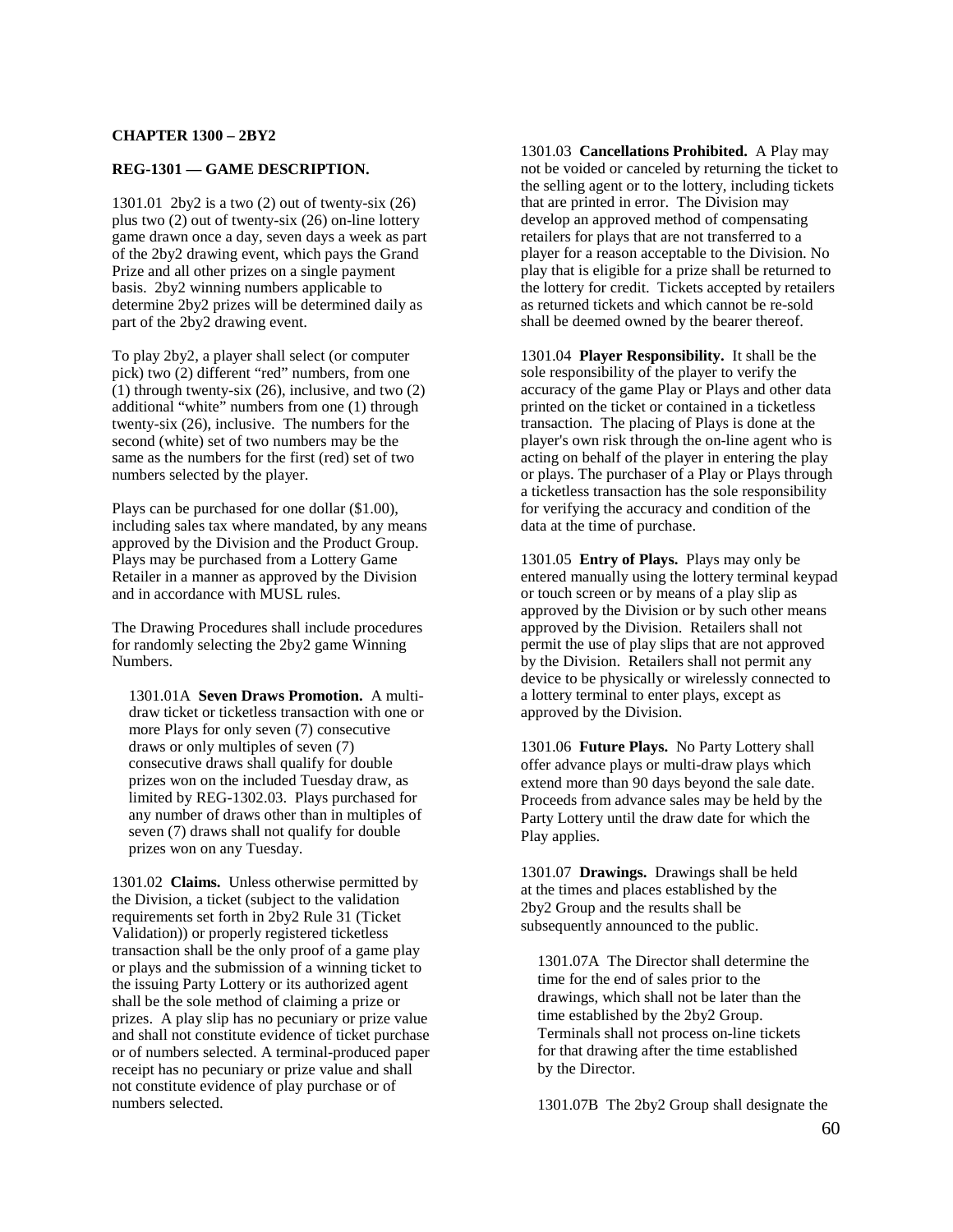**CHAPTER 1300 – 2BY2**

**REG-1301 — GAME DESCRIPTION.**

1301.01 2by2 is a two (2) out of twenty-six (26) plus two (2) out of twenty-six (26) on-line lottery game drawn once a day, seven days a week as part of the 2by2 drawing event, which pays the Grand Prize and all other prizes on a single payment basis. 2by2 winning numbers applicable to determine 2by2 prizes will be determined daily as part of the 2by2 drawing event.

To play 2by2, a player shall select (or computer pick) two (2) different "red" numbers, from one (1) through twenty-six (26), inclusive, and two (2) additional "white" numbers from one (1) through twenty-six (26), inclusive. The numbers for the second (white) set of two numbers may be the same as the numbers for the first (red) set of two numbers selected by the player.

Plays can be purchased for one dollar ($1.00), including sales tax where mandated, by any means approved by the Division and the Product Group. Plays may be purchased from a Lottery Game Retailer in a manner as approved by the Division and in accordance with MUSL rules.

The Drawing Procedures shall include procedures for randomly selecting the 2by2 game Winning Numbers.

1301.01A **Seven Draws Promotion.** A multi-draw ticket or ticketless transaction with one or more Plays for only seven (7) consecutive draws or only multiples of seven (7) consecutive draws shall qualify for double prizes won on the included Tuesday draw, as limited by REG-1302.03. Plays purchased for any number of draws other than in multiples of seven (7) draws shall not qualify for double prizes won on any Tuesday.

1301.02 **Claims.** Unless otherwise permitted by the Division, a ticket (subject to the validation requirements set forth in 2by2 Rule 31 (Ticket Validation)) or properly registered ticketless transaction shall be the only proof of a game play or plays and the submission of a winning ticket to the issuing Party Lottery or its authorized agent shall be the sole method of claiming a prize or prizes. A play slip has no pecuniary or prize value and shall not constitute evidence of ticket purchase or of numbers selected. A terminal-produced paper receipt has no pecuniary or prize value and shall not constitute evidence of play purchase or of numbers selected.

1301.03 **Cancellations Prohibited.** A Play may not be voided or canceled by returning the ticket to the selling agent or to the lottery, including tickets that are printed in error. The Division may develop an approved method of compensating retailers for plays that are not transferred to a player for a reason acceptable to the Division. No play that is eligible for a prize shall be returned to the lottery for credit. Tickets accepted by retailers as returned tickets and which cannot be re-sold shall be deemed owned by the bearer thereof.

1301.04 **Player Responsibility.** It shall be the sole responsibility of the player to verify the accuracy of the game Play or Plays and other data printed on the ticket or contained in a ticketless transaction. The placing of Plays is done at the player's own risk through the on-line agent who is acting on behalf of the player in entering the play or plays. The purchaser of a Play or Plays through a ticketless transaction has the sole responsibility for verifying the accuracy and condition of the data at the time of purchase.

1301.05 **Entry of Plays.** Plays may only be entered manually using the lottery terminal keypad or touch screen or by means of a play slip as approved by the Division or by such other means approved by the Division. Retailers shall not permit the use of play slips that are not approved by the Division. Retailers shall not permit any device to be physically or wirelessly connected to a lottery terminal to enter plays, except as approved by the Division.

1301.06 **Future Plays.** No Party Lottery shall offer advance plays or multi-draw plays which extend more than 90 days beyond the sale date. Proceeds from advance sales may be held by the Party Lottery until the draw date for which the Play applies.

1301.07 **Drawings.** Drawings shall be held at the times and places established by the 2by2 Group and the results shall be subsequently announced to the public.

1301.07A The Director shall determine the time for the end of sales prior to the drawings, which shall not be later than the time established by the 2by2 Group. Terminals shall not process on-line tickets for that drawing after the time established by the Director.

1301.07B The 2by2 Group shall designate the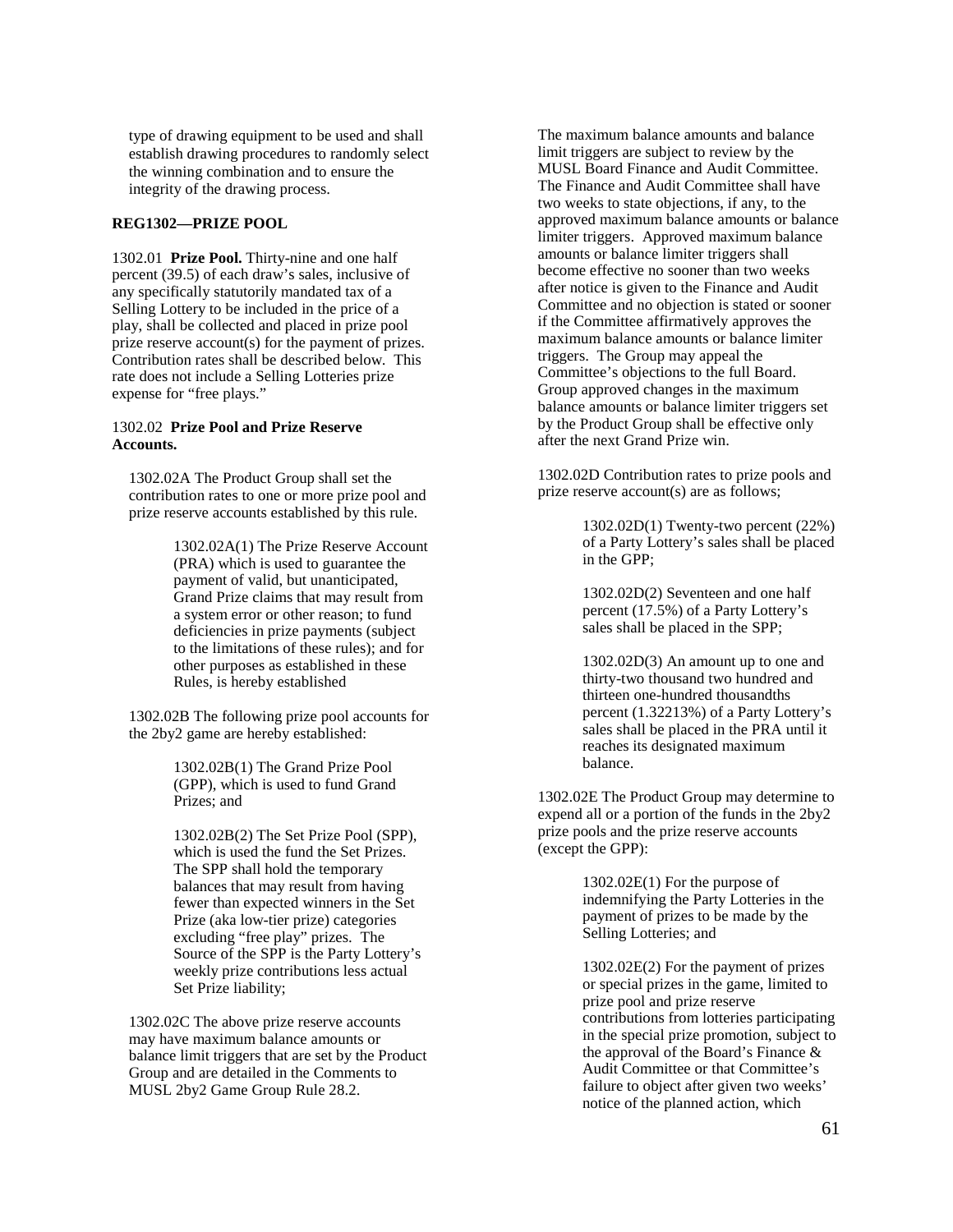type of drawing equipment to be used and shall establish drawing procedures to randomly select the winning combination and to ensure the integrity of the drawing process.

**REG1302—PRIZE POOL**

1302.01 **Prize Pool.** Thirty-nine and one half percent (39.5) of each draw's sales, inclusive of any specifically statutorily mandated tax of a Selling Lottery to be included in the price of a play, shall be collected and placed in prize pool prize reserve account(s) for the payment of prizes. Contribution rates shall be described below. This rate does not include a Selling Lotteries prize expense for "free plays."

1302.02 **Prize Pool and Prize Reserve Accounts.**

1302.02A The Product Group shall set the contribution rates to one or more prize pool and prize reserve accounts established by this rule.

1302.02A(1) The Prize Reserve Account (PRA) which is used to guarantee the payment of valid, but unanticipated, Grand Prize claims that may result from a system error or other reason; to fund deficiencies in prize payments (subject to the limitations of these rules); and for other purposes as established in these Rules, is hereby established

1302.02B The following prize pool accounts for the 2by2 game are hereby established:

1302.02B(1) The Grand Prize Pool (GPP), which is used to fund Grand Prizes; and

1302.02B(2) The Set Prize Pool (SPP), which is used the fund the Set Prizes. The SPP shall hold the temporary balances that may result from having fewer than expected winners in the Set Prize (aka low-tier prize) categories excluding "free play" prizes. The Source of the SPP is the Party Lottery's weekly prize contributions less actual Set Prize liability;

1302.02C The above prize reserve accounts may have maximum balance amounts or balance limit triggers that are set by the Product Group and are detailed in the Comments to MUSL 2by2 Game Group Rule 28.2.

The maximum balance amounts and balance limit triggers are subject to review by the MUSL Board Finance and Audit Committee. The Finance and Audit Committee shall have two weeks to state objections, if any, to the approved maximum balance amounts or balance limiter triggers. Approved maximum balance amounts or balance limiter triggers shall become effective no sooner than two weeks after notice is given to the Finance and Audit Committee and no objection is stated or sooner if the Committee affirmatively approves the maximum balance amounts or balance limiter triggers. The Group may appeal the Committee's objections to the full Board. Group approved changes in the maximum balance amounts or balance limiter triggers set by the Product Group shall be effective only after the next Grand Prize win.

1302.02D Contribution rates to prize pools and prize reserve account(s) are as follows;

1302.02D(1) Twenty-two percent (22%) of a Party Lottery's sales shall be placed in the GPP;

1302.02D(2) Seventeen and one half percent (17.5%) of a Party Lottery's sales shall be placed in the SPP;

1302.02D(3) An amount up to one and thirty-two thousand two hundred and thirteen one-hundred thousandths percent (1.32213%) of a Party Lottery's sales shall be placed in the PRA until it reaches its designated maximum balance.

1302.02E The Product Group may determine to expend all or a portion of the funds in the 2by2 prize pools and the prize reserve accounts (except the GPP):

1302.02E(1) For the purpose of indemnifying the Party Lotteries in the payment of prizes to be made by the Selling Lotteries; and

1302.02E(2) For the payment of prizes or special prizes in the game, limited to prize pool and prize reserve contributions from lotteries participating in the special prize promotion, subject to the approval of the Board's Finance & Audit Committee or that Committee's failure to object after given two weeks' notice of the planned action, which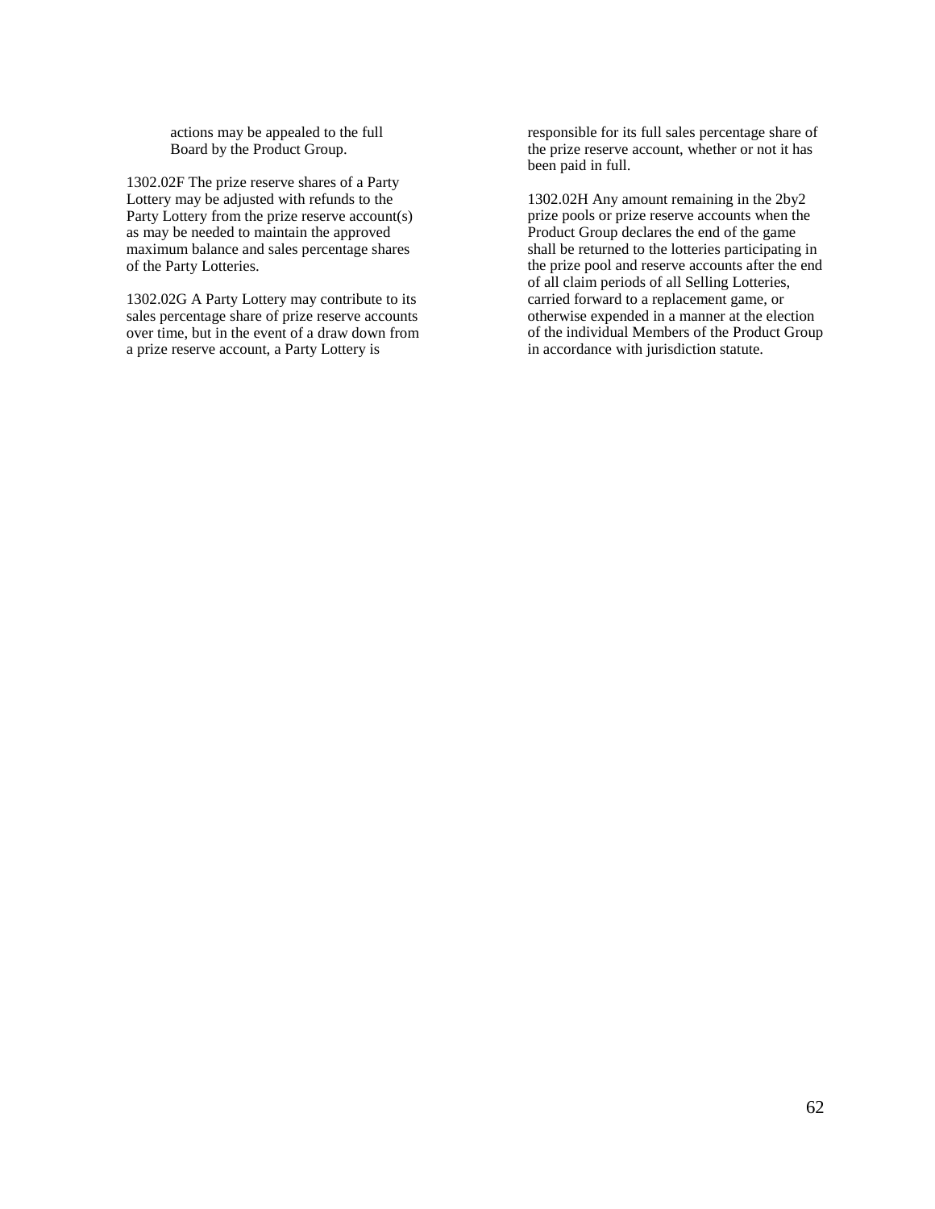actions may be appealed to the full Board by the Product Group.

1302.02F The prize reserve shares of a Party Lottery may be adjusted with refunds to the Party Lottery from the prize reserve account(s) as may be needed to maintain the approved maximum balance and sales percentage shares of the Party Lotteries.

1302.02G A Party Lottery may contribute to its sales percentage share of prize reserve accounts over time, but in the event of a draw down from a prize reserve account, a Party Lottery is responsible for its full sales percentage share of the prize reserve account, whether or not it has been paid in full.

1302.02H Any amount remaining in the 2by2 prize pools or prize reserve accounts when the Product Group declares the end of the game shall be returned to the lotteries participating in the prize pool and reserve accounts after the end of all claim periods of all Selling Lotteries, carried forward to a replacement game, or otherwise expended in a manner at the election of the individual Members of the Product Group in accordance with jurisdiction statute.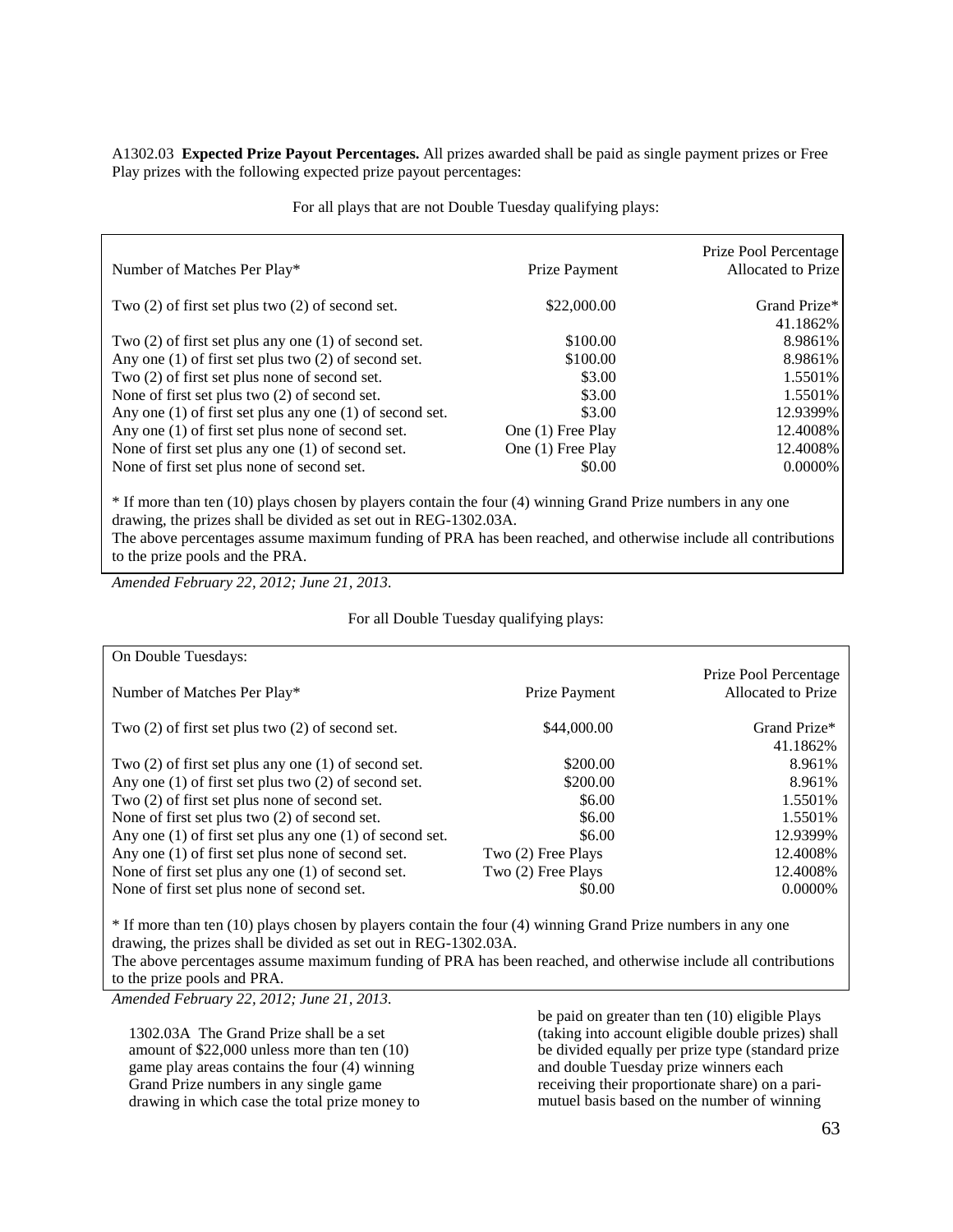A1302.03 **Expected Prize Payout Percentages.** All prizes awarded shall be paid as single payment prizes or Free Play prizes with the following expected prize payout percentages:

For all plays that are not Double Tuesday qualifying plays:

| Number of Matches Per Play* | Prize Payment | Prize Pool Percentage Allocated to Prize |
|---|---|---|
| Two (2) of first set plus two (2) of second set. | $22,000.00 | Grand Prize* 41.1862% |
| Two (2) of first set plus any one (1) of second set. | $100.00 | 8.9861% |
| Any one (1) of first set plus two (2) of second set. | $100.00 | 8.9861% |
| Two (2) of first set plus none of second set. | $3.00 | 1.5501% |
| None of first set plus two (2) of second set. | $3.00 | 1.5501% |
| Any one (1) of first set plus any one (1) of second set. | $3.00 | 12.9399% |
| Any one (1) of first set plus none of second set. | One (1) Free Play | 12.4008% |
| None of first set plus any one (1) of second set. | One (1) Free Play | 12.4008% |
| None of first set plus none of second set. | $0.00 | 0.0000% |

* If more than ten (10) plays chosen by players contain the four (4) winning Grand Prize numbers in any one drawing, the prizes shall be divided as set out in REG-1302.03A.
The above percentages assume maximum funding of PRA has been reached, and otherwise include all contributions to the prize pools and the PRA.

*Amended February 22, 2012; June 21, 2013.*

For all Double Tuesday qualifying plays:

On Double Tuesdays:

| Number of Matches Per Play* | Prize Payment | Prize Pool Percentage Allocated to Prize |
|---|---|---|
| Two (2) of first set plus two (2) of second set. | $44,000.00 | Grand Prize* 41.1862% |
| Two (2) of first set plus any one (1) of second set. | $200.00 | 8.961% |
| Any one (1) of first set plus two (2) of second set. | $200.00 | 8.961% |
| Two (2) of first set plus none of second set. | $6.00 | 1.5501% |
| None of first set plus two (2) of second set. | $6.00 | 1.5501% |
| Any one (1) of first set plus any one (1) of second set. | $6.00 | 12.9399% |
| Any one (1) of first set plus none of second set. | Two (2) Free Plays | 12.4008% |
| None of first set plus any one (1) of second set. | Two (2) Free Plays | 12.4008% |
| None of first set plus none of second set. | $0.00 | 0.0000% |

* If more than ten (10) plays chosen by players contain the four (4) winning Grand Prize numbers in any one drawing, the prizes shall be divided as set out in REG-1302.03A.
The above percentages assume maximum funding of PRA has been reached, and otherwise include all contributions to the prize pools and PRA.

*Amended February 22, 2012; June 21, 2013.*

1302.03A The Grand Prize shall be a set amount of $22,000 unless more than ten (10) game play areas contains the four (4) winning Grand Prize numbers in any single game drawing in which case the total prize money to be paid on greater than ten (10) eligible Plays (taking into account eligible double prizes) shall be divided equally per prize type (standard prize and double Tuesday prize winners each receiving their proportionate share) on a pari-mutuel basis based on the number of winning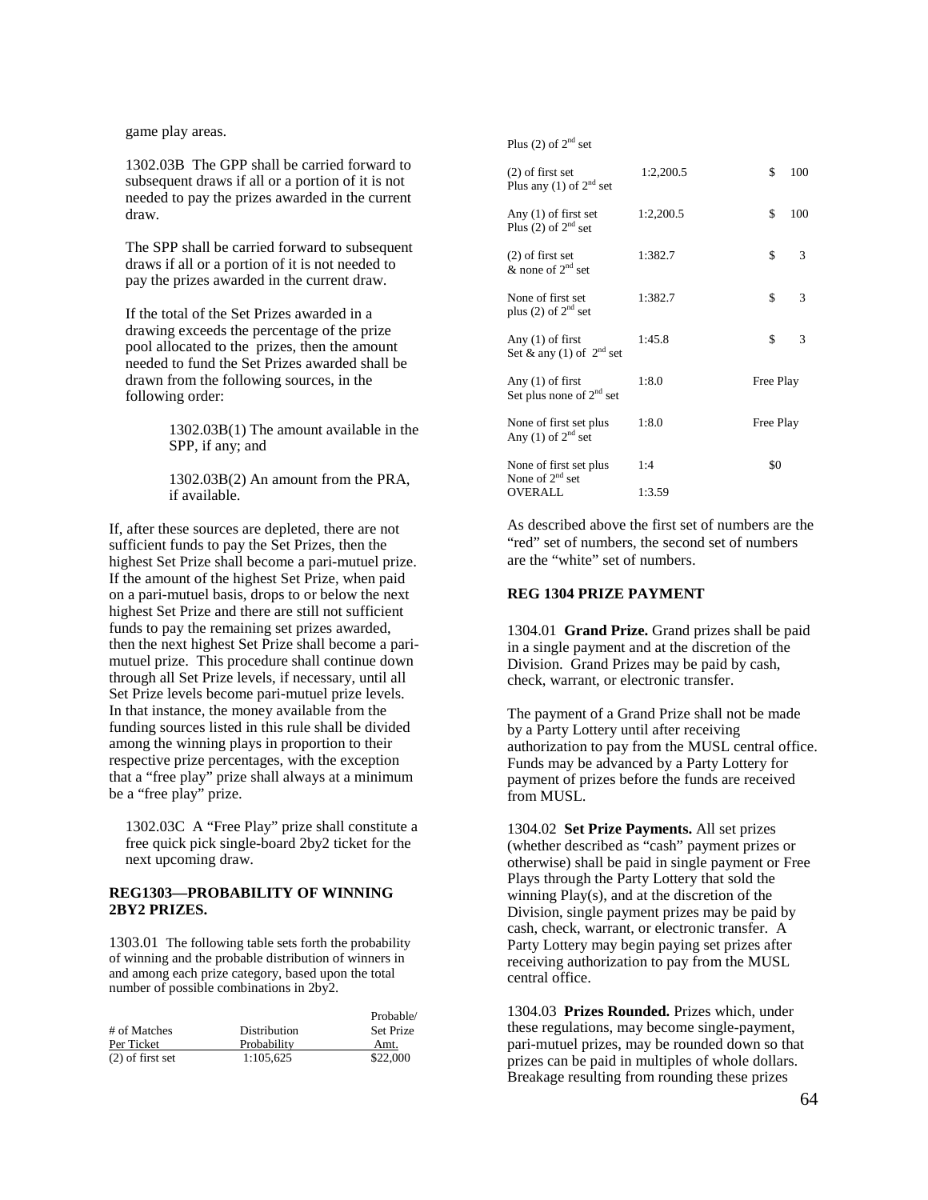game play areas.

1302.03B The GPP shall be carried forward to subsequent draws if all or a portion of it is not needed to pay the prizes awarded in the current draw.

The SPP shall be carried forward to subsequent draws if all or a portion of it is not needed to pay the prizes awarded in the current draw.

If the total of the Set Prizes awarded in a drawing exceeds the percentage of the prize pool allocated to the prizes, then the amount needed to fund the Set Prizes awarded shall be drawn from the following sources, in the following order:

1302.03B(1) The amount available in the SPP, if any; and

1302.03B(2) An amount from the PRA, if available.

If, after these sources are depleted, there are not sufficient funds to pay the Set Prizes, then the highest Set Prize shall become a pari-mutuel prize. If the amount of the highest Set Prize, when paid on a pari-mutuel basis, drops to or below the next highest Set Prize and there are still not sufficient funds to pay the remaining set prizes awarded, then the next highest Set Prize shall become a pari-mutuel prize. This procedure shall continue down through all Set Prize levels, if necessary, until all Set Prize levels become pari-mutuel prize levels. In that instance, the money available from the funding sources listed in this rule shall be divided among the winning plays in proportion to their respective prize percentages, with the exception that a "free play" prize shall always at a minimum be a "free play" prize.

1302.03C A "Free Play" prize shall constitute a free quick pick single-board 2by2 ticket for the next upcoming draw.

**REG1303—PROBABILITY OF WINNING 2BY2 PRIZES.**

1303.01 The following table sets forth the probability of winning and the probable distribution of winners in and among each prize category, based upon the total number of possible combinations in 2by2.

| # of Matches Per Ticket | Distribution Probability | Probable/ Set Prize Amt. |
|---|---|---|
| (2) of first set Plus (2) of 2nd set | 1:105,625 | $22,000 |
| (2) of first set Plus any (1) of 2nd set | 1:2,200.5 | $ 100 |
| Any (1) of first set Plus (2) of 2nd set | 1:2,200.5 | $ 100 |
| (2) of first set & none of 2nd set | 1:382.7 | $ 3 |
| None of first set plus (2) of 2nd set | 1:382.7 | $ 3 |
| Any (1) of first Set & any (1) of 2nd set | 1:45.8 | $ 3 |
| Any (1) of first Set plus none of 2nd set | 1:8.0 | Free Play |
| None of first set plus Any (1) of 2nd set | 1:8.0 | Free Play |
| None of first set plus None of 2nd set | 1:4 | $0 |
| OVERALL | 1:3.59 | |

As described above the first set of numbers are the "red" set of numbers, the second set of numbers are the "white" set of numbers.

**REG 1304 PRIZE PAYMENT**

1304.01 **Grand Prize.** Grand prizes shall be paid in a single payment and at the discretion of the Division. Grand Prizes may be paid by cash, check, warrant, or electronic transfer.

The payment of a Grand Prize shall not be made by a Party Lottery until after receiving authorization to pay from the MUSL central office. Funds may be advanced by a Party Lottery for payment of prizes before the funds are received from MUSL.

1304.02 **Set Prize Payments.** All set prizes (whether described as "cash" payment prizes or otherwise) shall be paid in single payment or Free Plays through the Party Lottery that sold the winning Play(s), and at the discretion of the Division, single payment prizes may be paid by cash, check, warrant, or electronic transfer. A Party Lottery may begin paying set prizes after receiving authorization to pay from the MUSL central office.

1304.03 **Prizes Rounded.** Prizes which, under these regulations, may become single-payment, pari-mutuel prizes, may be rounded down so that prizes can be paid in multiples of whole dollars. Breakage resulting from rounding these prizes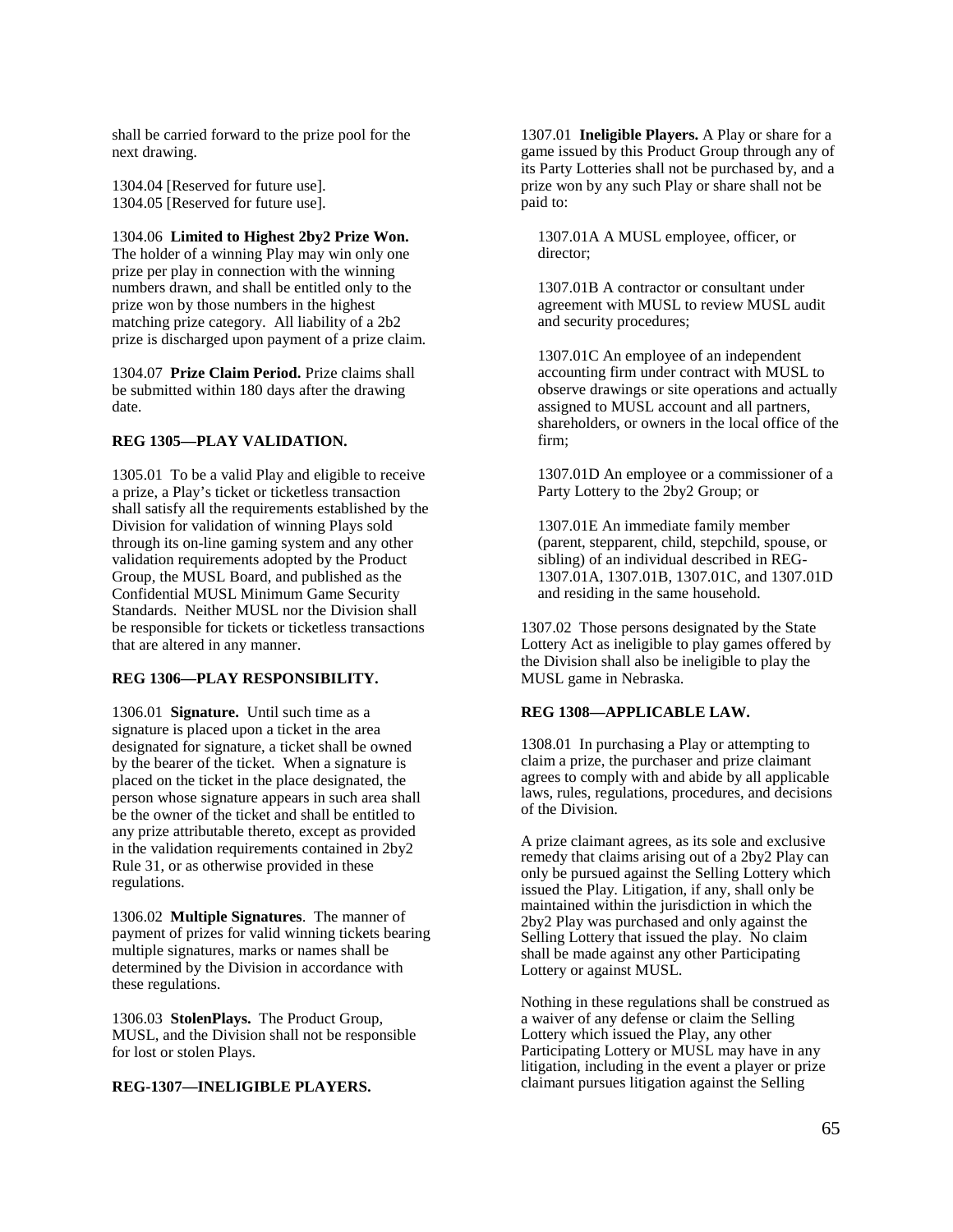shall be carried forward to the prize pool for the next drawing.

1304.04 [Reserved for future use].
1304.05 [Reserved for future use].

1304.06 **Limited to Highest 2by2 Prize Won.** The holder of a winning Play may win only one prize per play in connection with the winning numbers drawn, and shall be entitled only to the prize won by those numbers in the highest matching prize category. All liability of a 2b2 prize is discharged upon payment of a prize claim.

1304.07 **Prize Claim Period.** Prize claims shall be submitted within 180 days after the drawing date.

**REG 1305—PLAY VALIDATION.**

1305.01 To be a valid Play and eligible to receive a prize, a Play's ticket or ticketless transaction shall satisfy all the requirements established by the Division for validation of winning Plays sold through its on-line gaming system and any other validation requirements adopted by the Product Group, the MUSL Board, and published as the Confidential MUSL Minimum Game Security Standards. Neither MUSL nor the Division shall be responsible for tickets or ticketless transactions that are altered in any manner.

**REG 1306—PLAY RESPONSIBILITY.**

1306.01 **Signature.** Until such time as a signature is placed upon a ticket in the area designated for signature, a ticket shall be owned by the bearer of the ticket. When a signature is placed on the ticket in the place designated, the person whose signature appears in such area shall be the owner of the ticket and shall be entitled to any prize attributable thereto, except as provided in the validation requirements contained in 2by2 Rule 31, or as otherwise provided in these regulations.

1306.02 **Multiple Signatures**. The manner of payment of prizes for valid winning tickets bearing multiple signatures, marks or names shall be determined by the Division in accordance with these regulations.

1306.03 **StolenPlays.** The Product Group, MUSL, and the Division shall not be responsible for lost or stolen Plays.

**REG-1307—INELIGIBLE PLAYERS.**

1307.01 **Ineligible Players.** A Play or share for a game issued by this Product Group through any of its Party Lotteries shall not be purchased by, and a prize won by any such Play or share shall not be paid to:

1307.01A A MUSL employee, officer, or director;

1307.01B A contractor or consultant under agreement with MUSL to review MUSL audit and security procedures;

1307.01C An employee of an independent accounting firm under contract with MUSL to observe drawings or site operations and actually assigned to MUSL account and all partners, shareholders, or owners in the local office of the firm;

1307.01D An employee or a commissioner of a Party Lottery to the 2by2 Group; or

1307.01E An immediate family member (parent, stepparent, child, stepchild, spouse, or sibling) of an individual described in REG-1307.01A, 1307.01B, 1307.01C, and 1307.01D and residing in the same household.

1307.02 Those persons designated by the State Lottery Act as ineligible to play games offered by the Division shall also be ineligible to play the MUSL game in Nebraska.

**REG 1308—APPLICABLE LAW.**

1308.01 In purchasing a Play or attempting to claim a prize, the purchaser and prize claimant agrees to comply with and abide by all applicable laws, rules, regulations, procedures, and decisions of the Division.

A prize claimant agrees, as its sole and exclusive remedy that claims arising out of a 2by2 Play can only be pursued against the Selling Lottery which issued the Play. Litigation, if any, shall only be maintained within the jurisdiction in which the 2by2 Play was purchased and only against the Selling Lottery that issued the play. No claim shall be made against any other Participating Lottery or against MUSL.

Nothing in these regulations shall be construed as a waiver of any defense or claim the Selling Lottery which issued the Play, any other Participating Lottery or MUSL may have in any litigation, including in the event a player or prize claimant pursues litigation against the Selling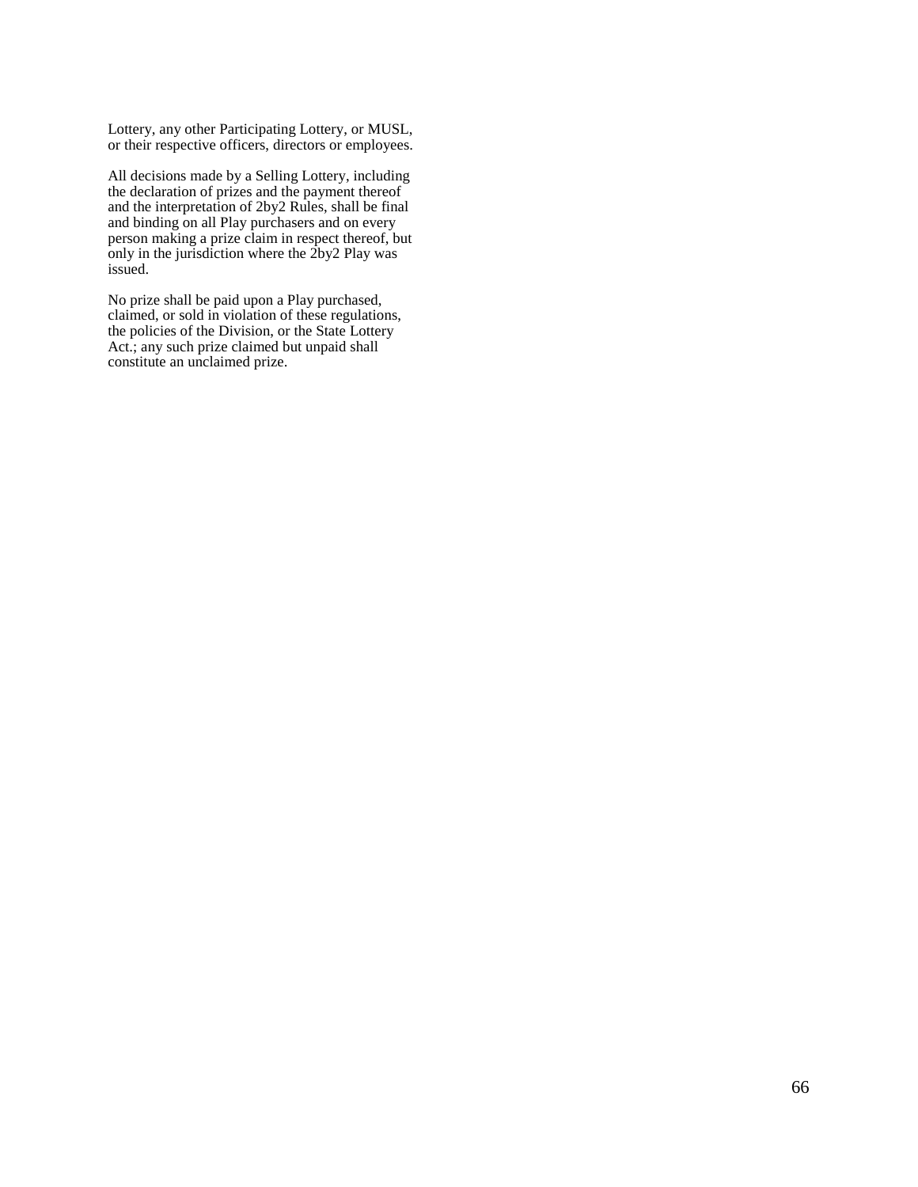Lottery, any other Participating Lottery, or MUSL, or their respective officers, directors or employees.

All decisions made by a Selling Lottery, including the declaration of prizes and the payment thereof and the interpretation of 2by2 Rules, shall be final and binding on all Play purchasers and on every person making a prize claim in respect thereof, but only in the jurisdiction where the 2by2 Play was issued.

No prize shall be paid upon a Play purchased, claimed, or sold in violation of these regulations, the policies of the Division, or the State Lottery Act.; any such prize claimed but unpaid shall constitute an unclaimed prize.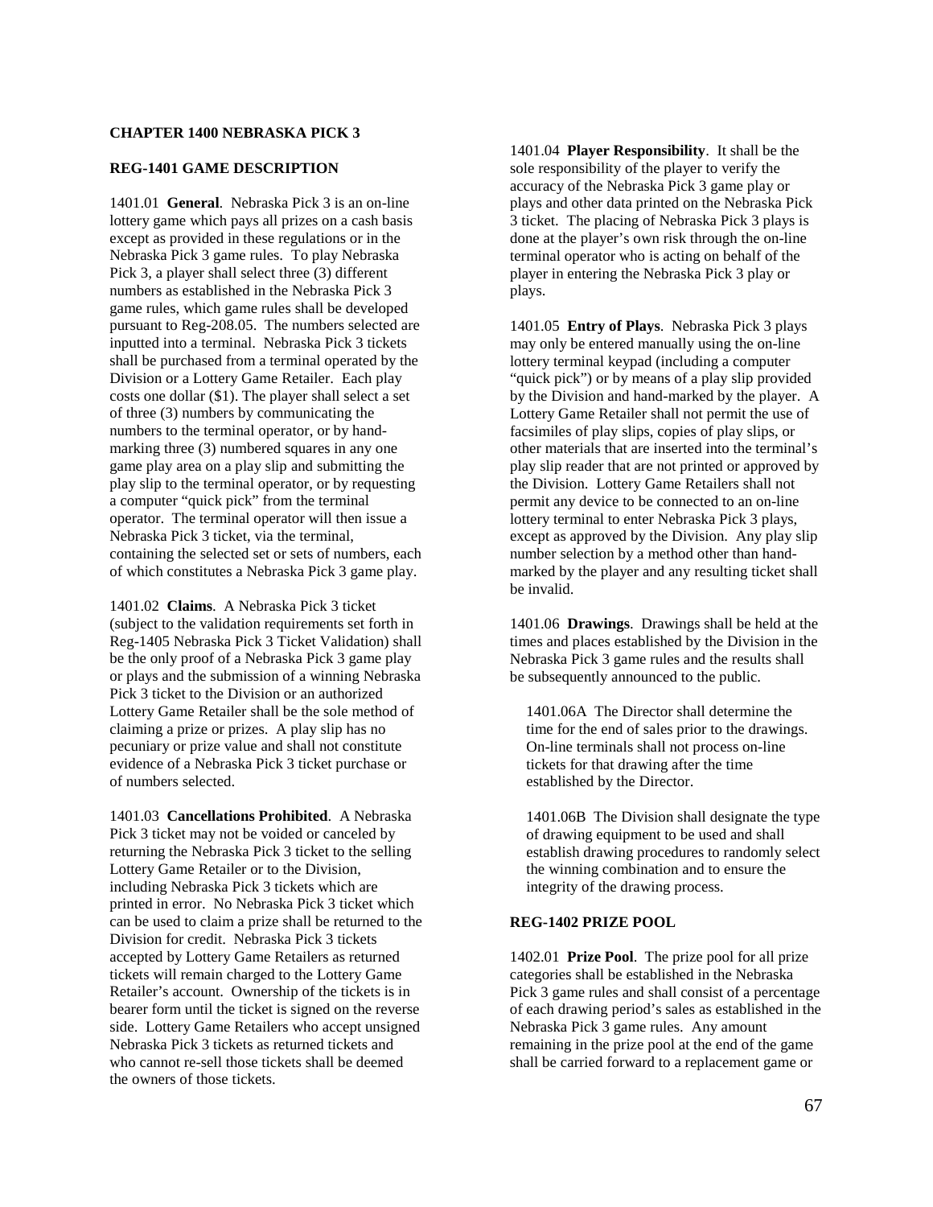**CHAPTER 1400 NEBRASKA PICK 3**

**REG-1401 GAME DESCRIPTION**

1401.01 **General**. Nebraska Pick 3 is an on-line lottery game which pays all prizes on a cash basis except as provided in these regulations or in the Nebraska Pick 3 game rules. To play Nebraska Pick 3, a player shall select three (3) different numbers as established in the Nebraska Pick 3 game rules, which game rules shall be developed pursuant to Reg-208.05. The numbers selected are inputted into a terminal. Nebraska Pick 3 tickets shall be purchased from a terminal operated by the Division or a Lottery Game Retailer. Each play costs one dollar ($1). The player shall select a set of three (3) numbers by communicating the numbers to the terminal operator, or by hand-marking three (3) numbered squares in any one game play area on a play slip and submitting the play slip to the terminal operator, or by requesting a computer "quick pick" from the terminal operator. The terminal operator will then issue a Nebraska Pick 3 ticket, via the terminal, containing the selected set or sets of numbers, each of which constitutes a Nebraska Pick 3 game play.

1401.02 **Claims**. A Nebraska Pick 3 ticket (subject to the validation requirements set forth in Reg-1405 Nebraska Pick 3 Ticket Validation) shall be the only proof of a Nebraska Pick 3 game play or plays and the submission of a winning Nebraska Pick 3 ticket to the Division or an authorized Lottery Game Retailer shall be the sole method of claiming a prize or prizes. A play slip has no pecuniary or prize value and shall not constitute evidence of a Nebraska Pick 3 ticket purchase or of numbers selected.

1401.03 **Cancellations Prohibited**. A Nebraska Pick 3 ticket may not be voided or canceled by returning the Nebraska Pick 3 ticket to the selling Lottery Game Retailer or to the Division, including Nebraska Pick 3 tickets which are printed in error. No Nebraska Pick 3 ticket which can be used to claim a prize shall be returned to the Division for credit. Nebraska Pick 3 tickets accepted by Lottery Game Retailers as returned tickets will remain charged to the Lottery Game Retailer's account. Ownership of the tickets is in bearer form until the ticket is signed on the reverse side. Lottery Game Retailers who accept unsigned Nebraska Pick 3 tickets as returned tickets and who cannot re-sell those tickets shall be deemed the owners of those tickets.

1401.04 **Player Responsibility**. It shall be the sole responsibility of the player to verify the accuracy of the Nebraska Pick 3 game play or plays and other data printed on the Nebraska Pick 3 ticket. The placing of Nebraska Pick 3 plays is done at the player's own risk through the on-line terminal operator who is acting on behalf of the player in entering the Nebraska Pick 3 play or plays.

1401.05 **Entry of Plays**. Nebraska Pick 3 plays may only be entered manually using the on-line lottery terminal keypad (including a computer "quick pick") or by means of a play slip provided by the Division and hand-marked by the player. A Lottery Game Retailer shall not permit the use of facsimiles of play slips, copies of play slips, or other materials that are inserted into the terminal's play slip reader that are not printed or approved by the Division. Lottery Game Retailers shall not permit any device to be connected to an on-line lottery terminal to enter Nebraska Pick 3 plays, except as approved by the Division. Any play slip number selection by a method other than hand-marked by the player and any resulting ticket shall be invalid.

1401.06 **Drawings**. Drawings shall be held at the times and places established by the Division in the Nebraska Pick 3 game rules and the results shall be subsequently announced to the public.

1401.06A The Director shall determine the time for the end of sales prior to the drawings. On-line terminals shall not process on-line tickets for that drawing after the time established by the Director.

1401.06B The Division shall designate the type of drawing equipment to be used and shall establish drawing procedures to randomly select the winning combination and to ensure the integrity of the drawing process.

**REG-1402 PRIZE POOL**

1402.01 **Prize Pool**. The prize pool for all prize categories shall be established in the Nebraska Pick 3 game rules and shall consist of a percentage of each drawing period's sales as established in the Nebraska Pick 3 game rules. Any amount remaining in the prize pool at the end of the game shall be carried forward to a replacement game or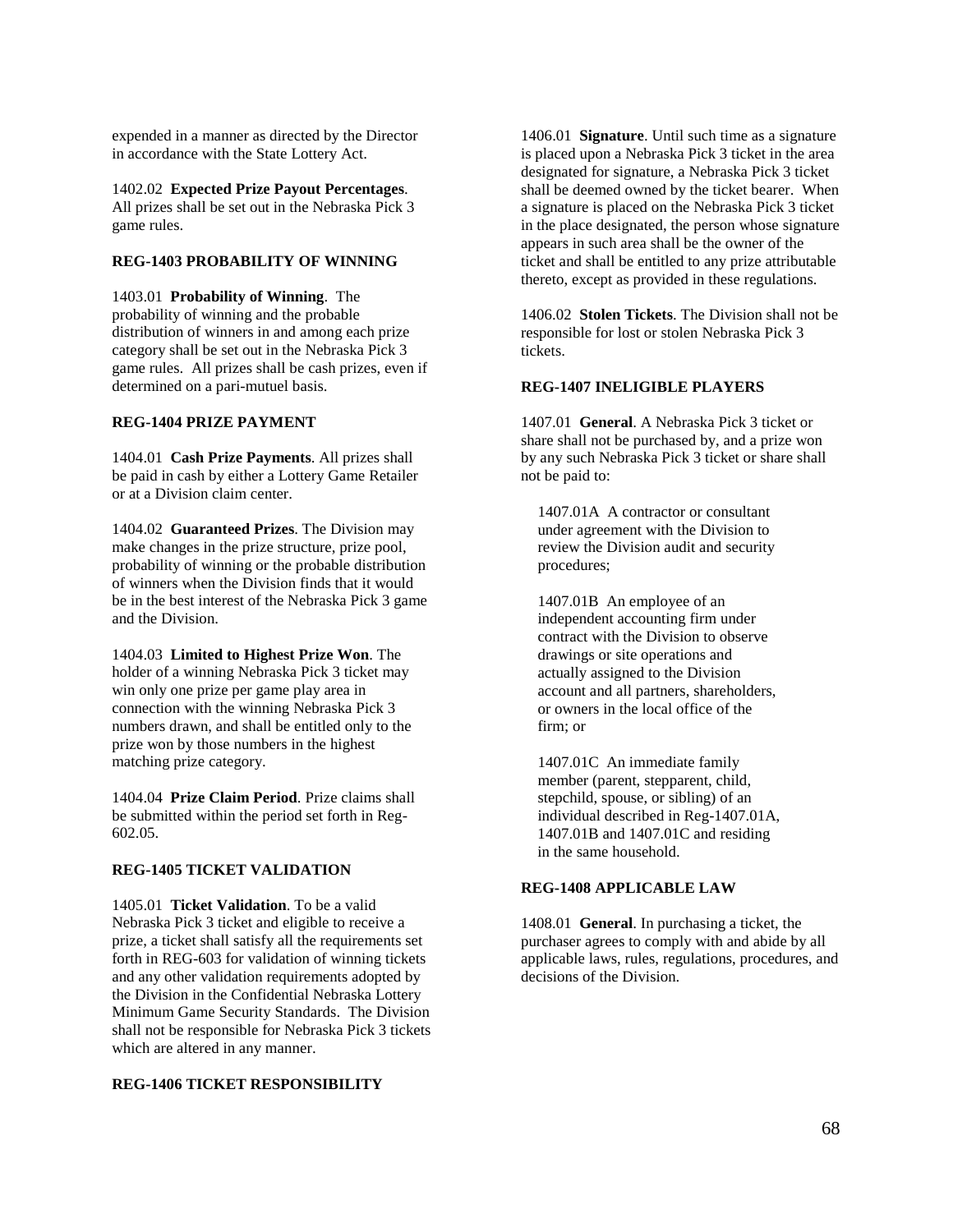expended in a manner as directed by the Director in accordance with the State Lottery Act.

1402.02 **Expected Prize Payout Percentages**. All prizes shall be set out in the Nebraska Pick 3 game rules.

### REG-1403 PROBABILITY OF WINNING

1403.01 **Probability of Winning**. The probability of winning and the probable distribution of winners in and among each prize category shall be set out in the Nebraska Pick 3 game rules. All prizes shall be cash prizes, even if determined on a pari-mutuel basis.

### REG-1404 PRIZE PAYMENT

1404.01 **Cash Prize Payments**. All prizes shall be paid in cash by either a Lottery Game Retailer or at a Division claim center.

1404.02 **Guaranteed Prizes**. The Division may make changes in the prize structure, prize pool, probability of winning or the probable distribution of winners when the Division finds that it would be in the best interest of the Nebraska Pick 3 game and the Division.

1404.03 **Limited to Highest Prize Won**. The holder of a winning Nebraska Pick 3 ticket may win only one prize per game play area in connection with the winning Nebraska Pick 3 numbers drawn, and shall be entitled only to the prize won by those numbers in the highest matching prize category.

1404.04 **Prize Claim Period**. Prize claims shall be submitted within the period set forth in Reg-602.05.

### REG-1405 TICKET VALIDATION

1405.01 **Ticket Validation**. To be a valid Nebraska Pick 3 ticket and eligible to receive a prize, a ticket shall satisfy all the requirements set forth in REG-603 for validation of winning tickets and any other validation requirements adopted by the Division in the Confidential Nebraska Lottery Minimum Game Security Standards. The Division shall not be responsible for Nebraska Pick 3 tickets which are altered in any manner.

### REG-1406 TICKET RESPONSIBILITY

1406.01 **Signature**. Until such time as a signature is placed upon a Nebraska Pick 3 ticket in the area designated for signature, a Nebraska Pick 3 ticket shall be deemed owned by the ticket bearer. When a signature is placed on the Nebraska Pick 3 ticket in the place designated, the person whose signature appears in such area shall be the owner of the ticket and shall be entitled to any prize attributable thereto, except as provided in these regulations.

1406.02 **Stolen Tickets**. The Division shall not be responsible for lost or stolen Nebraska Pick 3 tickets.

### REG-1407 INELIGIBLE PLAYERS

1407.01 **General**. A Nebraska Pick 3 ticket or share shall not be purchased by, and a prize won by any such Nebraska Pick 3 ticket or share shall not be paid to:

1407.01A A contractor or consultant under agreement with the Division to review the Division audit and security procedures;

1407.01B An employee of an independent accounting firm under contract with the Division to observe drawings or site operations and actually assigned to the Division account and all partners, shareholders, or owners in the local office of the firm; or

1407.01C An immediate family member (parent, stepparent, child, stepchild, spouse, or sibling) of an individual described in Reg-1407.01A, 1407.01B and 1407.01C and residing in the same household.

### REG-1408 APPLICABLE LAW

1408.01 **General**. In purchasing a ticket, the purchaser agrees to comply with and abide by all applicable laws, rules, regulations, procedures, and decisions of the Division.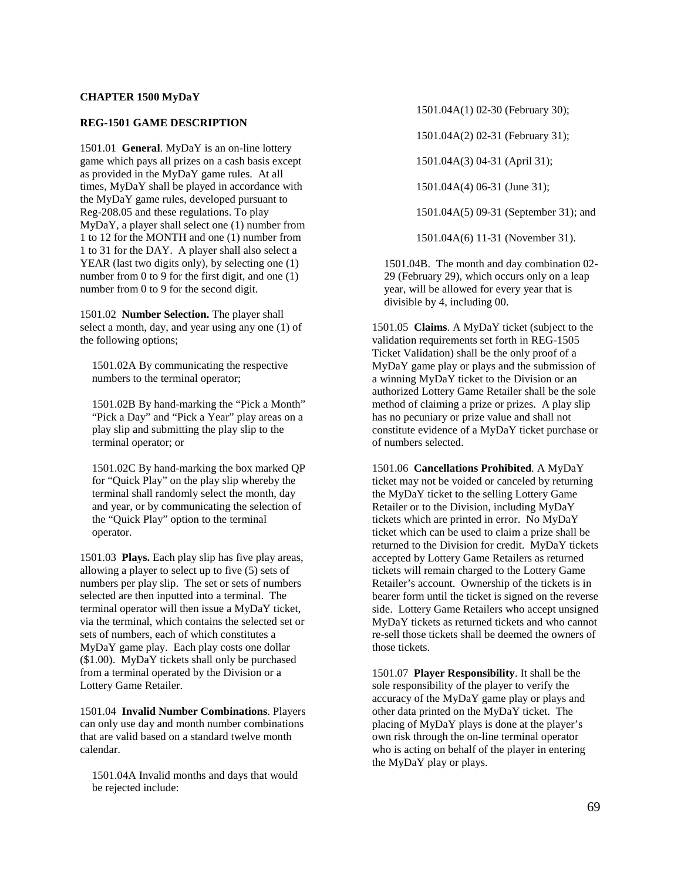## CHAPTER 1500 MyDaY

### REG-1501 GAME DESCRIPTION

1501.01 **General**. MyDaY is an on-line lottery game which pays all prizes on a cash basis except as provided in the MyDaY game rules. At all times, MyDaY shall be played in accordance with the MyDaY game rules, developed pursuant to Reg-208.05 and these regulations. To play MyDaY, a player shall select one (1) number from 1 to 12 for the MONTH and one (1) number from 1 to 31 for the DAY. A player shall also select a YEAR (last two digits only), by selecting one (1) number from 0 to 9 for the first digit, and one (1) number from 0 to 9 for the second digit.

1501.02 **Number Selection.** The player shall select a month, day, and year using any one (1) of the following options;

1501.02A By communicating the respective numbers to the terminal operator;

1501.02B By hand-marking the "Pick a Month" "Pick a Day" and "Pick a Year" play areas on a play slip and submitting the play slip to the terminal operator; or

1501.02C By hand-marking the box marked QP for "Quick Play" on the play slip whereby the terminal shall randomly select the month, day and year, or by communicating the selection of the "Quick Play" option to the terminal operator.

1501.03 **Plays.** Each play slip has five play areas, allowing a player to select up to five (5) sets of numbers per play slip. The set or sets of numbers selected are then inputted into a terminal. The terminal operator will then issue a MyDaY ticket, via the terminal, which contains the selected set or sets of numbers, each of which constitutes a MyDaY game play. Each play costs one dollar ($1.00). MyDaY tickets shall only be purchased from a terminal operated by the Division or a Lottery Game Retailer.

1501.04 **Invalid Number Combinations**. Players can only use day and month number combinations that are valid based on a standard twelve month calendar.

1501.04A Invalid months and days that would be rejected include:

1501.04A(1) 02-30 (February 30);

1501.04A(2) 02-31 (February 31);

1501.04A(3) 04-31 (April 31);

1501.04A(4) 06-31 (June 31);

1501.04A(5) 09-31 (September 31); and

1501.04A(6) 11-31 (November 31).

1501.04B. The month and day combination 02-29 (February 29), which occurs only on a leap year, will be allowed for every year that is divisible by 4, including 00.

1501.05 **Claims**. A MyDaY ticket (subject to the validation requirements set forth in REG-1505 Ticket Validation) shall be the only proof of a MyDaY game play or plays and the submission of a winning MyDaY ticket to the Division or an authorized Lottery Game Retailer shall be the sole method of claiming a prize or prizes. A play slip has no pecuniary or prize value and shall not constitute evidence of a MyDaY ticket purchase or of numbers selected.

1501.06 **Cancellations Prohibited**. A MyDaY ticket may not be voided or canceled by returning the MyDaY ticket to the selling Lottery Game Retailer or to the Division, including MyDaY tickets which are printed in error. No MyDaY ticket which can be used to claim a prize shall be returned to the Division for credit. MyDaY tickets accepted by Lottery Game Retailers as returned tickets will remain charged to the Lottery Game Retailer's account. Ownership of the tickets is in bearer form until the ticket is signed on the reverse side. Lottery Game Retailers who accept unsigned MyDaY tickets as returned tickets and who cannot re-sell those tickets shall be deemed the owners of those tickets.

1501.07 **Player Responsibility**. It shall be the sole responsibility of the player to verify the accuracy of the MyDaY game play or plays and other data printed on the MyDaY ticket. The placing of MyDaY plays is done at the player's own risk through the on-line terminal operator who is acting on behalf of the player in entering the MyDaY play or plays.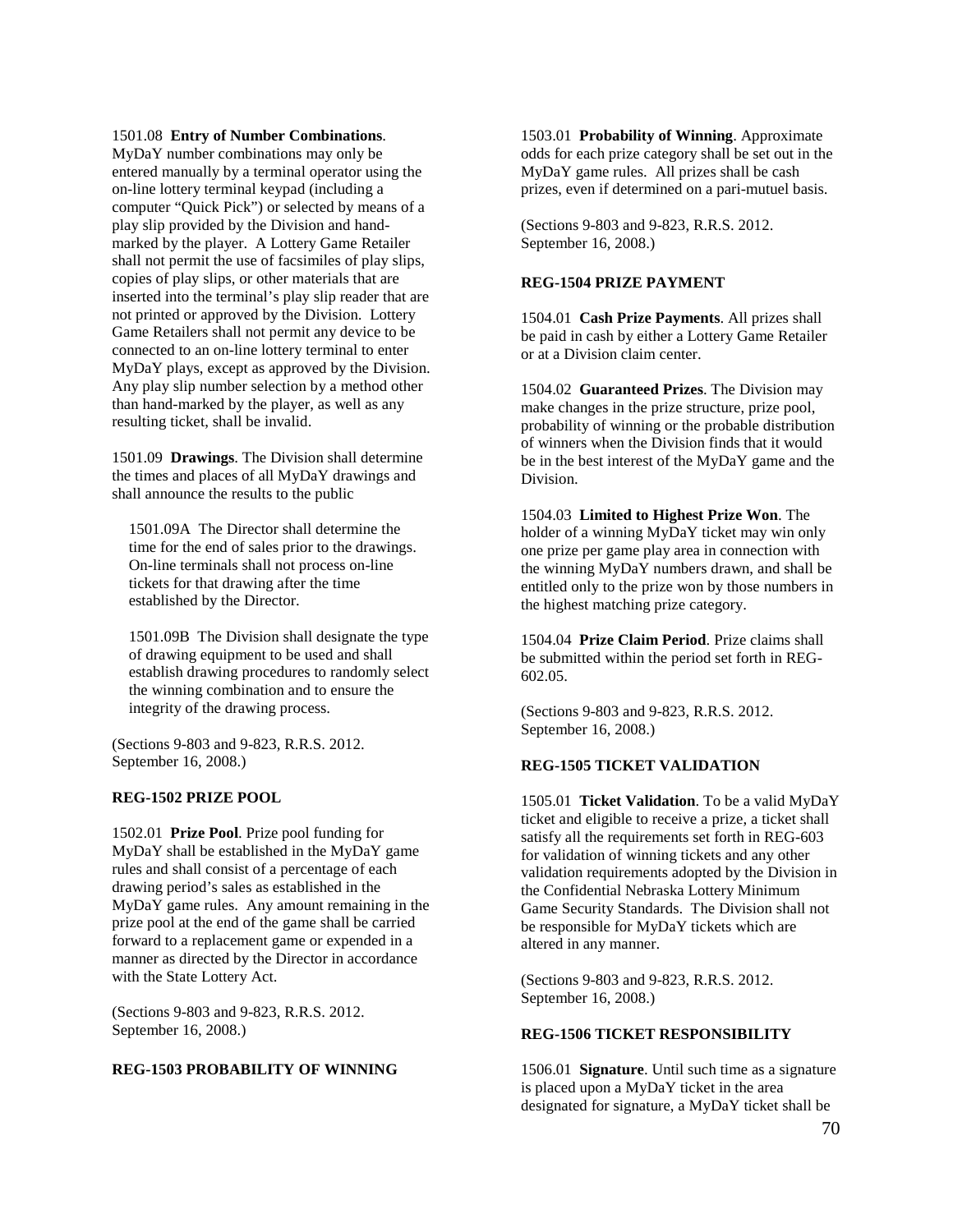1501.08 **Entry of Number Combinations**. MyDaY number combinations may only be entered manually by a terminal operator using the on-line lottery terminal keypad (including a computer "Quick Pick") or selected by means of a play slip provided by the Division and hand-marked by the player. A Lottery Game Retailer shall not permit the use of facsimiles of play slips, copies of play slips, or other materials that are inserted into the terminal's play slip reader that are not printed or approved by the Division. Lottery Game Retailers shall not permit any device to be connected to an on-line lottery terminal to enter MyDaY plays, except as approved by the Division. Any play slip number selection by a method other than hand-marked by the player, as well as any resulting ticket, shall be invalid.

1501.09 **Drawings**. The Division shall determine the times and places of all MyDaY drawings and shall announce the results to the public

1501.09A The Director shall determine the time for the end of sales prior to the drawings. On-line terminals shall not process on-line tickets for that drawing after the time established by the Director.

1501.09B The Division shall designate the type of drawing equipment to be used and shall establish drawing procedures to randomly select the winning combination and to ensure the integrity of the drawing process.

(Sections 9-803 and 9-823, R.R.S. 2012. September 16, 2008.)

**REG-1502 PRIZE POOL**

1502.01 **Prize Pool**. Prize pool funding for MyDaY shall be established in the MyDaY game rules and shall consist of a percentage of each drawing period's sales as established in the MyDaY game rules. Any amount remaining in the prize pool at the end of the game shall be carried forward to a replacement game or expended in a manner as directed by the Director in accordance with the State Lottery Act.

(Sections 9-803 and 9-823, R.R.S. 2012. September 16, 2008.)

**REG-1503 PROBABILITY OF WINNING**

1503.01 **Probability of Winning**. Approximate odds for each prize category shall be set out in the MyDaY game rules. All prizes shall be cash prizes, even if determined on a pari-mutuel basis.

(Sections 9-803 and 9-823, R.R.S. 2012. September 16, 2008.)

**REG-1504 PRIZE PAYMENT**

1504.01 **Cash Prize Payments**. All prizes shall be paid in cash by either a Lottery Game Retailer or at a Division claim center.

1504.02 **Guaranteed Prizes**. The Division may make changes in the prize structure, prize pool, probability of winning or the probable distribution of winners when the Division finds that it would be in the best interest of the MyDaY game and the Division.

1504.03 **Limited to Highest Prize Won**. The holder of a winning MyDaY ticket may win only one prize per game play area in connection with the winning MyDaY numbers drawn, and shall be entitled only to the prize won by those numbers in the highest matching prize category.

1504.04 **Prize Claim Period**. Prize claims shall be submitted within the period set forth in REG-602.05.

(Sections 9-803 and 9-823, R.R.S. 2012. September 16, 2008.)

**REG-1505 TICKET VALIDATION**

1505.01 **Ticket Validation**. To be a valid MyDaY ticket and eligible to receive a prize, a ticket shall satisfy all the requirements set forth in REG-603 for validation of winning tickets and any other validation requirements adopted by the Division in the Confidential Nebraska Lottery Minimum Game Security Standards. The Division shall not be responsible for MyDaY tickets which are altered in any manner.

(Sections 9-803 and 9-823, R.R.S. 2012. September 16, 2008.)

**REG-1506 TICKET RESPONSIBILITY**

1506.01 **Signature**. Until such time as a signature is placed upon a MyDaY ticket in the area designated for signature, a MyDaY ticket shall be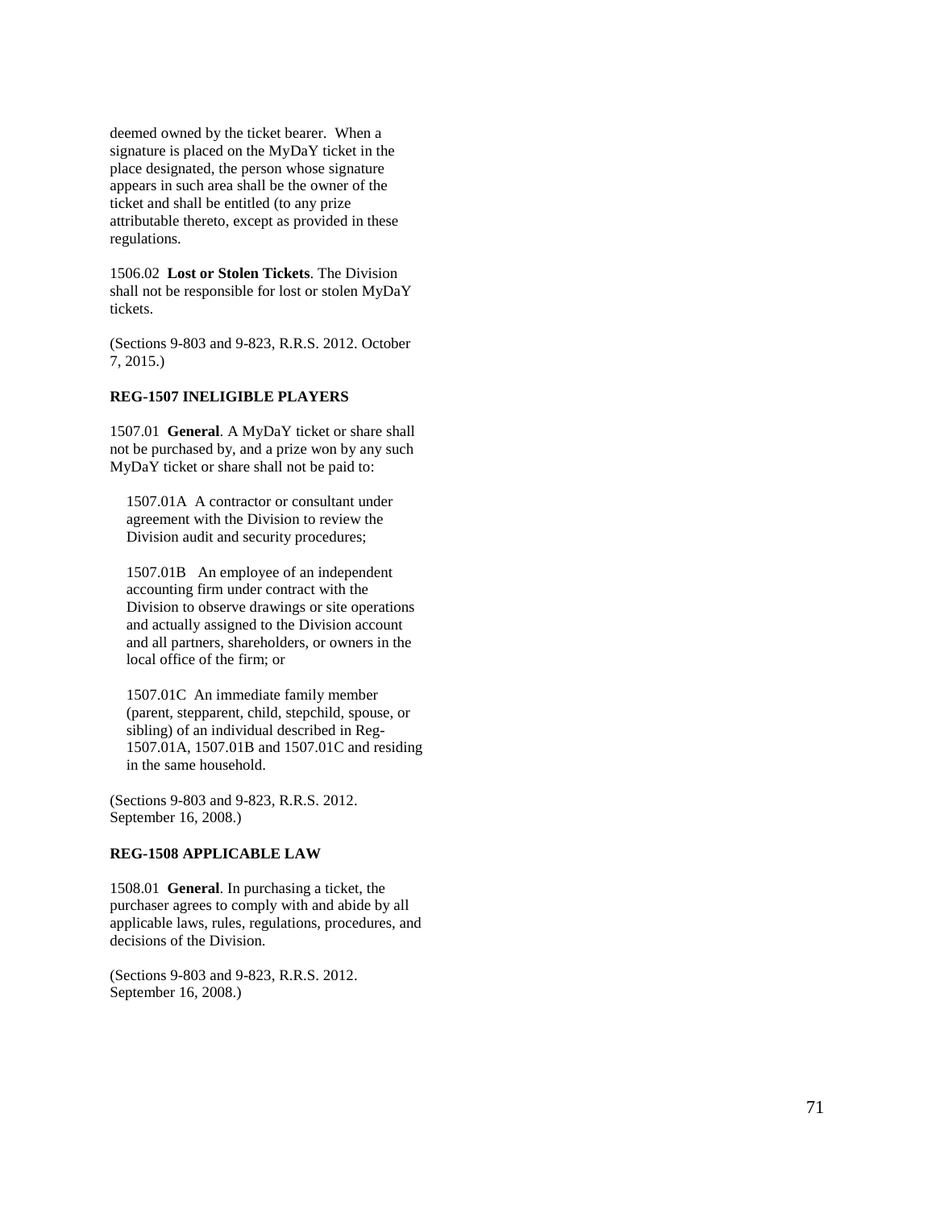deemed owned by the ticket bearer. When a signature is placed on the MyDaY ticket in the place designated, the person whose signature appears in such area shall be the owner of the ticket and shall be entitled (to any prize attributable thereto, except as provided in these regulations.

1506.02 **Lost or Stolen Tickets**. The Division shall not be responsible for lost or stolen MyDaY tickets.

(Sections 9-803 and 9-823, R.R.S. 2012. October 7, 2015.)

**REG-1507 INELIGIBLE PLAYERS**

1507.01 **General**. A MyDaY ticket or share shall not be purchased by, and a prize won by any such MyDaY ticket or share shall not be paid to:

1507.01A A contractor or consultant under agreement with the Division to review the Division audit and security procedures;

1507.01B An employee of an independent accounting firm under contract with the Division to observe drawings or site operations and actually assigned to the Division account and all partners, shareholders, or owners in the local office of the firm; or

1507.01C An immediate family member (parent, stepparent, child, stepchild, spouse, or sibling) of an individual described in Reg-1507.01A, 1507.01B and 1507.01C and residing in the same household.

(Sections 9-803 and 9-823, R.R.S. 2012. September 16, 2008.)

**REG-1508 APPLICABLE LAW**

1508.01 **General**. In purchasing a ticket, the purchaser agrees to comply with and abide by all applicable laws, rules, regulations, procedures, and decisions of the Division.

(Sections 9-803 and 9-823, R.R.S. 2012. September 16, 2008.)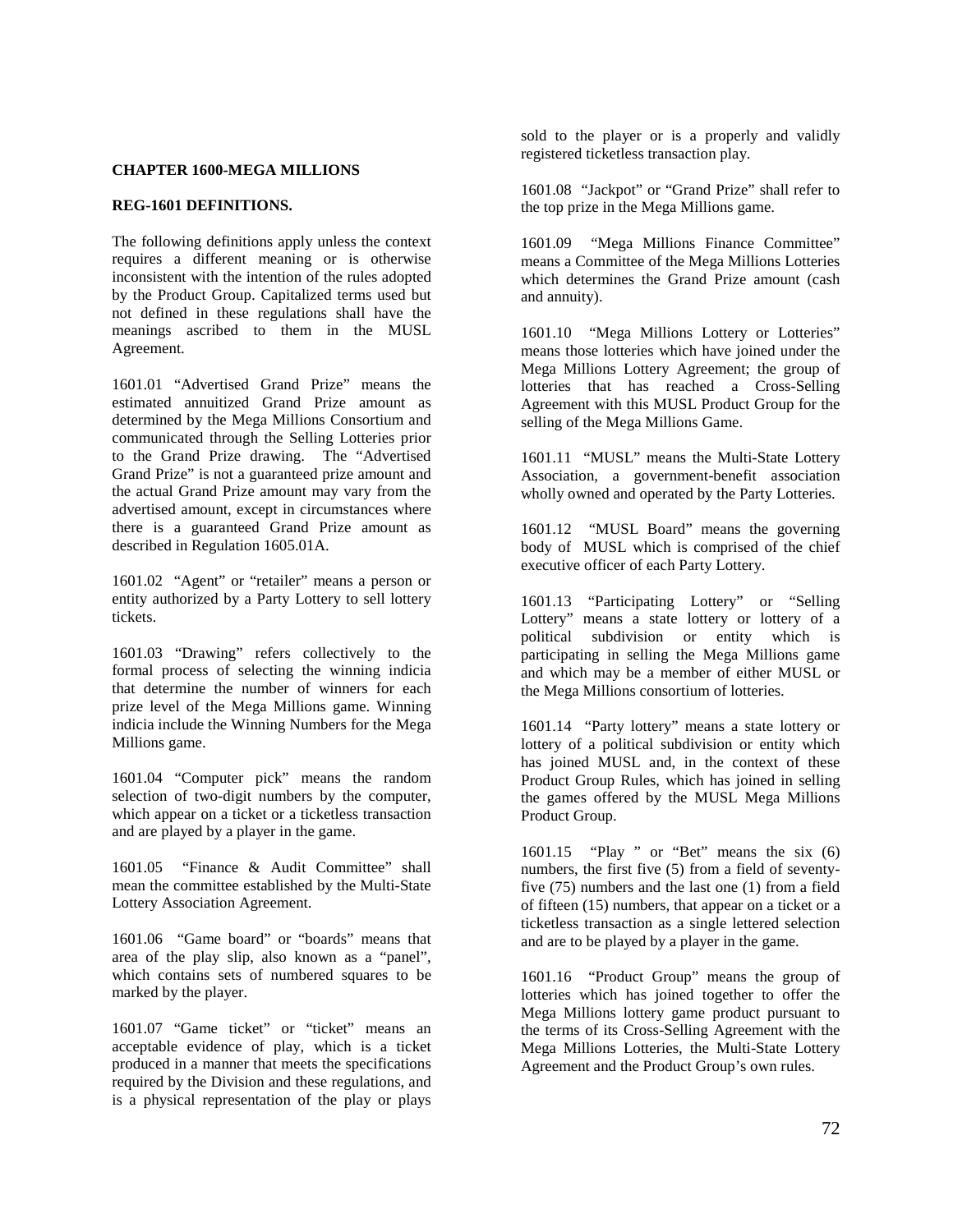**CHAPTER 1600-MEGA MILLIONS**

**REG-1601 DEFINITIONS.**

The following definitions apply unless the context requires a different meaning or is otherwise inconsistent with the intention of the rules adopted by the Product Group. Capitalized terms used but not defined in these regulations shall have the meanings ascribed to them in the MUSL Agreement.

1601.01 "Advertised Grand Prize" means the estimated annuitized Grand Prize amount as determined by the Mega Millions Consortium and communicated through the Selling Lotteries prior to the Grand Prize drawing. The "Advertised Grand Prize" is not a guaranteed prize amount and the actual Grand Prize amount may vary from the advertised amount, except in circumstances where there is a guaranteed Grand Prize amount as described in Regulation 1605.01A.

1601.02 "Agent" or "retailer" means a person or entity authorized by a Party Lottery to sell lottery tickets.

1601.03 "Drawing" refers collectively to the formal process of selecting the winning indicia that determine the number of winners for each prize level of the Mega Millions game. Winning indicia include the Winning Numbers for the Mega Millions game.

1601.04 "Computer pick" means the random selection of two-digit numbers by the computer, which appear on a ticket or a ticketless transaction and are played by a player in the game.

1601.05 "Finance & Audit Committee" shall mean the committee established by the Multi-State Lottery Association Agreement.

1601.06 "Game board" or "boards" means that area of the play slip, also known as a "panel", which contains sets of numbered squares to be marked by the player.

1601.07 "Game ticket" or "ticket" means an acceptable evidence of play, which is a ticket produced in a manner that meets the specifications required by the Division and these regulations, and is a physical representation of the play or plays sold to the player or is a properly and validly registered ticketless transaction play.

1601.08 "Jackpot" or "Grand Prize" shall refer to the top prize in the Mega Millions game.

1601.09 "Mega Millions Finance Committee" means a Committee of the Mega Millions Lotteries which determines the Grand Prize amount (cash and annuity).

1601.10 "Mega Millions Lottery or Lotteries" means those lotteries which have joined under the Mega Millions Lottery Agreement; the group of lotteries that has reached a Cross-Selling Agreement with this MUSL Product Group for the selling of the Mega Millions Game.

1601.11 "MUSL" means the Multi-State Lottery Association, a government-benefit association wholly owned and operated by the Party Lotteries.

1601.12 "MUSL Board" means the governing body of MUSL which is comprised of the chief executive officer of each Party Lottery.

1601.13 "Participating Lottery" or "Selling Lottery" means a state lottery or lottery of a political subdivision or entity which is participating in selling the Mega Millions game and which may be a member of either MUSL or the Mega Millions consortium of lotteries.

1601.14 "Party lottery" means a state lottery or lottery of a political subdivision or entity which has joined MUSL and, in the context of these Product Group Rules, which has joined in selling the games offered by the MUSL Mega Millions Product Group.

1601.15 "Play " or "Bet" means the six (6) numbers, the first five (5) from a field of seventy-five (75) numbers and the last one (1) from a field of fifteen (15) numbers, that appear on a ticket or a ticketless transaction as a single lettered selection and are to be played by a player in the game.

1601.16 "Product Group" means the group of lotteries which has joined together to offer the Mega Millions lottery game product pursuant to the terms of its Cross-Selling Agreement with the Mega Millions Lotteries, the Multi-State Lottery Agreement and the Product Group's own rules.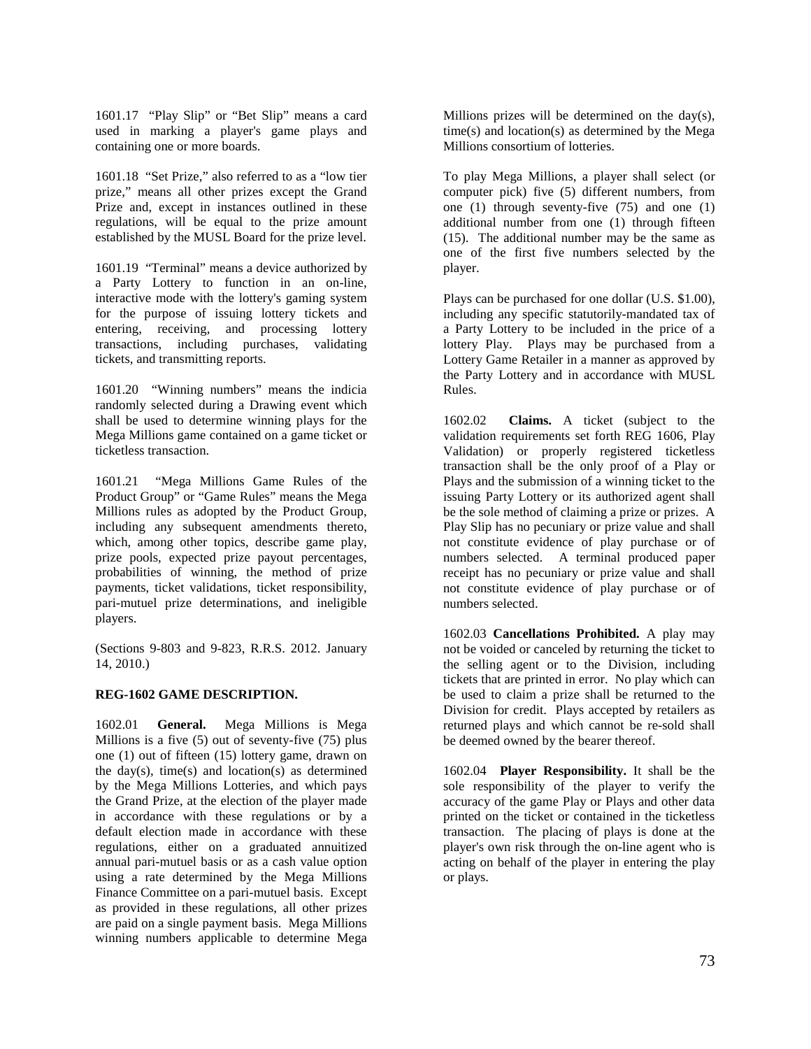1601.17 "Play Slip" or "Bet Slip" means a card used in marking a player's game plays and containing one or more boards.

1601.18 "Set Prize," also referred to as a "low tier prize," means all other prizes except the Grand Prize and, except in instances outlined in these regulations, will be equal to the prize amount established by the MUSL Board for the prize level.

1601.19 "Terminal" means a device authorized by a Party Lottery to function in an on-line, interactive mode with the lottery's gaming system for the purpose of issuing lottery tickets and entering, receiving, and processing lottery transactions, including purchases, validating tickets, and transmitting reports.

1601.20 "Winning numbers" means the indicia randomly selected during a Drawing event which shall be used to determine winning plays for the Mega Millions game contained on a game ticket or ticketless transaction.

1601.21 "Mega Millions Game Rules of the Product Group" or "Game Rules" means the Mega Millions rules as adopted by the Product Group, including any subsequent amendments thereto, which, among other topics, describe game play, prize pools, expected prize payout percentages, probabilities of winning, the method of prize payments, ticket validations, ticket responsibility, pari-mutuel prize determinations, and ineligible players.

(Sections 9-803 and 9-823, R.R.S. 2012. January 14, 2010.)

**REG-1602 GAME DESCRIPTION.**

1602.01 **General.** Mega Millions is Mega Millions is a five (5) out of seventy-five (75) plus one (1) out of fifteen (15) lottery game, drawn on the day(s), time(s) and location(s) as determined by the Mega Millions Lotteries, and which pays the Grand Prize, at the election of the player made in accordance with these regulations or by a default election made in accordance with these regulations, either on a graduated annuitized annual pari-mutuel basis or as a cash value option using a rate determined by the Mega Millions Finance Committee on a pari-mutuel basis. Except as provided in these regulations, all other prizes are paid on a single payment basis. Mega Millions winning numbers applicable to determine Mega Millions prizes will be determined on the day(s), time(s) and location(s) as determined by the Mega Millions consortium of lotteries.

To play Mega Millions, a player shall select (or computer pick) five (5) different numbers, from one (1) through seventy-five (75) and one (1) additional number from one (1) through fifteen (15). The additional number may be the same as one of the first five numbers selected by the player.

Plays can be purchased for one dollar (U.S. $1.00), including any specific statutorily-mandated tax of a Party Lottery to be included in the price of a lottery Play. Plays may be purchased from a Lottery Game Retailer in a manner as approved by the Party Lottery and in accordance with MUSL Rules.

1602.02 **Claims.** A ticket (subject to the validation requirements set forth REG 1606, Play Validation) or properly registered ticketless transaction shall be the only proof of a Play or Plays and the submission of a winning ticket to the issuing Party Lottery or its authorized agent shall be the sole method of claiming a prize or prizes. A Play Slip has no pecuniary or prize value and shall not constitute evidence of play purchase or of numbers selected. A terminal produced paper receipt has no pecuniary or prize value and shall not constitute evidence of play purchase or of numbers selected.

1602.03 **Cancellations Prohibited.** A play may not be voided or canceled by returning the ticket to the selling agent or to the Division, including tickets that are printed in error. No play which can be used to claim a prize shall be returned to the Division for credit. Plays accepted by retailers as returned plays and which cannot be re-sold shall be deemed owned by the bearer thereof.

1602.04 **Player Responsibility.** It shall be the sole responsibility of the player to verify the accuracy of the game Play or Plays and other data printed on the ticket or contained in the ticketless transaction. The placing of plays is done at the player's own risk through the on-line agent who is acting on behalf of the player in entering the play or plays.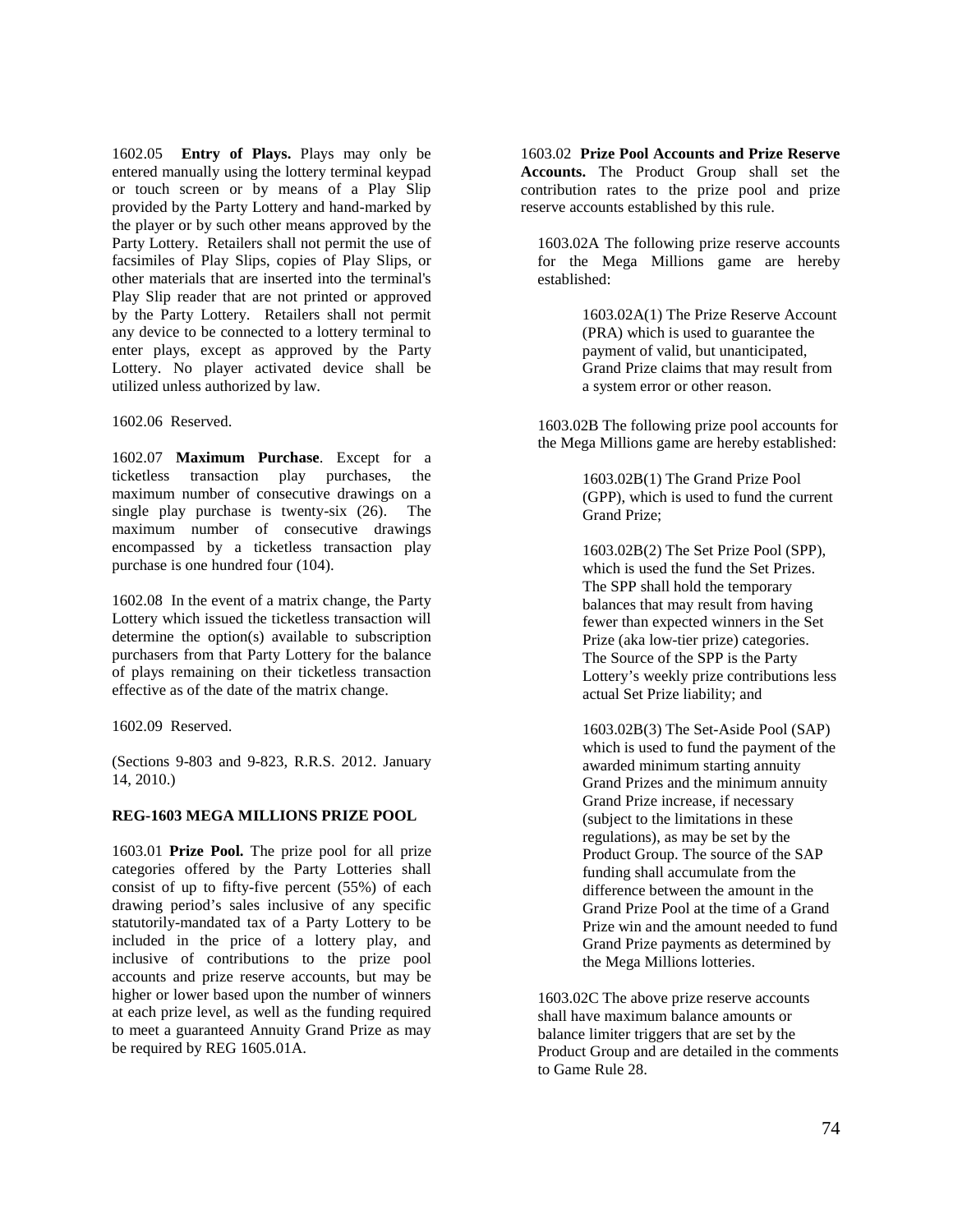1602.05 **Entry of Plays.** Plays may only be entered manually using the lottery terminal keypad or touch screen or by means of a Play Slip provided by the Party Lottery and hand-marked by the player or by such other means approved by the Party Lottery. Retailers shall not permit the use of facsimiles of Play Slips, copies of Play Slips, or other materials that are inserted into the terminal's Play Slip reader that are not printed or approved by the Party Lottery. Retailers shall not permit any device to be connected to a lottery terminal to enter plays, except as approved by the Party Lottery. No player activated device shall be utilized unless authorized by law.

1602.06 Reserved.

1602.07 **Maximum Purchase**. Except for a ticketless transaction play purchases, the maximum number of consecutive drawings on a single play purchase is twenty-six (26). The maximum number of consecutive drawings encompassed by a ticketless transaction play purchase is one hundred four (104).

1602.08 In the event of a matrix change, the Party Lottery which issued the ticketless transaction will determine the option(s) available to subscription purchasers from that Party Lottery for the balance of plays remaining on their ticketless transaction effective as of the date of the matrix change.

1602.09 Reserved.

(Sections 9-803 and 9-823, R.R.S. 2012. January 14, 2010.)

**REG-1603 MEGA MILLIONS PRIZE POOL**

1603.01 **Prize Pool.** The prize pool for all prize categories offered by the Party Lotteries shall consist of up to fifty-five percent (55%) of each drawing period's sales inclusive of any specific statutorily-mandated tax of a Party Lottery to be included in the price of a lottery play, and inclusive of contributions to the prize pool accounts and prize reserve accounts, but may be higher or lower based upon the number of winners at each prize level, as well as the funding required to meet a guaranteed Annuity Grand Prize as may be required by REG 1605.01A.

1603.02 **Prize Pool Accounts and Prize Reserve Accounts.** The Product Group shall set the contribution rates to the prize pool and prize reserve accounts established by this rule.

1603.02A The following prize reserve accounts for the Mega Millions game are hereby established:

1603.02A(1) The Prize Reserve Account (PRA) which is used to guarantee the payment of valid, but unanticipated, Grand Prize claims that may result from a system error or other reason.

1603.02B The following prize pool accounts for the Mega Millions game are hereby established:

1603.02B(1) The Grand Prize Pool (GPP), which is used to fund the current Grand Prize;

1603.02B(2) The Set Prize Pool (SPP), which is used the fund the Set Prizes. The SPP shall hold the temporary balances that may result from having fewer than expected winners in the Set Prize (aka low-tier prize) categories. The Source of the SPP is the Party Lottery's weekly prize contributions less actual Set Prize liability; and

1603.02B(3) The Set-Aside Pool (SAP) which is used to fund the payment of the awarded minimum starting annuity Grand Prizes and the minimum annuity Grand Prize increase, if necessary (subject to the limitations in these regulations), as may be set by the Product Group. The source of the SAP funding shall accumulate from the difference between the amount in the Grand Prize Pool at the time of a Grand Prize win and the amount needed to fund Grand Prize payments as determined by the Mega Millions lotteries.

1603.02C The above prize reserve accounts shall have maximum balance amounts or balance limiter triggers that are set by the Product Group and are detailed in the comments to Game Rule 28.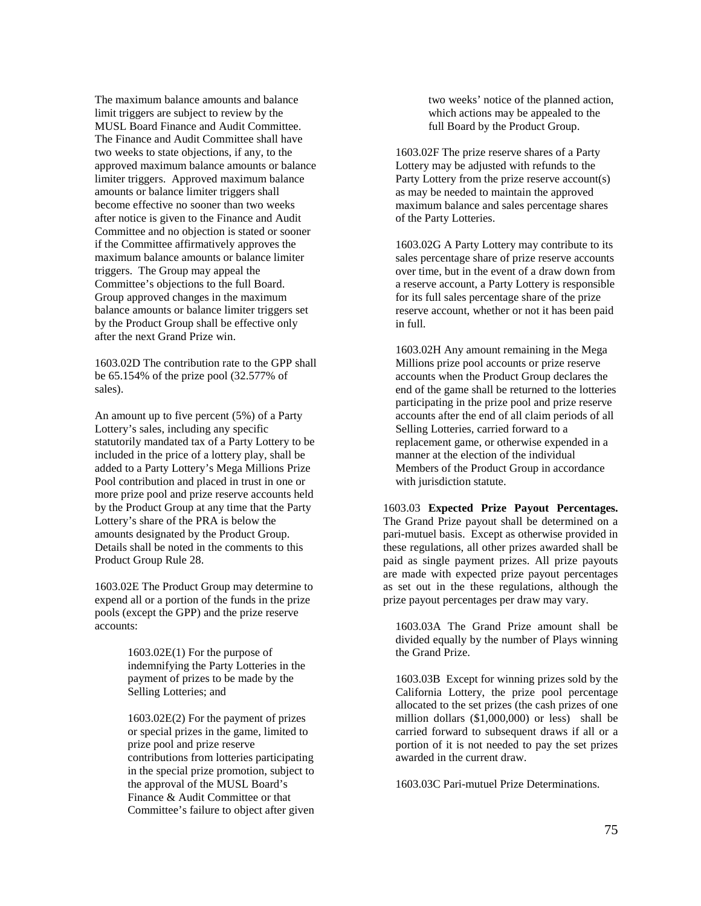The maximum balance amounts and balance limit triggers are subject to review by the MUSL Board Finance and Audit Committee. The Finance and Audit Committee shall have two weeks to state objections, if any, to the approved maximum balance amounts or balance limiter triggers. Approved maximum balance amounts or balance limiter triggers shall become effective no sooner than two weeks after notice is given to the Finance and Audit Committee and no objection is stated or sooner if the Committee affirmatively approves the maximum balance amounts or balance limiter triggers. The Group may appeal the Committee's objections to the full Board. Group approved changes in the maximum balance amounts or balance limiter triggers set by the Product Group shall be effective only after the next Grand Prize win.

1603.02D The contribution rate to the GPP shall be 65.154% of the prize pool (32.577% of sales).

An amount up to five percent (5%) of a Party Lottery's sales, including any specific statutorily mandated tax of a Party Lottery to be included in the price of a lottery play, shall be added to a Party Lottery's Mega Millions Prize Pool contribution and placed in trust in one or more prize pool and prize reserve accounts held by the Product Group at any time that the Party Lottery's share of the PRA is below the amounts designated by the Product Group. Details shall be noted in the comments to this Product Group Rule 28.

1603.02E The Product Group may determine to expend all or a portion of the funds in the prize pools (except the GPP) and the prize reserve accounts:

1603.02E(1) For the purpose of indemnifying the Party Lotteries in the payment of prizes to be made by the Selling Lotteries; and

1603.02E(2) For the payment of prizes or special prizes in the game, limited to prize pool and prize reserve contributions from lotteries participating in the special prize promotion, subject to the approval of the MUSL Board's Finance & Audit Committee or that Committee's failure to object after given two weeks' notice of the planned action, which actions may be appealed to the full Board by the Product Group.

1603.02F The prize reserve shares of a Party Lottery may be adjusted with refunds to the Party Lottery from the prize reserve account(s) as may be needed to maintain the approved maximum balance and sales percentage shares of the Party Lotteries.

1603.02G A Party Lottery may contribute to its sales percentage share of prize reserve accounts over time, but in the event of a draw down from a reserve account, a Party Lottery is responsible for its full sales percentage share of the prize reserve account, whether or not it has been paid in full.

1603.02H Any amount remaining in the Mega Millions prize pool accounts or prize reserve accounts when the Product Group declares the end of the game shall be returned to the lotteries participating in the prize pool and prize reserve accounts after the end of all claim periods of all Selling Lotteries, carried forward to a replacement game, or otherwise expended in a manner at the election of the individual Members of the Product Group in accordance with jurisdiction statute.

1603.03 **Expected Prize Payout Percentages.** The Grand Prize payout shall be determined on a pari-mutuel basis. Except as otherwise provided in these regulations, all other prizes awarded shall be paid as single payment prizes. All prize payouts are made with expected prize payout percentages as set out in the these regulations, although the prize payout percentages per draw may vary.

1603.03A The Grand Prize amount shall be divided equally by the number of Plays winning the Grand Prize.

1603.03B Except for winning prizes sold by the California Lottery, the prize pool percentage allocated to the set prizes (the cash prizes of one million dollars ($1,000,000) or less) shall be carried forward to subsequent draws if all or a portion of it is not needed to pay the set prizes awarded in the current draw.

1603.03C Pari-mutuel Prize Determinations.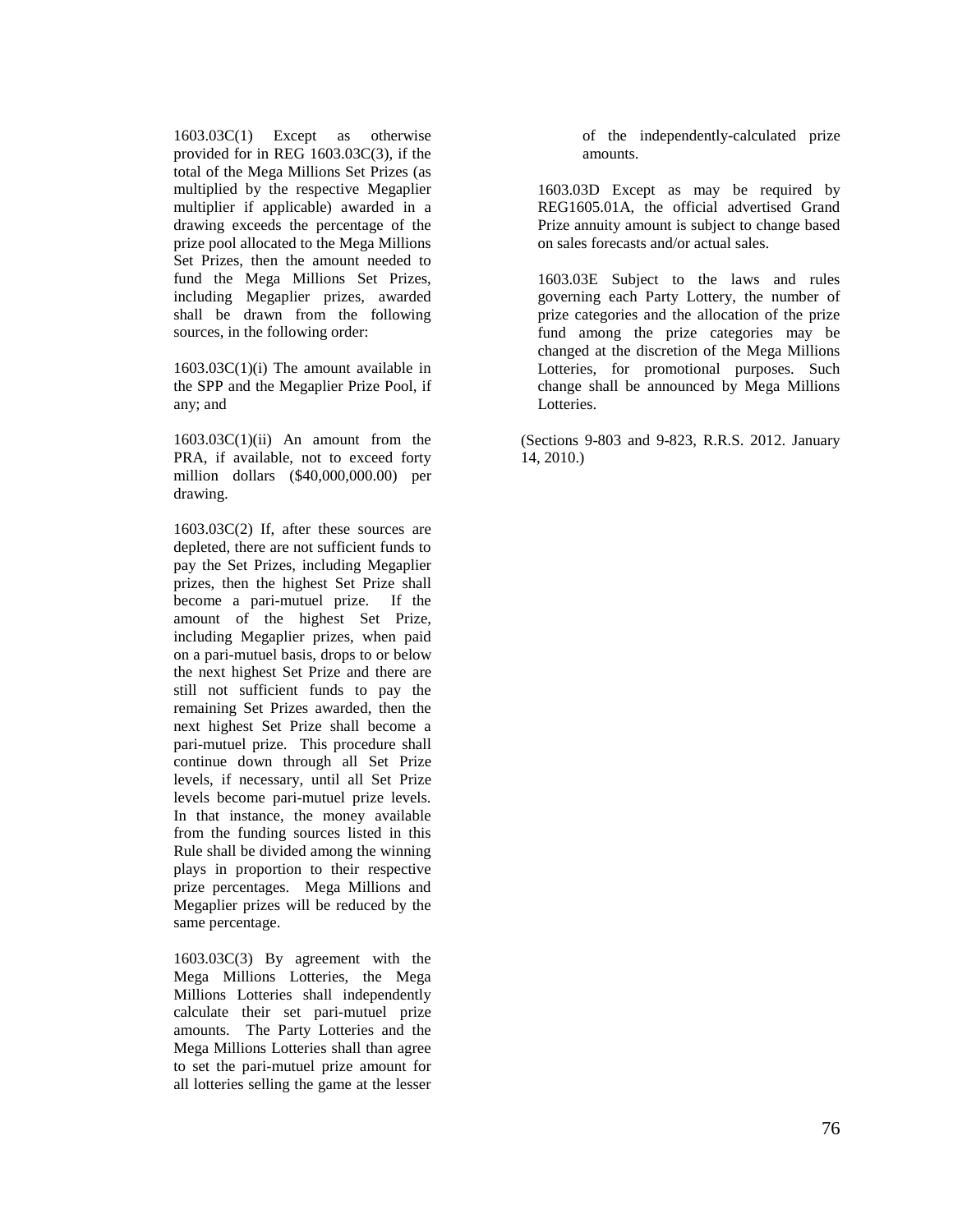1603.03C(1) Except as otherwise provided for in REG 1603.03C(3), if the total of the Mega Millions Set Prizes (as multiplied by the respective Megaplier multiplier if applicable) awarded in a drawing exceeds the percentage of the prize pool allocated to the Mega Millions Set Prizes, then the amount needed to fund the Mega Millions Set Prizes, including Megaplier prizes, awarded shall be drawn from the following sources, in the following order:

1603.03C(1)(i) The amount available in the SPP and the Megaplier Prize Pool, if any; and

1603.03C(1)(ii) An amount from the PRA, if available, not to exceed forty million dollars ($40,000,000.00) per drawing.

1603.03C(2) If, after these sources are depleted, there are not sufficient funds to pay the Set Prizes, including Megaplier prizes, then the highest Set Prize shall become a pari-mutuel prize. If the amount of the highest Set Prize, including Megaplier prizes, when paid on a pari-mutuel basis, drops to or below the next highest Set Prize and there are still not sufficient funds to pay the remaining Set Prizes awarded, then the next highest Set Prize shall become a pari-mutuel prize. This procedure shall continue down through all Set Prize levels, if necessary, until all Set Prize levels become pari-mutuel prize levels. In that instance, the money available from the funding sources listed in this Rule shall be divided among the winning plays in proportion to their respective prize percentages. Mega Millions and Megaplier prizes will be reduced by the same percentage.

1603.03C(3) By agreement with the Mega Millions Lotteries, the Mega Millions Lotteries shall independently calculate their set pari-mutuel prize amounts. The Party Lotteries and the Mega Millions Lotteries shall than agree to set the pari-mutuel prize amount for all lotteries selling the game at the lesser of the independently-calculated prize amounts.

1603.03D Except as may be required by REG1605.01A, the official advertised Grand Prize annuity amount is subject to change based on sales forecasts and/or actual sales.

1603.03E Subject to the laws and rules governing each Party Lottery, the number of prize categories and the allocation of the prize fund among the prize categories may be changed at the discretion of the Mega Millions Lotteries, for promotional purposes. Such change shall be announced by Mega Millions Lotteries.

(Sections 9-803 and 9-823, R.R.S. 2012. January 14, 2010.)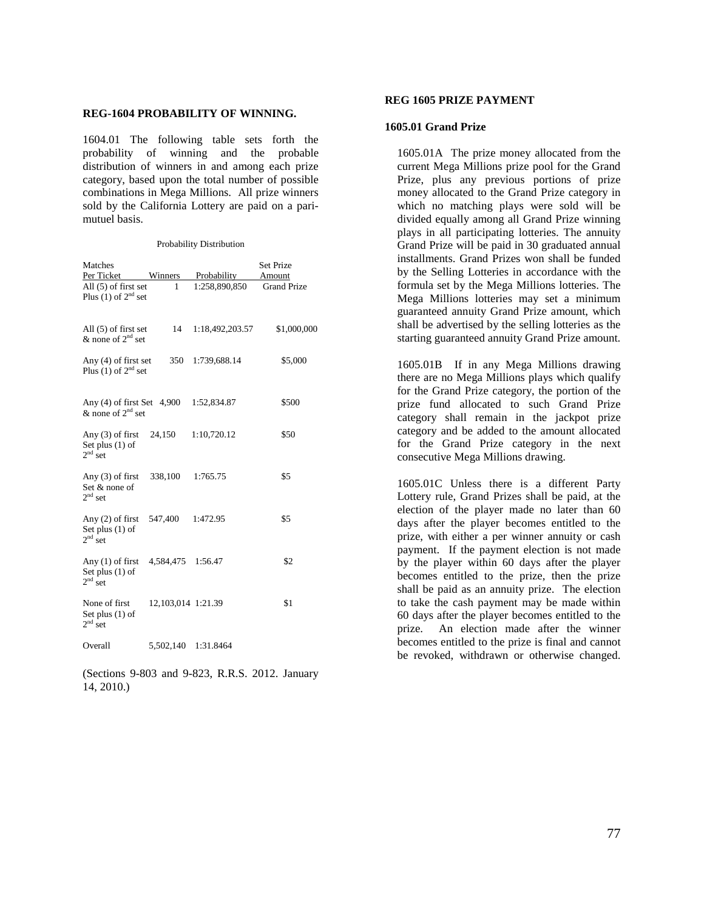### REG-1604 PROBABILITY OF WINNING.

1604.01 The following table sets forth the probability of winning and the probable distribution of winners in and among each prize category, based upon the total number of possible combinations in Mega Millions. All prize winners sold by the California Lottery are paid on a pari-mutuel basis.

Probability Distribution

| Matches Per Ticket | Winners | Probability | Set Prize Amount |
|---|---|---|---|
| All (5) of first set Plus (1) of 2nd set | 1 | 1:258,890,850 | Grand Prize |
| All (5) of first set & none of 2nd set | 14 | 1:18,492,203.57 | $1,000,000 |
| Any (4) of first set Plus (1) of 2nd set | 350 | 1:739,688.14 | $5,000 |
| Any (4) of first Set & none of 2nd set | 4,900 | 1:52,834.87 | $500 |
| Any (3) of first Set plus (1) of 2nd set | 24,150 | 1:10,720.12 | $50 |
| Any (3) of first Set & none of 2nd set | 338,100 | 1:765.75 | $5 |
| Any (2) of first Set plus (1) of 2nd set | 547,400 | 1:472.95 | $5 |
| Any (1) of first Set plus (1) of 2nd set | 4,584,475 | 1:56.47 | $2 |
| None of first Set plus (1) of 2nd set | 12,103,014 | 1:21.39 | $1 |
| Overall | 5,502,140 | 1:31.8464 | |

(Sections 9-803 and 9-823, R.R.S. 2012. January 14, 2010.)

### REG 1605 PRIZE PAYMENT

#### 1605.01 Grand Prize

1605.01A The prize money allocated from the current Mega Millions prize pool for the Grand Prize, plus any previous portions of prize money allocated to the Grand Prize category in which no matching plays were sold will be divided equally among all Grand Prize winning plays in all participating lotteries. The annuity Grand Prize will be paid in 30 graduated annual installments. Grand Prizes won shall be funded by the Selling Lotteries in accordance with the formula set by the Mega Millions lotteries. The Mega Millions lotteries may set a minimum guaranteed annuity Grand Prize amount, which shall be advertised by the selling lotteries as the starting guaranteed annuity Grand Prize amount.

1605.01B If in any Mega Millions drawing there are no Mega Millions plays which qualify for the Grand Prize category, the portion of the prize fund allocated to such Grand Prize category shall remain in the jackpot prize category and be added to the amount allocated for the Grand Prize category in the next consecutive Mega Millions drawing.

1605.01C Unless there is a different Party Lottery rule, Grand Prizes shall be paid, at the election of the player made no later than 60 days after the player becomes entitled to the prize, with either a per winner annuity or cash payment. If the payment election is not made by the player within 60 days after the player becomes entitled to the prize, then the prize shall be paid as an annuity prize. The election to take the cash payment may be made within 60 days after the player becomes entitled to the prize. An election made after the winner becomes entitled to the prize is final and cannot be revoked, withdrawn or otherwise changed.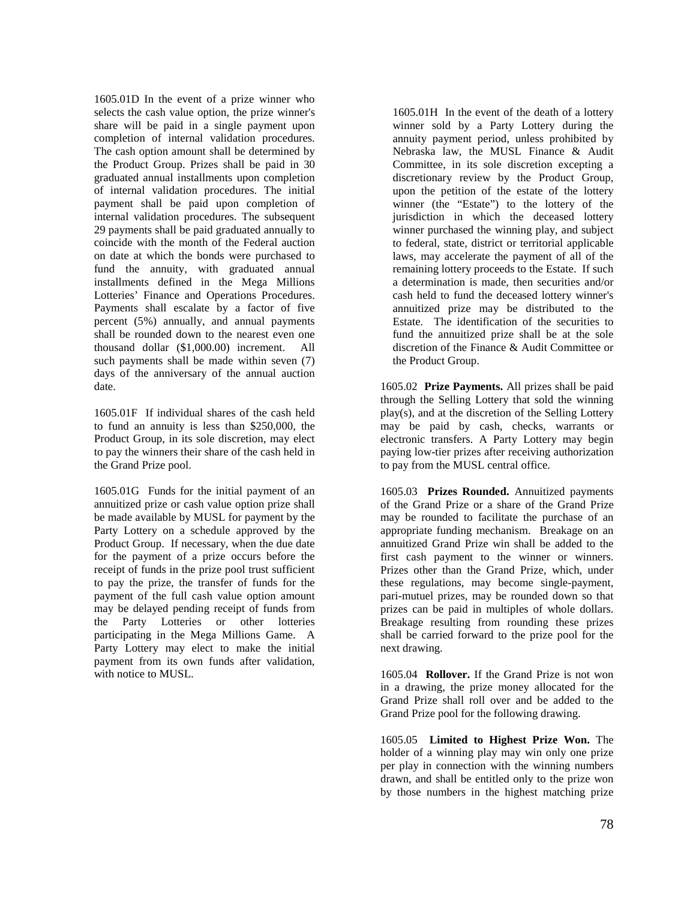1605.01D In the event of a prize winner who selects the cash value option, the prize winner's share will be paid in a single payment upon completion of internal validation procedures. The cash option amount shall be determined by the Product Group. Prizes shall be paid in 30 graduated annual installments upon completion of internal validation procedures. The initial payment shall be paid upon completion of internal validation procedures. The subsequent 29 payments shall be paid graduated annually to coincide with the month of the Federal auction on date at which the bonds were purchased to fund the annuity, with graduated annual installments defined in the Mega Millions Lotteries' Finance and Operations Procedures. Payments shall escalate by a factor of five percent (5%) annually, and annual payments shall be rounded down to the nearest even one thousand dollar ($1,000.00) increment. All such payments shall be made within seven (7) days of the anniversary of the annual auction date.

1605.01F If individual shares of the cash held to fund an annuity is less than $250,000, the Product Group, in its sole discretion, may elect to pay the winners their share of the cash held in the Grand Prize pool.

1605.01G Funds for the initial payment of an annuitized prize or cash value option prize shall be made available by MUSL for payment by the Party Lottery on a schedule approved by the Product Group. If necessary, when the due date for the payment of a prize occurs before the receipt of funds in the prize pool trust sufficient to pay the prize, the transfer of funds for the payment of the full cash value option amount may be delayed pending receipt of funds from the Party Lotteries or other lotteries participating in the Mega Millions Game. A Party Lottery may elect to make the initial payment from its own funds after validation, with notice to MUSL.

1605.01H In the event of the death of a lottery winner sold by a Party Lottery during the annuity payment period, unless prohibited by Nebraska law, the MUSL Finance & Audit Committee, in its sole discretion excepting a discretionary review by the Product Group, upon the petition of the estate of the lottery winner (the "Estate") to the lottery of the jurisdiction in which the deceased lottery winner purchased the winning play, and subject to federal, state, district or territorial applicable laws, may accelerate the payment of all of the remaining lottery proceeds to the Estate. If such a determination is made, then securities and/or cash held to fund the deceased lottery winner's annuitized prize may be distributed to the Estate. The identification of the securities to fund the annuitized prize shall be at the sole discretion of the Finance & Audit Committee or the Product Group.

1605.02 **Prize Payments.** All prizes shall be paid through the Selling Lottery that sold the winning play(s), and at the discretion of the Selling Lottery may be paid by cash, checks, warrants or electronic transfers. A Party Lottery may begin paying low-tier prizes after receiving authorization to pay from the MUSL central office.

1605.03 **Prizes Rounded.** Annuitized payments of the Grand Prize or a share of the Grand Prize may be rounded to facilitate the purchase of an appropriate funding mechanism. Breakage on an annuitized Grand Prize win shall be added to the first cash payment to the winner or winners. Prizes other than the Grand Prize, which, under these regulations, may become single-payment, pari-mutuel prizes, may be rounded down so that prizes can be paid in multiples of whole dollars. Breakage resulting from rounding these prizes shall be carried forward to the prize pool for the next drawing.

1605.04 **Rollover.** If the Grand Prize is not won in a drawing, the prize money allocated for the Grand Prize shall roll over and be added to the Grand Prize pool for the following drawing.

1605.05 **Limited to Highest Prize Won.** The holder of a winning play may win only one prize per play in connection with the winning numbers drawn, and shall be entitled only to the prize won by those numbers in the highest matching prize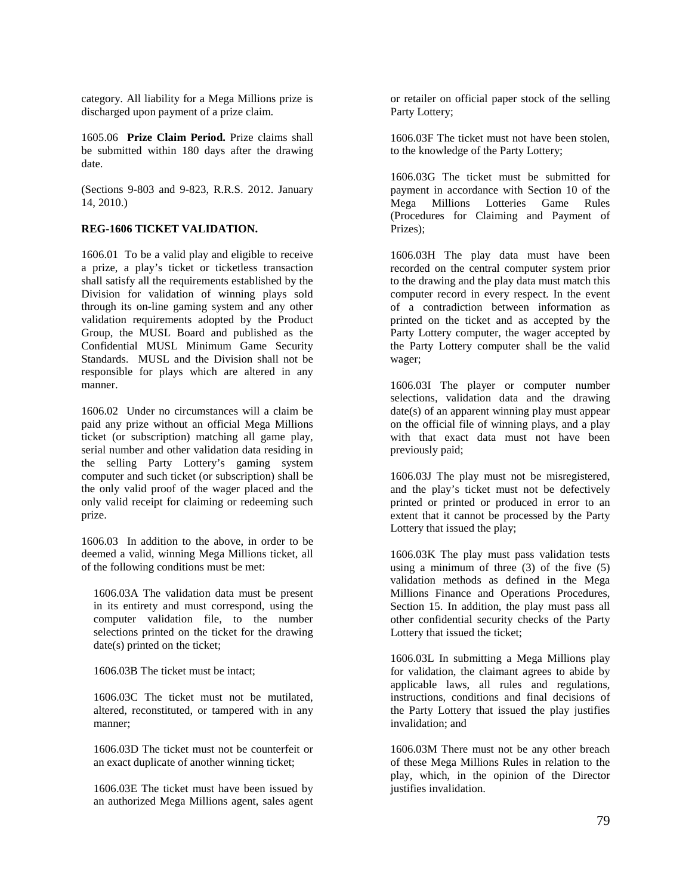category. All liability for a Mega Millions prize is discharged upon payment of a prize claim.

1605.06 **Prize Claim Period.** Prize claims shall be submitted within 180 days after the drawing date.

(Sections 9-803 and 9-823, R.R.S. 2012. January 14, 2010.)

**REG-1606 TICKET VALIDATION.**

1606.01 To be a valid play and eligible to receive a prize, a play's ticket or ticketless transaction shall satisfy all the requirements established by the Division for validation of winning plays sold through its on-line gaming system and any other validation requirements adopted by the Product Group, the MUSL Board and published as the Confidential MUSL Minimum Game Security Standards. MUSL and the Division shall not be responsible for plays which are altered in any manner.

1606.02 Under no circumstances will a claim be paid any prize without an official Mega Millions ticket (or subscription) matching all game play, serial number and other validation data residing in the selling Party Lottery's gaming system computer and such ticket (or subscription) shall be the only valid proof of the wager placed and the only valid receipt for claiming or redeeming such prize.

1606.03 In addition to the above, in order to be deemed a valid, winning Mega Millions ticket, all of the following conditions must be met:

1606.03A The validation data must be present in its entirety and must correspond, using the computer validation file, to the number selections printed on the ticket for the drawing date(s) printed on the ticket;

1606.03B The ticket must be intact;

1606.03C The ticket must not be mutilated, altered, reconstituted, or tampered with in any manner;

1606.03D The ticket must not be counterfeit or an exact duplicate of another winning ticket;

1606.03E The ticket must have been issued by an authorized Mega Millions agent, sales agent or retailer on official paper stock of the selling Party Lottery;

1606.03F The ticket must not have been stolen, to the knowledge of the Party Lottery;

1606.03G The ticket must be submitted for payment in accordance with Section 10 of the Mega Millions Lotteries Game Rules (Procedures for Claiming and Payment of Prizes);

1606.03H The play data must have been recorded on the central computer system prior to the drawing and the play data must match this computer record in every respect. In the event of a contradiction between information as printed on the ticket and as accepted by the Party Lottery computer, the wager accepted by the Party Lottery computer shall be the valid wager;

1606.03I The player or computer number selections, validation data and the drawing date(s) of an apparent winning play must appear on the official file of winning plays, and a play with that exact data must not have been previously paid;

1606.03J The play must not be misregistered, and the play's ticket must not be defectively printed or printed or produced in error to an extent that it cannot be processed by the Party Lottery that issued the play;

1606.03K The play must pass validation tests using a minimum of three (3) of the five (5) validation methods as defined in the Mega Millions Finance and Operations Procedures, Section 15. In addition, the play must pass all other confidential security checks of the Party Lottery that issued the ticket;

1606.03L In submitting a Mega Millions play for validation, the claimant agrees to abide by applicable laws, all rules and regulations, instructions, conditions and final decisions of the Party Lottery that issued the play justifies invalidation; and

1606.03M There must not be any other breach of these Mega Millions Rules in relation to the play, which, in the opinion of the Director justifies invalidation.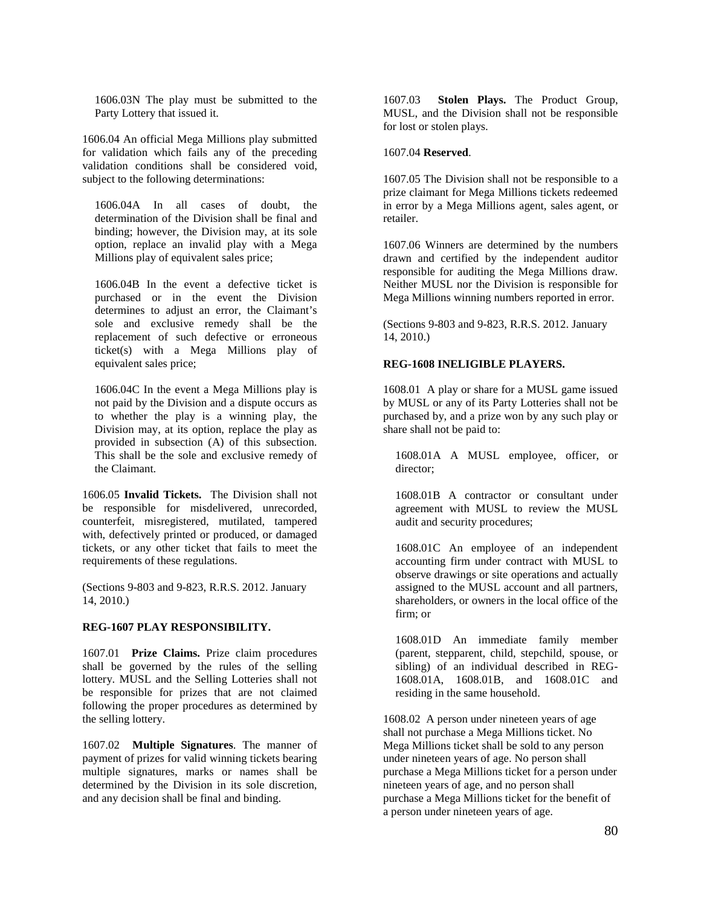1606.03N The play must be submitted to the Party Lottery that issued it.

1606.04 An official Mega Millions play submitted for validation which fails any of the preceding validation conditions shall be considered void, subject to the following determinations:

1606.04A In all cases of doubt, the determination of the Division shall be final and binding; however, the Division may, at its sole option, replace an invalid play with a Mega Millions play of equivalent sales price;

1606.04B In the event a defective ticket is purchased or in the event the Division determines to adjust an error, the Claimant's sole and exclusive remedy shall be the replacement of such defective or erroneous ticket(s) with a Mega Millions play of equivalent sales price;

1606.04C In the event a Mega Millions play is not paid by the Division and a dispute occurs as to whether the play is a winning play, the Division may, at its option, replace the play as provided in subsection (A) of this subsection. This shall be the sole and exclusive remedy of the Claimant.

1606.05 **Invalid Tickets.** The Division shall not be responsible for misdelivered, unrecorded, counterfeit, misregistered, mutilated, tampered with, defectively printed or produced, or damaged tickets, or any other ticket that fails to meet the requirements of these regulations.

(Sections 9-803 and 9-823, R.R.S. 2012. January 14, 2010.)

**REG-1607 PLAY RESPONSIBILITY.**

1607.01 **Prize Claims.** Prize claim procedures shall be governed by the rules of the selling lottery. MUSL and the Selling Lotteries shall not be responsible for prizes that are not claimed following the proper procedures as determined by the selling lottery.

1607.02 **Multiple Signatures**. The manner of payment of prizes for valid winning tickets bearing multiple signatures, marks or names shall be determined by the Division in its sole discretion, and any decision shall be final and binding.

1607.03 **Stolen Plays.** The Product Group, MUSL, and the Division shall not be responsible for lost or stolen plays.

1607.04 **Reserved**.

1607.05 The Division shall not be responsible to a prize claimant for Mega Millions tickets redeemed in error by a Mega Millions agent, sales agent, or retailer.

1607.06 Winners are determined by the numbers drawn and certified by the independent auditor responsible for auditing the Mega Millions draw. Neither MUSL nor the Division is responsible for Mega Millions winning numbers reported in error.

(Sections 9-803 and 9-823, R.R.S. 2012. January 14, 2010.)

**REG-1608 INELIGIBLE PLAYERS.**

1608.01 A play or share for a MUSL game issued by MUSL or any of its Party Lotteries shall not be purchased by, and a prize won by any such play or share shall not be paid to:

1608.01A A MUSL employee, officer, or director;

1608.01B A contractor or consultant under agreement with MUSL to review the MUSL audit and security procedures;

1608.01C An employee of an independent accounting firm under contract with MUSL to observe drawings or site operations and actually assigned to the MUSL account and all partners, shareholders, or owners in the local office of the firm; or

1608.01D An immediate family member (parent, stepparent, child, stepchild, spouse, or sibling) of an individual described in REG-1608.01A, 1608.01B, and 1608.01C and residing in the same household.

1608.02 A person under nineteen years of age shall not purchase a Mega Millions ticket. No Mega Millions ticket shall be sold to any person under nineteen years of age. No person shall purchase a Mega Millions ticket for a person under nineteen years of age, and no person shall purchase a Mega Millions ticket for the benefit of a person under nineteen years of age.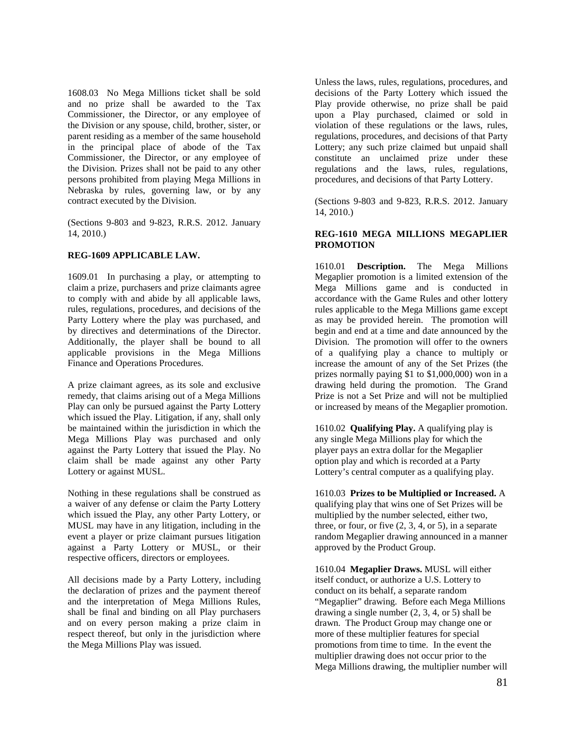1608.03 No Mega Millions ticket shall be sold and no prize shall be awarded to the Tax Commissioner, the Director, or any employee of the Division or any spouse, child, brother, sister, or parent residing as a member of the same household in the principal place of abode of the Tax Commissioner, the Director, or any employee of the Division. Prizes shall not be paid to any other persons prohibited from playing Mega Millions in Nebraska by rules, governing law, or by any contract executed by the Division.

(Sections 9-803 and 9-823, R.R.S. 2012. January 14, 2010.)

**REG-1609 APPLICABLE LAW.**

1609.01 In purchasing a play, or attempting to claim a prize, purchasers and prize claimants agree to comply with and abide by all applicable laws, rules, regulations, procedures, and decisions of the Party Lottery where the play was purchased, and by directives and determinations of the Director. Additionally, the player shall be bound to all applicable provisions in the Mega Millions Finance and Operations Procedures.

A prize claimant agrees, as its sole and exclusive remedy, that claims arising out of a Mega Millions Play can only be pursued against the Party Lottery which issued the Play. Litigation, if any, shall only be maintained within the jurisdiction in which the Mega Millions Play was purchased and only against the Party Lottery that issued the Play. No claim shall be made against any other Party Lottery or against MUSL.

Nothing in these regulations shall be construed as a waiver of any defense or claim the Party Lottery which issued the Play, any other Party Lottery, or MUSL may have in any litigation, including in the event a player or prize claimant pursues litigation against a Party Lottery or MUSL, or their respective officers, directors or employees.

All decisions made by a Party Lottery, including the declaration of prizes and the payment thereof and the interpretation of Mega Millions Rules, shall be final and binding on all Play purchasers and on every person making a prize claim in respect thereof, but only in the jurisdiction where the Mega Millions Play was issued.

Unless the laws, rules, regulations, procedures, and decisions of the Party Lottery which issued the Play provide otherwise, no prize shall be paid upon a Play purchased, claimed or sold in violation of these regulations or the laws, rules, regulations, procedures, and decisions of that Party Lottery; any such prize claimed but unpaid shall constitute an unclaimed prize under these regulations and the laws, rules, regulations, procedures, and decisions of that Party Lottery.

(Sections 9-803 and 9-823, R.R.S. 2012. January 14, 2010.)

**REG-1610 MEGA MILLIONS MEGAPLIER PROMOTION**

1610.01 **Description.** The Mega Millions Megaplier promotion is a limited extension of the Mega Millions game and is conducted in accordance with the Game Rules and other lottery rules applicable to the Mega Millions game except as may be provided herein. The promotion will begin and end at a time and date announced by the Division. The promotion will offer to the owners of a qualifying play a chance to multiply or increase the amount of any of the Set Prizes (the prizes normally paying $1 to $1,000,000) won in a drawing held during the promotion. The Grand Prize is not a Set Prize and will not be multiplied or increased by means of the Megaplier promotion.

1610.02 **Qualifying Play.** A qualifying play is any single Mega Millions play for which the player pays an extra dollar for the Megaplier option play and which is recorded at a Party Lottery's central computer as a qualifying play.

1610.03 **Prizes to be Multiplied or Increased.** A qualifying play that wins one of Set Prizes will be multiplied by the number selected, either two, three, or four, or five (2, 3, 4, or 5), in a separate random Megaplier drawing announced in a manner approved by the Product Group.

1610.04 **Megaplier Draws.** MUSL will either itself conduct, or authorize a U.S. Lottery to conduct on its behalf, a separate random "Megaplier" drawing. Before each Mega Millions drawing a single number (2, 3, 4, or 5) shall be drawn. The Product Group may change one or more of these multiplier features for special promotions from time to time. In the event the multiplier drawing does not occur prior to the Mega Millions drawing, the multiplier number will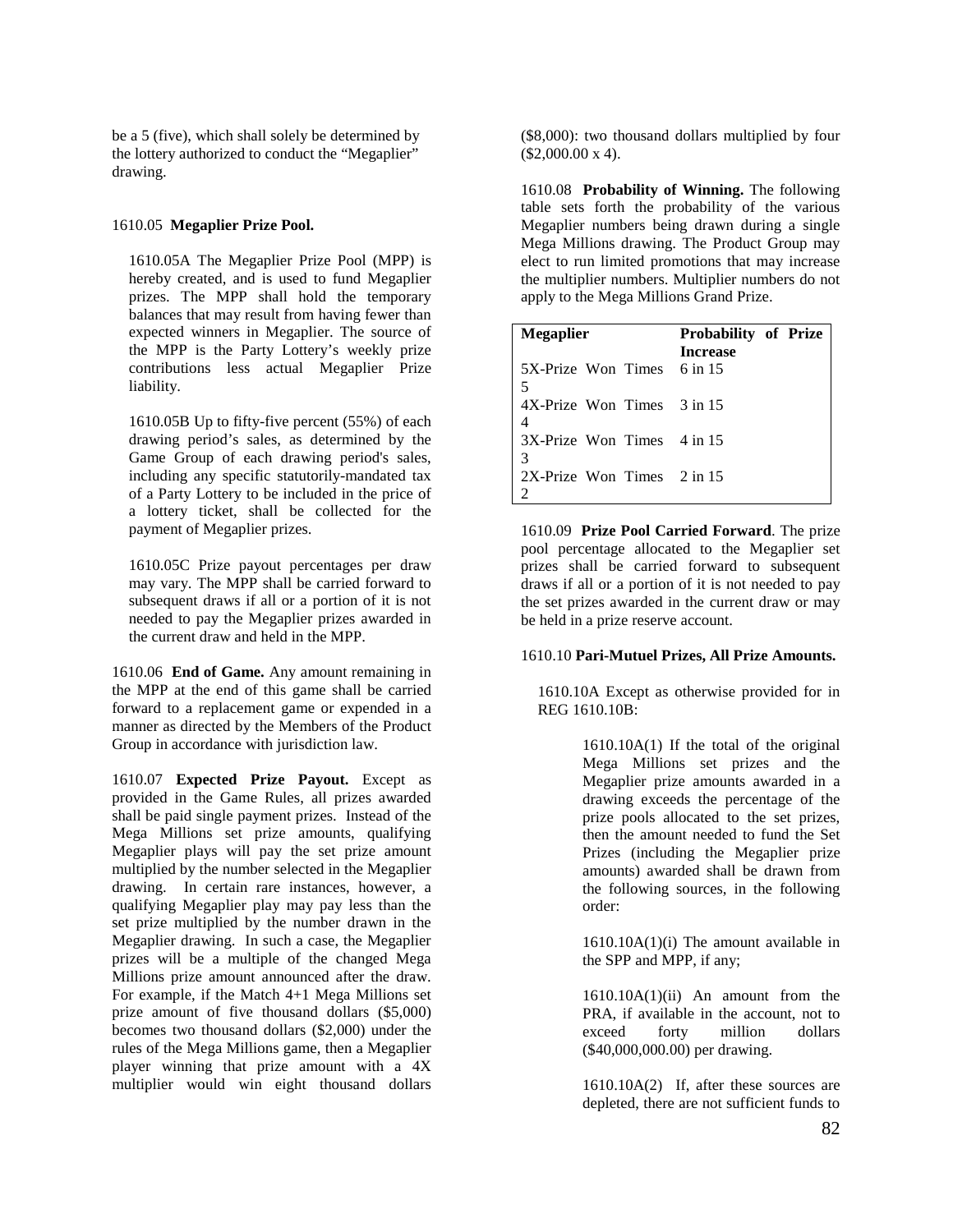be a 5 (five), which shall solely be determined by the lottery authorized to conduct the "Megaplier" drawing.

1610.05 **Megaplier Prize Pool.**

1610.05A The Megaplier Prize Pool (MPP) is hereby created, and is used to fund Megaplier prizes. The MPP shall hold the temporary balances that may result from having fewer than expected winners in Megaplier. The source of the MPP is the Party Lottery's weekly prize contributions less actual Megaplier Prize liability.

1610.05B Up to fifty-five percent (55%) of each drawing period's sales, as determined by the Game Group of each drawing period's sales, including any specific statutorily-mandated tax of a Party Lottery to be included in the price of a lottery ticket, shall be collected for the payment of Megaplier prizes.

1610.05C Prize payout percentages per draw may vary. The MPP shall be carried forward to subsequent draws if all or a portion of it is not needed to pay the Megaplier prizes awarded in the current draw and held in the MPP.

1610.06 **End of Game.** Any amount remaining in the MPP at the end of this game shall be carried forward to a replacement game or expended in a manner as directed by the Members of the Product Group in accordance with jurisdiction law.

1610.07 **Expected Prize Payout.** Except as provided in the Game Rules, all prizes awarded shall be paid single payment prizes. Instead of the Mega Millions set prize amounts, qualifying Megaplier plays will pay the set prize amount multiplied by the number selected in the Megaplier drawing. In certain rare instances, however, a qualifying Megaplier play may pay less than the set prize multiplied by the number drawn in the Megaplier drawing. In such a case, the Megaplier prizes will be a multiple of the changed Mega Millions prize amount announced after the draw. For example, if the Match 4+1 Mega Millions set prize amount of five thousand dollars ($5,000) becomes two thousand dollars ($2,000) under the rules of the Mega Millions game, then a Megaplier player winning that prize amount with a 4X multiplier would win eight thousand dollars ($8,000): two thousand dollars multiplied by four ($2,000.00 x 4).

1610.08 **Probability of Winning.** The following table sets forth the probability of the various Megaplier numbers being drawn during a single Mega Millions drawing. The Product Group may elect to run limited promotions that may increase the multiplier numbers. Multiplier numbers do not apply to the Mega Millions Grand Prize.

| **Megaplier** | **Probability of Prize Increase** |
|---|---|
| 5X-Prize Won Times 5 | 6 in 15 |
| 4X-Prize Won Times 4 | 3 in 15 |
| 3X-Prize Won Times 3 | 4 in 15 |
| 2X-Prize Won Times 2 | 2 in 15 |

1610.09 **Prize Pool Carried Forward**. The prize pool percentage allocated to the Megaplier set prizes shall be carried forward to subsequent draws if all or a portion of it is not needed to pay the set prizes awarded in the current draw or may be held in a prize reserve account.

1610.10 **Pari-Mutuel Prizes, All Prize Amounts.**

1610.10A Except as otherwise provided for in REG 1610.10B:

1610.10A(1) If the total of the original Mega Millions set prizes and the Megaplier prize amounts awarded in a drawing exceeds the percentage of the prize pools allocated to the set prizes, then the amount needed to fund the Set Prizes (including the Megaplier prize amounts) awarded shall be drawn from the following sources, in the following order:

1610.10A(1)(i) The amount available in the SPP and MPP, if any;

1610.10A(1)(ii) An amount from the PRA, if available in the account, not to exceed forty million dollars ($40,000,000.00) per drawing.

1610.10A(2) If, after these sources are depleted, there are not sufficient funds to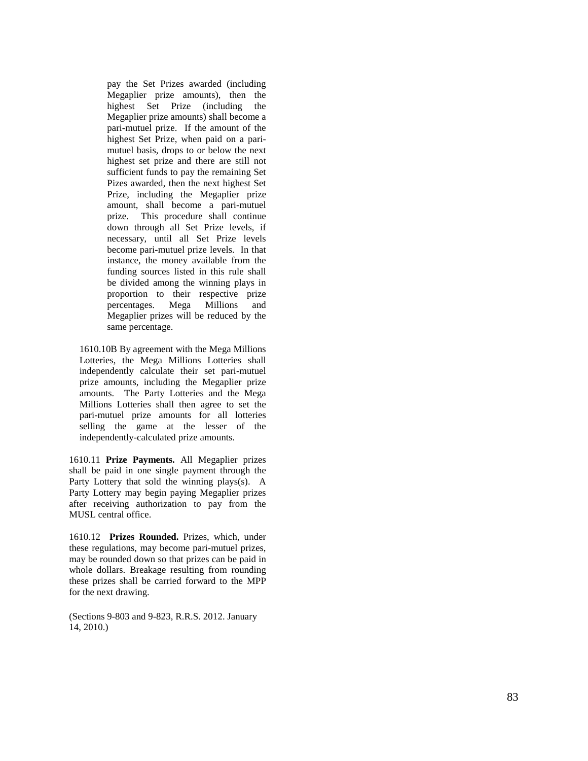pay the Set Prizes awarded (including Megaplier prize amounts), then the highest Set Prize (including the Megaplier prize amounts) shall become a pari-mutuel prize. If the amount of the highest Set Prize, when paid on a pari-mutuel basis, drops to or below the next highest set prize and there are still not sufficient funds to pay the remaining Set Pizes awarded, then the next highest Set Prize, including the Megaplier prize amount, shall become a pari-mutuel prize. This procedure shall continue down through all Set Prize levels, if necessary, until all Set Prize levels become pari-mutuel prize levels. In that instance, the money available from the funding sources listed in this rule shall be divided among the winning plays in proportion to their respective prize percentages. Mega Millions and Megaplier prizes will be reduced by the same percentage.

1610.10B By agreement with the Mega Millions Lotteries, the Mega Millions Lotteries shall independently calculate their set pari-mutuel prize amounts, including the Megaplier prize amounts. The Party Lotteries and the Mega Millions Lotteries shall then agree to set the pari-mutuel prize amounts for all lotteries selling the game at the lesser of the independently-calculated prize amounts.

1610.11 **Prize Payments.** All Megaplier prizes shall be paid in one single payment through the Party Lottery that sold the winning plays(s). A Party Lottery may begin paying Megaplier prizes after receiving authorization to pay from the MUSL central office.

1610.12 **Prizes Rounded.** Prizes, which, under these regulations, may become pari-mutuel prizes, may be rounded down so that prizes can be paid in whole dollars. Breakage resulting from rounding these prizes shall be carried forward to the MPP for the next drawing.

(Sections 9-803 and 9-823, R.R.S. 2012. January 14, 2010.)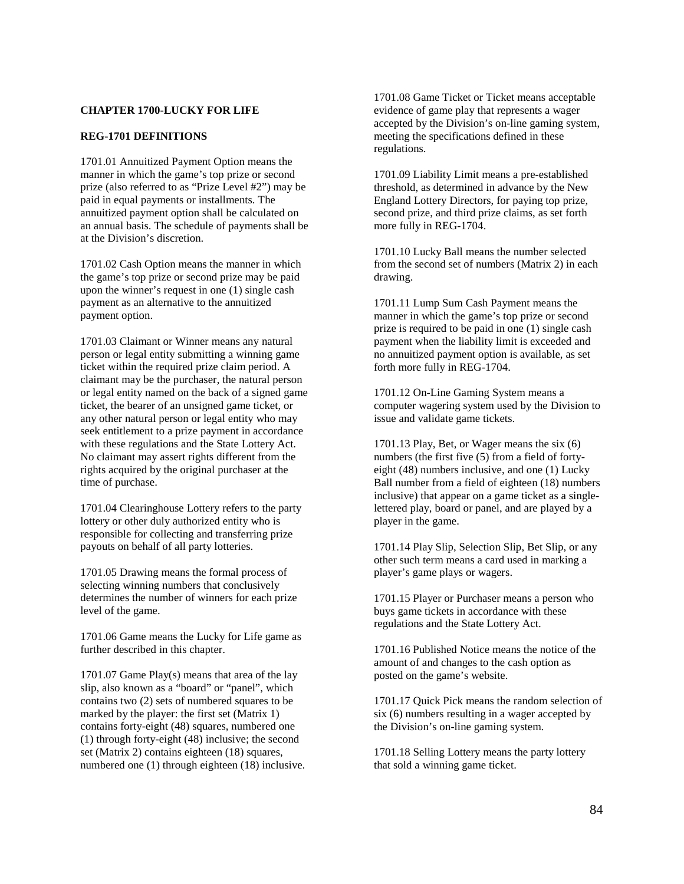**CHAPTER 1700-LUCKY FOR LIFE**

**REG-1701 DEFINITIONS**

1701.01 Annuitized Payment Option means the manner in which the game's top prize or second prize (also referred to as "Prize Level #2") may be paid in equal payments or installments. The annuitized payment option shall be calculated on an annual basis. The schedule of payments shall be at the Division's discretion.

1701.02 Cash Option means the manner in which the game's top prize or second prize may be paid upon the winner's request in one (1) single cash payment as an alternative to the annuitized payment option.

1701.03 Claimant or Winner means any natural person or legal entity submitting a winning game ticket within the required prize claim period. A claimant may be the purchaser, the natural person or legal entity named on the back of a signed game ticket, the bearer of an unsigned game ticket, or any other natural person or legal entity who may seek entitlement to a prize payment in accordance with these regulations and the State Lottery Act. No claimant may assert rights different from the rights acquired by the original purchaser at the time of purchase.

1701.04 Clearinghouse Lottery refers to the party lottery or other duly authorized entity who is responsible for collecting and transferring prize payouts on behalf of all party lotteries.

1701.05 Drawing means the formal process of selecting winning numbers that conclusively determines the number of winners for each prize level of the game.

1701.06 Game means the Lucky for Life game as further described in this chapter.

1701.07 Game Play(s) means that area of the lay slip, also known as a "board" or "panel", which contains two (2) sets of numbered squares to be marked by the player: the first set (Matrix 1) contains forty-eight (48) squares, numbered one (1) through forty-eight (48) inclusive; the second set (Matrix 2) contains eighteen (18) squares, numbered one (1) through eighteen (18) inclusive.

1701.08 Game Ticket or Ticket means acceptable evidence of game play that represents a wager accepted by the Division's on-line gaming system, meeting the specifications defined in these regulations.

1701.09 Liability Limit means a pre-established threshold, as determined in advance by the New England Lottery Directors, for paying top prize, second prize, and third prize claims, as set forth more fully in REG-1704.

1701.10 Lucky Ball means the number selected from the second set of numbers (Matrix 2) in each drawing.

1701.11 Lump Sum Cash Payment means the manner in which the game's top prize or second prize is required to be paid in one (1) single cash payment when the liability limit is exceeded and no annuitized payment option is available, as set forth more fully in REG-1704.

1701.12 On-Line Gaming System means a computer wagering system used by the Division to issue and validate game tickets.

1701.13 Play, Bet, or Wager means the six (6) numbers (the first five (5) from a field of forty-eight (48) numbers inclusive, and one (1) Lucky Ball number from a field of eighteen (18) numbers inclusive) that appear on a game ticket as a single-lettered play, board or panel, and are played by a player in the game.

1701.14 Play Slip, Selection Slip, Bet Slip, or any other such term means a card used in marking a player's game plays or wagers.

1701.15 Player or Purchaser means a person who buys game tickets in accordance with these regulations and the State Lottery Act.

1701.16 Published Notice means the notice of the amount of and changes to the cash option as posted on the game's website.

1701.17 Quick Pick means the random selection of six (6) numbers resulting in a wager accepted by the Division's on-line gaming system.

1701.18 Selling Lottery means the party lottery that sold a winning game ticket.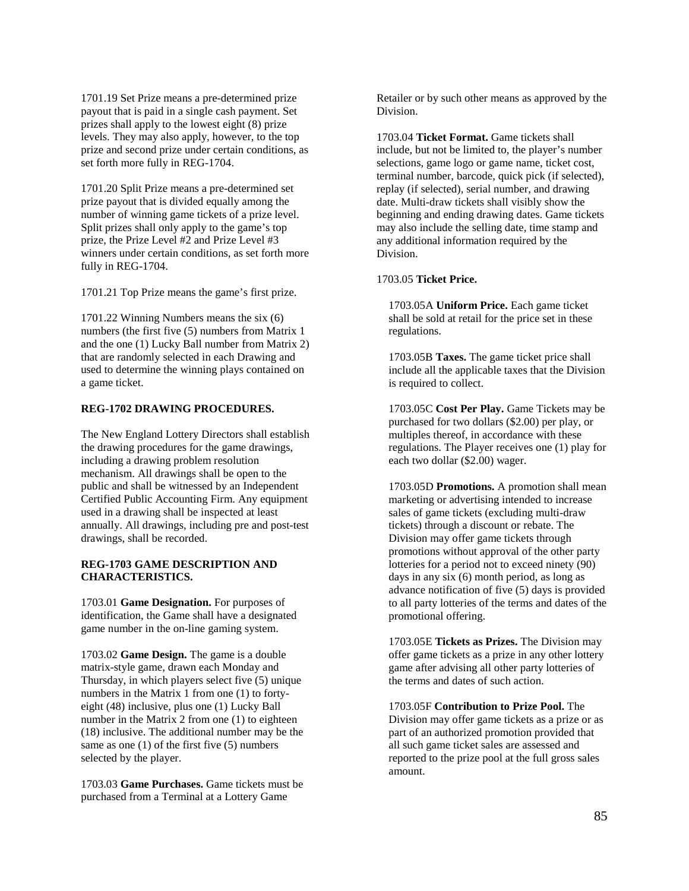1701.19 Set Prize means a pre-determined prize payout that is paid in a single cash payment. Set prizes shall apply to the lowest eight (8) prize levels. They may also apply, however, to the top prize and second prize under certain conditions, as set forth more fully in REG-1704.

1701.20 Split Prize means a pre-determined set prize payout that is divided equally among the number of winning game tickets of a prize level. Split prizes shall only apply to the game's top prize, the Prize Level #2 and Prize Level #3 winners under certain conditions, as set forth more fully in REG-1704.

1701.21 Top Prize means the game's first prize.

1701.22 Winning Numbers means the six (6) numbers (the first five (5) numbers from Matrix 1 and the one (1) Lucky Ball number from Matrix 2) that are randomly selected in each Drawing and used to determine the winning plays contained on a game ticket.

**REG-1702 DRAWING PROCEDURES.**

The New England Lottery Directors shall establish the drawing procedures for the game drawings, including a drawing problem resolution mechanism. All drawings shall be open to the public and shall be witnessed by an Independent Certified Public Accounting Firm. Any equipment used in a drawing shall be inspected at least annually. All drawings, including pre and post-test drawings, shall be recorded.

**REG-1703 GAME DESCRIPTION AND CHARACTERISTICS.**

1703.01 **Game Designation.** For purposes of identification, the Game shall have a designated game number in the on-line gaming system.

1703.02 **Game Design.** The game is a double matrix-style game, drawn each Monday and Thursday, in which players select five (5) unique numbers in the Matrix 1 from one (1) to forty-eight (48) inclusive, plus one (1) Lucky Ball number in the Matrix 2 from one (1) to eighteen (18) inclusive. The additional number may be the same as one (1) of the first five (5) numbers selected by the player.

1703.03 **Game Purchases.** Game tickets must be purchased from a Terminal at a Lottery Game Retailer or by such other means as approved by the Division.

1703.04 **Ticket Format.** Game tickets shall include, but not be limited to, the player's number selections, game logo or game name, ticket cost, terminal number, barcode, quick pick (if selected), replay (if selected), serial number, and drawing date. Multi-draw tickets shall visibly show the beginning and ending drawing dates. Game tickets may also include the selling date, time stamp and any additional information required by the Division.

1703.05 **Ticket Price.**

1703.05A **Uniform Price.** Each game ticket shall be sold at retail for the price set in these regulations.

1703.05B **Taxes.** The game ticket price shall include all the applicable taxes that the Division is required to collect.

1703.05C **Cost Per Play.** Game Tickets may be purchased for two dollars ($2.00) per play, or multiples thereof, in accordance with these regulations. The Player receives one (1) play for each two dollar ($2.00) wager.

1703.05D **Promotions.** A promotion shall mean marketing or advertising intended to increase sales of game tickets (excluding multi-draw tickets) through a discount or rebate. The Division may offer game tickets through promotions without approval of the other party lotteries for a period not to exceed ninety (90) days in any six (6) month period, as long as advance notification of five (5) days is provided to all party lotteries of the terms and dates of the promotional offering.

1703.05E **Tickets as Prizes.** The Division may offer game tickets as a prize in any other lottery game after advising all other party lotteries of the terms and dates of such action.

1703.05F **Contribution to Prize Pool.** The Division may offer game tickets as a prize or as part of an authorized promotion provided that all such game ticket sales are assessed and reported to the prize pool at the full gross sales amount.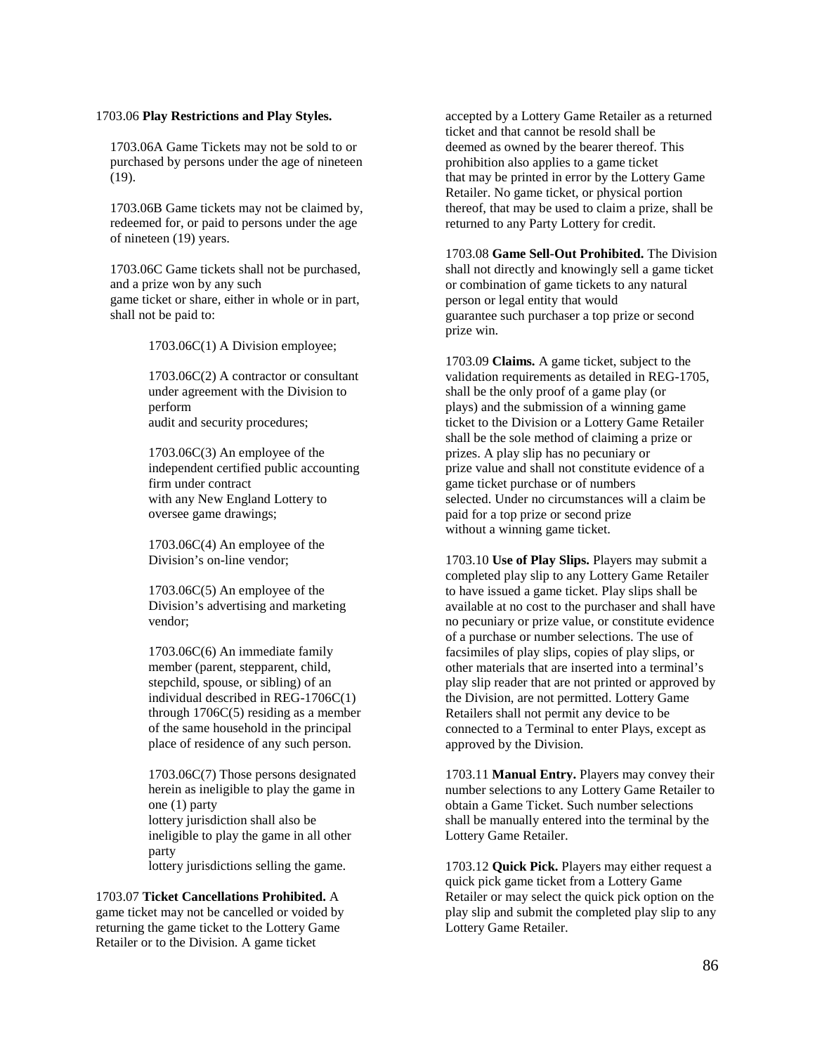1703.06 **Play Restrictions and Play Styles.**

1703.06A Game Tickets may not be sold to or purchased by persons under the age of nineteen (19).

1703.06B Game tickets may not be claimed by, redeemed for, or paid to persons under the age of nineteen (19) years.

1703.06C Game tickets shall not be purchased, and a prize won by any such game ticket or share, either in whole or in part, shall not be paid to:

1703.06C(1) A Division employee;

1703.06C(2) A contractor or consultant under agreement with the Division to perform audit and security procedures;

1703.06C(3) An employee of the independent certified public accounting firm under contract with any New England Lottery to oversee game drawings;

1703.06C(4) An employee of the Division's on-line vendor;

1703.06C(5) An employee of the Division's advertising and marketing vendor;

1703.06C(6) An immediate family member (parent, stepparent, child, stepchild, spouse, or sibling) of an individual described in REG-1706C(1) through 1706C(5) residing as a member of the same household in the principal place of residence of any such person.

1703.06C(7) Those persons designated herein as ineligible to play the game in one (1) party lottery jurisdiction shall also be ineligible to play the game in all other party lottery jurisdictions selling the game.

1703.07 **Ticket Cancellations Prohibited.** A game ticket may not be cancelled or voided by returning the game ticket to the Lottery Game Retailer or to the Division. A game ticket accepted by a Lottery Game Retailer as a returned ticket and that cannot be resold shall be deemed as owned by the bearer thereof. This prohibition also applies to a game ticket that may be printed in error by the Lottery Game Retailer. No game ticket, or physical portion thereof, that may be used to claim a prize, shall be returned to any Party Lottery for credit.

1703.08 **Game Sell-Out Prohibited.** The Division shall not directly and knowingly sell a game ticket or combination of game tickets to any natural person or legal entity that would guarantee such purchaser a top prize or second prize win.

1703.09 **Claims.** A game ticket, subject to the validation requirements as detailed in REG-1705, shall be the only proof of a game play (or plays) and the submission of a winning game ticket to the Division or a Lottery Game Retailer shall be the sole method of claiming a prize or prizes. A play slip has no pecuniary or prize value and shall not constitute evidence of a game ticket purchase or of numbers selected. Under no circumstances will a claim be paid for a top prize or second prize without a winning game ticket.

1703.10 **Use of Play Slips.** Players may submit a completed play slip to any Lottery Game Retailer to have issued a game ticket. Play slips shall be available at no cost to the purchaser and shall have no pecuniary or prize value, or constitute evidence of a purchase or number selections. The use of facsimiles of play slips, copies of play slips, or other materials that are inserted into a terminal's play slip reader that are not printed or approved by the Division, are not permitted. Lottery Game Retailers shall not permit any device to be connected to a Terminal to enter Plays, except as approved by the Division.

1703.11 **Manual Entry.** Players may convey their number selections to any Lottery Game Retailer to obtain a Game Ticket. Such number selections shall be manually entered into the terminal by the Lottery Game Retailer.

1703.12 **Quick Pick.** Players may either request a quick pick game ticket from a Lottery Game Retailer or may select the quick pick option on the play slip and submit the completed play slip to any Lottery Game Retailer.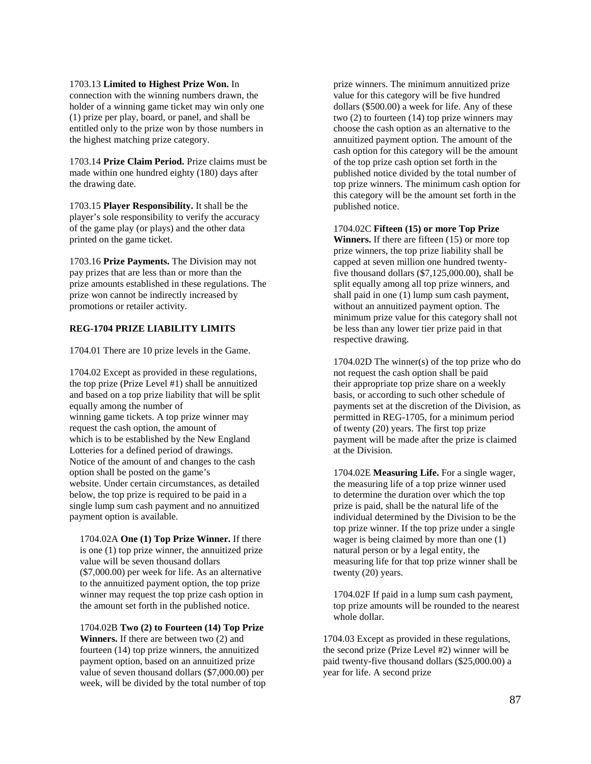1703.13 **Limited to Highest Prize Won.** In connection with the winning numbers drawn, the holder of a winning game ticket may win only one (1) prize per play, board, or panel, and shall be entitled only to the prize won by those numbers in the highest matching prize category.

1703.14 **Prize Claim Period.** Prize claims must be made within one hundred eighty (180) days after the drawing date.

1703.15 **Player Responsibility.** It shall be the player's sole responsibility to verify the accuracy of the game play (or plays) and the other data printed on the game ticket.

1703.16 **Prize Payments.** The Division may not pay prizes that are less than or more than the prize amounts established in these regulations. The prize won cannot be indirectly increased by promotions or retailer activity.

**REG-1704 PRIZE LIABILITY LIMITS**

1704.01 There are 10 prize levels in the Game.

1704.02 Except as provided in these regulations, the top prize (Prize Level #1) shall be annuitized and based on a top prize liability that will be split equally among the number of winning game tickets. A top prize winner may request the cash option, the amount of which is to be established by the New England Lotteries for a defined period of drawings. Notice of the amount of and changes to the cash option shall be posted on the game's website. Under certain circumstances, as detailed below, the top prize is required to be paid in a single lump sum cash payment and no annuitized payment option is available.

1704.02A **One (1) Top Prize Winner.** If there is one (1) top prize winner, the annuitized prize value will be seven thousand dollars ($7,000.00) per week for life. As an alternative to the annuitized payment option, the top prize winner may request the top prize cash option in the amount set forth in the published notice.

1704.02B **Two (2) to Fourteen (14) Top Prize Winners.** If there are between two (2) and fourteen (14) top prize winners, the annuitized payment option, based on an annuitized prize value of seven thousand dollars ($7,000.00) per week, will be divided by the total number of top prize winners. The minimum annuitized prize value for this category will be five hundred dollars ($500.00) a week for life. Any of these two (2) to fourteen (14) top prize winners may choose the cash option as an alternative to the annuitized payment option. The amount of the cash option for this category will be the amount of the top prize cash option set forth in the published notice divided by the total number of top prize winners. The minimum cash option for this category will be the amount set forth in the published notice.

1704.02C **Fifteen (15) or more Top Prize Winners.** If there are fifteen (15) or more top prize winners, the top prize liability shall be capped at seven million one hundred twenty-five thousand dollars ($7,125,000.00), shall be split equally among all top prize winners, and shall paid in one (1) lump sum cash payment, without an annuitized payment option. The minimum prize value for this category shall not be less than any lower tier prize paid in that respective drawing.

1704.02D The winner(s) of the top prize who do not request the cash option shall be paid their appropriate top prize share on a weekly basis, or according to such other schedule of payments set at the discretion of the Division, as permitted in REG-1705, for a minimum period of twenty (20) years. The first top prize payment will be made after the prize is claimed at the Division.

1704.02E **Measuring Life.** For a single wager, the measuring life of a top prize winner used to determine the duration over which the top prize is paid, shall be the natural life of the individual determined by the Division to be the top prize winner. If the top prize under a single wager is being claimed by more than one (1) natural person or by a legal entity, the measuring life for that top prize winner shall be twenty (20) years.

1704.02F If paid in a lump sum cash payment, top prize amounts will be rounded to the nearest whole dollar.

1704.03 Except as provided in these regulations, the second prize (Prize Level #2) winner will be paid twenty-five thousand dollars ($25,000.00) a year for life. A second prize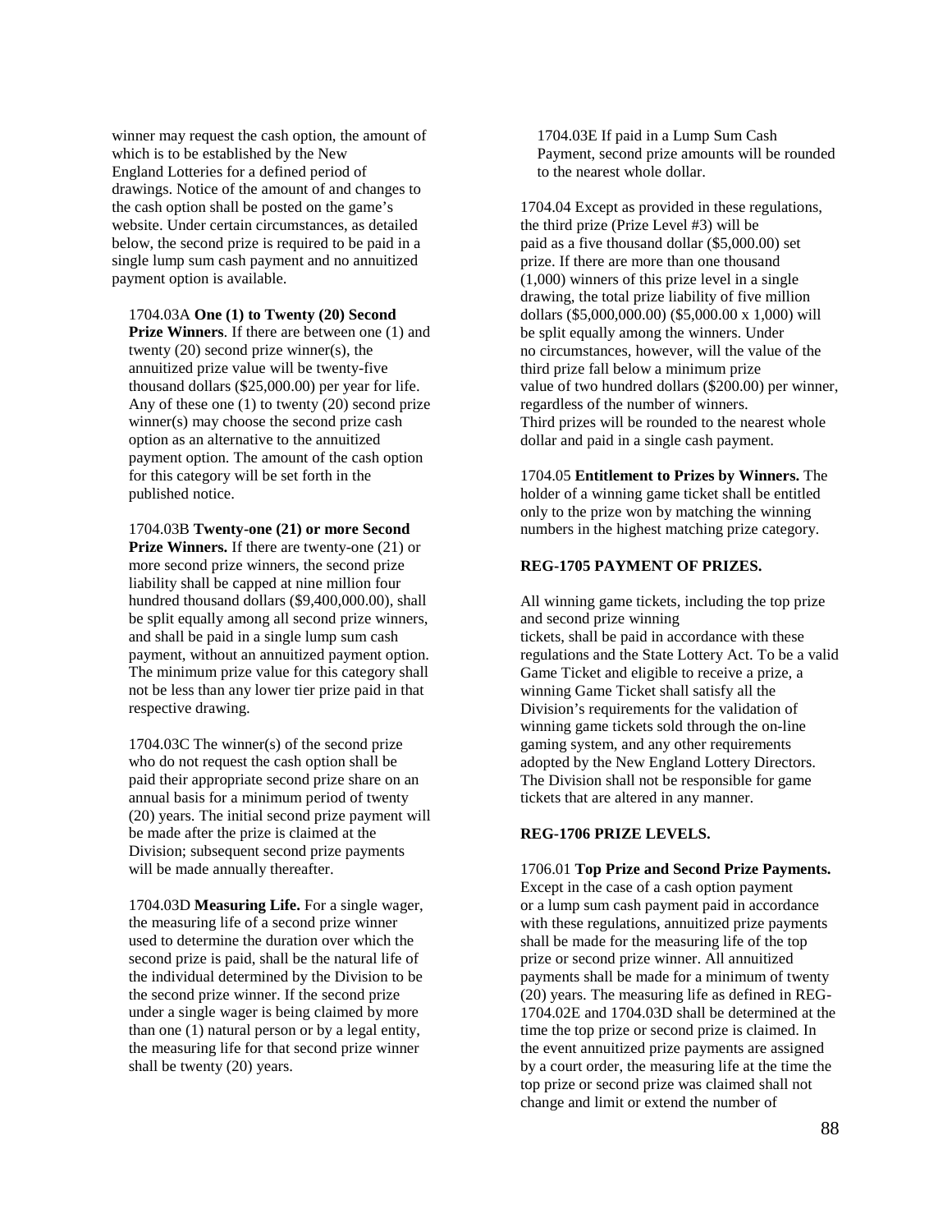winner may request the cash option, the amount of which is to be established by the New England Lotteries for a defined period of drawings. Notice of the amount of and changes to the cash option shall be posted on the game's website. Under certain circumstances, as detailed below, the second prize is required to be paid in a single lump sum cash payment and no annuitized payment option is available.

1704.03A **One (1) to Twenty (20) Second Prize Winners**. If there are between one (1) and twenty (20) second prize winner(s), the annuitized prize value will be twenty-five thousand dollars ($25,000.00) per year for life. Any of these one (1) to twenty (20) second prize winner(s) may choose the second prize cash option as an alternative to the annuitized payment option. The amount of the cash option for this category will be set forth in the published notice.

1704.03B **Twenty-one (21) or more Second Prize Winners.** If there are twenty-one (21) or more second prize winners, the second prize liability shall be capped at nine million four hundred thousand dollars ($9,400,000.00), shall be split equally among all second prize winners, and shall be paid in a single lump sum cash payment, without an annuitized payment option. The minimum prize value for this category shall not be less than any lower tier prize paid in that respective drawing.

1704.03C The winner(s) of the second prize who do not request the cash option shall be paid their appropriate second prize share on an annual basis for a minimum period of twenty (20) years. The initial second prize payment will be made after the prize is claimed at the Division; subsequent second prize payments will be made annually thereafter.

1704.03D **Measuring Life.** For a single wager, the measuring life of a second prize winner used to determine the duration over which the second prize is paid, shall be the natural life of the individual determined by the Division to be the second prize winner. If the second prize under a single wager is being claimed by more than one (1) natural person or by a legal entity, the measuring life for that second prize winner shall be twenty (20) years.

1704.03E If paid in a Lump Sum Cash Payment, second prize amounts will be rounded to the nearest whole dollar.

1704.04 Except as provided in these regulations, the third prize (Prize Level #3) will be paid as a five thousand dollar ($5,000.00) set prize. If there are more than one thousand (1,000) winners of this prize level in a single drawing, the total prize liability of five million dollars ($5,000,000.00) ($5,000.00 x 1,000) will be split equally among the winners. Under no circumstances, however, will the value of the third prize fall below a minimum prize value of two hundred dollars ($200.00) per winner, regardless of the number of winners. Third prizes will be rounded to the nearest whole dollar and paid in a single cash payment.

1704.05 **Entitlement to Prizes by Winners.** The holder of a winning game ticket shall be entitled only to the prize won by matching the winning numbers in the highest matching prize category.

**REG-1705 PAYMENT OF PRIZES.**

All winning game tickets, including the top prize and second prize winning tickets, shall be paid in accordance with these regulations and the State Lottery Act. To be a valid Game Ticket and eligible to receive a prize, a winning Game Ticket shall satisfy all the Division's requirements for the validation of winning game tickets sold through the on-line gaming system, and any other requirements adopted by the New England Lottery Directors. The Division shall not be responsible for game tickets that are altered in any manner.

**REG-1706 PRIZE LEVELS.**

1706.01 **Top Prize and Second Prize Payments.** Except in the case of a cash option payment or a lump sum cash payment paid in accordance with these regulations, annuitized prize payments shall be made for the measuring life of the top prize or second prize winner. All annuitized payments shall be made for a minimum of twenty (20) years. The measuring life as defined in REG-1704.02E and 1704.03D shall be determined at the time the top prize or second prize is claimed. In the event annuitized prize payments are assigned by a court order, the measuring life at the time the top prize or second prize was claimed shall not change and limit or extend the number of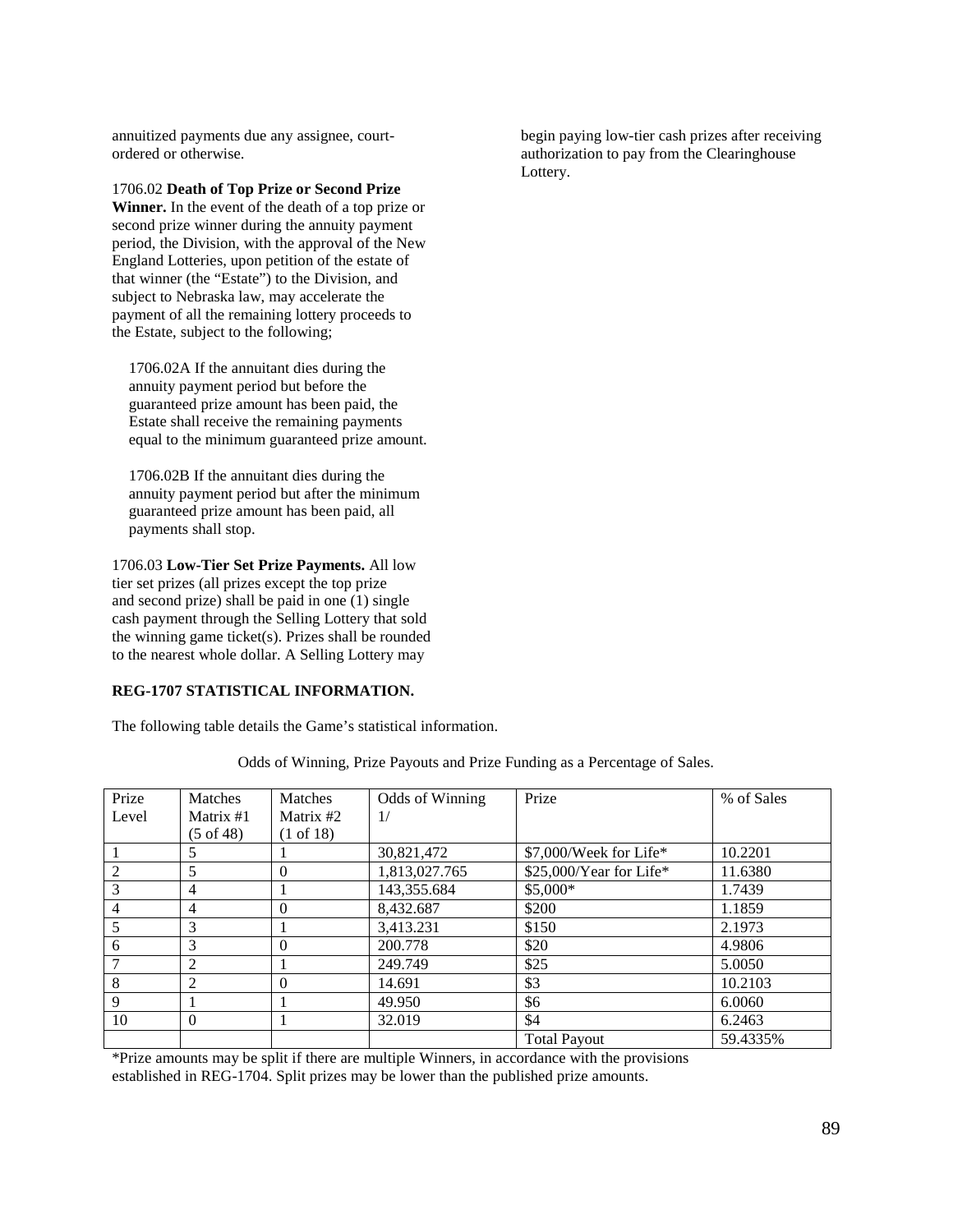annuitized payments due any assignee, court-ordered or otherwise.

1706.02 **Death of Top Prize or Second Prize Winner.** In the event of the death of a top prize or second prize winner during the annuity payment period, the Division, with the approval of the New England Lotteries, upon petition of the estate of that winner (the "Estate") to the Division, and subject to Nebraska law, may accelerate the payment of all the remaining lottery proceeds to the Estate, subject to the following;

1706.02A If the annuitant dies during the annuity payment period but before the guaranteed prize amount has been paid, the Estate shall receive the remaining payments equal to the minimum guaranteed prize amount.

1706.02B If the annuitant dies during the annuity payment period but after the minimum guaranteed prize amount has been paid, all payments shall stop.

1706.03 **Low-Tier Set Prize Payments.** All low tier set prizes (all prizes except the top prize and second prize) shall be paid in one (1) single cash payment through the Selling Lottery that sold the winning game ticket(s). Prizes shall be rounded to the nearest whole dollar. A Selling Lottery may begin paying low-tier cash prizes after receiving authorization to pay from the Clearinghouse Lottery.

**REG-1707 STATISTICAL INFORMATION.**

The following table details the Game's statistical information.

Odds of Winning, Prize Payouts and Prize Funding as a Percentage of Sales.

| Prize Level | Matches Matrix #1 (5 of 48) | Matches Matrix #2 (1 of 18) | Odds of Winning 1/ | Prize | % of Sales |
|---|---|---|---|---|---|
| 1 | 5 | 1 | 30,821,472 | $7,000/Week for Life* | 10.2201 |
| 2 | 5 | 0 | 1,813,027.765 | $25,000/Year for Life* | 11.6380 |
| 3 | 4 | 1 | 143,355.684 | $5,000* | 1.7439 |
| 4 | 4 | 0 | 8,432.687 | $200 | 1.1859 |
| 5 | 3 | 1 | 3,413.231 | $150 | 2.1973 |
| 6 | 3 | 0 | 200.778 | $20 | 4.9806 |
| 7 | 2 | 1 | 249.749 | $25 | 5.0050 |
| 8 | 2 | 0 | 14.691 | $3 | 10.2103 |
| 9 | 1 | 1 | 49.950 | $6 | 6.0060 |
| 10 | 0 | 1 | 32.019 | $4 | 6.2463 |
| | | | | Total Payout | 59.4335% |

*Prize amounts may be split if there are multiple Winners, in accordance with the provisions established in REG-1704. Split prizes may be lower than the published prize amounts.